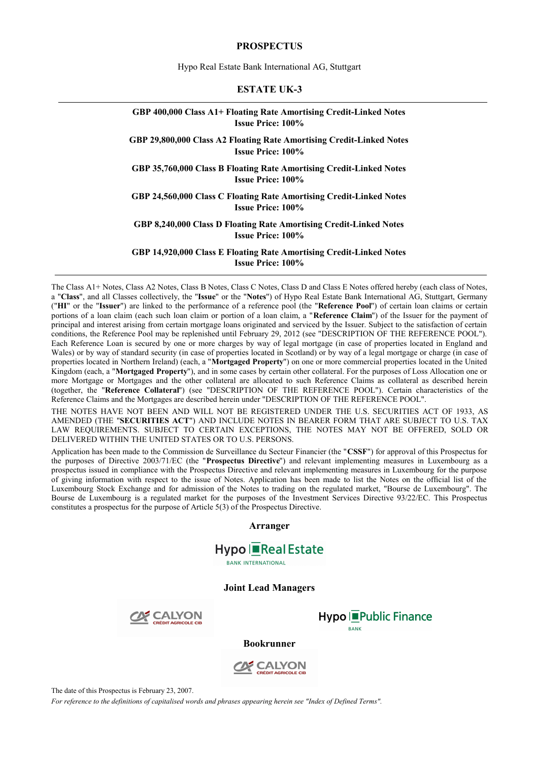# PROSPECTUS

Hypo Real Estate Bank International AG, Stuttgart

## ESTATE UK-3

---

**GBP 400,000 Class A1+ Floating Rate Amortising Credit-Linked Notes**
**Issue Price: 100%**

**GBP 29,800,000 Class A2 Floating Rate Amortising Credit-Linked Notes**
**Issue Price: 100%**

**GBP 35,760,000 Class B Floating Rate Amortising Credit-Linked Notes**
**Issue Price: 100%**

**GBP 24,560,000 Class C Floating Rate Amortising Credit-Linked Notes**
**Issue Price: 100%**

**GBP 8,240,000 Class D Floating Rate Amortising Credit-Linked Notes**
**Issue Price: 100%**

**GBP 14,920,000 Class E Floating Rate Amortising Credit-Linked Notes**
**Issue Price: 100%**

---

The Class A1+ Notes, Class A2 Notes, Class B Notes, Class C Notes, Class D and Class E Notes offered hereby (each class of Notes, a "**Class**", and all Classes collectively, the "**Issue**" or the "**Notes**") of Hypo Real Estate Bank International AG, Stuttgart, Germany ("**HI**" or the "**Issuer**") are linked to the performance of a reference pool (the "**Reference Pool**") of certain loan claims or certain portions of a loan claim (each such loan claim or portion of a loan claim, a "**Reference Claim**") of the Issuer for the payment of principal and interest arising from certain mortgage loans originated and serviced by the Issuer. Subject to the satisfaction of certain conditions, the Reference Pool may be replenished until February 29, 2012 (see "DESCRIPTION OF THE REFERENCE POOL"). Each Reference Loan is secured by one or more charges by way of legal mortgage (in case of properties located in England and Wales) or by way of standard security (in case of properties located in Scotland) or by way of a legal mortgage or charge (in case of properties located in Northern Ireland) (each, a "**Mortgaged Property**") on one or more commercial properties located in the United Kingdom (each, a "**Mortgaged Property**"), and in some cases by certain other collateral. For the purposes of Loss Allocation one or more Mortgage or Mortgages and the other collateral are allocated to such Reference Claims as collateral as described herein (together, the "**Reference Collateral**") (see "DESCRIPTION OF THE REFERENCE POOL"). Certain characteristics of the Reference Claims and the Mortgages are described herein under "DESCRIPTION OF THE REFERENCE POOL".

THE NOTES HAVE NOT BEEN AND WILL NOT BE REGISTERED UNDER THE U.S. SECURITIES ACT OF 1933, AS AMENDED (THE "**SECURITIES ACT**") AND INCLUDE NOTES IN BEARER FORM THAT ARE SUBJECT TO U.S. TAX LAW REQUIREMENTS. SUBJECT TO CERTAIN EXCEPTIONS, THE NOTES MAY NOT BE OFFERED, SOLD OR DELIVERED WITHIN THE UNITED STATES OR TO U.S. PERSONS.

Application has been made to the Commission de Surveillance du Secteur Financier (the "**CSSF**") for approval of this Prospectus for the purposes of Directive 2003/71/EC (the "**Prospectus Directive**") and relevant implementing measures in Luxembourg as a prospectus issued in compliance with the Prospectus Directive and relevant implementing measures in Luxembourg for the purpose of giving information with respect to the issue of Notes. Application has been made to list the Notes on the official list of the Luxembourg Stock Exchange and for admission of the Notes to trading on the regulated market, "Bourse de Luxembourg". The Bourse de Luxembourg is a regulated market for the purposes of the Investment Services Directive 93/22/EC. This Prospectus constitutes a prospectus for the purpose of Article 5(3) of the Prospectus Directive.

**Arranger**

Hypo Real Estate
BANK INTERNATIONAL

**Joint Lead Managers**

CALYON CRÉDIT AGRICOLE CIB

Hypo Public Finance
BANK

**Bookrunner**

CALYON CRÉDIT AGRICOLE CIB

The date of this Prospectus is February 23, 2007.

*For reference to the definitions of capitalised words and phrases appearing herein see "Index of Defined Terms".*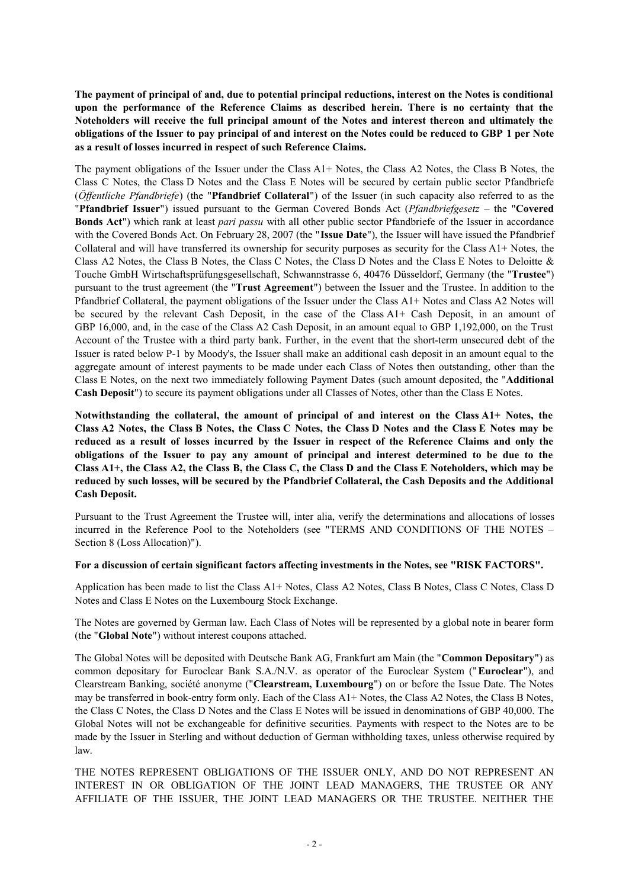**The payment of principal of and, due to potential principal reductions, interest on the Notes is conditional upon the performance of the Reference Claims as described herein. There is no certainty that the Noteholders will receive the full principal amount of the Notes and interest thereon and ultimately the obligations of the Issuer to pay principal of and interest on the Notes could be reduced to GBP 1 per Note as a result of losses incurred in respect of such Reference Claims.**

The payment obligations of the Issuer under the Class A1+ Notes, the Class A2 Notes, the Class B Notes, the Class C Notes, the Class D Notes and the Class E Notes will be secured by certain public sector Pfandbriefe (*Öffentliche Pfandbriefe*) (the "**Pfandbrief Collateral**") of the Issuer (in such capacity also referred to as the "**Pfandbrief Issuer**") issued pursuant to the German Covered Bonds Act (*Pfandbriefgesetz* – the "**Covered Bonds Act**") which rank at least *pari passu* with all other public sector Pfandbriefe of the Issuer in accordance with the Covered Bonds Act. On February 28, 2007 (the "**Issue Date**"), the Issuer will have issued the Pfandbrief Collateral and will have transferred its ownership for security purposes as security for the Class A1+ Notes, the Class A2 Notes, the Class B Notes, the Class C Notes, the Class D Notes and the Class E Notes to Deloitte & Touche GmbH Wirtschaftsprüfungsgesellschaft, Schwannstrasse 6, 40476 Düsseldorf, Germany (the "**Trustee**") pursuant to the trust agreement (the "**Trust Agreement**") between the Issuer and the Trustee. In addition to the Pfandbrief Collateral, the payment obligations of the Issuer under the Class A1+ Notes and Class A2 Notes will be secured by the relevant Cash Deposit, in the case of the Class A1+ Cash Deposit, in an amount of GBP 16,000, and, in the case of the Class A2 Cash Deposit, in an amount equal to GBP 1,192,000, on the Trust Account of the Trustee with a third party bank. Further, in the event that the short-term unsecured debt of the Issuer is rated below P-1 by Moody's, the Issuer shall make an additional cash deposit in an amount equal to the aggregate amount of interest payments to be made under each Class of Notes then outstanding, other than the Class E Notes, on the next two immediately following Payment Dates (such amount deposited, the "**Additional Cash Deposit**") to secure its payment obligations under all Classes of Notes, other than the Class E Notes.

**Notwithstanding the collateral, the amount of principal of and interest on the Class A1+ Notes, the Class A2 Notes, the Class B Notes, the Class C Notes, the Class D Notes and the Class E Notes may be reduced as a result of losses incurred by the Issuer in respect of the Reference Claims and only the obligations of the Issuer to pay any amount of principal and interest determined to be due to the Class A1+, the Class A2, the Class B, the Class C, the Class D and the Class E Noteholders, which may be reduced by such losses, will be secured by the Pfandbrief Collateral, the Cash Deposits and the Additional Cash Deposit.**

Pursuant to the Trust Agreement the Trustee will, inter alia, verify the determinations and allocations of losses incurred in the Reference Pool to the Noteholders (see "TERMS AND CONDITIONS OF THE NOTES – Section 8 (Loss Allocation)").

**For a discussion of certain significant factors affecting investments in the Notes, see "RISK FACTORS".**

Application has been made to list the Class A1+ Notes, Class A2 Notes, Class B Notes, Class C Notes, Class D Notes and Class E Notes on the Luxembourg Stock Exchange.

The Notes are governed by German law. Each Class of Notes will be represented by a global note in bearer form (the "**Global Note**") without interest coupons attached.

The Global Notes will be deposited with Deutsche Bank AG, Frankfurt am Main (the "**Common Depositary**") as common depositary for Euroclear Bank S.A./N.V. as operator of the Euroclear System ("**Euroclear**"), and Clearstream Banking, société anonyme ("**Clearstream, Luxembourg**") on or before the Issue Date. The Notes may be transferred in book-entry form only. Each of the Class A1+ Notes, the Class A2 Notes, the Class B Notes, the Class C Notes, the Class D Notes and the Class E Notes will be issued in denominations of GBP 40,000. The Global Notes will not be exchangeable for definitive securities. Payments with respect to the Notes are to be made by the Issuer in Sterling and without deduction of German withholding taxes, unless otherwise required by law.

THE NOTES REPRESENT OBLIGATIONS OF THE ISSUER ONLY, AND DO NOT REPRESENT AN INTEREST IN OR OBLIGATION OF THE JOINT LEAD MANAGERS, THE TRUSTEE OR ANY AFFILIATE OF THE ISSUER, THE JOINT LEAD MANAGERS OR THE TRUSTEE. NEITHER THE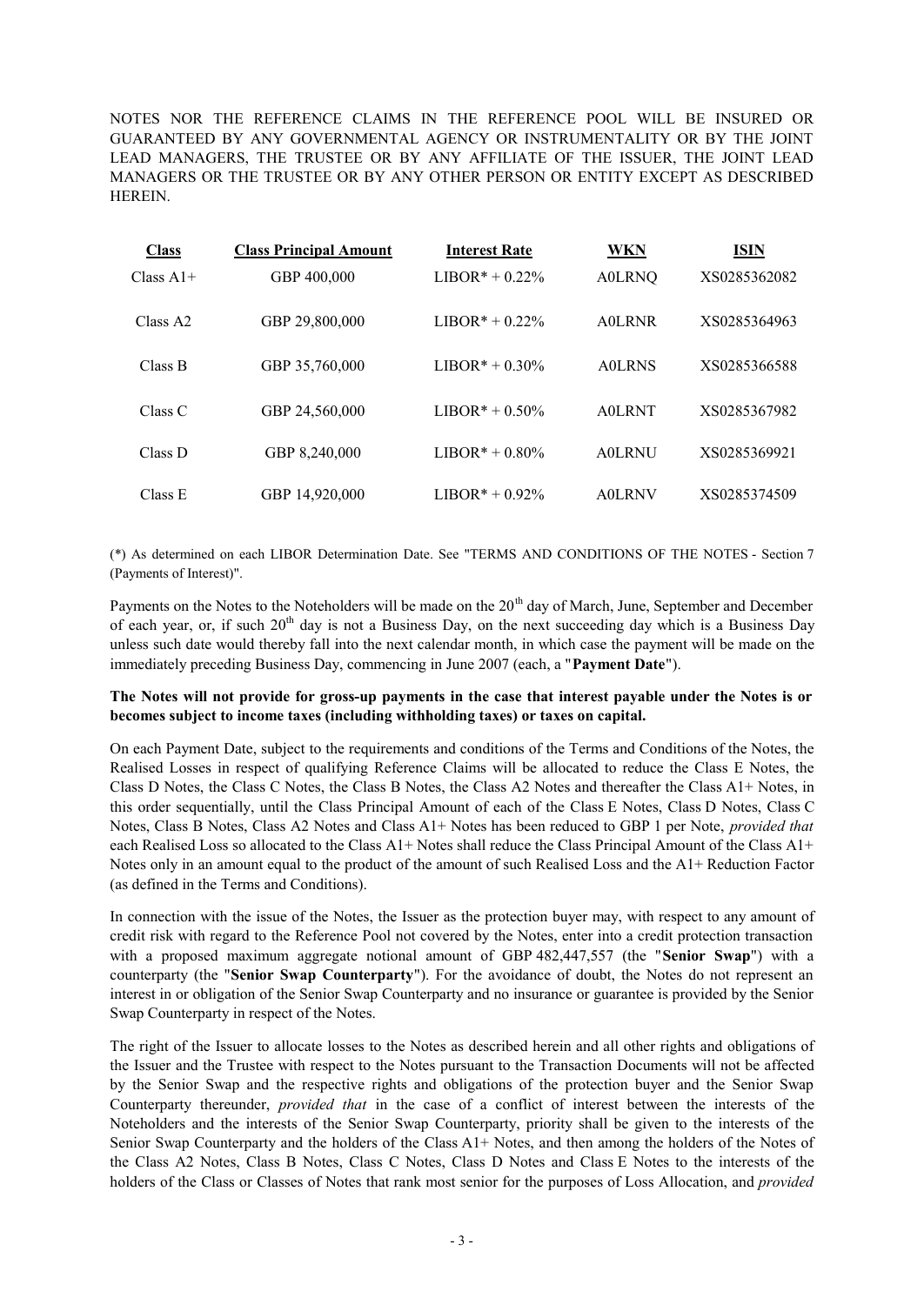NOTES NOR THE REFERENCE CLAIMS IN THE REFERENCE POOL WILL BE INSURED OR GUARANTEED BY ANY GOVERNMENTAL AGENCY OR INSTRUMENTALITY OR BY THE JOINT LEAD MANAGERS, THE TRUSTEE OR BY ANY AFFILIATE OF THE ISSUER, THE JOINT LEAD MANAGERS OR THE TRUSTEE OR BY ANY OTHER PERSON OR ENTITY EXCEPT AS DESCRIBED HEREIN.

| Class | Class Principal Amount | Interest Rate | WKN | ISIN |
|---|---|---|---|---|
| Class A1+ | GBP 400,000 | LIBOR* + 0.22% | A0LRNQ | XS0285362082 |
| Class A2 | GBP 29,800,000 | LIBOR* + 0.22% | A0LRNR | XS0285364963 |
| Class B | GBP 35,760,000 | LIBOR* + 0.30% | A0LRNS | XS0285366588 |
| Class C | GBP 24,560,000 | LIBOR* + 0.50% | A0LRNT | XS0285367982 |
| Class D | GBP 8,240,000 | LIBOR* + 0.80% | A0LRNU | XS0285369921 |
| Class E | GBP 14,920,000 | LIBOR* + 0.92% | A0LRNV | XS0285374509 |

(*) As determined on each LIBOR Determination Date. See "TERMS AND CONDITIONS OF THE NOTES - Section 7 (Payments of Interest)".

Payments on the Notes to the Noteholders will be made on the 20th day of March, June, September and December of each year, or, if such 20th day is not a Business Day, on the next succeeding day which is a Business Day unless such date would thereby fall into the next calendar month, in which case the payment will be made on the immediately preceding Business Day, commencing in June 2007 (each, a "**Payment Date**").

**The Notes will not provide for gross-up payments in the case that interest payable under the Notes is or becomes subject to income taxes (including withholding taxes) or taxes on capital.**

On each Payment Date, subject to the requirements and conditions of the Terms and Conditions of the Notes, the Realised Losses in respect of qualifying Reference Claims will be allocated to reduce the Class E Notes, the Class D Notes, the Class C Notes, the Class B Notes, the Class A2 Notes and thereafter the Class A1+ Notes, in this order sequentially, until the Class Principal Amount of each of the Class E Notes, Class D Notes, Class C Notes, Class B Notes, Class A2 Notes and Class A1+ Notes has been reduced to GBP 1 per Note, *provided that* each Realised Loss so allocated to the Class A1+ Notes shall reduce the Class Principal Amount of the Class A1+ Notes only in an amount equal to the product of the amount of such Realised Loss and the A1+ Reduction Factor (as defined in the Terms and Conditions).

In connection with the issue of the Notes, the Issuer as the protection buyer may, with respect to any amount of credit risk with regard to the Reference Pool not covered by the Notes, enter into a credit protection transaction with a proposed maximum aggregate notional amount of GBP 482,447,557 (the "**Senior Swap**") with a counterparty (the "**Senior Swap Counterparty**"). For the avoidance of doubt, the Notes do not represent an interest in or obligation of the Senior Swap Counterparty and no insurance or guarantee is provided by the Senior Swap Counterparty in respect of the Notes.

The right of the Issuer to allocate losses to the Notes as described herein and all other rights and obligations of the Issuer and the Trustee with respect to the Notes pursuant to the Transaction Documents will not be affected by the Senior Swap and the respective rights and obligations of the protection buyer and the Senior Swap Counterparty thereunder, *provided that* in the case of a conflict of interest between the interests of the Noteholders and the interests of the Senior Swap Counterparty, priority shall be given to the interests of the Senior Swap Counterparty and the holders of the Class A1+ Notes, and then among the holders of the Notes of the Class A2 Notes, Class B Notes, Class C Notes, Class D Notes and Class E Notes to the interests of the holders of the Class or Classes of Notes that rank most senior for the purposes of Loss Allocation, and *provided*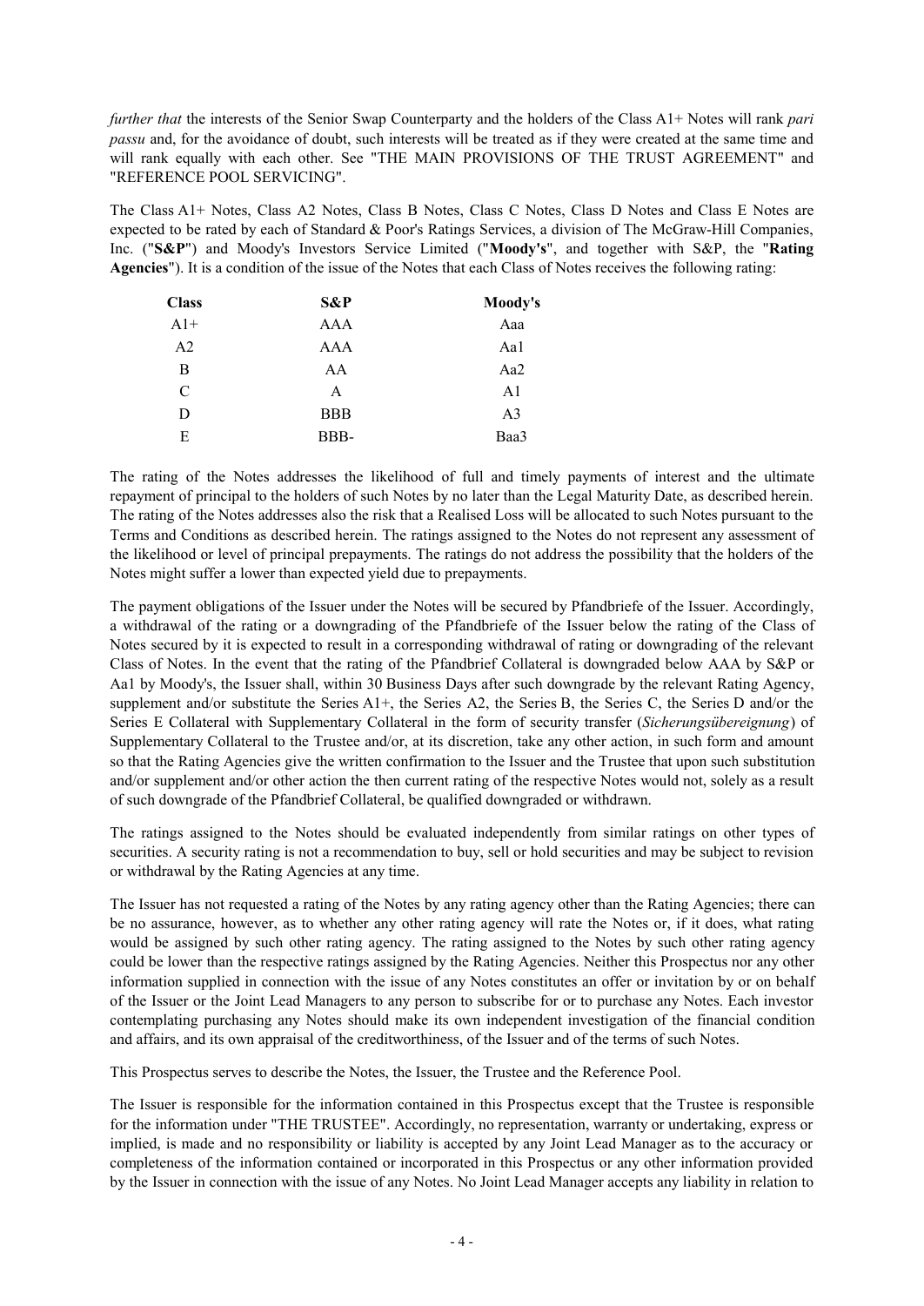*further that* the interests of the Senior Swap Counterparty and the holders of the Class A1+ Notes will rank *pari passu* and, for the avoidance of doubt, such interests will be treated as if they were created at the same time and will rank equally with each other. See "THE MAIN PROVISIONS OF THE TRUST AGREEMENT" and "REFERENCE POOL SERVICING".

The Class A1+ Notes, Class A2 Notes, Class B Notes, Class C Notes, Class D Notes and Class E Notes are expected to be rated by each of Standard & Poor's Ratings Services, a division of The McGraw-Hill Companies, Inc. ("**S&P**") and Moody's Investors Service Limited ("**Moody's**", and together with S&P, the "**Rating Agencies**"). It is a condition of the issue of the Notes that each Class of Notes receives the following rating:

| Class | S&P | Moody's |
|---|---|---|
| A1+ | AAA | Aaa |
| A2 | AAA | Aa1 |
| B | AA | Aa2 |
| C | A | A1 |
| D | BBB | A3 |
| E | BBB- | Baa3 |

The rating of the Notes addresses the likelihood of full and timely payments of interest and the ultimate repayment of principal to the holders of such Notes by no later than the Legal Maturity Date, as described herein. The rating of the Notes addresses also the risk that a Realised Loss will be allocated to such Notes pursuant to the Terms and Conditions as described herein. The ratings assigned to the Notes do not represent any assessment of the likelihood or level of principal prepayments. The ratings do not address the possibility that the holders of the Notes might suffer a lower than expected yield due to prepayments.

The payment obligations of the Issuer under the Notes will be secured by Pfandbriefe of the Issuer. Accordingly, a withdrawal of the rating or a downgrading of the Pfandbriefe of the Issuer below the rating of the Class of Notes secured by it is expected to result in a corresponding withdrawal of rating or downgrading of the relevant Class of Notes. In the event that the rating of the Pfandbrief Collateral is downgraded below AAA by S&P or Aa1 by Moody's, the Issuer shall, within 30 Business Days after such downgrade by the relevant Rating Agency, supplement and/or substitute the Series A1+, the Series A2, the Series B, the Series C, the Series D and/or the Series E Collateral with Supplementary Collateral in the form of security transfer (*Sicherungsübereignung*) of Supplementary Collateral to the Trustee and/or, at its discretion, take any other action, in such form and amount so that the Rating Agencies give the written confirmation to the Issuer and the Trustee that upon such substitution and/or supplement and/or other action the then current rating of the respective Notes would not, solely as a result of such downgrade of the Pfandbrief Collateral, be qualified downgraded or withdrawn.

The ratings assigned to the Notes should be evaluated independently from similar ratings on other types of securities. A security rating is not a recommendation to buy, sell or hold securities and may be subject to revision or withdrawal by the Rating Agencies at any time.

The Issuer has not requested a rating of the Notes by any rating agency other than the Rating Agencies; there can be no assurance, however, as to whether any other rating agency will rate the Notes or, if it does, what rating would be assigned by such other rating agency. The rating assigned to the Notes by such other rating agency could be lower than the respective ratings assigned by the Rating Agencies. Neither this Prospectus nor any other information supplied in connection with the issue of any Notes constitutes an offer or invitation by or on behalf of the Issuer or the Joint Lead Managers to any person to subscribe for or to purchase any Notes. Each investor contemplating purchasing any Notes should make its own independent investigation of the financial condition and affairs, and its own appraisal of the creditworthiness, of the Issuer and of the terms of such Notes.

This Prospectus serves to describe the Notes, the Issuer, the Trustee and the Reference Pool.

The Issuer is responsible for the information contained in this Prospectus except that the Trustee is responsible for the information under "THE TRUSTEE". Accordingly, no representation, warranty or undertaking, express or implied, is made and no responsibility or liability is accepted by any Joint Lead Manager as to the accuracy or completeness of the information contained or incorporated in this Prospectus or any other information provided by the Issuer in connection with the issue of any Notes. No Joint Lead Manager accepts any liability in relation to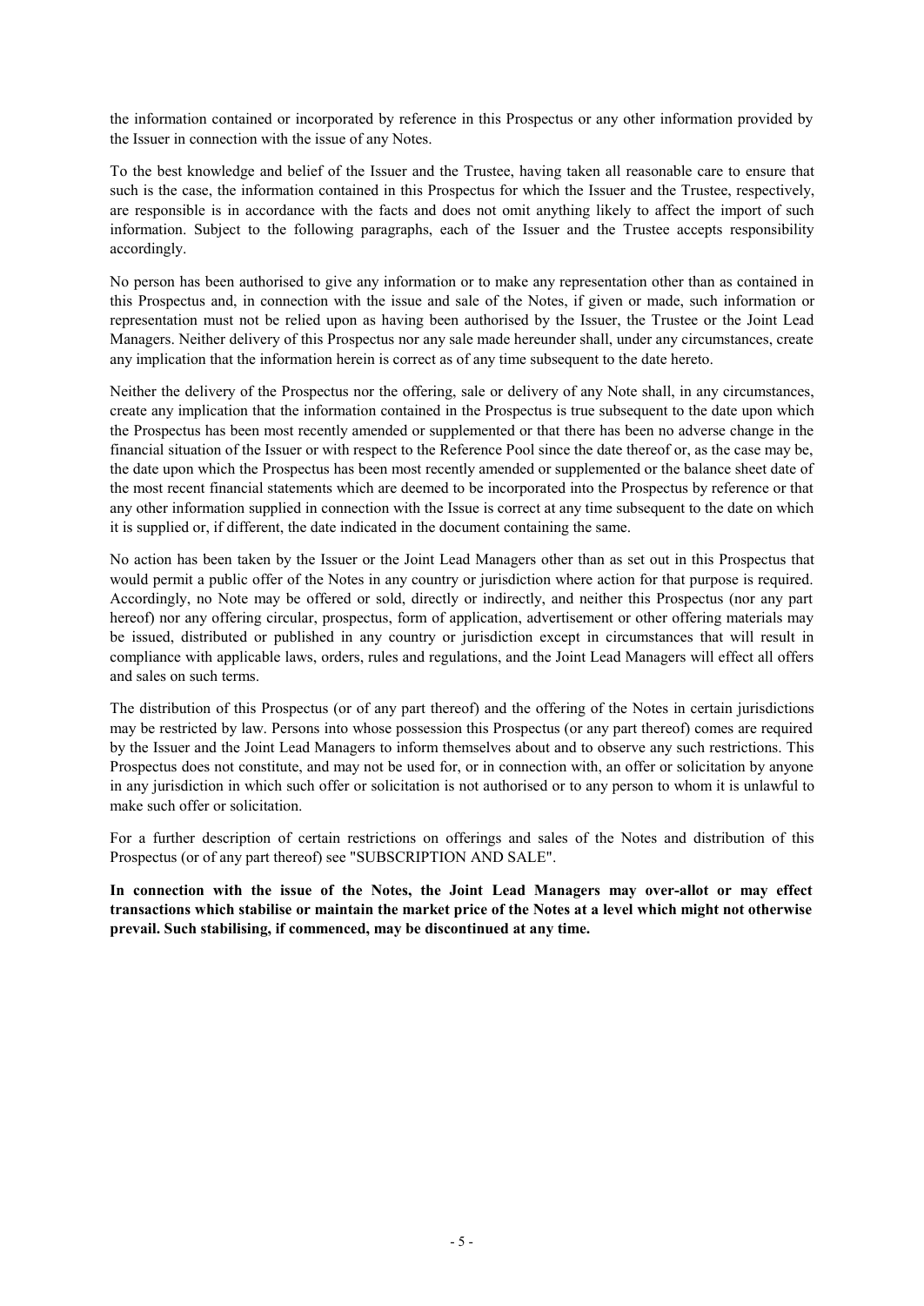the information contained or incorporated by reference in this Prospectus or any other information provided by the Issuer in connection with the issue of any Notes.

To the best knowledge and belief of the Issuer and the Trustee, having taken all reasonable care to ensure that such is the case, the information contained in this Prospectus for which the Issuer and the Trustee, respectively, are responsible is in accordance with the facts and does not omit anything likely to affect the import of such information. Subject to the following paragraphs, each of the Issuer and the Trustee accepts responsibility accordingly.

No person has been authorised to give any information or to make any representation other than as contained in this Prospectus and, in connection with the issue and sale of the Notes, if given or made, such information or representation must not be relied upon as having been authorised by the Issuer, the Trustee or the Joint Lead Managers. Neither delivery of this Prospectus nor any sale made hereunder shall, under any circumstances, create any implication that the information herein is correct as of any time subsequent to the date hereto.

Neither the delivery of the Prospectus nor the offering, sale or delivery of any Note shall, in any circumstances, create any implication that the information contained in the Prospectus is true subsequent to the date upon which the Prospectus has been most recently amended or supplemented or that there has been no adverse change in the financial situation of the Issuer or with respect to the Reference Pool since the date thereof or, as the case may be, the date upon which the Prospectus has been most recently amended or supplemented or the balance sheet date of the most recent financial statements which are deemed to be incorporated into the Prospectus by reference or that any other information supplied in connection with the Issue is correct at any time subsequent to the date on which it is supplied or, if different, the date indicated in the document containing the same.

No action has been taken by the Issuer or the Joint Lead Managers other than as set out in this Prospectus that would permit a public offer of the Notes in any country or jurisdiction where action for that purpose is required. Accordingly, no Note may be offered or sold, directly or indirectly, and neither this Prospectus (nor any part hereof) nor any offering circular, prospectus, form of application, advertisement or other offering materials may be issued, distributed or published in any country or jurisdiction except in circumstances that will result in compliance with applicable laws, orders, rules and regulations, and the Joint Lead Managers will effect all offers and sales on such terms.

The distribution of this Prospectus (or of any part thereof) and the offering of the Notes in certain jurisdictions may be restricted by law. Persons into whose possession this Prospectus (or any part thereof) comes are required by the Issuer and the Joint Lead Managers to inform themselves about and to observe any such restrictions. This Prospectus does not constitute, and may not be used for, or in connection with, an offer or solicitation by anyone in any jurisdiction in which such offer or solicitation is not authorised or to any person to whom it is unlawful to make such offer or solicitation.

For a further description of certain restrictions on offerings and sales of the Notes and distribution of this Prospectus (or of any part thereof) see "SUBSCRIPTION AND SALE".

**In connection with the issue of the Notes, the Joint Lead Managers may over-allot or may effect transactions which stabilise or maintain the market price of the Notes at a level which might not otherwise prevail. Such stabilising, if commenced, may be discontinued at any time.**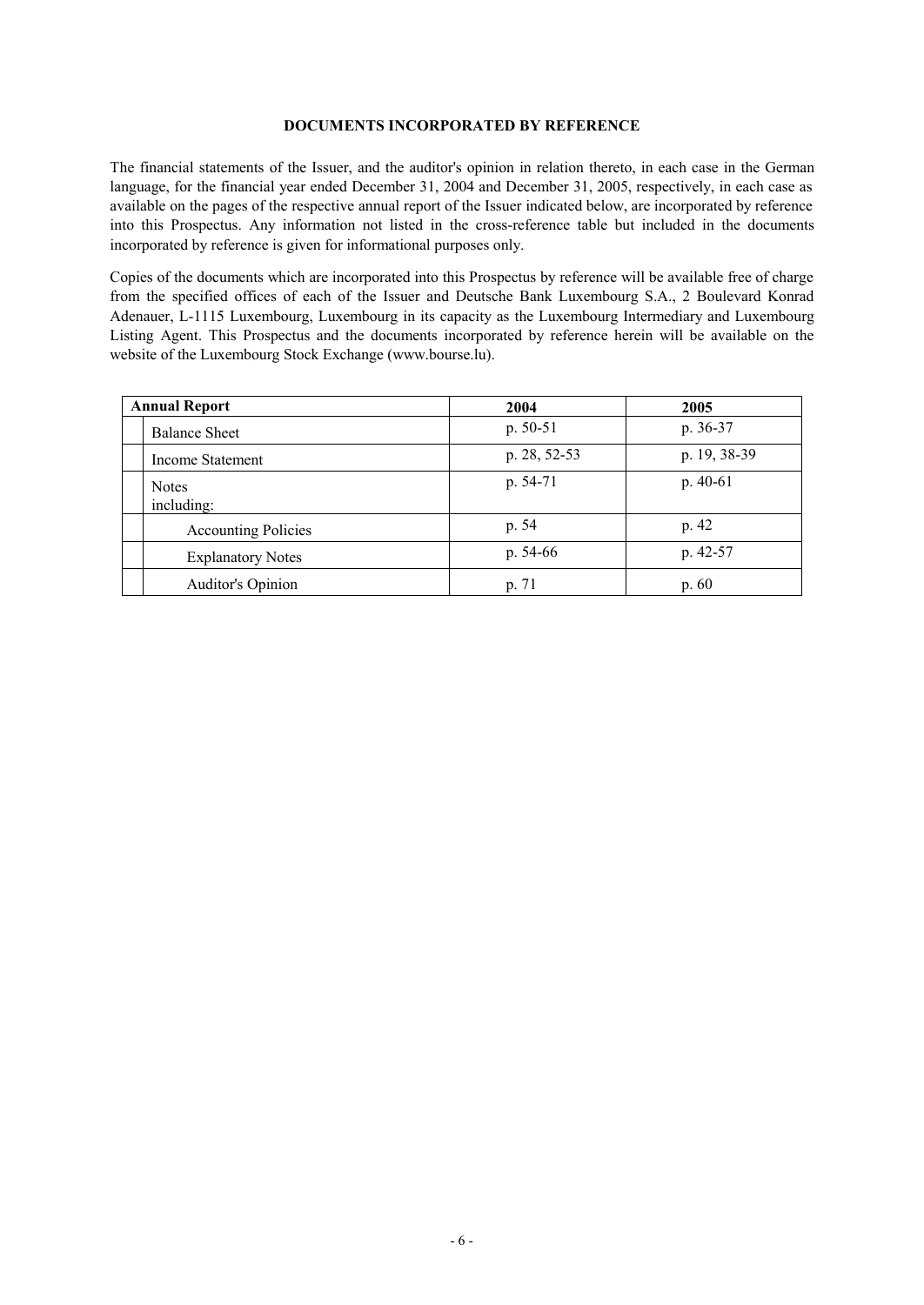## DOCUMENTS INCORPORATED BY REFERENCE

The financial statements of the Issuer, and the auditor's opinion in relation thereto, in each case in the German language, for the financial year ended December 31, 2004 and December 31, 2005, respectively, in each case as available on the pages of the respective annual report of the Issuer indicated below, are incorporated by reference into this Prospectus. Any information not listed in the cross-reference table but included in the documents incorporated by reference is given for informational purposes only.

Copies of the documents which are incorporated into this Prospectus by reference will be available free of charge from the specified offices of each of the Issuer and Deutsche Bank Luxembourg S.A., 2 Boulevard Konrad Adenauer, L-1115 Luxembourg, Luxembourg in its capacity as the Luxembourg Intermediary and Luxembourg Listing Agent. This Prospectus and the documents incorporated by reference herein will be available on the website of the Luxembourg Stock Exchange (www.bourse.lu).

| **Annual Report** | **2004** | **2005** |
|---|---|---|
| Balance Sheet | p. 50-51 | p. 36-37 |
| Income Statement | p. 28, 52-53 | p. 19, 38-39 |
| Notes including: | p. 54-71 | p. 40-61 |
| Accounting Policies | p. 54 | p. 42 |
| Explanatory Notes | p. 54-66 | p. 42-57 |
| Auditor's Opinion | p. 71 | p. 60 |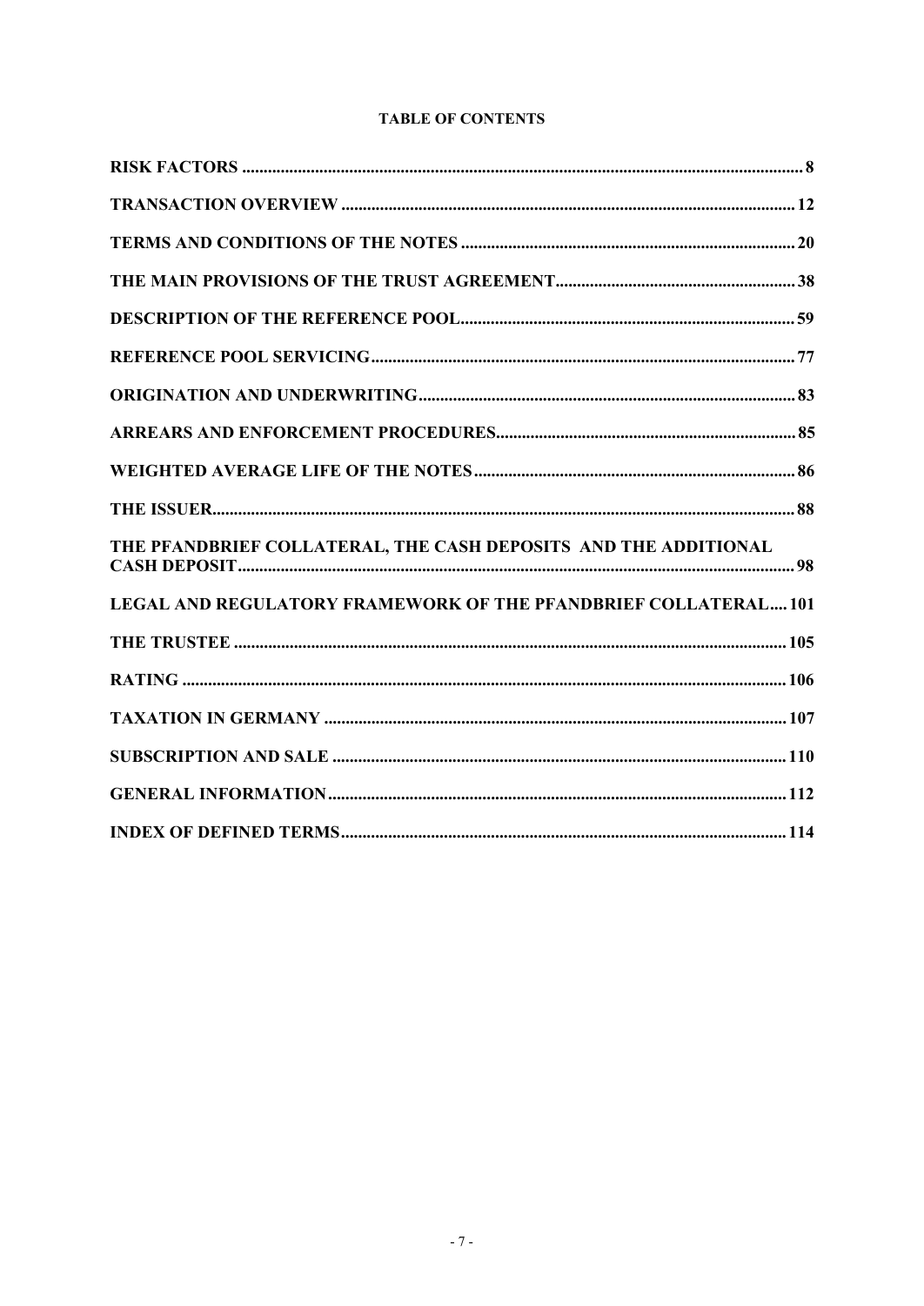**TABLE OF CONTENTS**

| | |
|---|---|
| RISK FACTORS | 8 |
| TRANSACTION OVERVIEW | 12 |
| TERMS AND CONDITIONS OF THE NOTES | 20 |
| THE MAIN PROVISIONS OF THE TRUST AGREEMENT | 38 |
| DESCRIPTION OF THE REFERENCE POOL | 59 |
| REFERENCE POOL SERVICING | 77 |
| ORIGINATION AND UNDERWRITING | 83 |
| ARREARS AND ENFORCEMENT PROCEDURES | 85 |
| WEIGHTED AVERAGE LIFE OF THE NOTES | 86 |
| THE ISSUER | 88 |
| THE PFANDBRIEF COLLATERAL, THE CASH DEPOSITS AND THE ADDITIONAL CASH DEPOSIT | 98 |
| LEGAL AND REGULATORY FRAMEWORK OF THE PFANDBRIEF COLLATERAL | 101 |
| THE TRUSTEE | 105 |
| RATING | 106 |
| TAXATION IN GERMANY | 107 |
| SUBSCRIPTION AND SALE | 110 |
| GENERAL INFORMATION | 112 |
| INDEX OF DEFINED TERMS | 114 |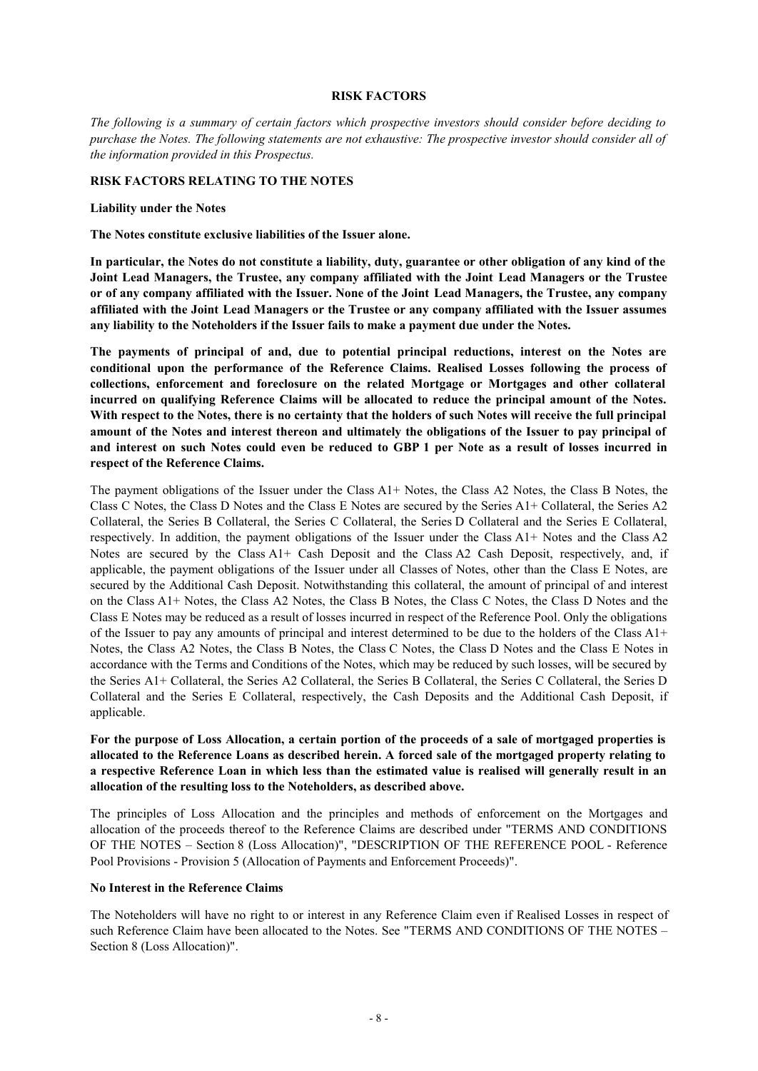# RISK FACTORS

*The following is a summary of certain factors which prospective investors should consider before deciding to purchase the Notes. The following statements are not exhaustive: The prospective investor should consider all of the information provided in this Prospectus.*

## RISK FACTORS RELATING TO THE NOTES

### Liability under the Notes

**The Notes constitute exclusive liabilities of the Issuer alone.**

**In particular, the Notes do not constitute a liability, duty, guarantee or other obligation of any kind of the Joint Lead Managers, the Trustee, any company affiliated with the Joint Lead Managers or the Trustee or of any company affiliated with the Issuer. None of the Joint Lead Managers, the Trustee, any company affiliated with the Joint Lead Managers or the Trustee or any company affiliated with the Issuer assumes any liability to the Noteholders if the Issuer fails to make a payment due under the Notes.**

**The payments of principal of and, due to potential principal reductions, interest on the Notes are conditional upon the performance of the Reference Claims. Realised Losses following the process of collections, enforcement and foreclosure on the related Mortgage or Mortgages and other collateral incurred on qualifying Reference Claims will be allocated to reduce the principal amount of the Notes. With respect to the Notes, there is no certainty that the holders of such Notes will receive the full principal amount of the Notes and interest thereon and ultimately the obligations of the Issuer to pay principal of and interest on such Notes could even be reduced to GBP 1 per Note as a result of losses incurred in respect of the Reference Claims.**

The payment obligations of the Issuer under the Class A1+ Notes, the Class A2 Notes, the Class B Notes, the Class C Notes, the Class D Notes and the Class E Notes are secured by the Series A1+ Collateral, the Series A2 Collateral, the Series B Collateral, the Series C Collateral, the Series D Collateral and the Series E Collateral, respectively. In addition, the payment obligations of the Issuer under the Class A1+ Notes and the Class A2 Notes are secured by the Class A1+ Cash Deposit and the Class A2 Cash Deposit, respectively, and, if applicable, the payment obligations of the Issuer under all Classes of Notes, other than the Class E Notes, are secured by the Additional Cash Deposit. Notwithstanding this collateral, the amount of principal of and interest on the Class A1+ Notes, the Class A2 Notes, the Class B Notes, the Class C Notes, the Class D Notes and the Class E Notes may be reduced as a result of losses incurred in respect of the Reference Pool. Only the obligations of the Issuer to pay any amounts of principal and interest determined to be due to the holders of the Class A1+ Notes, the Class A2 Notes, the Class B Notes, the Class C Notes, the Class D Notes and the Class E Notes in accordance with the Terms and Conditions of the Notes, which may be reduced by such losses, will be secured by the Series A1+ Collateral, the Series A2 Collateral, the Series B Collateral, the Series C Collateral, the Series D Collateral and the Series E Collateral, respectively, the Cash Deposits and the Additional Cash Deposit, if applicable.

**For the purpose of Loss Allocation, a certain portion of the proceeds of a sale of mortgaged properties is allocated to the Reference Loans as described herein. A forced sale of the mortgaged property relating to a respective Reference Loan in which less than the estimated value is realised will generally result in an allocation of the resulting loss to the Noteholders, as described above.**

The principles of Loss Allocation and the principles and methods of enforcement on the Mortgages and allocation of the proceeds thereof to the Reference Claims are described under "TERMS AND CONDITIONS OF THE NOTES – Section 8 (Loss Allocation)", "DESCRIPTION OF THE REFERENCE POOL - Reference Pool Provisions - Provision 5 (Allocation of Payments and Enforcement Proceeds)".

### No Interest in the Reference Claims

The Noteholders will have no right to or interest in any Reference Claim even if Realised Losses in respect of such Reference Claim have been allocated to the Notes. See "TERMS AND CONDITIONS OF THE NOTES – Section 8 (Loss Allocation)".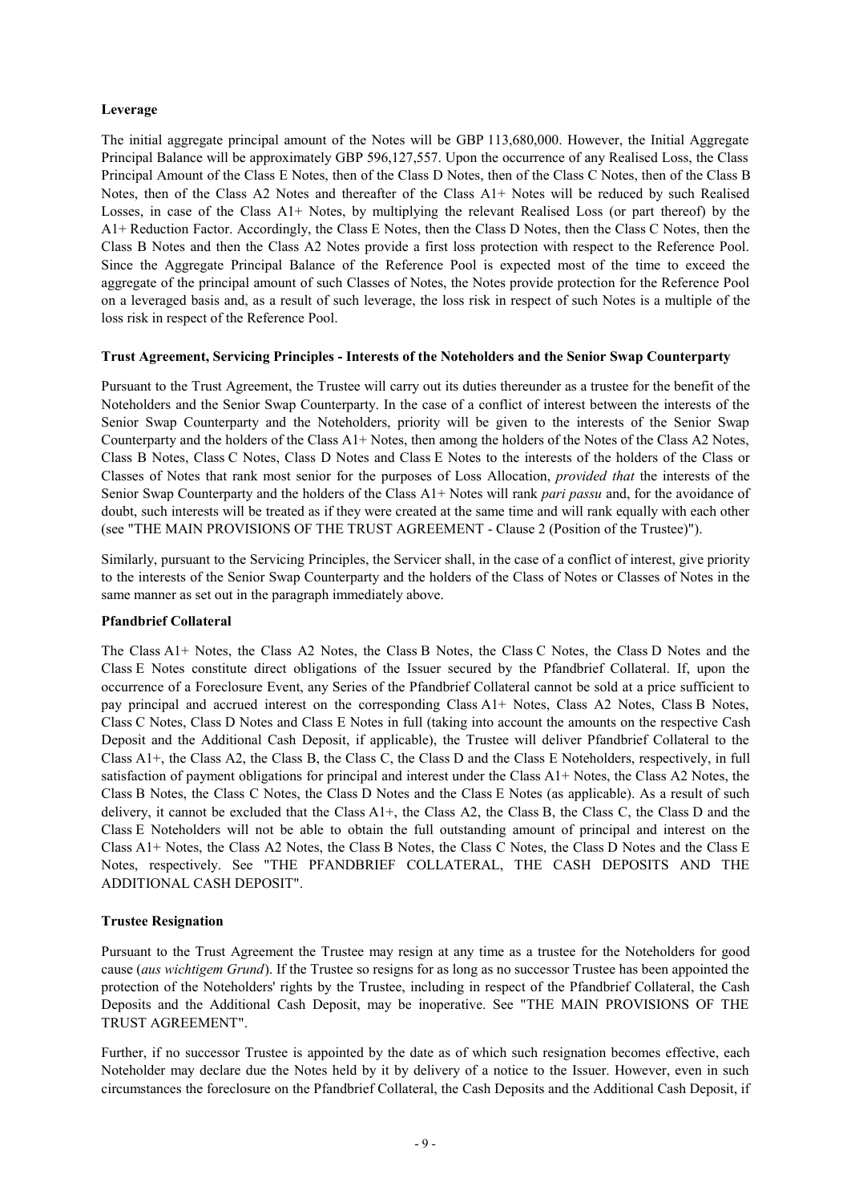**Leverage**

The initial aggregate principal amount of the Notes will be GBP 113,680,000. However, the Initial Aggregate Principal Balance will be approximately GBP 596,127,557. Upon the occurrence of any Realised Loss, the Class Principal Amount of the Class E Notes, then of the Class D Notes, then of the Class C Notes, then of the Class B Notes, then of the Class A2 Notes and thereafter of the Class A1+ Notes will be reduced by such Realised Losses, in case of the Class A1+ Notes, by multiplying the relevant Realised Loss (or part thereof) by the A1+ Reduction Factor. Accordingly, the Class E Notes, then the Class D Notes, then the Class C Notes, then the Class B Notes and then the Class A2 Notes provide a first loss protection with respect to the Reference Pool. Since the Aggregate Principal Balance of the Reference Pool is expected most of the time to exceed the aggregate of the principal amount of such Classes of Notes, the Notes provide protection for the Reference Pool on a leveraged basis and, as a result of such leverage, the loss risk in respect of such Notes is a multiple of the loss risk in respect of the Reference Pool.

**Trust Agreement, Servicing Principles - Interests of the Noteholders and the Senior Swap Counterparty**

Pursuant to the Trust Agreement, the Trustee will carry out its duties thereunder as a trustee for the benefit of the Noteholders and the Senior Swap Counterparty. In the case of a conflict of interest between the interests of the Senior Swap Counterparty and the Noteholders, priority will be given to the interests of the Senior Swap Counterparty and the holders of the Class A1+ Notes, then among the holders of the Notes of the Class A2 Notes, Class B Notes, Class C Notes, Class D Notes and Class E Notes to the interests of the holders of the Class or Classes of Notes that rank most senior for the purposes of Loss Allocation, *provided that* the interests of the Senior Swap Counterparty and the holders of the Class A1+ Notes will rank *pari passu* and, for the avoidance of doubt, such interests will be treated as if they were created at the same time and will rank equally with each other (see "THE MAIN PROVISIONS OF THE TRUST AGREEMENT - Clause 2 (Position of the Trustee)").

Similarly, pursuant to the Servicing Principles, the Servicer shall, in the case of a conflict of interest, give priority to the interests of the Senior Swap Counterparty and the holders of the Class of Notes or Classes of Notes in the same manner as set out in the paragraph immediately above.

**Pfandbrief Collateral**

The Class A1+ Notes, the Class A2 Notes, the Class B Notes, the Class C Notes, the Class D Notes and the Class E Notes constitute direct obligations of the Issuer secured by the Pfandbrief Collateral. If, upon the occurrence of a Foreclosure Event, any Series of the Pfandbrief Collateral cannot be sold at a price sufficient to pay principal and accrued interest on the corresponding Class A1+ Notes, Class A2 Notes, Class B Notes, Class C Notes, Class D Notes and Class E Notes in full (taking into account the amounts on the respective Cash Deposit and the Additional Cash Deposit, if applicable), the Trustee will deliver Pfandbrief Collateral to the Class A1+, the Class A2, the Class B, the Class C, the Class D and the Class E Noteholders, respectively, in full satisfaction of payment obligations for principal and interest under the Class A1+ Notes, the Class A2 Notes, the Class B Notes, the Class C Notes, the Class D Notes and the Class E Notes (as applicable). As a result of such delivery, it cannot be excluded that the Class A1+, the Class A2, the Class B, the Class C, the Class D and the Class E Noteholders will not be able to obtain the full outstanding amount of principal and interest on the Class A1+ Notes, the Class A2 Notes, the Class B Notes, the Class C Notes, the Class D Notes and the Class E Notes, respectively. See "THE PFANDBRIEF COLLATERAL, THE CASH DEPOSITS AND THE ADDITIONAL CASH DEPOSIT".

**Trustee Resignation**

Pursuant to the Trust Agreement the Trustee may resign at any time as a trustee for the Noteholders for good cause (*aus wichtigem Grund*). If the Trustee so resigns for as long as no successor Trustee has been appointed the protection of the Noteholders' rights by the Trustee, including in respect of the Pfandbrief Collateral, the Cash Deposits and the Additional Cash Deposit, may be inoperative. See "THE MAIN PROVISIONS OF THE TRUST AGREEMENT".

Further, if no successor Trustee is appointed by the date as of which such resignation becomes effective, each Noteholder may declare due the Notes held by it by delivery of a notice to the Issuer. However, even in such circumstances the foreclosure on the Pfandbrief Collateral, the Cash Deposits and the Additional Cash Deposit, if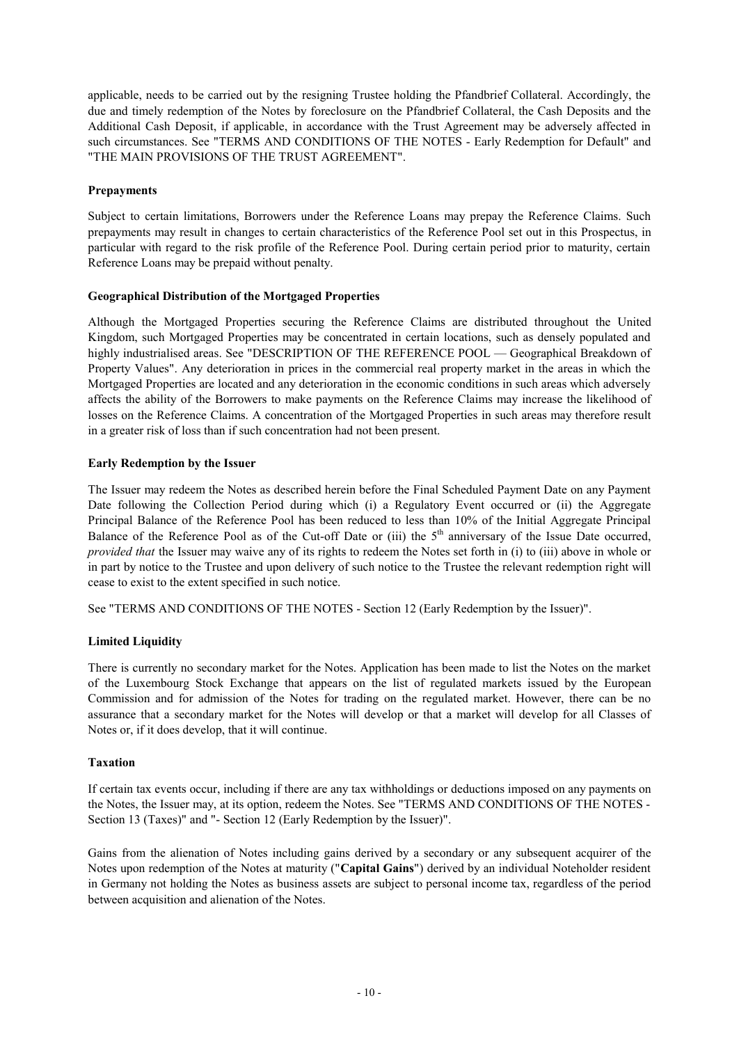applicable, needs to be carried out by the resigning Trustee holding the Pfandbrief Collateral. Accordingly, the due and timely redemption of the Notes by foreclosure on the Pfandbrief Collateral, the Cash Deposits and the Additional Cash Deposit, if applicable, in accordance with the Trust Agreement may be adversely affected in such circumstances. See "TERMS AND CONDITIONS OF THE NOTES - Early Redemption for Default" and "THE MAIN PROVISIONS OF THE TRUST AGREEMENT".

**Prepayments**

Subject to certain limitations, Borrowers under the Reference Loans may prepay the Reference Claims. Such prepayments may result in changes to certain characteristics of the Reference Pool set out in this Prospectus, in particular with regard to the risk profile of the Reference Pool. During certain period prior to maturity, certain Reference Loans may be prepaid without penalty.

**Geographical Distribution of the Mortgaged Properties**

Although the Mortgaged Properties securing the Reference Claims are distributed throughout the United Kingdom, such Mortgaged Properties may be concentrated in certain locations, such as densely populated and highly industrialised areas. See "DESCRIPTION OF THE REFERENCE POOL — Geographical Breakdown of Property Values". Any deterioration in prices in the commercial real property market in the areas in which the Mortgaged Properties are located and any deterioration in the economic conditions in such areas which adversely affects the ability of the Borrowers to make payments on the Reference Claims may increase the likelihood of losses on the Reference Claims. A concentration of the Mortgaged Properties in such areas may therefore result in a greater risk of loss than if such concentration had not been present.

**Early Redemption by the Issuer**

The Issuer may redeem the Notes as described herein before the Final Scheduled Payment Date on any Payment Date following the Collection Period during which (i) a Regulatory Event occurred or (ii) the Aggregate Principal Balance of the Reference Pool has been reduced to less than 10% of the Initial Aggregate Principal Balance of the Reference Pool as of the Cut-off Date or (iii) the 5th anniversary of the Issue Date occurred, *provided that* the Issuer may waive any of its rights to redeem the Notes set forth in (i) to (iii) above in whole or in part by notice to the Trustee and upon delivery of such notice to the Trustee the relevant redemption right will cease to exist to the extent specified in such notice.

See "TERMS AND CONDITIONS OF THE NOTES - Section 12 (Early Redemption by the Issuer)".

**Limited Liquidity**

There is currently no secondary market for the Notes. Application has been made to list the Notes on the market of the Luxembourg Stock Exchange that appears on the list of regulated markets issued by the European Commission and for admission of the Notes for trading on the regulated market. However, there can be no assurance that a secondary market for the Notes will develop or that a market will develop for all Classes of Notes or, if it does develop, that it will continue.

**Taxation**

If certain tax events occur, including if there are any tax withholdings or deductions imposed on any payments on the Notes, the Issuer may, at its option, redeem the Notes. See "TERMS AND CONDITIONS OF THE NOTES - Section 13 (Taxes)" and "- Section 12 (Early Redemption by the Issuer)".

Gains from the alienation of Notes including gains derived by a secondary or any subsequent acquirer of the Notes upon redemption of the Notes at maturity ("**Capital Gains**") derived by an individual Noteholder resident in Germany not holding the Notes as business assets are subject to personal income tax, regardless of the period between acquisition and alienation of the Notes.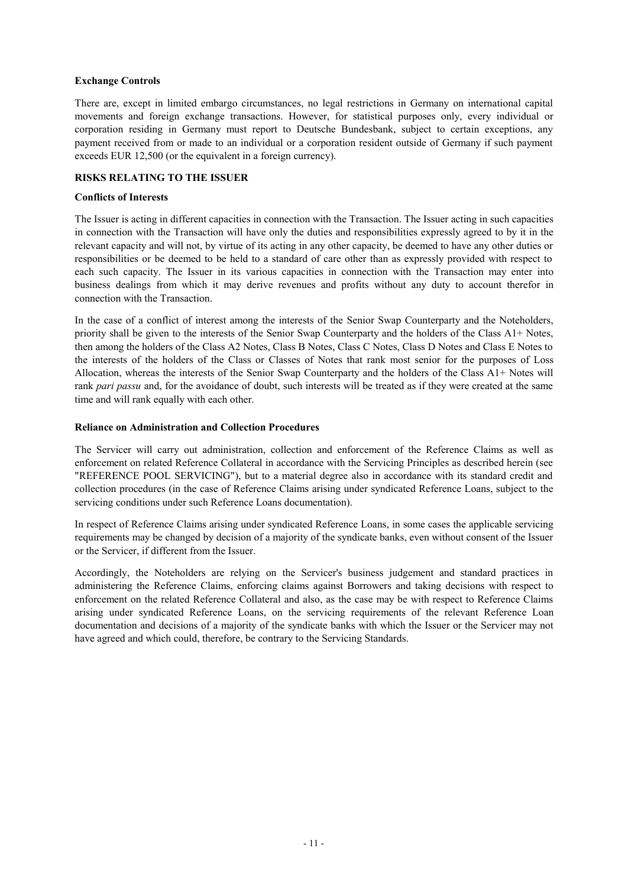**Exchange Controls**

There are, except in limited embargo circumstances, no legal restrictions in Germany on international capital movements and foreign exchange transactions. However, for statistical purposes only, every individual or corporation residing in Germany must report to Deutsche Bundesbank, subject to certain exceptions, any payment received from or made to an individual or a corporation resident outside of Germany if such payment exceeds EUR 12,500 (or the equivalent in a foreign currency).

## RISKS RELATING TO THE ISSUER

**Conflicts of Interests**

The Issuer is acting in different capacities in connection with the Transaction. The Issuer acting in such capacities in connection with the Transaction will have only the duties and responsibilities expressly agreed to by it in the relevant capacity and will not, by virtue of its acting in any other capacity, be deemed to have any other duties or responsibilities or be deemed to be held to a standard of care other than as expressly provided with respect to each such capacity. The Issuer in its various capacities in connection with the Transaction may enter into business dealings from which it may derive revenues and profits without any duty to account therefor in connection with the Transaction.

In the case of a conflict of interest among the interests of the Senior Swap Counterparty and the Noteholders, priority shall be given to the interests of the Senior Swap Counterparty and the holders of the Class A1+ Notes, then among the holders of the Class A2 Notes, Class B Notes, Class C Notes, Class D Notes and Class E Notes to the interests of the holders of the Class or Classes of Notes that rank most senior for the purposes of Loss Allocation, whereas the interests of the Senior Swap Counterparty and the holders of the Class A1+ Notes will rank *pari passu* and, for the avoidance of doubt, such interests will be treated as if they were created at the same time and will rank equally with each other.

**Reliance on Administration and Collection Procedures**

The Servicer will carry out administration, collection and enforcement of the Reference Claims as well as enforcement on related Reference Collateral in accordance with the Servicing Principles as described herein (see "REFERENCE POOL SERVICING"), but to a material degree also in accordance with its standard credit and collection procedures (in the case of Reference Claims arising under syndicated Reference Loans, subject to the servicing conditions under such Reference Loans documentation).

In respect of Reference Claims arising under syndicated Reference Loans, in some cases the applicable servicing requirements may be changed by decision of a majority of the syndicate banks, even without consent of the Issuer or the Servicer, if different from the Issuer.

Accordingly, the Noteholders are relying on the Servicer's business judgement and standard practices in administering the Reference Claims, enforcing claims against Borrowers and taking decisions with respect to enforcement on the related Reference Collateral and also, as the case may be with respect to Reference Claims arising under syndicated Reference Loans, on the servicing requirements of the relevant Reference Loan documentation and decisions of a majority of the syndicate banks with which the Issuer or the Servicer may not have agreed and which could, therefore, be contrary to the Servicing Standards.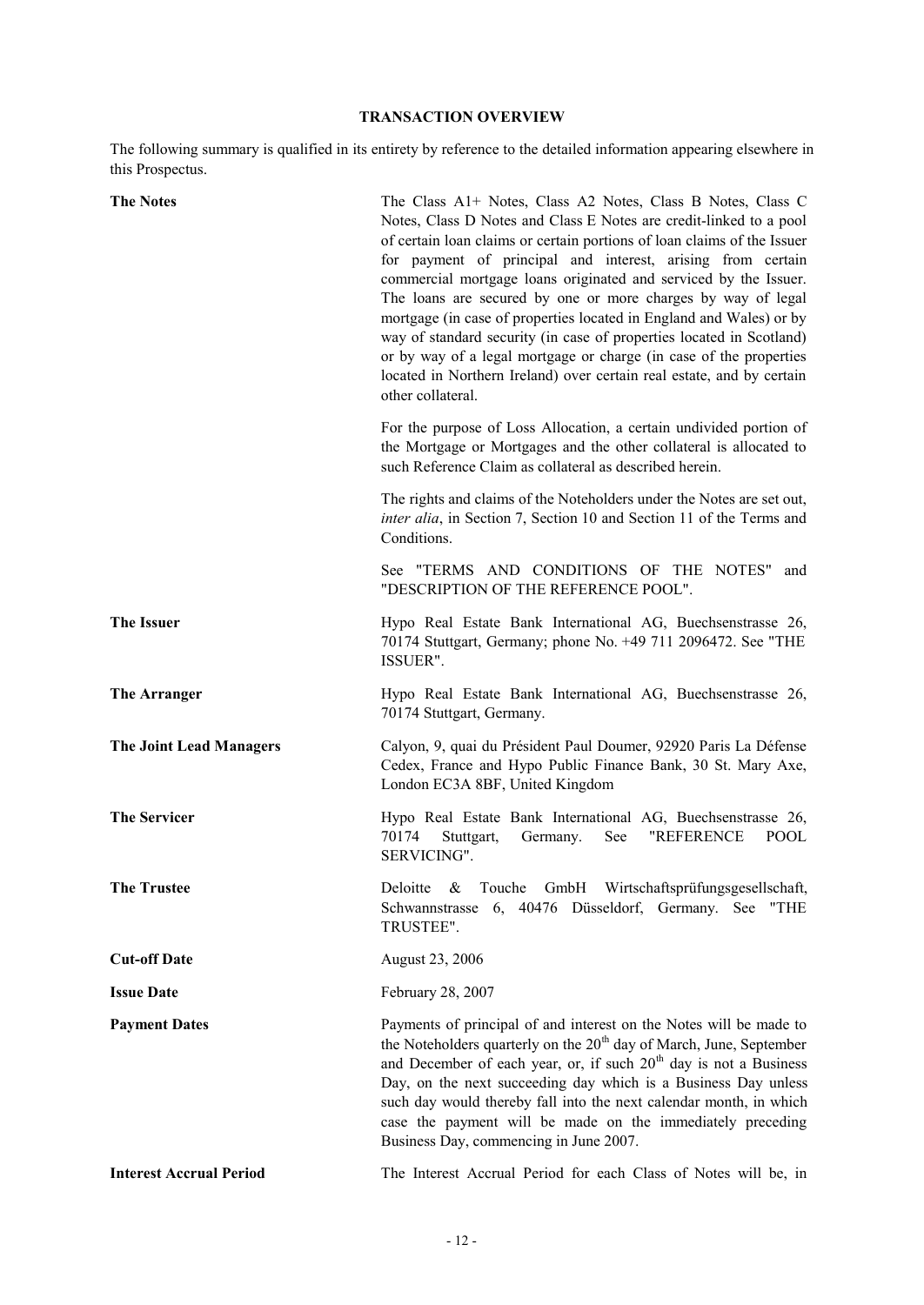## TRANSACTION OVERVIEW

The following summary is qualified in its entirety by reference to the detailed information appearing elsewhere in this Prospectus.

| | |
|---|---|
| **The Notes** | The Class A1+ Notes, Class A2 Notes, Class B Notes, Class C Notes, Class D Notes and Class E Notes are credit-linked to a pool of certain loan claims or certain portions of loan claims of the Issuer for payment of principal and interest, arising from certain commercial mortgage loans originated and serviced by the Issuer. The loans are secured by one or more charges by way of legal mortgage (in case of properties located in England and Wales) or by way of standard security (in case of properties located in Scotland) or by way of a legal mortgage or charge (in case of the properties located in Northern Ireland) over certain real estate, and by certain other collateral.<br><br>For the purpose of Loss Allocation, a certain undivided portion of the Mortgage or Mortgages and the other collateral is allocated to such Reference Claim as collateral as described herein.<br><br>The rights and claims of the Noteholders under the Notes are set out, *inter alia*, in Section 7, Section 10 and Section 11 of the Terms and Conditions.<br><br>See "TERMS AND CONDITIONS OF THE NOTES" and "DESCRIPTION OF THE REFERENCE POOL". |
| **The Issuer** | Hypo Real Estate Bank International AG, Buechsenstrasse 26, 70174 Stuttgart, Germany; phone No. +49 711 2096472. See "THE ISSUER". |
| **The Arranger** | Hypo Real Estate Bank International AG, Buechsenstrasse 26, 70174 Stuttgart, Germany. |
| **The Joint Lead Managers** | Calyon, 9, quai du Président Paul Doumer, 92920 Paris La Défense Cedex, France and Hypo Public Finance Bank, 30 St. Mary Axe, London EC3A 8BF, United Kingdom |
| **The Servicer** | Hypo Real Estate Bank International AG, Buechsenstrasse 26, 70174 Stuttgart, Germany. See "REFERENCE POOL SERVICING". |
| **The Trustee** | Deloitte & Touche GmbH Wirtschaftsprüfungsgesellschaft, Schwannstrasse 6, 40476 Düsseldorf, Germany. See "THE TRUSTEE". |
| **Cut-off Date** | August 23, 2006 |
| **Issue Date** | February 28, 2007 |
| **Payment Dates** | Payments of principal of and interest on the Notes will be made to the Noteholders quarterly on the 20th day of March, June, September and December of each year, or, if such 20th day is not a Business Day, on the next succeeding day which is a Business Day unless such day would thereby fall into the next calendar month, in which case the payment will be made on the immediately preceding Business Day, commencing in June 2007. |
| **Interest Accrual Period** | The Interest Accrual Period for each Class of Notes will be, in |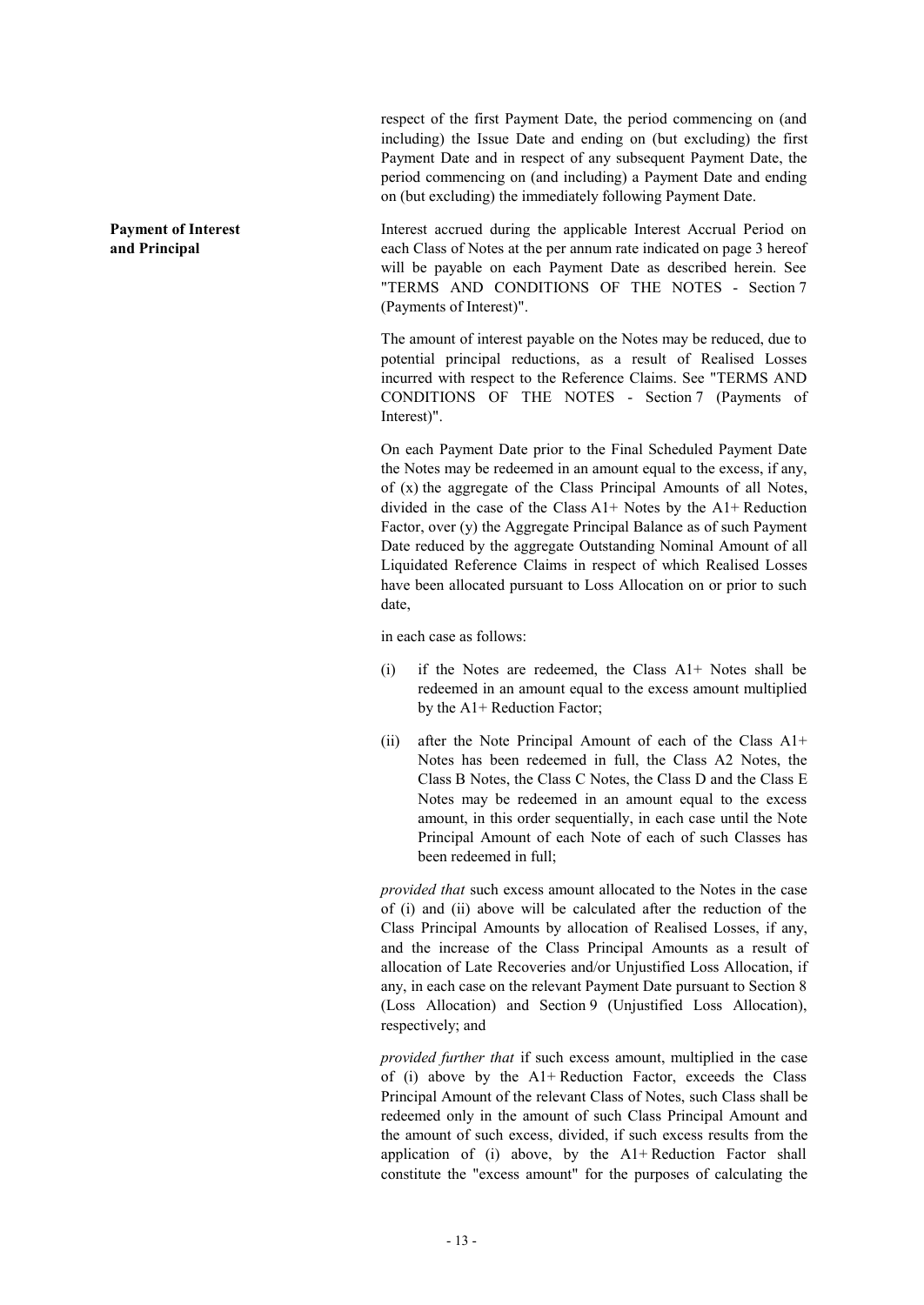respect of the first Payment Date, the period commencing on (and including) the Issue Date and ending on (but excluding) the first Payment Date and in respect of any subsequent Payment Date, the period commencing on (and including) a Payment Date and ending on (but excluding) the immediately following Payment Date.

**Payment of Interest and Principal**

Interest accrued during the applicable Interest Accrual Period on each Class of Notes at the per annum rate indicated on page 3 hereof will be payable on each Payment Date as described herein. See "TERMS AND CONDITIONS OF THE NOTES - Section 7 (Payments of Interest)".

The amount of interest payable on the Notes may be reduced, due to potential principal reductions, as a result of Realised Losses incurred with respect to the Reference Claims. See "TERMS AND CONDITIONS OF THE NOTES - Section 7 (Payments of Interest)".

On each Payment Date prior to the Final Scheduled Payment Date the Notes may be redeemed in an amount equal to the excess, if any, of (x) the aggregate of the Class Principal Amounts of all Notes, divided in the case of the Class A1+ Notes by the A1+ Reduction Factor, over (y) the Aggregate Principal Balance as of such Payment Date reduced by the aggregate Outstanding Nominal Amount of all Liquidated Reference Claims in respect of which Realised Losses have been allocated pursuant to Loss Allocation on or prior to such date,

in each case as follows:

(i) if the Notes are redeemed, the Class A1+ Notes shall be redeemed in an amount equal to the excess amount multiplied by the A1+ Reduction Factor;

(ii) after the Note Principal Amount of each of the Class A1+ Notes has been redeemed in full, the Class A2 Notes, the Class B Notes, the Class C Notes, the Class D and the Class E Notes may be redeemed in an amount equal to the excess amount, in this order sequentially, in each case until the Note Principal Amount of each Note of each of such Classes has been redeemed in full;

*provided that* such excess amount allocated to the Notes in the case of (i) and (ii) above will be calculated after the reduction of the Class Principal Amounts by allocation of Realised Losses, if any, and the increase of the Class Principal Amounts as a result of allocation of Late Recoveries and/or Unjustified Loss Allocation, if any, in each case on the relevant Payment Date pursuant to Section 8 (Loss Allocation) and Section 9 (Unjustified Loss Allocation), respectively; and

*provided further that* if such excess amount, multiplied in the case of (i) above by the A1+ Reduction Factor, exceeds the Class Principal Amount of the relevant Class of Notes, such Class shall be redeemed only in the amount of such Class Principal Amount and the amount of such excess, divided, if such excess results from the application of (i) above, by the A1+ Reduction Factor shall constitute the "excess amount" for the purposes of calculating the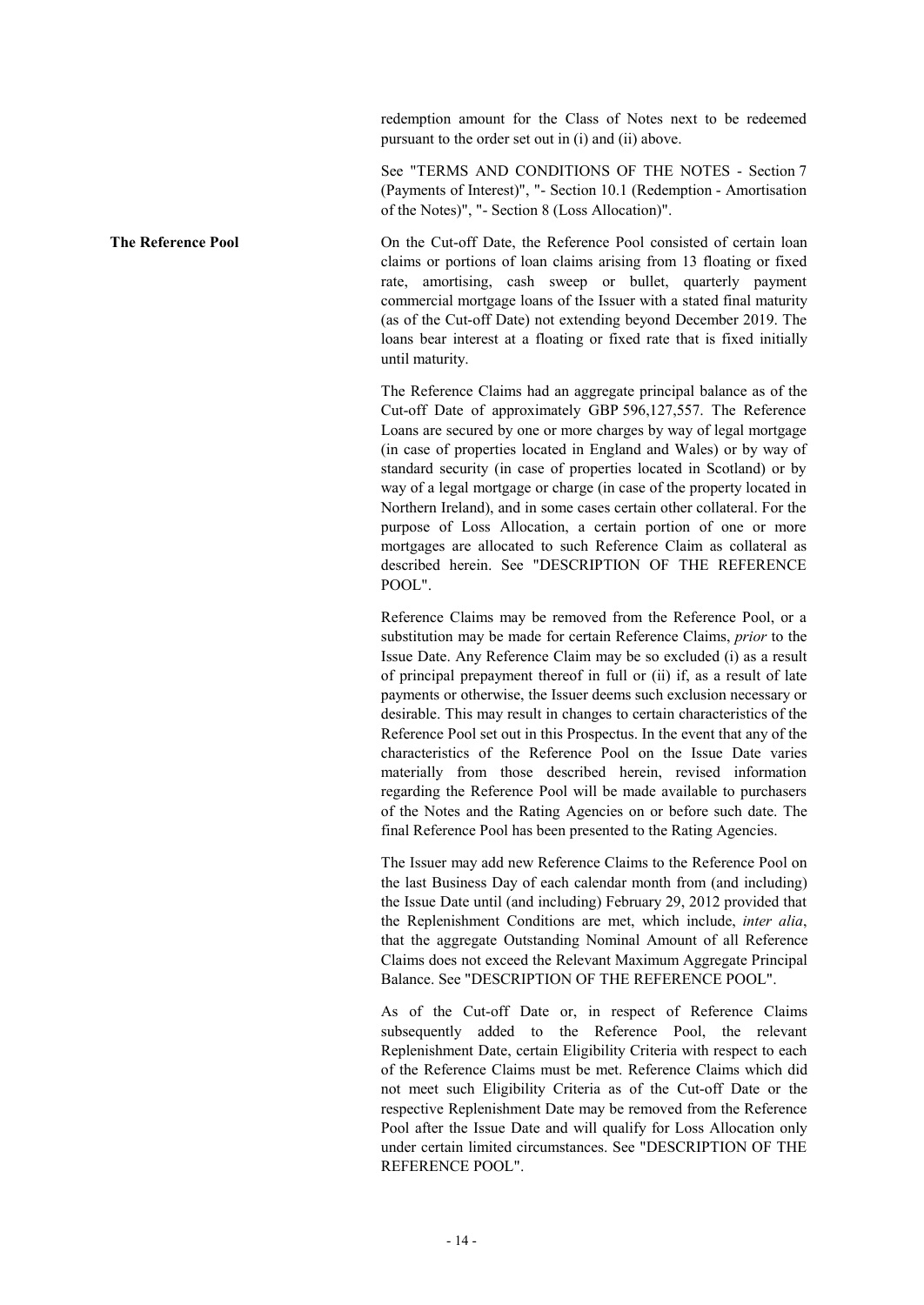redemption amount for the Class of Notes next to be redeemed pursuant to the order set out in (i) and (ii) above.

See "TERMS AND CONDITIONS OF THE NOTES - Section 7 (Payments of Interest)", "- Section 10.1 (Redemption - Amortisation of the Notes)", "- Section 8 (Loss Allocation)".

**The Reference Pool**

On the Cut-off Date, the Reference Pool consisted of certain loan claims or portions of loan claims arising from 13 floating or fixed rate, amortising, cash sweep or bullet, quarterly payment commercial mortgage loans of the Issuer with a stated final maturity (as of the Cut-off Date) not extending beyond December 2019. The loans bear interest at a floating or fixed rate that is fixed initially until maturity.

The Reference Claims had an aggregate principal balance as of the Cut-off Date of approximately GBP 596,127,557. The Reference Loans are secured by one or more charges by way of legal mortgage (in case of properties located in England and Wales) or by way of standard security (in case of properties located in Scotland) or by way of a legal mortgage or charge (in case of the property located in Northern Ireland), and in some cases certain other collateral. For the purpose of Loss Allocation, a certain portion of one or more mortgages are allocated to such Reference Claim as collateral as described herein. See "DESCRIPTION OF THE REFERENCE POOL".

Reference Claims may be removed from the Reference Pool, or a substitution may be made for certain Reference Claims, *prior* to the Issue Date. Any Reference Claim may be so excluded (i) as a result of principal prepayment thereof in full or (ii) if, as a result of late payments or otherwise, the Issuer deems such exclusion necessary or desirable. This may result in changes to certain characteristics of the Reference Pool set out in this Prospectus. In the event that any of the characteristics of the Reference Pool on the Issue Date varies materially from those described herein, revised information regarding the Reference Pool will be made available to purchasers of the Notes and the Rating Agencies on or before such date. The final Reference Pool has been presented to the Rating Agencies.

The Issuer may add new Reference Claims to the Reference Pool on the last Business Day of each calendar month from (and including) the Issue Date until (and including) February 29, 2012 provided that the Replenishment Conditions are met, which include, *inter alia*, that the aggregate Outstanding Nominal Amount of all Reference Claims does not exceed the Relevant Maximum Aggregate Principal Balance. See "DESCRIPTION OF THE REFERENCE POOL".

As of the Cut-off Date or, in respect of Reference Claims subsequently added to the Reference Pool, the relevant Replenishment Date, certain Eligibility Criteria with respect to each of the Reference Claims must be met. Reference Claims which did not meet such Eligibility Criteria as of the Cut-off Date or the respective Replenishment Date may be removed from the Reference Pool after the Issue Date and will qualify for Loss Allocation only under certain limited circumstances. See "DESCRIPTION OF THE REFERENCE POOL".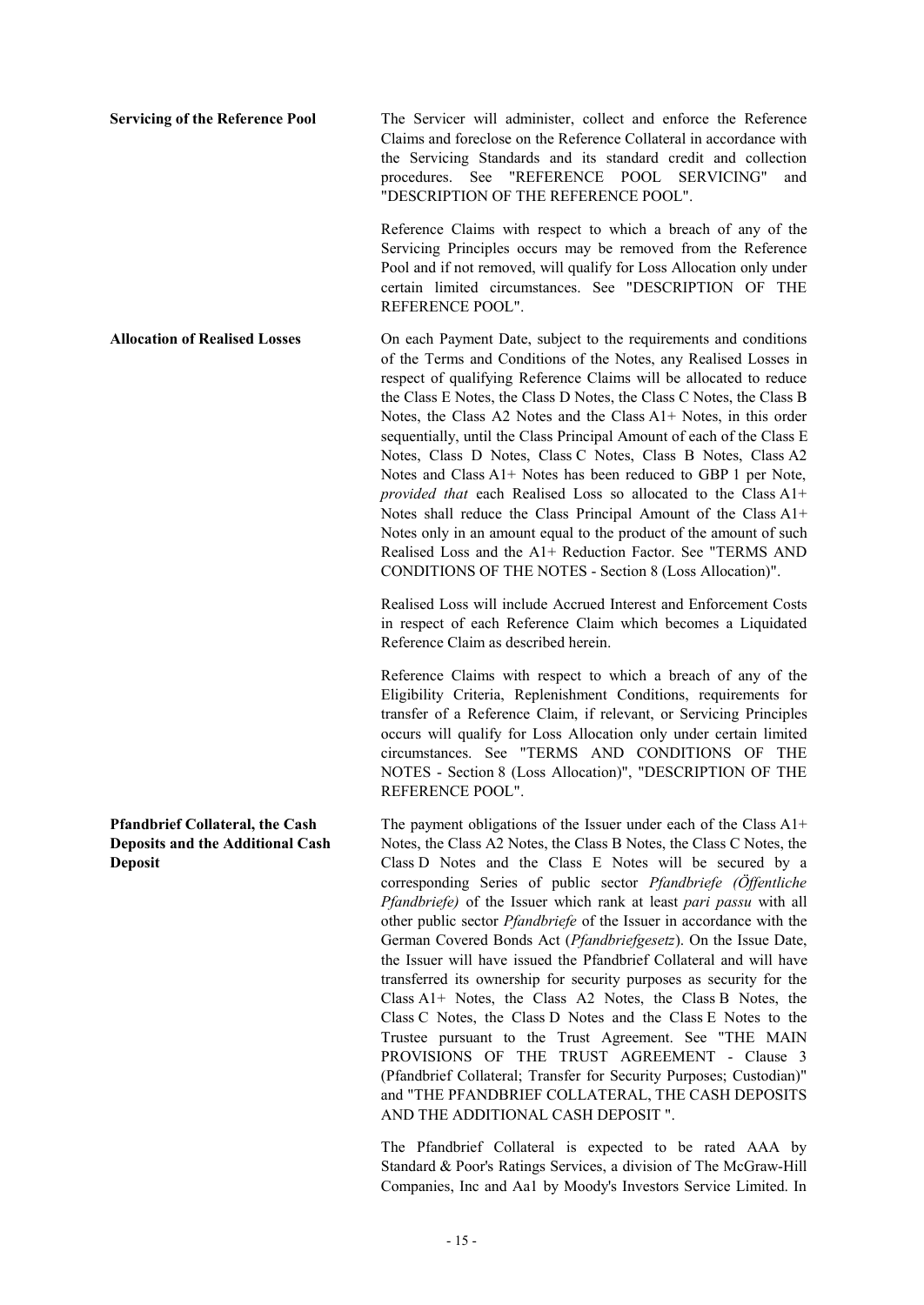**Servicing of the Reference Pool**

The Servicer will administer, collect and enforce the Reference Claims and foreclose on the Reference Collateral in accordance with the Servicing Standards and its standard credit and collection procedures. See "REFERENCE POOL SERVICING" and "DESCRIPTION OF THE REFERENCE POOL".

Reference Claims with respect to which a breach of any of the Servicing Principles occurs may be removed from the Reference Pool and if not removed, will qualify for Loss Allocation only under certain limited circumstances. See "DESCRIPTION OF THE REFERENCE POOL".

**Allocation of Realised Losses**

On each Payment Date, subject to the requirements and conditions of the Terms and Conditions of the Notes, any Realised Losses in respect of qualifying Reference Claims will be allocated to reduce the Class E Notes, the Class D Notes, the Class C Notes, the Class B Notes, the Class A2 Notes and the Class A1+ Notes, in this order sequentially, until the Class Principal Amount of each of the Class E Notes, Class D Notes, Class C Notes, Class B Notes, Class A2 Notes and Class A1+ Notes has been reduced to GBP 1 per Note, *provided that* each Realised Loss so allocated to the Class A1+ Notes shall reduce the Class Principal Amount of the Class A1+ Notes only in an amount equal to the product of the amount of such Realised Loss and the A1+ Reduction Factor. See "TERMS AND CONDITIONS OF THE NOTES - Section 8 (Loss Allocation)".

Realised Loss will include Accrued Interest and Enforcement Costs in respect of each Reference Claim which becomes a Liquidated Reference Claim as described herein.

Reference Claims with respect to which a breach of any of the Eligibility Criteria, Replenishment Conditions, requirements for transfer of a Reference Claim, if relevant, or Servicing Principles occurs will qualify for Loss Allocation only under certain limited circumstances. See "TERMS AND CONDITIONS OF THE NOTES - Section 8 (Loss Allocation)", "DESCRIPTION OF THE REFERENCE POOL".

**Pfandbrief Collateral, the Cash Deposits and the Additional Cash Deposit**

The payment obligations of the Issuer under each of the Class A1+ Notes, the Class A2 Notes, the Class B Notes, the Class C Notes, the Class D Notes and the Class E Notes will be secured by a corresponding Series of public sector *Pfandbriefe (Öffentliche Pfandbriefe)* of the Issuer which rank at least *pari passu* with all other public sector *Pfandbriefe* of the Issuer in accordance with the German Covered Bonds Act (*Pfandbriefgesetz*). On the Issue Date, the Issuer will have issued the Pfandbrief Collateral and will have transferred its ownership for security purposes as security for the Class A1+ Notes, the Class A2 Notes, the Class B Notes, the Class C Notes, the Class D Notes and the Class E Notes to the Trustee pursuant to the Trust Agreement. See "THE MAIN PROVISIONS OF THE TRUST AGREEMENT - Clause 3 (Pfandbrief Collateral; Transfer for Security Purposes; Custodian)" and "THE PFANDBRIEF COLLATERAL, THE CASH DEPOSITS AND THE ADDITIONAL CASH DEPOSIT ".

The Pfandbrief Collateral is expected to be rated AAA by Standard & Poor's Ratings Services, a division of The McGraw-Hill Companies, Inc and Aa1 by Moody's Investors Service Limited. In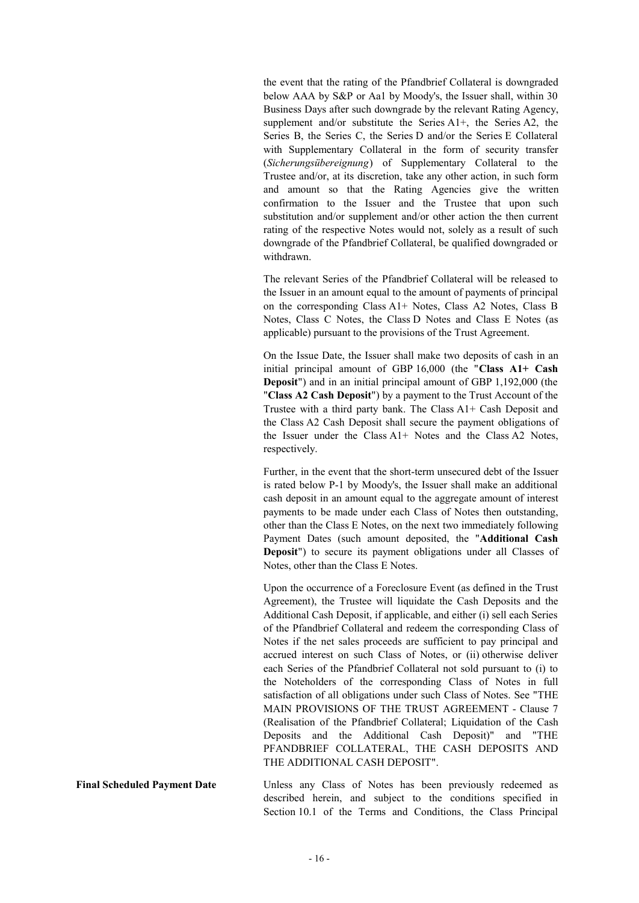the event that the rating of the Pfandbrief Collateral is downgraded below AAA by S&P or Aa1 by Moody's, the Issuer shall, within 30 Business Days after such downgrade by the relevant Rating Agency, supplement and/or substitute the Series A1+, the Series A2, the Series B, the Series C, the Series D and/or the Series E Collateral with Supplementary Collateral in the form of security transfer (*Sicherungsübereignung*) of Supplementary Collateral to the Trustee and/or, at its discretion, take any other action, in such form and amount so that the Rating Agencies give the written confirmation to the Issuer and the Trustee that upon such substitution and/or supplement and/or other action the then current rating of the respective Notes would not, solely as a result of such downgrade of the Pfandbrief Collateral, be qualified downgraded or withdrawn.

The relevant Series of the Pfandbrief Collateral will be released to the Issuer in an amount equal to the amount of payments of principal on the corresponding Class A1+ Notes, Class A2 Notes, Class B Notes, Class C Notes, the Class D Notes and Class E Notes (as applicable) pursuant to the provisions of the Trust Agreement.

On the Issue Date, the Issuer shall make two deposits of cash in an initial principal amount of GBP 16,000 (the "**Class A1+ Cash Deposit**") and in an initial principal amount of GBP 1,192,000 (the "**Class A2 Cash Deposit**") by a payment to the Trust Account of the Trustee with a third party bank. The Class A1+ Cash Deposit and the Class A2 Cash Deposit shall secure the payment obligations of the Issuer under the Class A1+ Notes and the Class A2 Notes, respectively.

Further, in the event that the short-term unsecured debt of the Issuer is rated below P-1 by Moody's, the Issuer shall make an additional cash deposit in an amount equal to the aggregate amount of interest payments to be made under each Class of Notes then outstanding, other than the Class E Notes, on the next two immediately following Payment Dates (such amount deposited, the "**Additional Cash Deposit**") to secure its payment obligations under all Classes of Notes, other than the Class E Notes.

Upon the occurrence of a Foreclosure Event (as defined in the Trust Agreement), the Trustee will liquidate the Cash Deposits and the Additional Cash Deposit, if applicable, and either (i) sell each Series of the Pfandbrief Collateral and redeem the corresponding Class of Notes if the net sales proceeds are sufficient to pay principal and accrued interest on such Class of Notes, or (ii) otherwise deliver each Series of the Pfandbrief Collateral not sold pursuant to (i) to the Noteholders of the corresponding Class of Notes in full satisfaction of all obligations under such Class of Notes. See "THE MAIN PROVISIONS OF THE TRUST AGREEMENT - Clause 7 (Realisation of the Pfandbrief Collateral; Liquidation of the Cash Deposits and the Additional Cash Deposit)" and "THE PFANDBRIEF COLLATERAL, THE CASH DEPOSITS AND THE ADDITIONAL CASH DEPOSIT".

**Final Scheduled Payment Date**

Unless any Class of Notes has been previously redeemed as described herein, and subject to the conditions specified in Section 10.1 of the Terms and Conditions, the Class Principal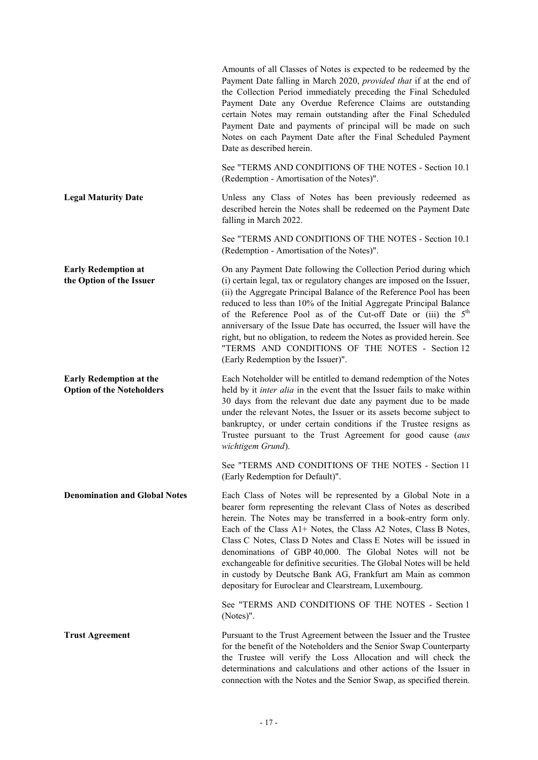Amounts of all Classes of Notes is expected to be redeemed by the Payment Date falling in March 2020, *provided that* if at the end of the Collection Period immediately preceding the Final Scheduled Payment Date any Overdue Reference Claims are outstanding certain Notes may remain outstanding after the Final Scheduled Payment Date and payments of principal will be made on such Notes on each Payment Date after the Final Scheduled Payment Date as described herein.

See "TERMS AND CONDITIONS OF THE NOTES - Section 10.1 (Redemption - Amortisation of the Notes)".

**Legal Maturity Date**

Unless any Class of Notes has been previously redeemed as described herein the Notes shall be redeemed on the Payment Date falling in March 2022.

See "TERMS AND CONDITIONS OF THE NOTES - Section 10.1 (Redemption - Amortisation of the Notes)".

**Early Redemption at the Option of the Issuer**

On any Payment Date following the Collection Period during which (i) certain legal, tax or regulatory changes are imposed on the Issuer, (ii) the Aggregate Principal Balance of the Reference Pool has been reduced to less than 10% of the Initial Aggregate Principal Balance of the Reference Pool as of the Cut-off Date or (iii) the 5th anniversary of the Issue Date has occurred, the Issuer will have the right, but no obligation, to redeem the Notes as provided herein. See "TERMS AND CONDITIONS OF THE NOTES - Section 12 (Early Redemption by the Issuer)".

**Early Redemption at the Option of the Noteholders**

Each Noteholder will be entitled to demand redemption of the Notes held by it *inter alia* in the event that the Issuer fails to make within 30 days from the relevant due date any payment due to be made under the relevant Notes, the Issuer or its assets become subject to bankruptcy, or under certain conditions if the Trustee resigns as Trustee pursuant to the Trust Agreement for good cause (*aus wichtigem Grund*).

See "TERMS AND CONDITIONS OF THE NOTES - Section 11 (Early Redemption for Default)".

**Denomination and Global Notes**

Each Class of Notes will be represented by a Global Note in a bearer form representing the relevant Class of Notes as described herein. The Notes may be transferred in a book-entry form only. Each of the Class A1+ Notes, the Class A2 Notes, Class B Notes, Class C Notes, Class D Notes and Class E Notes will be issued in denominations of GBP 40,000. The Global Notes will not be exchangeable for definitive securities. The Global Notes will be held in custody by Deutsche Bank AG, Frankfurt am Main as common depositary for Euroclear and Clearstream, Luxembourg.

See "TERMS AND CONDITIONS OF THE NOTES - Section 1 (Notes)".

**Trust Agreement**

Pursuant to the Trust Agreement between the Issuer and the Trustee for the benefit of the Noteholders and the Senior Swap Counterparty the Trustee will verify the Loss Allocation and will check the determinations and calculations and other actions of the Issuer in connection with the Notes and the Senior Swap, as specified therein.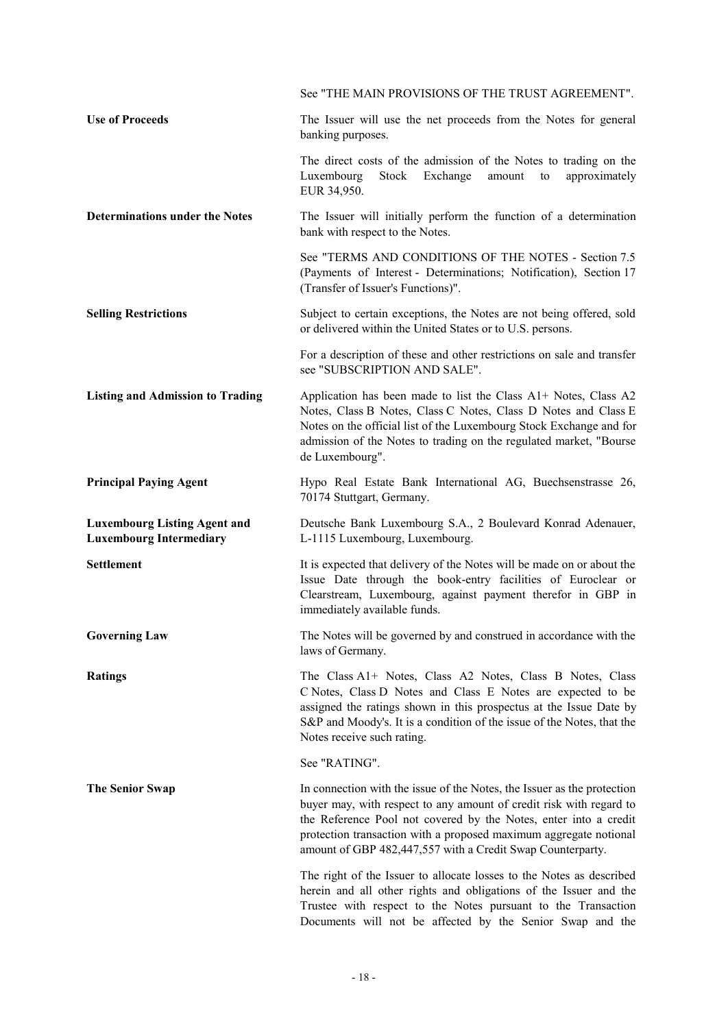See "THE MAIN PROVISIONS OF THE TRUST AGREEMENT".

| | |
|---|---|
| **Use of Proceeds** | The Issuer will use the net proceeds from the Notes for general banking purposes. |
| | The direct costs of the admission of the Notes to trading on the Luxembourg Stock Exchange amount to approximately EUR 34,950. |
| **Determinations under the Notes** | The Issuer will initially perform the function of a determination bank with respect to the Notes. |
| | See "TERMS AND CONDITIONS OF THE NOTES - Section 7.5 (Payments of Interest - Determinations; Notification), Section 17 (Transfer of Issuer's Functions)". |
| **Selling Restrictions** | Subject to certain exceptions, the Notes are not being offered, sold or delivered within the United States or to U.S. persons. |
| | For a description of these and other restrictions on sale and transfer see "SUBSCRIPTION AND SALE". |
| **Listing and Admission to Trading** | Application has been made to list the Class A1+ Notes, Class A2 Notes, Class B Notes, Class C Notes, Class D Notes and Class E Notes on the official list of the Luxembourg Stock Exchange and for admission of the Notes to trading on the regulated market, "Bourse de Luxembourg". |
| **Principal Paying Agent** | Hypo Real Estate Bank International AG, Buechsenstrasse 26, 70174 Stuttgart, Germany. |
| **Luxembourg Listing Agent and Luxembourg Intermediary** | Deutsche Bank Luxembourg S.A., 2 Boulevard Konrad Adenauer, L-1115 Luxembourg, Luxembourg. |
| **Settlement** | It is expected that delivery of the Notes will be made on or about the Issue Date through the book-entry facilities of Euroclear or Clearstream, Luxembourg, against payment therefor in GBP in immediately available funds. |
| **Governing Law** | The Notes will be governed by and construed in accordance with the laws of Germany. |
| **Ratings** | The Class A1+ Notes, Class A2 Notes, Class B Notes, Class C Notes, Class D Notes and Class E Notes are expected to be assigned the ratings shown in this prospectus at the Issue Date by S&P and Moody's. It is a condition of the issue of the Notes, that the Notes receive such rating. |
| | See "RATING". |
| **The Senior Swap** | In connection with the issue of the Notes, the Issuer as the protection buyer may, with respect to any amount of credit risk with regard to the Reference Pool not covered by the Notes, enter into a credit protection transaction with a proposed maximum aggregate notional amount of GBP 482,447,557 with a Credit Swap Counterparty. |
| | The right of the Issuer to allocate losses to the Notes as described herein and all other rights and obligations of the Issuer and the Trustee with respect to the Notes pursuant to the Transaction Documents will not be affected by the Senior Swap and the |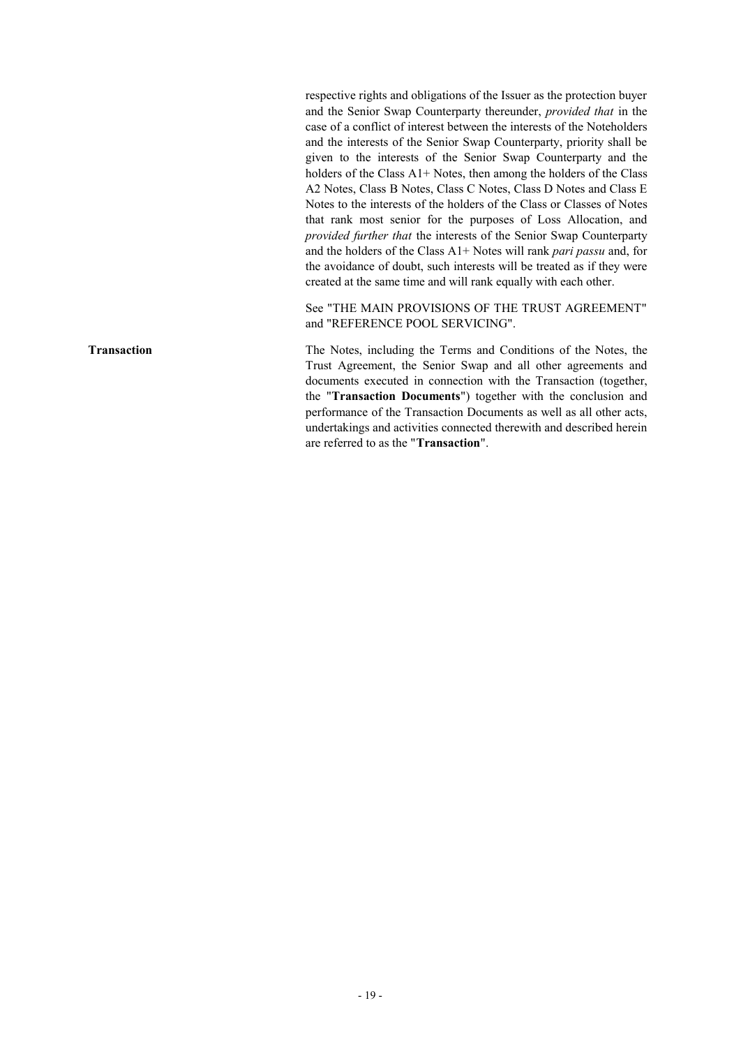respective rights and obligations of the Issuer as the protection buyer and the Senior Swap Counterparty thereunder, *provided that* in the case of a conflict of interest between the interests of the Noteholders and the interests of the Senior Swap Counterparty, priority shall be given to the interests of the Senior Swap Counterparty and the holders of the Class A1+ Notes, then among the holders of the Class A2 Notes, Class B Notes, Class C Notes, Class D Notes and Class E Notes to the interests of the holders of the Class or Classes of Notes that rank most senior for the purposes of Loss Allocation, and *provided further that* the interests of the Senior Swap Counterparty and the holders of the Class A1+ Notes will rank *pari passu* and, for the avoidance of doubt, such interests will be treated as if they were created at the same time and will rank equally with each other.

See "THE MAIN PROVISIONS OF THE TRUST AGREEMENT" and "REFERENCE POOL SERVICING".

**Transaction**

The Notes, including the Terms and Conditions of the Notes, the Trust Agreement, the Senior Swap and all other agreements and documents executed in connection with the Transaction (together, the "**Transaction Documents**") together with the conclusion and performance of the Transaction Documents as well as all other acts, undertakings and activities connected therewith and described herein are referred to as the "**Transaction**".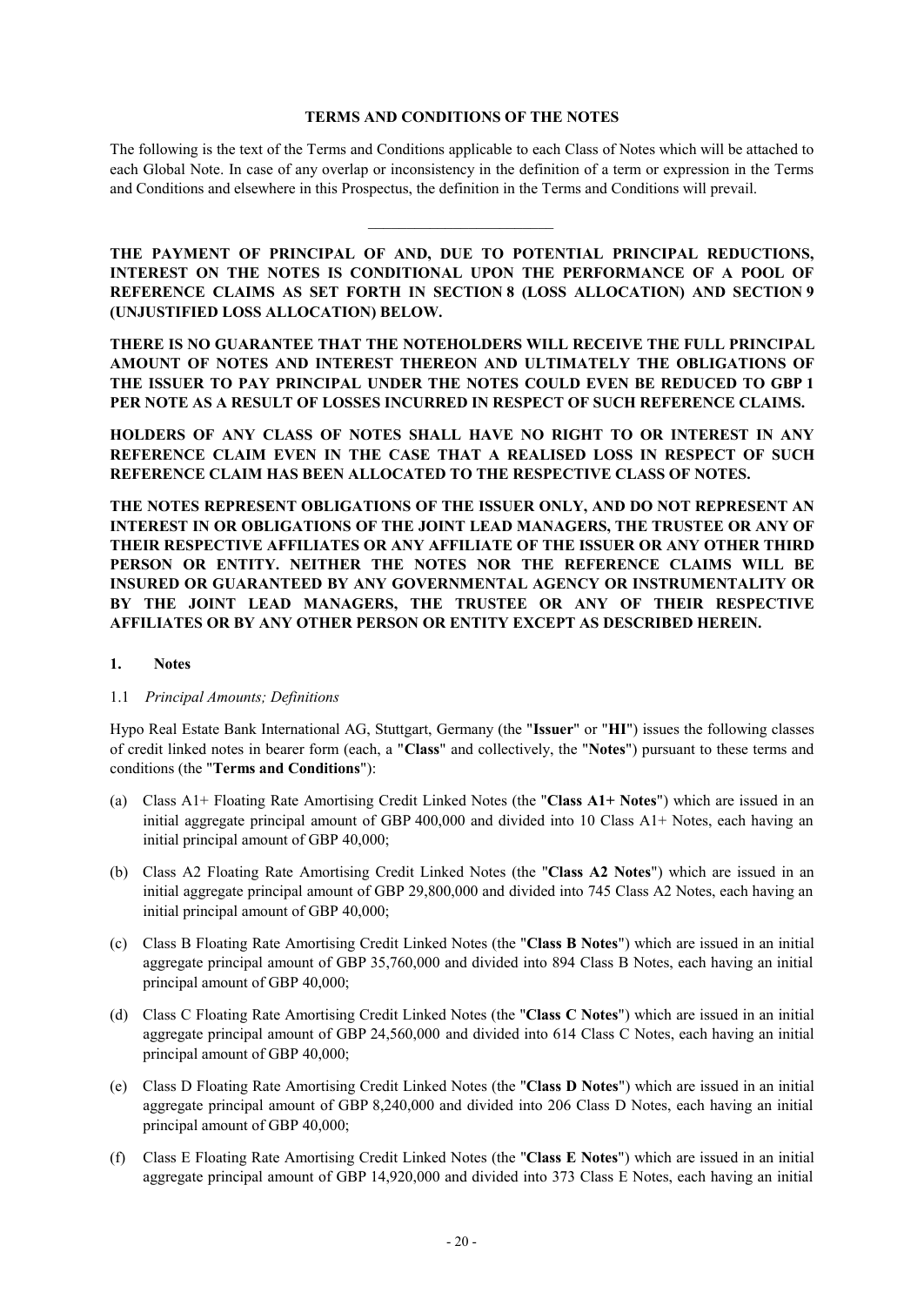**TERMS AND CONDITIONS OF THE NOTES**

The following is the text of the Terms and Conditions applicable to each Class of Notes which will be attached to each Global Note. In case of any overlap or inconsistency in the definition of a term or expression in the Terms and Conditions and elsewhere in this Prospectus, the definition in the Terms and Conditions will prevail.

---

**THE PAYMENT OF PRINCIPAL OF AND, DUE TO POTENTIAL PRINCIPAL REDUCTIONS, INTEREST ON THE NOTES IS CONDITIONAL UPON THE PERFORMANCE OF A POOL OF REFERENCE CLAIMS AS SET FORTH IN SECTION 8 (LOSS ALLOCATION) AND SECTION 9 (UNJUSTIFIED LOSS ALLOCATION) BELOW.**

**THERE IS NO GUARANTEE THAT THE NOTEHOLDERS WILL RECEIVE THE FULL PRINCIPAL AMOUNT OF NOTES AND INTEREST THEREON AND ULTIMATELY THE OBLIGATIONS OF THE ISSUER TO PAY PRINCIPAL UNDER THE NOTES COULD EVEN BE REDUCED TO GBP 1 PER NOTE AS A RESULT OF LOSSES INCURRED IN RESPECT OF SUCH REFERENCE CLAIMS.**

**HOLDERS OF ANY CLASS OF NOTES SHALL HAVE NO RIGHT TO OR INTEREST IN ANY REFERENCE CLAIM EVEN IN THE CASE THAT A REALISED LOSS IN RESPECT OF SUCH REFERENCE CLAIM HAS BEEN ALLOCATED TO THE RESPECTIVE CLASS OF NOTES.**

**THE NOTES REPRESENT OBLIGATIONS OF THE ISSUER ONLY, AND DO NOT REPRESENT AN INTEREST IN OR OBLIGATIONS OF THE JOINT LEAD MANAGERS, THE TRUSTEE OR ANY OF THEIR RESPECTIVE AFFILIATES OR ANY AFFILIATE OF THE ISSUER OR ANY OTHER THIRD PERSON OR ENTITY. NEITHER THE NOTES NOR THE REFERENCE CLAIMS WILL BE INSURED OR GUARANTEED BY ANY GOVERNMENTAL AGENCY OR INSTRUMENTALITY OR BY THE JOINT LEAD MANAGERS, THE TRUSTEE OR ANY OF THEIR RESPECTIVE AFFILIATES OR BY ANY OTHER PERSON OR ENTITY EXCEPT AS DESCRIBED HEREIN.**

## 1. Notes

### 1.1 *Principal Amounts; Definitions*

Hypo Real Estate Bank International AG, Stuttgart, Germany (the "**Issuer**" or "**HI**") issues the following classes of credit linked notes in bearer form (each, a "**Class**" and collectively, the "**Notes**") pursuant to these terms and conditions (the "**Terms and Conditions**"):

(a) Class A1+ Floating Rate Amortising Credit Linked Notes (the "**Class A1+ Notes**") which are issued in an initial aggregate principal amount of GBP 400,000 and divided into 10 Class A1+ Notes, each having an initial principal amount of GBP 40,000;

(b) Class A2 Floating Rate Amortising Credit Linked Notes (the "**Class A2 Notes**") which are issued in an initial aggregate principal amount of GBP 29,800,000 and divided into 745 Class A2 Notes, each having an initial principal amount of GBP 40,000;

(c) Class B Floating Rate Amortising Credit Linked Notes (the "**Class B Notes**") which are issued in an initial aggregate principal amount of GBP 35,760,000 and divided into 894 Class B Notes, each having an initial principal amount of GBP 40,000;

(d) Class C Floating Rate Amortising Credit Linked Notes (the "**Class C Notes**") which are issued in an initial aggregate principal amount of GBP 24,560,000 and divided into 614 Class C Notes, each having an initial principal amount of GBP 40,000;

(e) Class D Floating Rate Amortising Credit Linked Notes (the "**Class D Notes**") which are issued in an initial aggregate principal amount of GBP 8,240,000 and divided into 206 Class D Notes, each having an initial principal amount of GBP 40,000;

(f) Class E Floating Rate Amortising Credit Linked Notes (the "**Class E Notes**") which are issued in an initial aggregate principal amount of GBP 14,920,000 and divided into 373 Class E Notes, each having an initial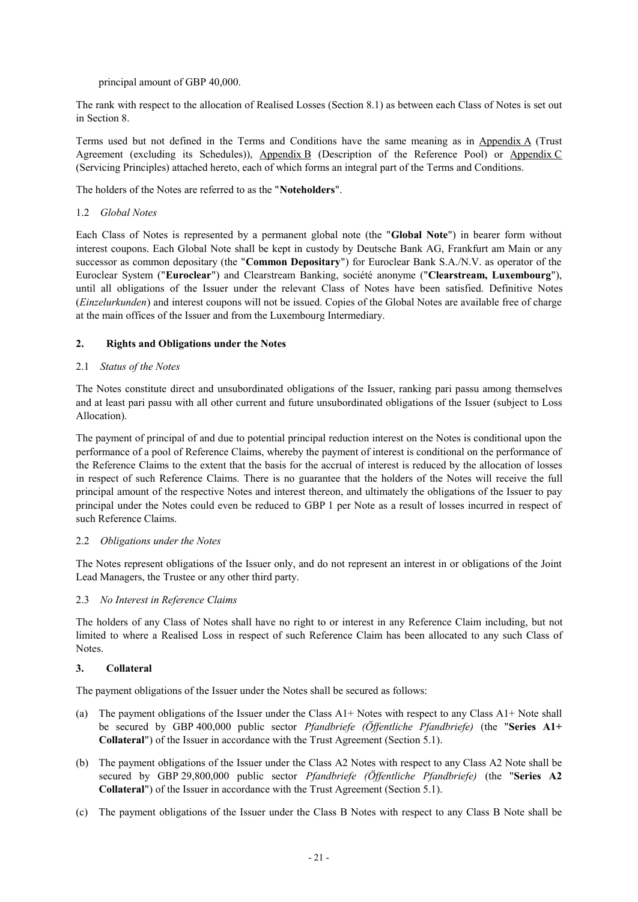principal amount of GBP 40,000.

The rank with respect to the allocation of Realised Losses (Section 8.1) as between each Class of Notes is set out in Section 8.

Terms used but not defined in the Terms and Conditions have the same meaning as in Appendix A (Trust Agreement (excluding its Schedules)), Appendix B (Description of the Reference Pool) or Appendix C (Servicing Principles) attached hereto, each of which forms an integral part of the Terms and Conditions.

The holders of the Notes are referred to as the "**Noteholders**".

1.2 *Global Notes*

Each Class of Notes is represented by a permanent global note (the "**Global Note**") in bearer form without interest coupons. Each Global Note shall be kept in custody by Deutsche Bank AG, Frankfurt am Main or any successor as common depositary (the "**Common Depositary**") for Euroclear Bank S.A./N.V. as operator of the Euroclear System ("**Euroclear**") and Clearstream Banking, société anonyme ("**Clearstream, Luxembourg**"), until all obligations of the Issuer under the relevant Class of Notes have been satisfied. Definitive Notes (*Einzelurkunden*) and interest coupons will not be issued. Copies of the Global Notes are available free of charge at the main offices of the Issuer and from the Luxembourg Intermediary.

## 2. Rights and Obligations under the Notes

2.1 *Status of the Notes*

The Notes constitute direct and unsubordinated obligations of the Issuer, ranking pari passu among themselves and at least pari passu with all other current and future unsubordinated obligations of the Issuer (subject to Loss Allocation).

The payment of principal of and due to potential principal reduction interest on the Notes is conditional upon the performance of a pool of Reference Claims, whereby the payment of interest is conditional on the performance of the Reference Claims to the extent that the basis for the accrual of interest is reduced by the allocation of losses in respect of such Reference Claims. There is no guarantee that the holders of the Notes will receive the full principal amount of the respective Notes and interest thereon, and ultimately the obligations of the Issuer to pay principal under the Notes could even be reduced to GBP 1 per Note as a result of losses incurred in respect of such Reference Claims.

2.2 *Obligations under the Notes*

The Notes represent obligations of the Issuer only, and do not represent an interest in or obligations of the Joint Lead Managers, the Trustee or any other third party.

2.3 *No Interest in Reference Claims*

The holders of any Class of Notes shall have no right to or interest in any Reference Claim including, but not limited to where a Realised Loss in respect of such Reference Claim has been allocated to any such Class of Notes.

## 3. Collateral

The payment obligations of the Issuer under the Notes shall be secured as follows:

(a) The payment obligations of the Issuer under the Class A1+ Notes with respect to any Class A1+ Note shall be secured by GBP 400,000 public sector *Pfandbriefe (Öffentliche Pfandbriefe)* (the "**Series A1+ Collateral**") of the Issuer in accordance with the Trust Agreement (Section 5.1).

(b) The payment obligations of the Issuer under the Class A2 Notes with respect to any Class A2 Note shall be secured by GBP 29,800,000 public sector *Pfandbriefe (Öffentliche Pfandbriefe)* (the "**Series A2 Collateral**") of the Issuer in accordance with the Trust Agreement (Section 5.1).

(c) The payment obligations of the Issuer under the Class B Notes with respect to any Class B Note shall be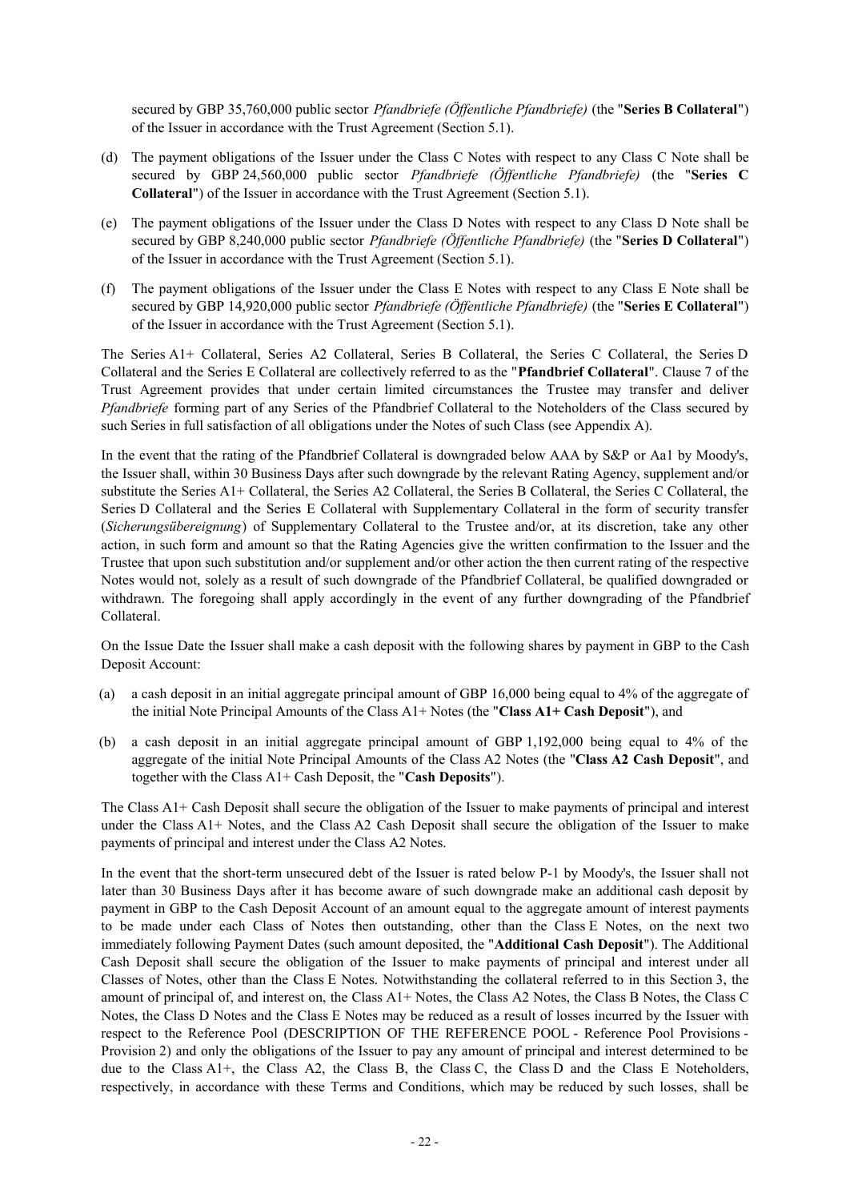secured by GBP 35,760,000 public sector *Pfandbriefe (Öffentliche Pfandbriefe)* (the "**Series B Collateral**") of the Issuer in accordance with the Trust Agreement (Section 5.1).

(d) The payment obligations of the Issuer under the Class C Notes with respect to any Class C Note shall be secured by GBP 24,560,000 public sector *Pfandbriefe (Öffentliche Pfandbriefe)* (the "**Series C Collateral**") of the Issuer in accordance with the Trust Agreement (Section 5.1).

(e) The payment obligations of the Issuer under the Class D Notes with respect to any Class D Note shall be secured by GBP 8,240,000 public sector *Pfandbriefe (Öffentliche Pfandbriefe)* (the "**Series D Collateral**") of the Issuer in accordance with the Trust Agreement (Section 5.1).

(f) The payment obligations of the Issuer under the Class E Notes with respect to any Class E Note shall be secured by GBP 14,920,000 public sector *Pfandbriefe (Öffentliche Pfandbriefe)* (the "**Series E Collateral**") of the Issuer in accordance with the Trust Agreement (Section 5.1).

The Series A1+ Collateral, Series A2 Collateral, Series B Collateral, the Series C Collateral, the Series D Collateral and the Series E Collateral are collectively referred to as the "**Pfandbrief Collateral**". Clause 7 of the Trust Agreement provides that under certain limited circumstances the Trustee may transfer and deliver *Pfandbriefe* forming part of any Series of the Pfandbrief Collateral to the Noteholders of the Class secured by such Series in full satisfaction of all obligations under the Notes of such Class (see Appendix A).

In the event that the rating of the Pfandbrief Collateral is downgraded below AAA by S&P or Aa1 by Moody's, the Issuer shall, within 30 Business Days after such downgrade by the relevant Rating Agency, supplement and/or substitute the Series A1+ Collateral, the Series A2 Collateral, the Series B Collateral, the Series C Collateral, the Series D Collateral and the Series E Collateral with Supplementary Collateral in the form of security transfer (*Sicherungsübereignung*) of Supplementary Collateral to the Trustee and/or, at its discretion, take any other action, in such form and amount so that the Rating Agencies give the written confirmation to the Issuer and the Trustee that upon such substitution and/or supplement and/or other action the then current rating of the respective Notes would not, solely as a result of such downgrade of the Pfandbrief Collateral, be qualified downgraded or withdrawn. The foregoing shall apply accordingly in the event of any further downgrading of the Pfandbrief Collateral.

On the Issue Date the Issuer shall make a cash deposit with the following shares by payment in GBP to the Cash Deposit Account:

(a) a cash deposit in an initial aggregate principal amount of GBP 16,000 being equal to 4% of the aggregate of the initial Note Principal Amounts of the Class A1+ Notes (the "**Class A1+ Cash Deposit**"), and

(b) a cash deposit in an initial aggregate principal amount of GBP 1,192,000 being equal to 4% of the aggregate of the initial Note Principal Amounts of the Class A2 Notes (the "**Class A2 Cash Deposit**", and together with the Class A1+ Cash Deposit, the "**Cash Deposits**").

The Class A1+ Cash Deposit shall secure the obligation of the Issuer to make payments of principal and interest under the Class A1+ Notes, and the Class A2 Cash Deposit shall secure the obligation of the Issuer to make payments of principal and interest under the Class A2 Notes.

In the event that the short-term unsecured debt of the Issuer is rated below P-1 by Moody's, the Issuer shall not later than 30 Business Days after it has become aware of such downgrade make an additional cash deposit by payment in GBP to the Cash Deposit Account of an amount equal to the aggregate amount of interest payments to be made under each Class of Notes then outstanding, other than the Class E Notes, on the next two immediately following Payment Dates (such amount deposited, the "**Additional Cash Deposit**"). The Additional Cash Deposit shall secure the obligation of the Issuer to make payments of principal and interest under all Classes of Notes, other than the Class E Notes. Notwithstanding the collateral referred to in this Section 3, the amount of principal of, and interest on, the Class A1+ Notes, the Class A2 Notes, the Class B Notes, the Class C Notes, the Class D Notes and the Class E Notes may be reduced as a result of losses incurred by the Issuer with respect to the Reference Pool (DESCRIPTION OF THE REFERENCE POOL - Reference Pool Provisions - Provision 2) and only the obligations of the Issuer to pay any amount of principal and interest determined to be due to the Class A1+, the Class A2, the Class B, the Class C, the Class D and the Class E Noteholders, respectively, in accordance with these Terms and Conditions, which may be reduced by such losses, shall be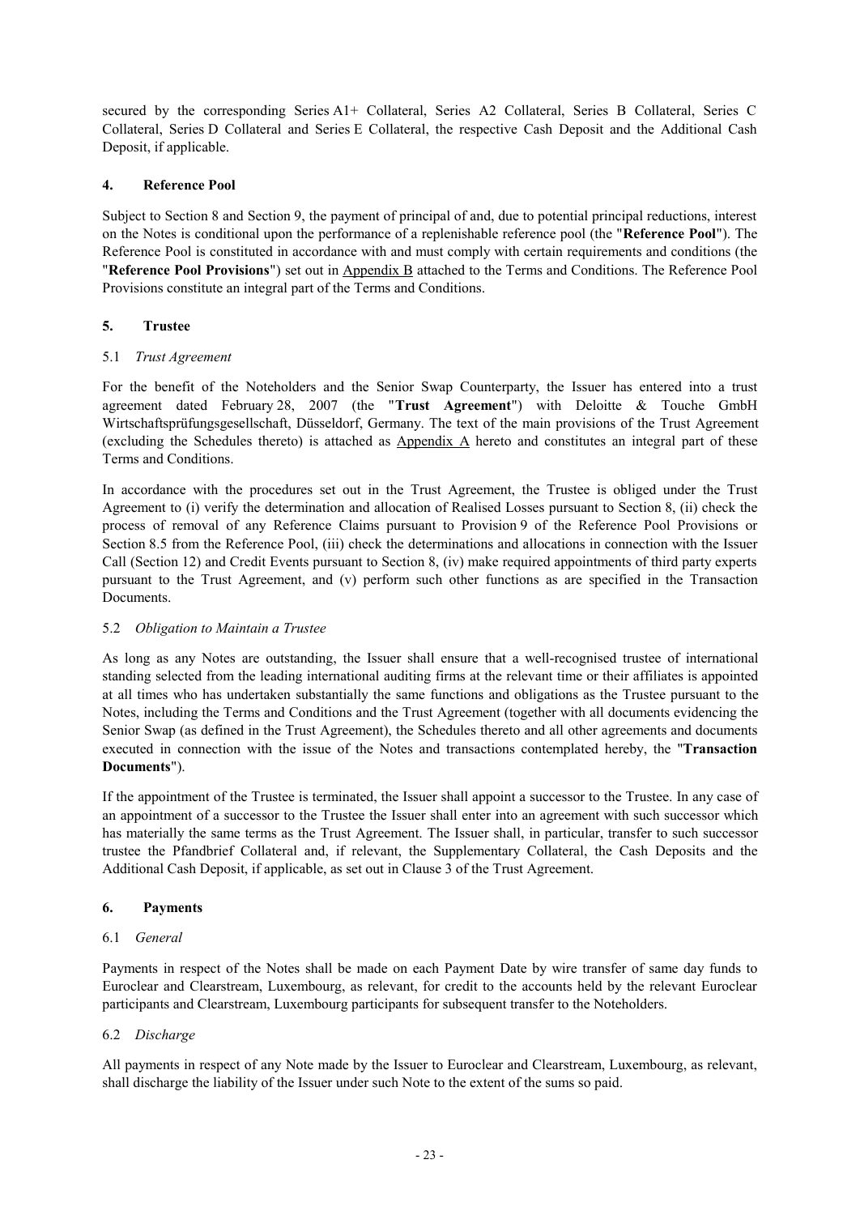secured by the corresponding Series A1+ Collateral, Series A2 Collateral, Series B Collateral, Series C Collateral, Series D Collateral and Series E Collateral, the respective Cash Deposit and the Additional Cash Deposit, if applicable.

## 4. Reference Pool

Subject to Section 8 and Section 9, the payment of principal of and, due to potential principal reductions, interest on the Notes is conditional upon the performance of a replenishable reference pool (the "**Reference Pool**"). The Reference Pool is constituted in accordance with and must comply with certain requirements and conditions (the "**Reference Pool Provisions**") set out in Appendix B attached to the Terms and Conditions. The Reference Pool Provisions constitute an integral part of the Terms and Conditions.

## 5. Trustee

### 5.1 *Trust Agreement*

For the benefit of the Noteholders and the Senior Swap Counterparty, the Issuer has entered into a trust agreement dated February 28, 2007 (the "**Trust Agreement**") with Deloitte & Touche GmbH Wirtschaftsprüfungsgesellschaft, Düsseldorf, Germany. The text of the main provisions of the Trust Agreement (excluding the Schedules thereto) is attached as Appendix A hereto and constitutes an integral part of these Terms and Conditions.

In accordance with the procedures set out in the Trust Agreement, the Trustee is obliged under the Trust Agreement to (i) verify the determination and allocation of Realised Losses pursuant to Section 8, (ii) check the process of removal of any Reference Claims pursuant to Provision 9 of the Reference Pool Provisions or Section 8.5 from the Reference Pool, (iii) check the determinations and allocations in connection with the Issuer Call (Section 12) and Credit Events pursuant to Section 8, (iv) make required appointments of third party experts pursuant to the Trust Agreement, and (v) perform such other functions as are specified in the Transaction Documents.

### 5.2 *Obligation to Maintain a Trustee*

As long as any Notes are outstanding, the Issuer shall ensure that a well-recognised trustee of international standing selected from the leading international auditing firms at the relevant time or their affiliates is appointed at all times who has undertaken substantially the same functions and obligations as the Trustee pursuant to the Notes, including the Terms and Conditions and the Trust Agreement (together with all documents evidencing the Senior Swap (as defined in the Trust Agreement), the Schedules thereto and all other agreements and documents executed in connection with the issue of the Notes and transactions contemplated hereby, the "**Transaction Documents**").

If the appointment of the Trustee is terminated, the Issuer shall appoint a successor to the Trustee. In any case of an appointment of a successor to the Trustee the Issuer shall enter into an agreement with such successor which has materially the same terms as the Trust Agreement. The Issuer shall, in particular, transfer to such successor trustee the Pfandbrief Collateral and, if relevant, the Supplementary Collateral, the Cash Deposits and the Additional Cash Deposit, if applicable, as set out in Clause 3 of the Trust Agreement.

## 6. Payments

### 6.1 *General*

Payments in respect of the Notes shall be made on each Payment Date by wire transfer of same day funds to Euroclear and Clearstream, Luxembourg, as relevant, for credit to the accounts held by the relevant Euroclear participants and Clearstream, Luxembourg participants for subsequent transfer to the Noteholders.

### 6.2 *Discharge*

All payments in respect of any Note made by the Issuer to Euroclear and Clearstream, Luxembourg, as relevant, shall discharge the liability of the Issuer under such Note to the extent of the sums so paid.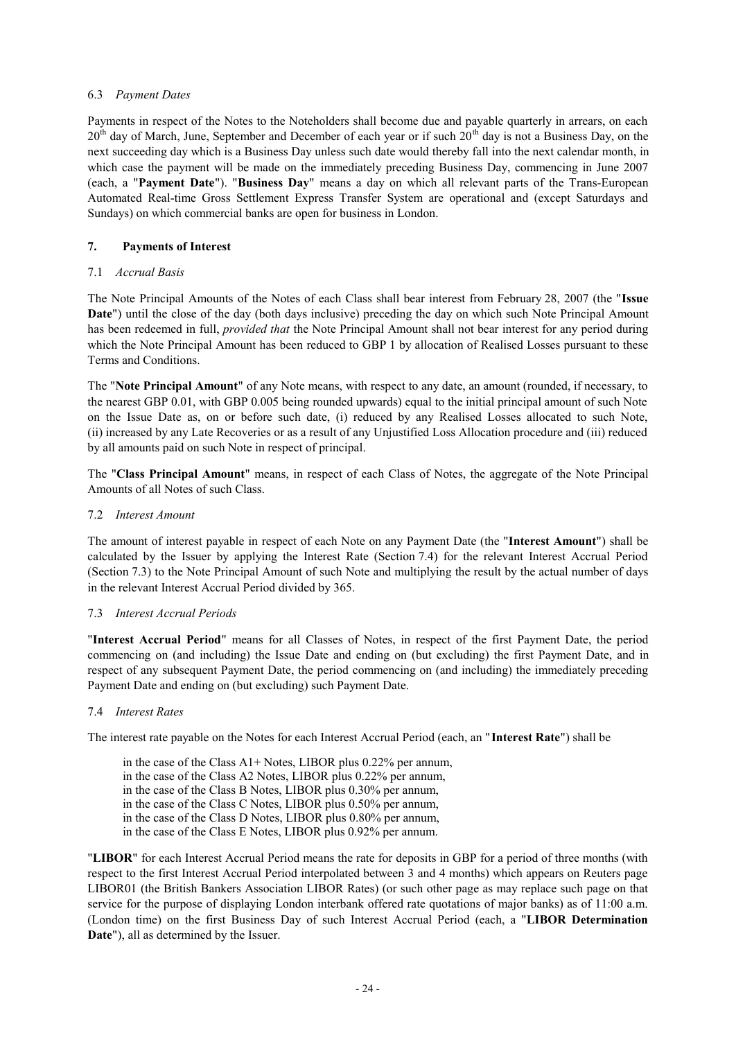### 6.3 *Payment Dates*

Payments in respect of the Notes to the Noteholders shall become due and payable quarterly in arrears, on each 20th day of March, June, September and December of each year or if such 20th day is not a Business Day, on the next succeeding day which is a Business Day unless such date would thereby fall into the next calendar month, in which case the payment will be made on the immediately preceding Business Day, commencing in June 2007 (each, a "**Payment Date**"). "**Business Day**" means a day on which all relevant parts of the Trans-European Automated Real-time Gross Settlement Express Transfer System are operational and (except Saturdays and Sundays) on which commercial banks are open for business in London.

## 7. Payments of Interest

### 7.1 *Accrual Basis*

The Note Principal Amounts of the Notes of each Class shall bear interest from February 28, 2007 (the "**Issue Date**") until the close of the day (both days inclusive) preceding the day on which such Note Principal Amount has been redeemed in full, *provided that* the Note Principal Amount shall not bear interest for any period during which the Note Principal Amount has been reduced to GBP 1 by allocation of Realised Losses pursuant to these Terms and Conditions.

The "**Note Principal Amount**" of any Note means, with respect to any date, an amount (rounded, if necessary, to the nearest GBP 0.01, with GBP 0.005 being rounded upwards) equal to the initial principal amount of such Note on the Issue Date as, on or before such date, (i) reduced by any Realised Losses allocated to such Note, (ii) increased by any Late Recoveries or as a result of any Unjustified Loss Allocation procedure and (iii) reduced by all amounts paid on such Note in respect of principal.

The "**Class Principal Amount**" means, in respect of each Class of Notes, the aggregate of the Note Principal Amounts of all Notes of such Class.

### 7.2 *Interest Amount*

The amount of interest payable in respect of each Note on any Payment Date (the "**Interest Amount**") shall be calculated by the Issuer by applying the Interest Rate (Section 7.4) for the relevant Interest Accrual Period (Section 7.3) to the Note Principal Amount of such Note and multiplying the result by the actual number of days in the relevant Interest Accrual Period divided by 365.

### 7.3 *Interest Accrual Periods*

"**Interest Accrual Period**" means for all Classes of Notes, in respect of the first Payment Date, the period commencing on (and including) the Issue Date and ending on (but excluding) the first Payment Date, and in respect of any subsequent Payment Date, the period commencing on (and including) the immediately preceding Payment Date and ending on (but excluding) such Payment Date.

### 7.4 *Interest Rates*

The interest rate payable on the Notes for each Interest Accrual Period (each, an "**Interest Rate**") shall be

in the case of the Class A1+ Notes, LIBOR plus 0.22% per annum,
in the case of the Class A2 Notes, LIBOR plus 0.22% per annum,
in the case of the Class B Notes, LIBOR plus 0.30% per annum,
in the case of the Class C Notes, LIBOR plus 0.50% per annum,
in the case of the Class D Notes, LIBOR plus 0.80% per annum,
in the case of the Class E Notes, LIBOR plus 0.92% per annum.

"**LIBOR**" for each Interest Accrual Period means the rate for deposits in GBP for a period of three months (with respect to the first Interest Accrual Period interpolated between 3 and 4 months) which appears on Reuters page LIBOR01 (the British Bankers Association LIBOR Rates) (or such other page as may replace such page on that service for the purpose of displaying London interbank offered rate quotations of major banks) as of 11:00 a.m. (London time) on the first Business Day of such Interest Accrual Period (each, a "**LIBOR Determination Date**"), all as determined by the Issuer.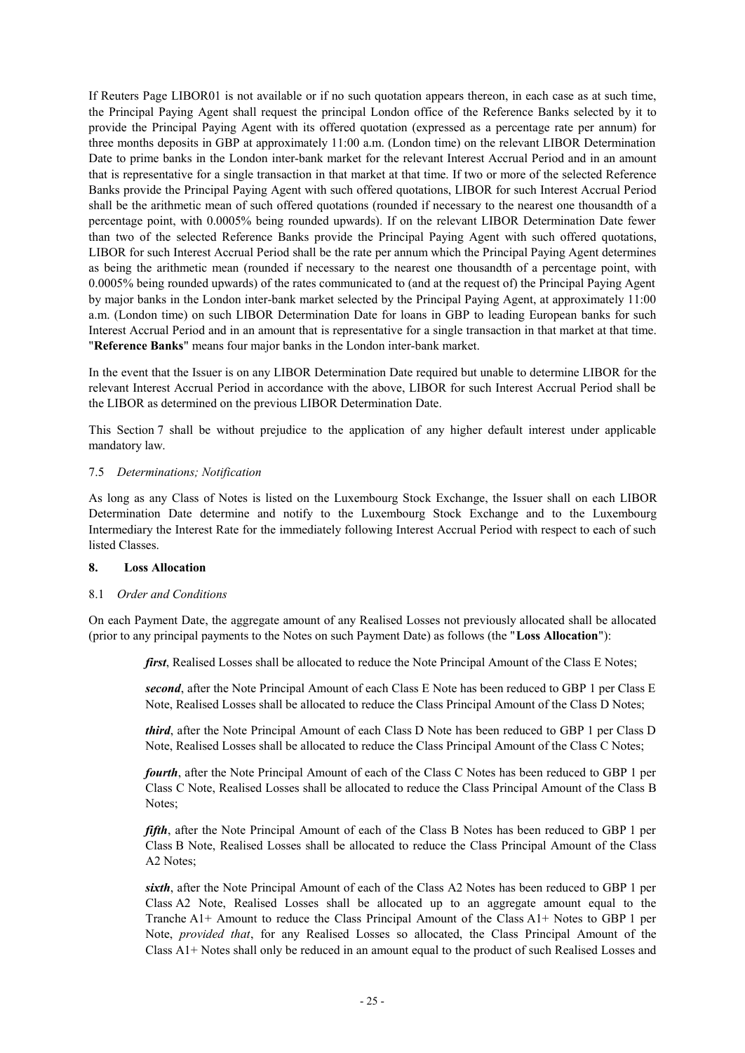If Reuters Page LIBOR01 is not available or if no such quotation appears thereon, in each case as at such time, the Principal Paying Agent shall request the principal London office of the Reference Banks selected by it to provide the Principal Paying Agent with its offered quotation (expressed as a percentage rate per annum) for three months deposits in GBP at approximately 11:00 a.m. (London time) on the relevant LIBOR Determination Date to prime banks in the London inter-bank market for the relevant Interest Accrual Period and in an amount that is representative for a single transaction in that market at that time. If two or more of the selected Reference Banks provide the Principal Paying Agent with such offered quotations, LIBOR for such Interest Accrual Period shall be the arithmetic mean of such offered quotations (rounded if necessary to the nearest one thousandth of a percentage point, with 0.0005% being rounded upwards). If on the relevant LIBOR Determination Date fewer than two of the selected Reference Banks provide the Principal Paying Agent with such offered quotations, LIBOR for such Interest Accrual Period shall be the rate per annum which the Principal Paying Agent determines as being the arithmetic mean (rounded if necessary to the nearest one thousandth of a percentage point, with 0.0005% being rounded upwards) of the rates communicated to (and at the request of) the Principal Paying Agent by major banks in the London inter-bank market selected by the Principal Paying Agent, at approximately 11:00 a.m. (London time) on such LIBOR Determination Date for loans in GBP to leading European banks for such Interest Accrual Period and in an amount that is representative for a single transaction in that market at that time. "**Reference Banks**" means four major banks in the London inter-bank market.

In the event that the Issuer is on any LIBOR Determination Date required but unable to determine LIBOR for the relevant Interest Accrual Period in accordance with the above, LIBOR for such Interest Accrual Period shall be the LIBOR as determined on the previous LIBOR Determination Date.

This Section 7 shall be without prejudice to the application of any higher default interest under applicable mandatory law.

7.5 *Determinations; Notification*

As long as any Class of Notes is listed on the Luxembourg Stock Exchange, the Issuer shall on each LIBOR Determination Date determine and notify to the Luxembourg Stock Exchange and to the Luxembourg Intermediary the Interest Rate for the immediately following Interest Accrual Period with respect to each of such listed Classes.

## 8. Loss Allocation

8.1 *Order and Conditions*

On each Payment Date, the aggregate amount of any Realised Losses not previously allocated shall be allocated (prior to any principal payments to the Notes on such Payment Date) as follows (the "**Loss Allocation**"):

> ***first***, Realised Losses shall be allocated to reduce the Note Principal Amount of the Class E Notes;
>
> ***second***, after the Note Principal Amount of each Class E Note has been reduced to GBP 1 per Class E Note, Realised Losses shall be allocated to reduce the Class Principal Amount of the Class D Notes;
>
> ***third***, after the Note Principal Amount of each Class D Note has been reduced to GBP 1 per Class D Note, Realised Losses shall be allocated to reduce the Class Principal Amount of the Class C Notes;
>
> ***fourth***, after the Note Principal Amount of each of the Class C Notes has been reduced to GBP 1 per Class C Note, Realised Losses shall be allocated to reduce the Class Principal Amount of the Class B Notes;
>
> ***fifth***, after the Note Principal Amount of each of the Class B Notes has been reduced to GBP 1 per Class B Note, Realised Losses shall be allocated to reduce the Class Principal Amount of the Class A2 Notes;
>
> ***sixth***, after the Note Principal Amount of each of the Class A2 Notes has been reduced to GBP 1 per Class A2 Note, Realised Losses shall be allocated up to an aggregate amount equal to the Tranche A1+ Amount to reduce the Class Principal Amount of the Class A1+ Notes to GBP 1 per Note, *provided that*, for any Realised Losses so allocated, the Class Principal Amount of the Class A1+ Notes shall only be reduced in an amount equal to the product of such Realised Losses and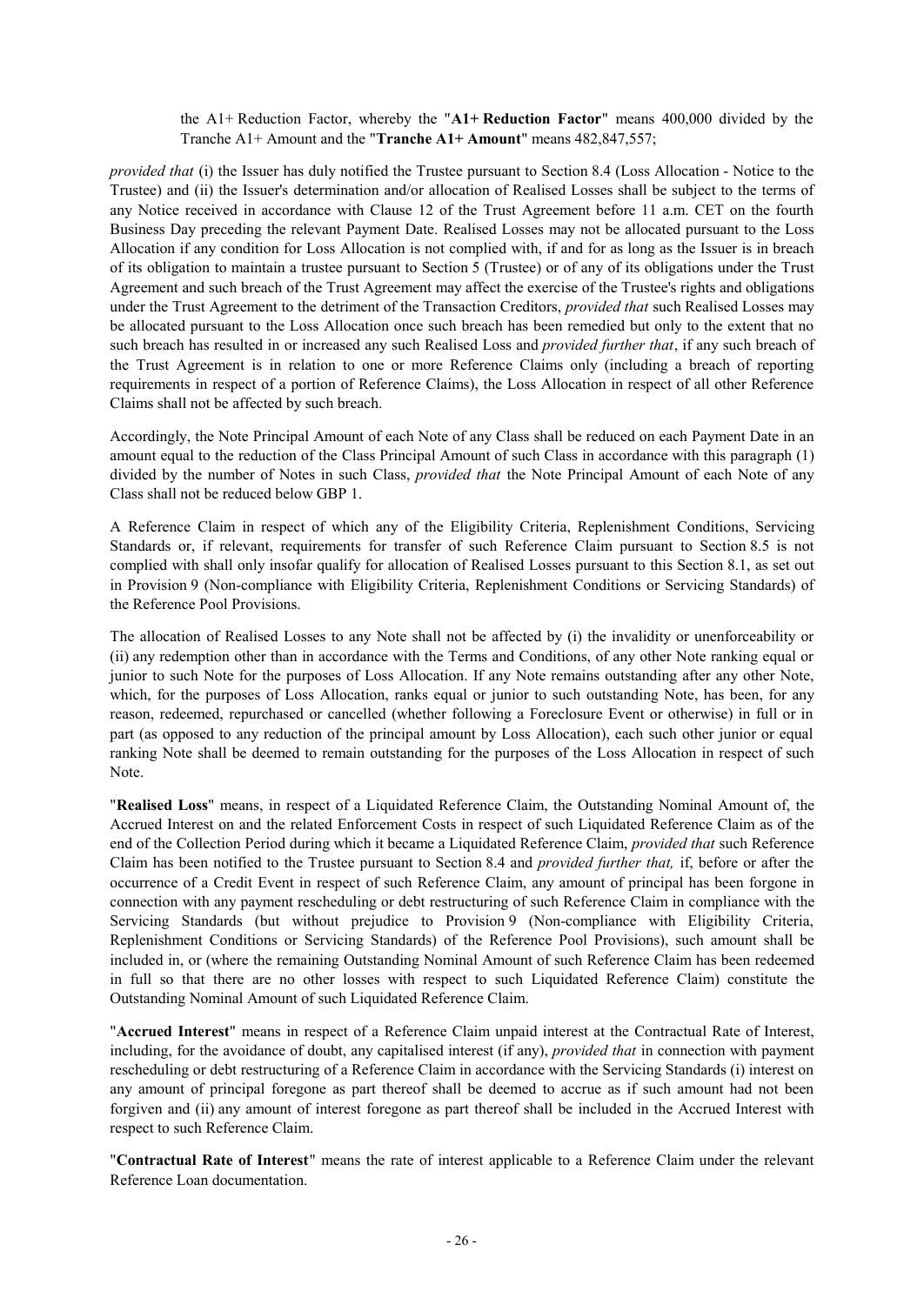the A1+ Reduction Factor, whereby the "**A1+ Reduction Factor**" means 400,000 divided by the Tranche A1+ Amount and the "**Tranche A1+ Amount**" means 482,847,557;

*provided that* (i) the Issuer has duly notified the Trustee pursuant to Section 8.4 (Loss Allocation - Notice to the Trustee) and (ii) the Issuer's determination and/or allocation of Realised Losses shall be subject to the terms of any Notice received in accordance with Clause 12 of the Trust Agreement before 11 a.m. CET on the fourth Business Day preceding the relevant Payment Date. Realised Losses may not be allocated pursuant to the Loss Allocation if any condition for Loss Allocation is not complied with, if and for as long as the Issuer is in breach of its obligation to maintain a trustee pursuant to Section 5 (Trustee) or of any of its obligations under the Trust Agreement and such breach of the Trust Agreement may affect the exercise of the Trustee's rights and obligations under the Trust Agreement to the detriment of the Transaction Creditors, *provided that* such Realised Losses may be allocated pursuant to the Loss Allocation once such breach has been remedied but only to the extent that no such breach has resulted in or increased any such Realised Loss and *provided further that*, if any such breach of the Trust Agreement is in relation to one or more Reference Claims only (including a breach of reporting requirements in respect of a portion of Reference Claims), the Loss Allocation in respect of all other Reference Claims shall not be affected by such breach.

Accordingly, the Note Principal Amount of each Note of any Class shall be reduced on each Payment Date in an amount equal to the reduction of the Class Principal Amount of such Class in accordance with this paragraph (1) divided by the number of Notes in such Class, *provided that* the Note Principal Amount of each Note of any Class shall not be reduced below GBP 1.

A Reference Claim in respect of which any of the Eligibility Criteria, Replenishment Conditions, Servicing Standards or, if relevant, requirements for transfer of such Reference Claim pursuant to Section 8.5 is not complied with shall only insofar qualify for allocation of Realised Losses pursuant to this Section 8.1, as set out in Provision 9 (Non-compliance with Eligibility Criteria, Replenishment Conditions or Servicing Standards) of the Reference Pool Provisions.

The allocation of Realised Losses to any Note shall not be affected by (i) the invalidity or unenforceability or (ii) any redemption other than in accordance with the Terms and Conditions, of any other Note ranking equal or junior to such Note for the purposes of Loss Allocation. If any Note remains outstanding after any other Note, which, for the purposes of Loss Allocation, ranks equal or junior to such outstanding Note, has been, for any reason, redeemed, repurchased or cancelled (whether following a Foreclosure Event or otherwise) in full or in part (as opposed to any reduction of the principal amount by Loss Allocation), each such other junior or equal ranking Note shall be deemed to remain outstanding for the purposes of the Loss Allocation in respect of such Note.

"**Realised Loss**" means, in respect of a Liquidated Reference Claim, the Outstanding Nominal Amount of, the Accrued Interest on and the related Enforcement Costs in respect of such Liquidated Reference Claim as of the end of the Collection Period during which it became a Liquidated Reference Claim, *provided that* such Reference Claim has been notified to the Trustee pursuant to Section 8.4 and *provided further that,* if, before or after the occurrence of a Credit Event in respect of such Reference Claim, any amount of principal has been forgone in connection with any payment rescheduling or debt restructuring of such Reference Claim in compliance with the Servicing Standards (but without prejudice to Provision 9 (Non-compliance with Eligibility Criteria, Replenishment Conditions or Servicing Standards) of the Reference Pool Provisions), such amount shall be included in, or (where the remaining Outstanding Nominal Amount of such Reference Claim has been redeemed in full so that there are no other losses with respect to such Liquidated Reference Claim) constitute the Outstanding Nominal Amount of such Liquidated Reference Claim.

"**Accrued Interest**" means in respect of a Reference Claim unpaid interest at the Contractual Rate of Interest, including, for the avoidance of doubt, any capitalised interest (if any), *provided that* in connection with payment rescheduling or debt restructuring of a Reference Claim in accordance with the Servicing Standards (i) interest on any amount of principal foregone as part thereof shall be deemed to accrue as if such amount had not been forgiven and (ii) any amount of interest foregone as part thereof shall be included in the Accrued Interest with respect to such Reference Claim.

"**Contractual Rate of Interest**" means the rate of interest applicable to a Reference Claim under the relevant Reference Loan documentation.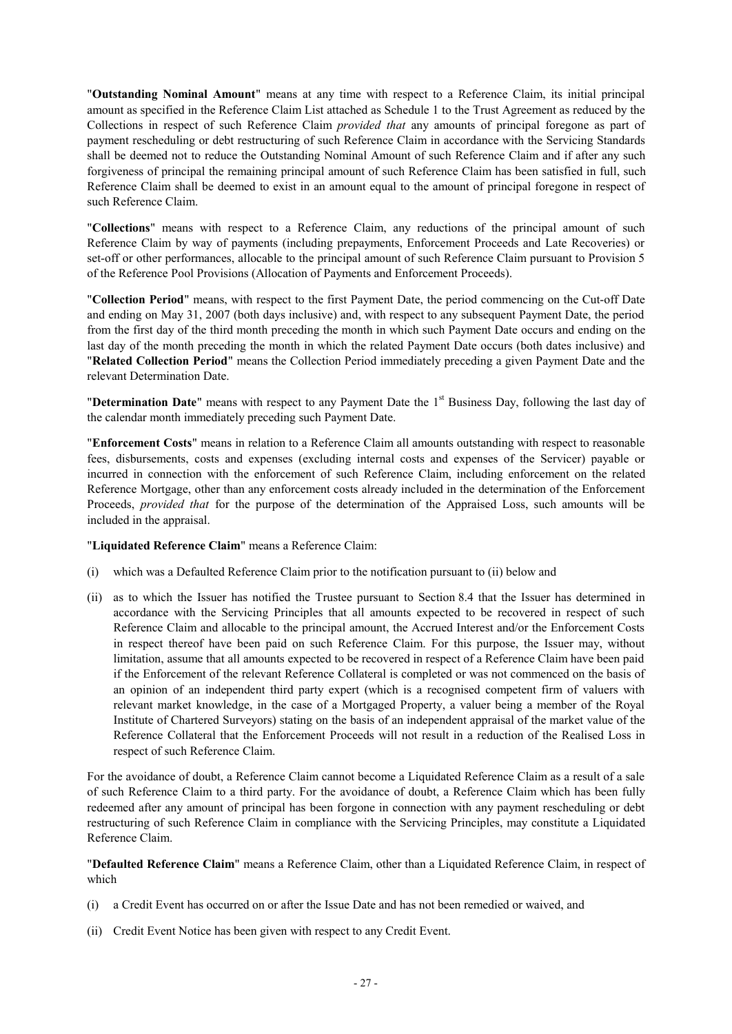"**Outstanding Nominal Amount**" means at any time with respect to a Reference Claim, its initial principal amount as specified in the Reference Claim List attached as Schedule 1 to the Trust Agreement as reduced by the Collections in respect of such Reference Claim *provided that* any amounts of principal foregone as part of payment rescheduling or debt restructuring of such Reference Claim in accordance with the Servicing Standards shall be deemed not to reduce the Outstanding Nominal Amount of such Reference Claim and if after any such forgiveness of principal the remaining principal amount of such Reference Claim has been satisfied in full, such Reference Claim shall be deemed to exist in an amount equal to the amount of principal foregone in respect of such Reference Claim.

"**Collections**" means with respect to a Reference Claim, any reductions of the principal amount of such Reference Claim by way of payments (including prepayments, Enforcement Proceeds and Late Recoveries) or set-off or other performances, allocable to the principal amount of such Reference Claim pursuant to Provision 5 of the Reference Pool Provisions (Allocation of Payments and Enforcement Proceeds).

"**Collection Period**" means, with respect to the first Payment Date, the period commencing on the Cut-off Date and ending on May 31, 2007 (both days inclusive) and, with respect to any subsequent Payment Date, the period from the first day of the third month preceding the month in which such Payment Date occurs and ending on the last day of the month preceding the month in which the related Payment Date occurs (both dates inclusive) and "**Related Collection Period**" means the Collection Period immediately preceding a given Payment Date and the relevant Determination Date.

"**Determination Date**" means with respect to any Payment Date the 1st Business Day, following the last day of the calendar month immediately preceding such Payment Date.

"**Enforcement Costs**" means in relation to a Reference Claim all amounts outstanding with respect to reasonable fees, disbursements, costs and expenses (excluding internal costs and expenses of the Servicer) payable or incurred in connection with the enforcement of such Reference Claim, including enforcement on the related Reference Mortgage, other than any enforcement costs already included in the determination of the Enforcement Proceeds, *provided that* for the purpose of the determination of the Appraised Loss, such amounts will be included in the appraisal.

"**Liquidated Reference Claim**" means a Reference Claim:

(i) which was a Defaulted Reference Claim prior to the notification pursuant to (ii) below and

(ii) as to which the Issuer has notified the Trustee pursuant to Section 8.4 that the Issuer has determined in accordance with the Servicing Principles that all amounts expected to be recovered in respect of such Reference Claim and allocable to the principal amount, the Accrued Interest and/or the Enforcement Costs in respect thereof have been paid on such Reference Claim. For this purpose, the Issuer may, without limitation, assume that all amounts expected to be recovered in respect of a Reference Claim have been paid if the Enforcement of the relevant Reference Collateral is completed or was not commenced on the basis of an opinion of an independent third party expert (which is a recognised competent firm of valuers with relevant market knowledge, in the case of a Mortgaged Property, a valuer being a member of the Royal Institute of Chartered Surveyors) stating on the basis of an independent appraisal of the market value of the Reference Collateral that the Enforcement Proceeds will not result in a reduction of the Realised Loss in respect of such Reference Claim.

For the avoidance of doubt, a Reference Claim cannot become a Liquidated Reference Claim as a result of a sale of such Reference Claim to a third party. For the avoidance of doubt, a Reference Claim which has been fully redeemed after any amount of principal has been forgone in connection with any payment rescheduling or debt restructuring of such Reference Claim in compliance with the Servicing Principles, may constitute a Liquidated Reference Claim.

"**Defaulted Reference Claim**" means a Reference Claim, other than a Liquidated Reference Claim, in respect of which

(i) a Credit Event has occurred on or after the Issue Date and has not been remedied or waived, and

(ii) Credit Event Notice has been given with respect to any Credit Event.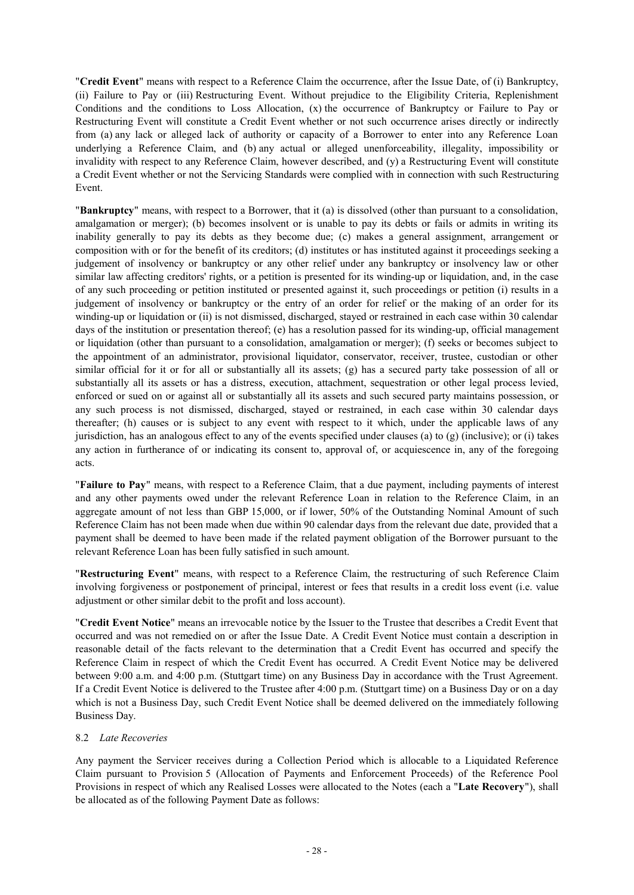"**Credit Event**" means with respect to a Reference Claim the occurrence, after the Issue Date, of (i) Bankruptcy, (ii) Failure to Pay or (iii) Restructuring Event. Without prejudice to the Eligibility Criteria, Replenishment Conditions and the conditions to Loss Allocation, (x) the occurrence of Bankruptcy or Failure to Pay or Restructuring Event will constitute a Credit Event whether or not such occurrence arises directly or indirectly from (a) any lack or alleged lack of authority or capacity of a Borrower to enter into any Reference Loan underlying a Reference Claim, and (b) any actual or alleged unenforceability, illegality, impossibility or invalidity with respect to any Reference Claim, however described, and (y) a Restructuring Event will constitute a Credit Event whether or not the Servicing Standards were complied with in connection with such Restructuring Event.

"**Bankruptcy**" means, with respect to a Borrower, that it (a) is dissolved (other than pursuant to a consolidation, amalgamation or merger); (b) becomes insolvent or is unable to pay its debts or fails or admits in writing its inability generally to pay its debts as they become due; (c) makes a general assignment, arrangement or composition with or for the benefit of its creditors; (d) institutes or has instituted against it proceedings seeking a judgement of insolvency or bankruptcy or any other relief under any bankruptcy or insolvency law or other similar law affecting creditors' rights, or a petition is presented for its winding-up or liquidation, and, in the case of any such proceeding or petition instituted or presented against it, such proceedings or petition (i) results in a judgement of insolvency or bankruptcy or the entry of an order for relief or the making of an order for its winding-up or liquidation or (ii) is not dismissed, discharged, stayed or restrained in each case within 30 calendar days of the institution or presentation thereof; (e) has a resolution passed for its winding-up, official management or liquidation (other than pursuant to a consolidation, amalgamation or merger); (f) seeks or becomes subject to the appointment of an administrator, provisional liquidator, conservator, receiver, trustee, custodian or other similar official for it or for all or substantially all its assets; (g) has a secured party take possession of all or substantially all its assets or has a distress, execution, attachment, sequestration or other legal process levied, enforced or sued on or against all or substantially all its assets and such secured party maintains possession, or any such process is not dismissed, discharged, stayed or restrained, in each case within 30 calendar days thereafter; (h) causes or is subject to any event with respect to it which, under the applicable laws of any jurisdiction, has an analogous effect to any of the events specified under clauses (a) to (g) (inclusive); or (i) takes any action in furtherance of or indicating its consent to, approval of, or acquiescence in, any of the foregoing acts.

"**Failure to Pay**" means, with respect to a Reference Claim, that a due payment, including payments of interest and any other payments owed under the relevant Reference Loan in relation to the Reference Claim, in an aggregate amount of not less than GBP 15,000, or if lower, 50% of the Outstanding Nominal Amount of such Reference Claim has not been made when due within 90 calendar days from the relevant due date, provided that a payment shall be deemed to have been made if the related payment obligation of the Borrower pursuant to the relevant Reference Loan has been fully satisfied in such amount.

"**Restructuring Event**" means, with respect to a Reference Claim, the restructuring of such Reference Claim involving forgiveness or postponement of principal, interest or fees that results in a credit loss event (i.e. value adjustment or other similar debit to the profit and loss account).

"**Credit Event Notice**" means an irrevocable notice by the Issuer to the Trustee that describes a Credit Event that occurred and was not remedied on or after the Issue Date. A Credit Event Notice must contain a description in reasonable detail of the facts relevant to the determination that a Credit Event has occurred and specify the Reference Claim in respect of which the Credit Event has occurred. A Credit Event Notice may be delivered between 9:00 a.m. and 4:00 p.m. (Stuttgart time) on any Business Day in accordance with the Trust Agreement. If a Credit Event Notice is delivered to the Trustee after 4:00 p.m. (Stuttgart time) on a Business Day or on a day which is not a Business Day, such Credit Event Notice shall be deemed delivered on the immediately following Business Day.

8.2 *Late Recoveries*

Any payment the Servicer receives during a Collection Period which is allocable to a Liquidated Reference Claim pursuant to Provision 5 (Allocation of Payments and Enforcement Proceeds) of the Reference Pool Provisions in respect of which any Realised Losses were allocated to the Notes (each a "**Late Recovery**"), shall be allocated as of the following Payment Date as follows: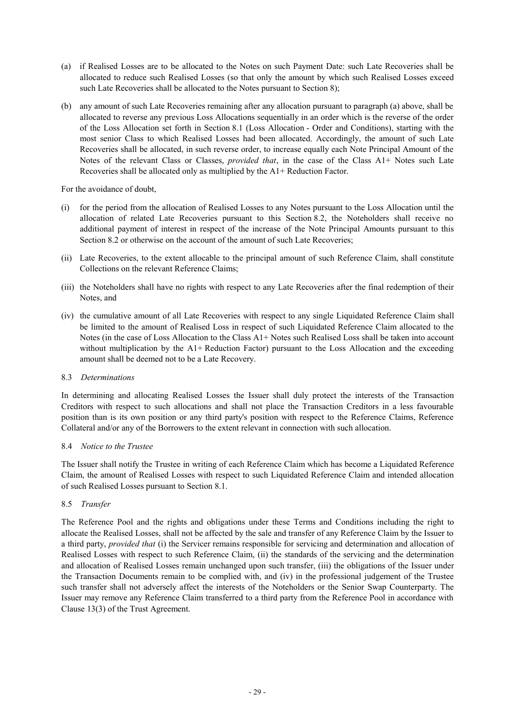(a) if Realised Losses are to be allocated to the Notes on such Payment Date: such Late Recoveries shall be allocated to reduce such Realised Losses (so that only the amount by which such Realised Losses exceed such Late Recoveries shall be allocated to the Notes pursuant to Section 8);

(b) any amount of such Late Recoveries remaining after any allocation pursuant to paragraph (a) above, shall be allocated to reverse any previous Loss Allocations sequentially in an order which is the reverse of the order of the Loss Allocation set forth in Section 8.1 (Loss Allocation - Order and Conditions), starting with the most senior Class to which Realised Losses had been allocated. Accordingly, the amount of such Late Recoveries shall be allocated, in such reverse order, to increase equally each Note Principal Amount of the Notes of the relevant Class or Classes, *provided that*, in the case of the Class A1+ Notes such Late Recoveries shall be allocated only as multiplied by the A1+ Reduction Factor.

For the avoidance of doubt,

(i) for the period from the allocation of Realised Losses to any Notes pursuant to the Loss Allocation until the allocation of related Late Recoveries pursuant to this Section 8.2, the Noteholders shall receive no additional payment of interest in respect of the increase of the Note Principal Amounts pursuant to this Section 8.2 or otherwise on the account of the amount of such Late Recoveries;

(ii) Late Recoveries, to the extent allocable to the principal amount of such Reference Claim, shall constitute Collections on the relevant Reference Claims;

(iii) the Noteholders shall have no rights with respect to any Late Recoveries after the final redemption of their Notes, and

(iv) the cumulative amount of all Late Recoveries with respect to any single Liquidated Reference Claim shall be limited to the amount of Realised Loss in respect of such Liquidated Reference Claim allocated to the Notes (in the case of Loss Allocation to the Class A1+ Notes such Realised Loss shall be taken into account without multiplication by the A1+ Reduction Factor) pursuant to the Loss Allocation and the exceeding amount shall be deemed not to be a Late Recovery.

8.3 *Determinations*

In determining and allocating Realised Losses the Issuer shall duly protect the interests of the Transaction Creditors with respect to such allocations and shall not place the Transaction Creditors in a less favourable position than is its own position or any third party's position with respect to the Reference Claims, Reference Collateral and/or any of the Borrowers to the extent relevant in connection with such allocation.

8.4 *Notice to the Trustee*

The Issuer shall notify the Trustee in writing of each Reference Claim which has become a Liquidated Reference Claim, the amount of Realised Losses with respect to such Liquidated Reference Claim and intended allocation of such Realised Losses pursuant to Section 8.1.

8.5 *Transfer*

The Reference Pool and the rights and obligations under these Terms and Conditions including the right to allocate the Realised Losses, shall not be affected by the sale and transfer of any Reference Claim by the Issuer to a third party, *provided that* (i) the Servicer remains responsible for servicing and determination and allocation of Realised Losses with respect to such Reference Claim, (ii) the standards of the servicing and the determination and allocation of Realised Losses remain unchanged upon such transfer, (iii) the obligations of the Issuer under the Transaction Documents remain to be complied with, and (iv) in the professional judgement of the Trustee such transfer shall not adversely affect the interests of the Noteholders or the Senior Swap Counterparty. The Issuer may remove any Reference Claim transferred to a third party from the Reference Pool in accordance with Clause 13(3) of the Trust Agreement.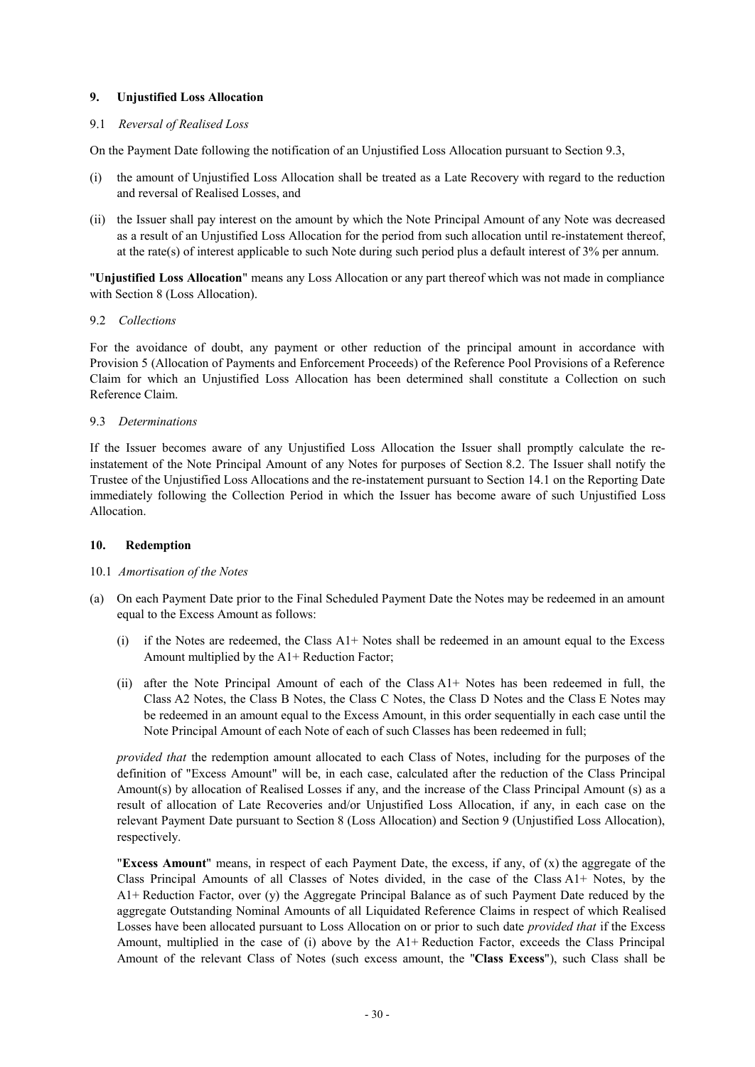## 9. Unjustified Loss Allocation

### 9.1 *Reversal of Realised Loss*

On the Payment Date following the notification of an Unjustified Loss Allocation pursuant to Section 9.3,

(i) the amount of Unjustified Loss Allocation shall be treated as a Late Recovery with regard to the reduction and reversal of Realised Losses, and

(ii) the Issuer shall pay interest on the amount by which the Note Principal Amount of any Note was decreased as a result of an Unjustified Loss Allocation for the period from such allocation until re-instatement thereof, at the rate(s) of interest applicable to such Note during such period plus a default interest of 3% per annum.

"**Unjustified Loss Allocation**" means any Loss Allocation or any part thereof which was not made in compliance with Section 8 (Loss Allocation).

### 9.2 *Collections*

For the avoidance of doubt, any payment or other reduction of the principal amount in accordance with Provision 5 (Allocation of Payments and Enforcement Proceeds) of the Reference Pool Provisions of a Reference Claim for which an Unjustified Loss Allocation has been determined shall constitute a Collection on such Reference Claim.

### 9.3 *Determinations*

If the Issuer becomes aware of any Unjustified Loss Allocation the Issuer shall promptly calculate the re-instatement of the Note Principal Amount of any Notes for purposes of Section 8.2. The Issuer shall notify the Trustee of the Unjustified Loss Allocations and the re-instatement pursuant to Section 14.1 on the Reporting Date immediately following the Collection Period in which the Issuer has become aware of such Unjustified Loss Allocation.

## 10. Redemption

### 10.1 *Amortisation of the Notes*

(a) On each Payment Date prior to the Final Scheduled Payment Date the Notes may be redeemed in an amount equal to the Excess Amount as follows:

   (i) if the Notes are redeemed, the Class A1+ Notes shall be redeemed in an amount equal to the Excess Amount multiplied by the A1+ Reduction Factor;

   (ii) after the Note Principal Amount of each of the Class A1+ Notes has been redeemed in full, the Class A2 Notes, the Class B Notes, the Class C Notes, the Class D Notes and the Class E Notes may be redeemed in an amount equal to the Excess Amount, in this order sequentially in each case until the Note Principal Amount of each Note of each of such Classes has been redeemed in full;

   *provided that* the redemption amount allocated to each Class of Notes, including for the purposes of the definition of "Excess Amount" will be, in each case, calculated after the reduction of the Class Principal Amount(s) by allocation of Realised Losses if any, and the increase of the Class Principal Amount (s) as a result of allocation of Late Recoveries and/or Unjustified Loss Allocation, if any, in each case on the relevant Payment Date pursuant to Section 8 (Loss Allocation) and Section 9 (Unjustified Loss Allocation), respectively.

   "**Excess Amount**" means, in respect of each Payment Date, the excess, if any, of (x) the aggregate of the Class Principal Amounts of all Classes of Notes divided, in the case of the Class A1+ Notes, by the A1+ Reduction Factor, over (y) the Aggregate Principal Balance as of such Payment Date reduced by the aggregate Outstanding Nominal Amounts of all Liquidated Reference Claims in respect of which Realised Losses have been allocated pursuant to Loss Allocation on or prior to such date *provided that* if the Excess Amount, multiplied in the case of (i) above by the A1+ Reduction Factor, exceeds the Class Principal Amount of the relevant Class of Notes (such excess amount, the "**Class Excess**"), such Class shall be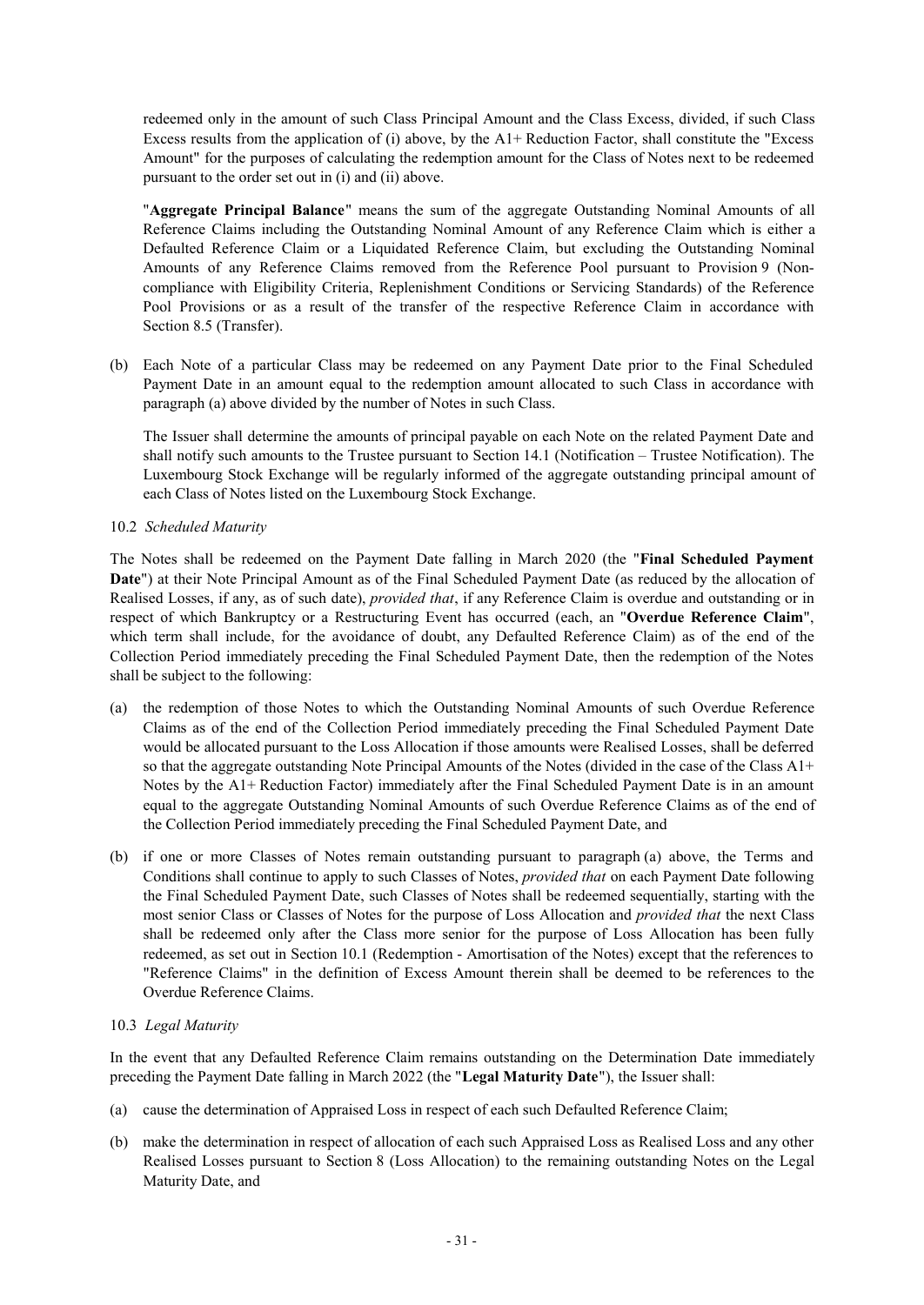redeemed only in the amount of such Class Principal Amount and the Class Excess, divided, if such Class Excess results from the application of (i) above, by the A1+ Reduction Factor, shall constitute the "Excess Amount" for the purposes of calculating the redemption amount for the Class of Notes next to be redeemed pursuant to the order set out in (i) and (ii) above.

"**Aggregate Principal Balance**" means the sum of the aggregate Outstanding Nominal Amounts of all Reference Claims including the Outstanding Nominal Amount of any Reference Claim which is either a Defaulted Reference Claim or a Liquidated Reference Claim, but excluding the Outstanding Nominal Amounts of any Reference Claims removed from the Reference Pool pursuant to Provision 9 (Non-compliance with Eligibility Criteria, Replenishment Conditions or Servicing Standards) of the Reference Pool Provisions or as a result of the transfer of the respective Reference Claim in accordance with Section 8.5 (Transfer).

(b) Each Note of a particular Class may be redeemed on any Payment Date prior to the Final Scheduled Payment Date in an amount equal to the redemption amount allocated to such Class in accordance with paragraph (a) above divided by the number of Notes in such Class.

The Issuer shall determine the amounts of principal payable on each Note on the related Payment Date and shall notify such amounts to the Trustee pursuant to Section 14.1 (Notification – Trustee Notification). The Luxembourg Stock Exchange will be regularly informed of the aggregate outstanding principal amount of each Class of Notes listed on the Luxembourg Stock Exchange.

10.2 *Scheduled Maturity*

The Notes shall be redeemed on the Payment Date falling in March 2020 (the "**Final Scheduled Payment Date**") at their Note Principal Amount as of the Final Scheduled Payment Date (as reduced by the allocation of Realised Losses, if any, as of such date), *provided that*, if any Reference Claim is overdue and outstanding or in respect of which Bankruptcy or a Restructuring Event has occurred (each, an "**Overdue Reference Claim**", which term shall include, for the avoidance of doubt, any Defaulted Reference Claim) as of the end of the Collection Period immediately preceding the Final Scheduled Payment Date, then the redemption of the Notes shall be subject to the following:

(a) the redemption of those Notes to which the Outstanding Nominal Amounts of such Overdue Reference Claims as of the end of the Collection Period immediately preceding the Final Scheduled Payment Date would be allocated pursuant to the Loss Allocation if those amounts were Realised Losses, shall be deferred so that the aggregate outstanding Note Principal Amounts of the Notes (divided in the case of the Class A1+ Notes by the A1+ Reduction Factor) immediately after the Final Scheduled Payment Date is in an amount equal to the aggregate Outstanding Nominal Amounts of such Overdue Reference Claims as of the end of the Collection Period immediately preceding the Final Scheduled Payment Date, and

(b) if one or more Classes of Notes remain outstanding pursuant to paragraph (a) above, the Terms and Conditions shall continue to apply to such Classes of Notes, *provided that* on each Payment Date following the Final Scheduled Payment Date, such Classes of Notes shall be redeemed sequentially, starting with the most senior Class or Classes of Notes for the purpose of Loss Allocation and *provided that* the next Class shall be redeemed only after the Class more senior for the purpose of Loss Allocation has been fully redeemed, as set out in Section 10.1 (Redemption - Amortisation of the Notes) except that the references to "Reference Claims" in the definition of Excess Amount therein shall be deemed to be references to the Overdue Reference Claims.

10.3 *Legal Maturity*

In the event that any Defaulted Reference Claim remains outstanding on the Determination Date immediately preceding the Payment Date falling in March 2022 (the "**Legal Maturity Date**"), the Issuer shall:

(a) cause the determination of Appraised Loss in respect of each such Defaulted Reference Claim;

(b) make the determination in respect of allocation of each such Appraised Loss as Realised Loss and any other Realised Losses pursuant to Section 8 (Loss Allocation) to the remaining outstanding Notes on the Legal Maturity Date, and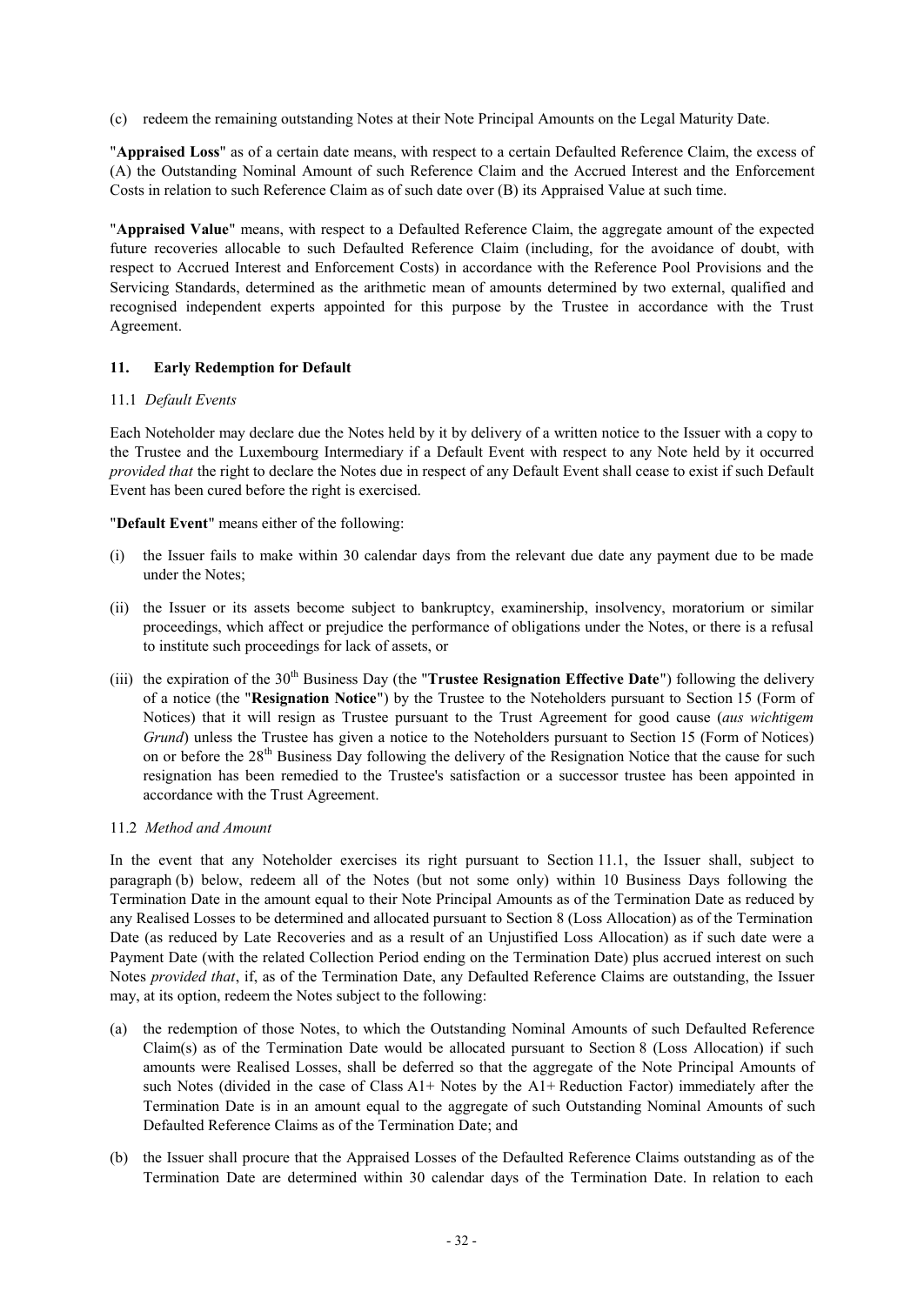(c) redeem the remaining outstanding Notes at their Note Principal Amounts on the Legal Maturity Date.

"**Appraised Loss**" as of a certain date means, with respect to a certain Defaulted Reference Claim, the excess of (A) the Outstanding Nominal Amount of such Reference Claim and the Accrued Interest and the Enforcement Costs in relation to such Reference Claim as of such date over (B) its Appraised Value at such time.

"**Appraised Value**" means, with respect to a Defaulted Reference Claim, the aggregate amount of the expected future recoveries allocable to such Defaulted Reference Claim (including, for the avoidance of doubt, with respect to Accrued Interest and Enforcement Costs) in accordance with the Reference Pool Provisions and the Servicing Standards, determined as the arithmetic mean of amounts determined by two external, qualified and recognised independent experts appointed for this purpose by the Trustee in accordance with the Trust Agreement.

## 11. Early Redemption for Default

### 11.1 *Default Events*

Each Noteholder may declare due the Notes held by it by delivery of a written notice to the Issuer with a copy to the Trustee and the Luxembourg Intermediary if a Default Event with respect to any Note held by it occurred *provided that* the right to declare the Notes due in respect of any Default Event shall cease to exist if such Default Event has been cured before the right is exercised.

"**Default Event**" means either of the following:

(i) the Issuer fails to make within 30 calendar days from the relevant due date any payment due to be made under the Notes;

(ii) the Issuer or its assets become subject to bankruptcy, examinership, insolvency, moratorium or similar proceedings, which affect or prejudice the performance of obligations under the Notes, or there is a refusal to institute such proceedings for lack of assets, or

(iii) the expiration of the 30th Business Day (the "**Trustee Resignation Effective Date**") following the delivery of a notice (the "**Resignation Notice**") by the Trustee to the Noteholders pursuant to Section 15 (Form of Notices) that it will resign as Trustee pursuant to the Trust Agreement for good cause (*aus wichtigem Grund*) unless the Trustee has given a notice to the Noteholders pursuant to Section 15 (Form of Notices) on or before the 28th Business Day following the delivery of the Resignation Notice that the cause for such resignation has been remedied to the Trustee's satisfaction or a successor trustee has been appointed in accordance with the Trust Agreement.

### 11.2 *Method and Amount*

In the event that any Noteholder exercises its right pursuant to Section 11.1, the Issuer shall, subject to paragraph (b) below, redeem all of the Notes (but not some only) within 10 Business Days following the Termination Date in the amount equal to their Note Principal Amounts as of the Termination Date as reduced by any Realised Losses to be determined and allocated pursuant to Section 8 (Loss Allocation) as of the Termination Date (as reduced by Late Recoveries and as a result of an Unjustified Loss Allocation) as if such date were a Payment Date (with the related Collection Period ending on the Termination Date) plus accrued interest on such Notes *provided that*, if, as of the Termination Date, any Defaulted Reference Claims are outstanding, the Issuer may, at its option, redeem the Notes subject to the following:

(a) the redemption of those Notes, to which the Outstanding Nominal Amounts of such Defaulted Reference Claim(s) as of the Termination Date would be allocated pursuant to Section 8 (Loss Allocation) if such amounts were Realised Losses, shall be deferred so that the aggregate of the Note Principal Amounts of such Notes (divided in the case of Class A1+ Notes by the A1+ Reduction Factor) immediately after the Termination Date is in an amount equal to the aggregate of such Outstanding Nominal Amounts of such Defaulted Reference Claims as of the Termination Date; and

(b) the Issuer shall procure that the Appraised Losses of the Defaulted Reference Claims outstanding as of the Termination Date are determined within 30 calendar days of the Termination Date. In relation to each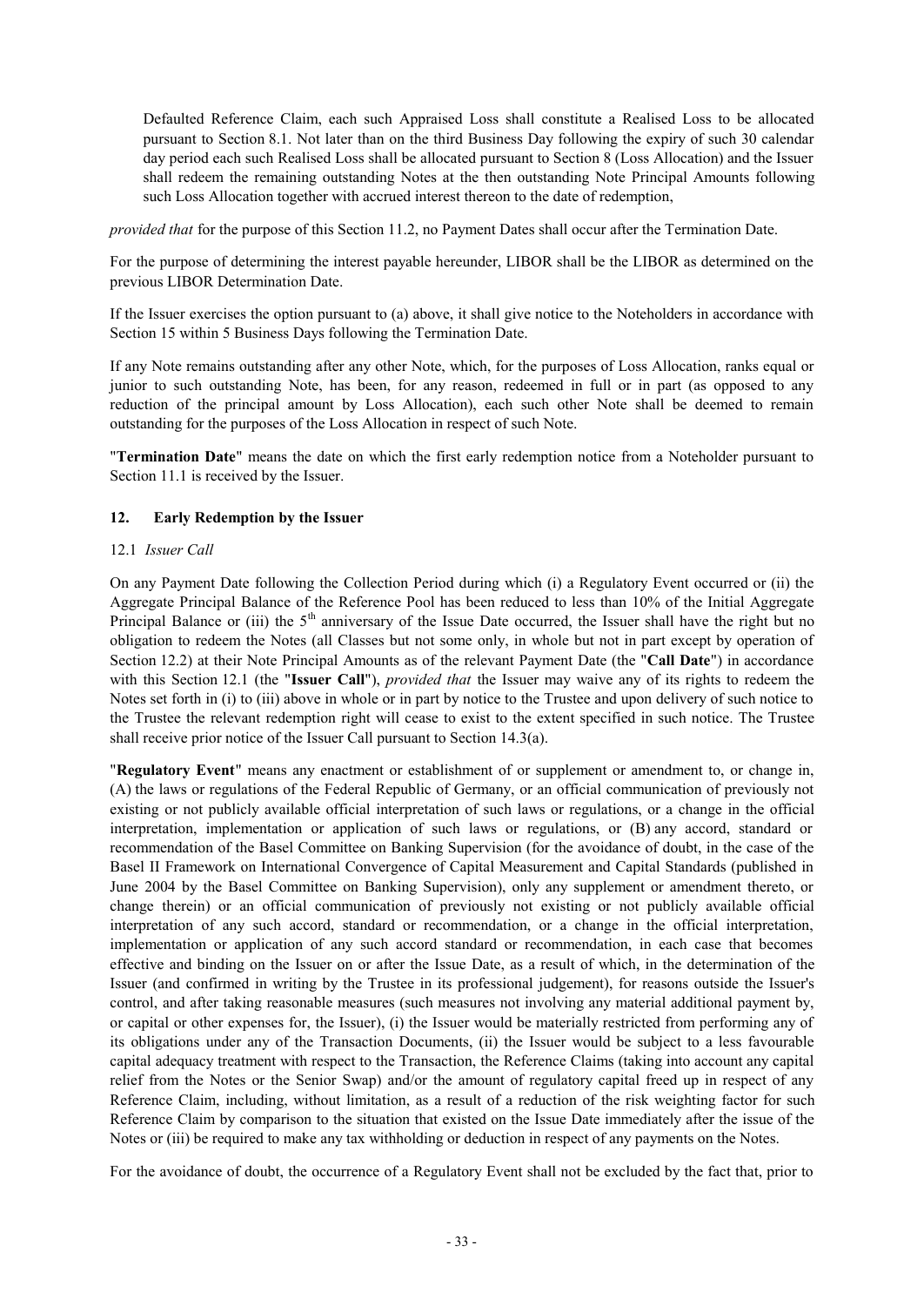Defaulted Reference Claim, each such Appraised Loss shall constitute a Realised Loss to be allocated pursuant to Section 8.1. Not later than on the third Business Day following the expiry of such 30 calendar day period each such Realised Loss shall be allocated pursuant to Section 8 (Loss Allocation) and the Issuer shall redeem the remaining outstanding Notes at the then outstanding Note Principal Amounts following such Loss Allocation together with accrued interest thereon to the date of redemption,

*provided that* for the purpose of this Section 11.2, no Payment Dates shall occur after the Termination Date.

For the purpose of determining the interest payable hereunder, LIBOR shall be the LIBOR as determined on the previous LIBOR Determination Date.

If the Issuer exercises the option pursuant to (a) above, it shall give notice to the Noteholders in accordance with Section 15 within 5 Business Days following the Termination Date.

If any Note remains outstanding after any other Note, which, for the purposes of Loss Allocation, ranks equal or junior to such outstanding Note, has been, for any reason, redeemed in full or in part (as opposed to any reduction of the principal amount by Loss Allocation), each such other Note shall be deemed to remain outstanding for the purposes of the Loss Allocation in respect of such Note.

"**Termination Date**" means the date on which the first early redemption notice from a Noteholder pursuant to Section 11.1 is received by the Issuer.

## 12. Early Redemption by the Issuer

### 12.1 *Issuer Call*

On any Payment Date following the Collection Period during which (i) a Regulatory Event occurred or (ii) the Aggregate Principal Balance of the Reference Pool has been reduced to less than 10% of the Initial Aggregate Principal Balance or (iii) the 5th anniversary of the Issue Date occurred, the Issuer shall have the right but no obligation to redeem the Notes (all Classes but not some only, in whole but not in part except by operation of Section 12.2) at their Note Principal Amounts as of the relevant Payment Date (the "**Call Date**") in accordance with this Section 12.1 (the "**Issuer Call**"), *provided that* the Issuer may waive any of its rights to redeem the Notes set forth in (i) to (iii) above in whole or in part by notice to the Trustee and upon delivery of such notice to the Trustee the relevant redemption right will cease to exist to the extent specified in such notice. The Trustee shall receive prior notice of the Issuer Call pursuant to Section 14.3(a).

"**Regulatory Event**" means any enactment or establishment of or supplement or amendment to, or change in, (A) the laws or regulations of the Federal Republic of Germany, or an official communication of previously not existing or not publicly available official interpretation of such laws or regulations, or a change in the official interpretation, implementation or application of such laws or regulations, or (B) any accord, standard or recommendation of the Basel Committee on Banking Supervision (for the avoidance of doubt, in the case of the Basel II Framework on International Convergence of Capital Measurement and Capital Standards (published in June 2004 by the Basel Committee on Banking Supervision), only any supplement or amendment thereto, or change therein) or an official communication of previously not existing or not publicly available official interpretation of any such accord, standard or recommendation, or a change in the official interpretation, implementation or application of any such accord standard or recommendation, in each case that becomes effective and binding on the Issuer on or after the Issue Date, as a result of which, in the determination of the Issuer (and confirmed in writing by the Trustee in its professional judgement), for reasons outside the Issuer's control, and after taking reasonable measures (such measures not involving any material additional payment by, or capital or other expenses for, the Issuer), (i) the Issuer would be materially restricted from performing any of its obligations under any of the Transaction Documents, (ii) the Issuer would be subject to a less favourable capital adequacy treatment with respect to the Transaction, the Reference Claims (taking into account any capital relief from the Notes or the Senior Swap) and/or the amount of regulatory capital freed up in respect of any Reference Claim, including, without limitation, as a result of a reduction of the risk weighting factor for such Reference Claim by comparison to the situation that existed on the Issue Date immediately after the issue of the Notes or (iii) be required to make any tax withholding or deduction in respect of any payments on the Notes.

For the avoidance of doubt, the occurrence of a Regulatory Event shall not be excluded by the fact that, prior to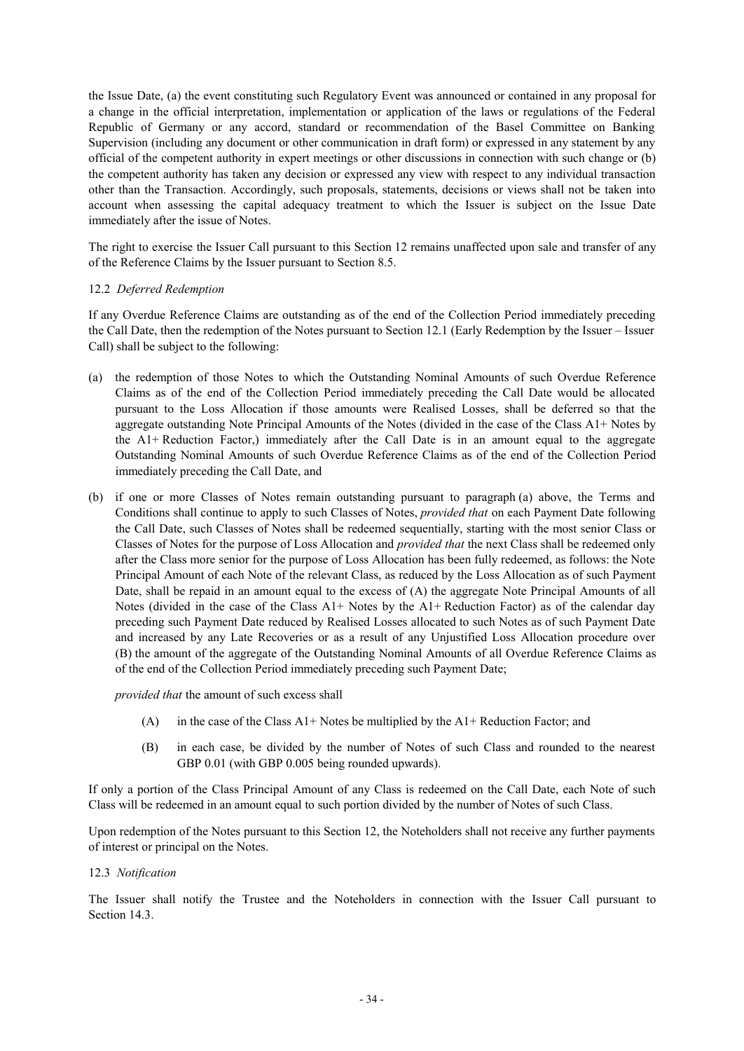the Issue Date, (a) the event constituting such Regulatory Event was announced or contained in any proposal for a change in the official interpretation, implementation or application of the laws or regulations of the Federal Republic of Germany or any accord, standard or recommendation of the Basel Committee on Banking Supervision (including any document or other communication in draft form) or expressed in any statement by any official of the competent authority in expert meetings or other discussions in connection with such change or (b) the competent authority has taken any decision or expressed any view with respect to any individual transaction other than the Transaction. Accordingly, such proposals, statements, decisions or views shall not be taken into account when assessing the capital adequacy treatment to which the Issuer is subject on the Issue Date immediately after the issue of Notes.

The right to exercise the Issuer Call pursuant to this Section 12 remains unaffected upon sale and transfer of any of the Reference Claims by the Issuer pursuant to Section 8.5.

12.2 *Deferred Redemption*

If any Overdue Reference Claims are outstanding as of the end of the Collection Period immediately preceding the Call Date, then the redemption of the Notes pursuant to Section 12.1 (Early Redemption by the Issuer – Issuer Call) shall be subject to the following:

(a) the redemption of those Notes to which the Outstanding Nominal Amounts of such Overdue Reference Claims as of the end of the Collection Period immediately preceding the Call Date would be allocated pursuant to the Loss Allocation if those amounts were Realised Losses, shall be deferred so that the aggregate outstanding Note Principal Amounts of the Notes (divided in the case of the Class A1+ Notes by the A1+ Reduction Factor,) immediately after the Call Date is in an amount equal to the aggregate Outstanding Nominal Amounts of such Overdue Reference Claims as of the end of the Collection Period immediately preceding the Call Date, and

(b) if one or more Classes of Notes remain outstanding pursuant to paragraph (a) above, the Terms and Conditions shall continue to apply to such Classes of Notes, *provided that* on each Payment Date following the Call Date, such Classes of Notes shall be redeemed sequentially, starting with the most senior Class or Classes of Notes for the purpose of Loss Allocation and *provided that* the next Class shall be redeemed only after the Class more senior for the purpose of Loss Allocation has been fully redeemed, as follows: the Note Principal Amount of each Note of the relevant Class, as reduced by the Loss Allocation as of such Payment Date, shall be repaid in an amount equal to the excess of (A) the aggregate Note Principal Amounts of all Notes (divided in the case of the Class A1+ Notes by the A1+ Reduction Factor) as of the calendar day preceding such Payment Date reduced by Realised Losses allocated to such Notes as of such Payment Date and increased by any Late Recoveries or as a result of any Unjustified Loss Allocation procedure over (B) the amount of the aggregate of the Outstanding Nominal Amounts of all Overdue Reference Claims as of the end of the Collection Period immediately preceding such Payment Date;

   *provided that* the amount of such excess shall

   (A) in the case of the Class A1+ Notes be multiplied by the A1+ Reduction Factor; and

   (B) in each case, be divided by the number of Notes of such Class and rounded to the nearest GBP 0.01 (with GBP 0.005 being rounded upwards).

If only a portion of the Class Principal Amount of any Class is redeemed on the Call Date, each Note of such Class will be redeemed in an amount equal to such portion divided by the number of Notes of such Class.

Upon redemption of the Notes pursuant to this Section 12, the Noteholders shall not receive any further payments of interest or principal on the Notes.

12.3 *Notification*

The Issuer shall notify the Trustee and the Noteholders in connection with the Issuer Call pursuant to Section 14.3.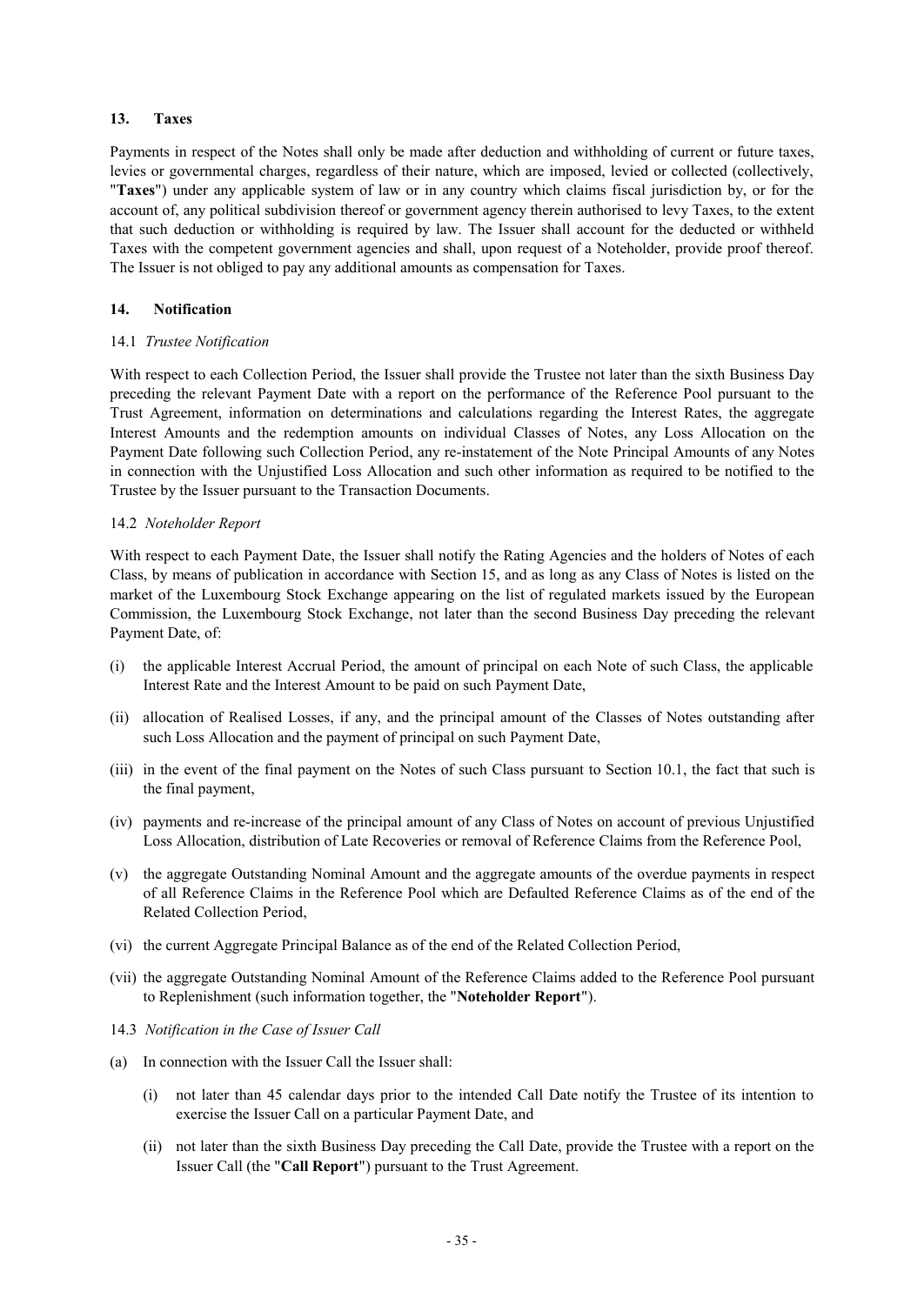## 13. Taxes

Payments in respect of the Notes shall only be made after deduction and withholding of current or future taxes, levies or governmental charges, regardless of their nature, which are imposed, levied or collected (collectively, "**Taxes**") under any applicable system of law or in any country which claims fiscal jurisdiction by, or for the account of, any political subdivision thereof or government agency therein authorised to levy Taxes, to the extent that such deduction or withholding is required by law. The Issuer shall account for the deducted or withheld Taxes with the competent government agencies and shall, upon request of a Noteholder, provide proof thereof. The Issuer is not obliged to pay any additional amounts as compensation for Taxes.

## 14. Notification

14.1 *Trustee Notification*

With respect to each Collection Period, the Issuer shall provide the Trustee not later than the sixth Business Day preceding the relevant Payment Date with a report on the performance of the Reference Pool pursuant to the Trust Agreement, information on determinations and calculations regarding the Interest Rates, the aggregate Interest Amounts and the redemption amounts on individual Classes of Notes, any Loss Allocation on the Payment Date following such Collection Period, any re-instatement of the Note Principal Amounts of any Notes in connection with the Unjustified Loss Allocation and such other information as required to be notified to the Trustee by the Issuer pursuant to the Transaction Documents.

14.2 *Noteholder Report*

With respect to each Payment Date, the Issuer shall notify the Rating Agencies and the holders of Notes of each Class, by means of publication in accordance with Section 15, and as long as any Class of Notes is listed on the market of the Luxembourg Stock Exchange appearing on the list of regulated markets issued by the European Commission, the Luxembourg Stock Exchange, not later than the second Business Day preceding the relevant Payment Date, of:

(i) the applicable Interest Accrual Period, the amount of principal on each Note of such Class, the applicable Interest Rate and the Interest Amount to be paid on such Payment Date,

(ii) allocation of Realised Losses, if any, and the principal amount of the Classes of Notes outstanding after such Loss Allocation and the payment of principal on such Payment Date,

(iii) in the event of the final payment on the Notes of such Class pursuant to Section 10.1, the fact that such is the final payment,

(iv) payments and re-increase of the principal amount of any Class of Notes on account of previous Unjustified Loss Allocation, distribution of Late Recoveries or removal of Reference Claims from the Reference Pool,

(v) the aggregate Outstanding Nominal Amount and the aggregate amounts of the overdue payments in respect of all Reference Claims in the Reference Pool which are Defaulted Reference Claims as of the end of the Related Collection Period,

(vi) the current Aggregate Principal Balance as of the end of the Related Collection Period,

(vii) the aggregate Outstanding Nominal Amount of the Reference Claims added to the Reference Pool pursuant to Replenishment (such information together, the "**Noteholder Report**").

14.3 *Notification in the Case of Issuer Call*

(a) In connection with the Issuer Call the Issuer shall:

   (i) not later than 45 calendar days prior to the intended Call Date notify the Trustee of its intention to exercise the Issuer Call on a particular Payment Date, and

   (ii) not later than the sixth Business Day preceding the Call Date, provide the Trustee with a report on the Issuer Call (the "**Call Report**") pursuant to the Trust Agreement.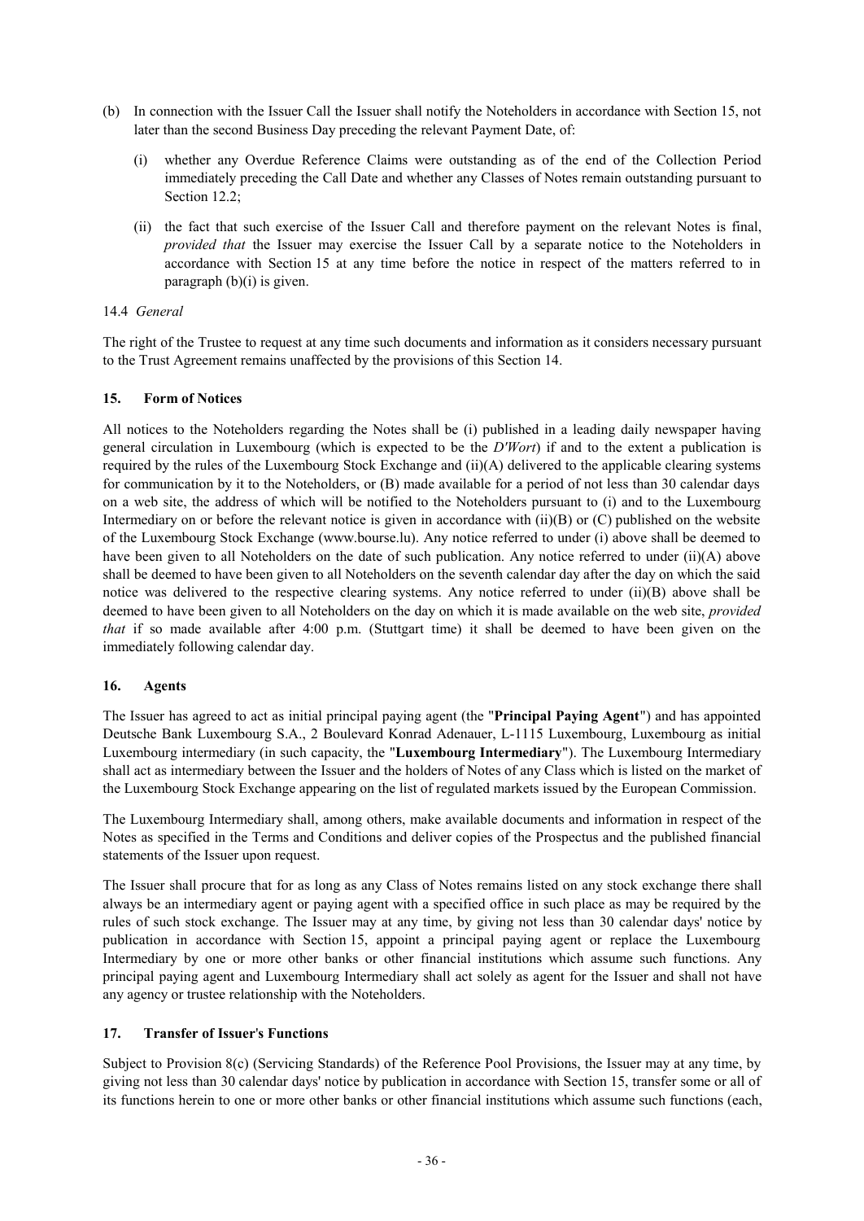(b) In connection with the Issuer Call the Issuer shall notify the Noteholders in accordance with Section 15, not later than the second Business Day preceding the relevant Payment Date, of:

   (i) whether any Overdue Reference Claims were outstanding as of the end of the Collection Period immediately preceding the Call Date and whether any Classes of Notes remain outstanding pursuant to Section 12.2;

   (ii) the fact that such exercise of the Issuer Call and therefore payment on the relevant Notes is final, *provided that* the Issuer may exercise the Issuer Call by a separate notice to the Noteholders in accordance with Section 15 at any time before the notice in respect of the matters referred to in paragraph (b)(i) is given.

14.4 *General*

The right of the Trustee to request at any time such documents and information as it considers necessary pursuant to the Trust Agreement remains unaffected by the provisions of this Section 14.

## 15. Form of Notices

All notices to the Noteholders regarding the Notes shall be (i) published in a leading daily newspaper having general circulation in Luxembourg (which is expected to be the *D'Wort*) if and to the extent a publication is required by the rules of the Luxembourg Stock Exchange and (ii)(A) delivered to the applicable clearing systems for communication by it to the Noteholders, or (B) made available for a period of not less than 30 calendar days on a web site, the address of which will be notified to the Noteholders pursuant to (i) and to the Luxembourg Intermediary on or before the relevant notice is given in accordance with (ii)(B) or (C) published on the website of the Luxembourg Stock Exchange (www.bourse.lu). Any notice referred to under (i) above shall be deemed to have been given to all Noteholders on the date of such publication. Any notice referred to under (ii)(A) above shall be deemed to have been given to all Noteholders on the seventh calendar day after the day on which the said notice was delivered to the respective clearing systems. Any notice referred to under (ii)(B) above shall be deemed to have been given to all Noteholders on the day on which it is made available on the web site, *provided that* if so made available after 4:00 p.m. (Stuttgart time) it shall be deemed to have been given on the immediately following calendar day.

## 16. Agents

The Issuer has agreed to act as initial principal paying agent (the "**Principal Paying Agent**") and has appointed Deutsche Bank Luxembourg S.A., 2 Boulevard Konrad Adenauer, L-1115 Luxembourg, Luxembourg as initial Luxembourg intermediary (in such capacity, the "**Luxembourg Intermediary**"). The Luxembourg Intermediary shall act as intermediary between the Issuer and the holders of Notes of any Class which is listed on the market of the Luxembourg Stock Exchange appearing on the list of regulated markets issued by the European Commission.

The Luxembourg Intermediary shall, among others, make available documents and information in respect of the Notes as specified in the Terms and Conditions and deliver copies of the Prospectus and the published financial statements of the Issuer upon request.

The Issuer shall procure that for as long as any Class of Notes remains listed on any stock exchange there shall always be an intermediary agent or paying agent with a specified office in such place as may be required by the rules of such stock exchange. The Issuer may at any time, by giving not less than 30 calendar days' notice by publication in accordance with Section 15, appoint a principal paying agent or replace the Luxembourg Intermediary by one or more other banks or other financial institutions which assume such functions. Any principal paying agent and Luxembourg Intermediary shall act solely as agent for the Issuer and shall not have any agency or trustee relationship with the Noteholders.

## 17. Transfer of Issuer's Functions

Subject to Provision 8(c) (Servicing Standards) of the Reference Pool Provisions, the Issuer may at any time, by giving not less than 30 calendar days' notice by publication in accordance with Section 15, transfer some or all of its functions herein to one or more other banks or other financial institutions which assume such functions (each,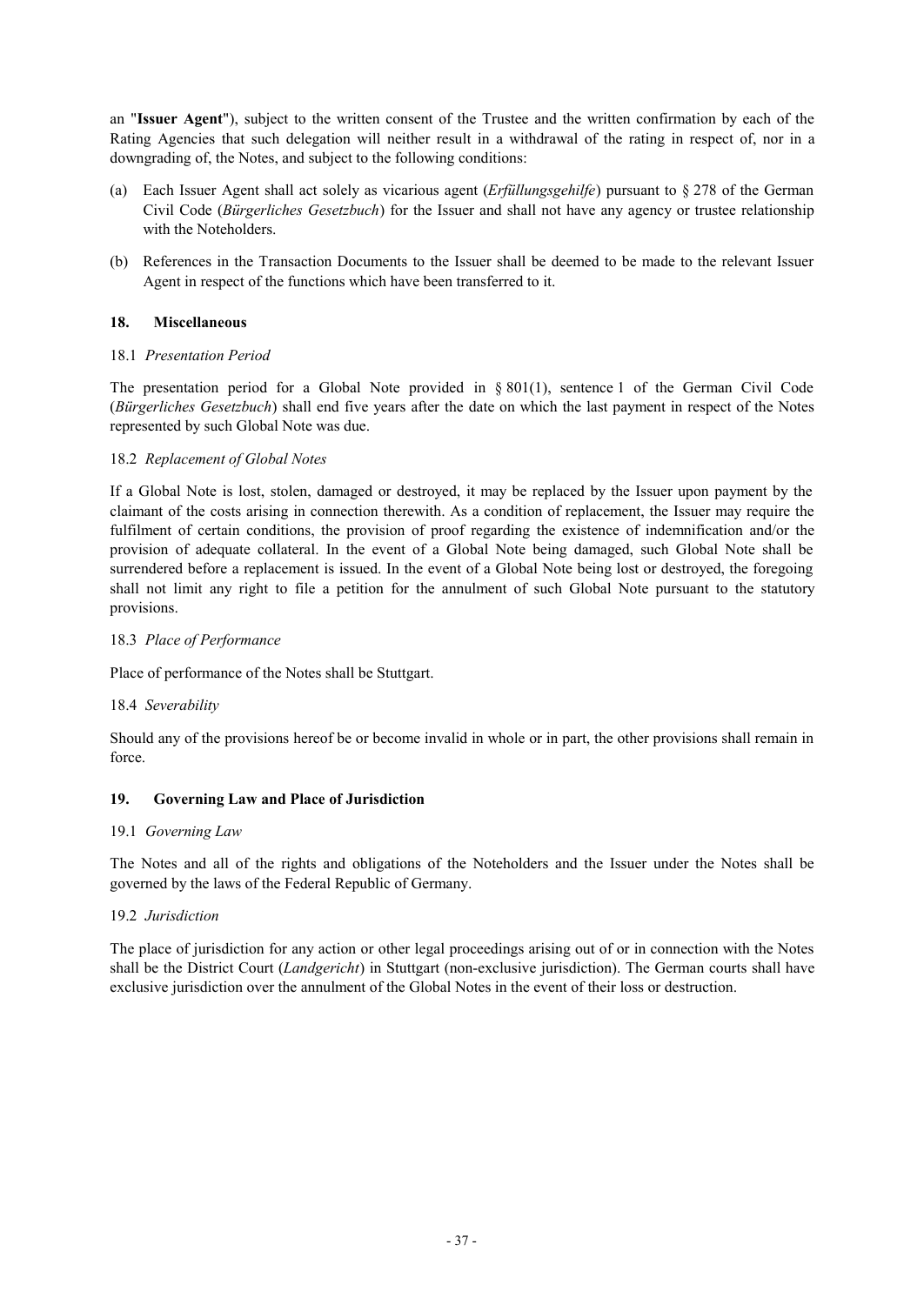an "**Issuer Agent**"), subject to the written consent of the Trustee and the written confirmation by each of the Rating Agencies that such delegation will neither result in a withdrawal of the rating in respect of, nor in a downgrading of, the Notes, and subject to the following conditions:

(a) Each Issuer Agent shall act solely as vicarious agent (*Erfüllungsgehilfe*) pursuant to § 278 of the German Civil Code (*Bürgerliches Gesetzbuch*) for the Issuer and shall not have any agency or trustee relationship with the Noteholders.

(b) References in the Transaction Documents to the Issuer shall be deemed to be made to the relevant Issuer Agent in respect of the functions which have been transferred to it.

## 18. Miscellaneous

### 18.1 *Presentation Period*

The presentation period for a Global Note provided in § 801(1), sentence 1 of the German Civil Code (*Bürgerliches Gesetzbuch*) shall end five years after the date on which the last payment in respect of the Notes represented by such Global Note was due.

### 18.2 *Replacement of Global Notes*

If a Global Note is lost, stolen, damaged or destroyed, it may be replaced by the Issuer upon payment by the claimant of the costs arising in connection therewith. As a condition of replacement, the Issuer may require the fulfilment of certain conditions, the provision of proof regarding the existence of indemnification and/or the provision of adequate collateral. In the event of a Global Note being damaged, such Global Note shall be surrendered before a replacement is issued. In the event of a Global Note being lost or destroyed, the foregoing shall not limit any right to file a petition for the annulment of such Global Note pursuant to the statutory provisions.

### 18.3 *Place of Performance*

Place of performance of the Notes shall be Stuttgart.

### 18.4 *Severability*

Should any of the provisions hereof be or become invalid in whole or in part, the other provisions shall remain in force.

## 19. Governing Law and Place of Jurisdiction

### 19.1 *Governing Law*

The Notes and all of the rights and obligations of the Noteholders and the Issuer under the Notes shall be governed by the laws of the Federal Republic of Germany.

### 19.2 *Jurisdiction*

The place of jurisdiction for any action or other legal proceedings arising out of or in connection with the Notes shall be the District Court (*Landgericht*) in Stuttgart (non-exclusive jurisdiction). The German courts shall have exclusive jurisdiction over the annulment of the Global Notes in the event of their loss or destruction.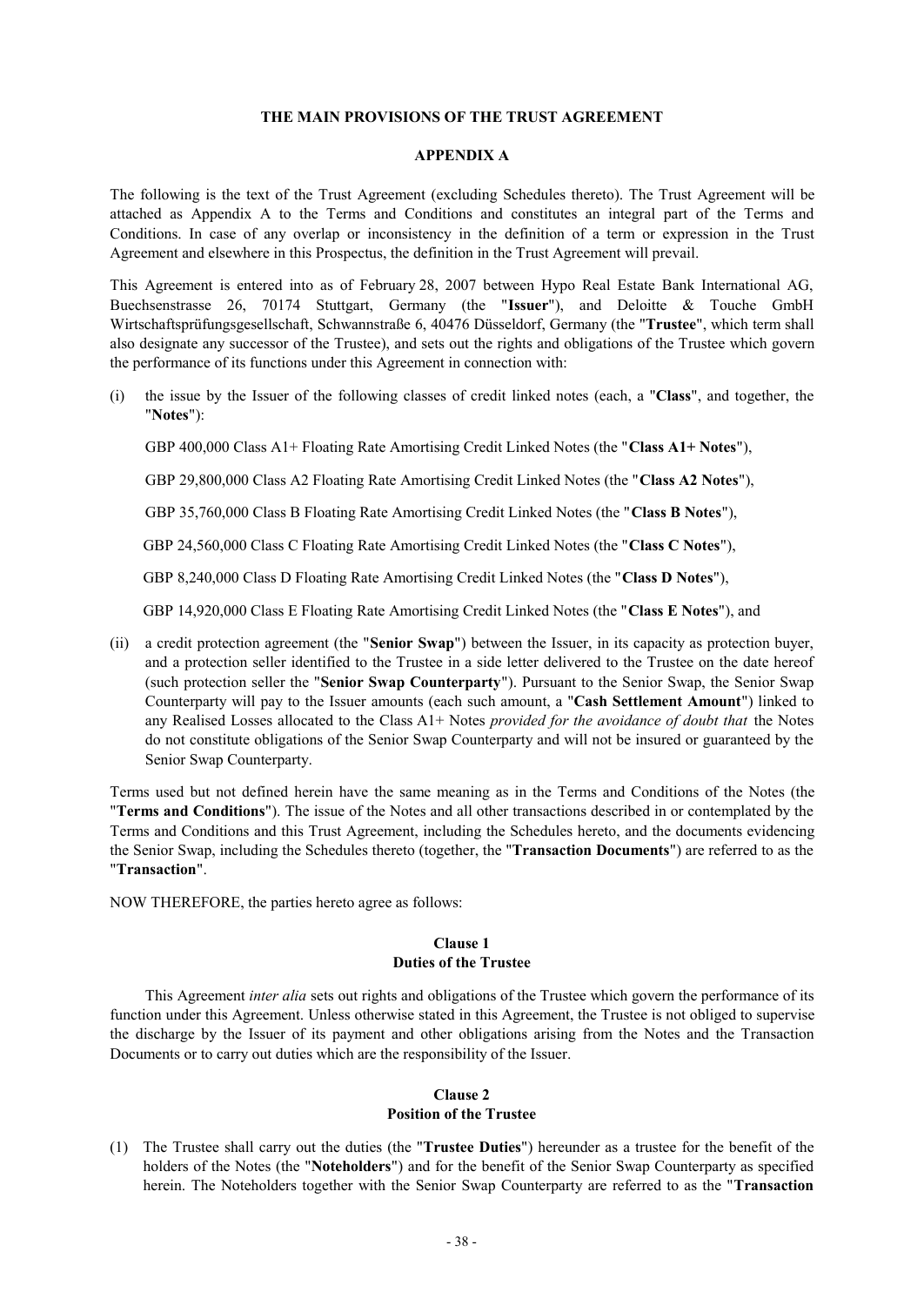## THE MAIN PROVISIONS OF THE TRUST AGREEMENT

## APPENDIX A

The following is the text of the Trust Agreement (excluding Schedules thereto). The Trust Agreement will be attached as Appendix A to the Terms and Conditions and constitutes an integral part of the Terms and Conditions. In case of any overlap or inconsistency in the definition of a term or expression in the Trust Agreement and elsewhere in this Prospectus, the definition in the Trust Agreement will prevail.

This Agreement is entered into as of February 28, 2007 between Hypo Real Estate Bank International AG, Buechsenstrasse 26, 70174 Stuttgart, Germany (the "**Issuer**"), and Deloitte & Touche GmbH Wirtschaftsprüfungsgesellschaft, Schwannstraße 6, 40476 Düsseldorf, Germany (the "**Trustee**", which term shall also designate any successor of the Trustee), and sets out the rights and obligations of the Trustee which govern the performance of its functions under this Agreement in connection with:

(i) the issue by the Issuer of the following classes of credit linked notes (each, a "**Class**", and together, the "**Notes**"):

GBP 400,000 Class A1+ Floating Rate Amortising Credit Linked Notes (the "**Class A1+ Notes**"),

GBP 29,800,000 Class A2 Floating Rate Amortising Credit Linked Notes (the "**Class A2 Notes**"),

GBP 35,760,000 Class B Floating Rate Amortising Credit Linked Notes (the "**Class B Notes**"),

GBP 24,560,000 Class C Floating Rate Amortising Credit Linked Notes (the "**Class C Notes**"),

GBP 8,240,000 Class D Floating Rate Amortising Credit Linked Notes (the "**Class D Notes**"),

GBP 14,920,000 Class E Floating Rate Amortising Credit Linked Notes (the "**Class E Notes**"), and

(ii) a credit protection agreement (the "**Senior Swap**") between the Issuer, in its capacity as protection buyer, and a protection seller identified to the Trustee in a side letter delivered to the Trustee on the date hereof (such protection seller the "**Senior Swap Counterparty**"). Pursuant to the Senior Swap, the Senior Swap Counterparty will pay to the Issuer amounts (each such amount, a "**Cash Settlement Amount**") linked to any Realised Losses allocated to the Class A1+ Notes *provided for the avoidance of doubt that* the Notes do not constitute obligations of the Senior Swap Counterparty and will not be insured or guaranteed by the Senior Swap Counterparty.

Terms used but not defined herein have the same meaning as in the Terms and Conditions of the Notes (the "**Terms and Conditions**"). The issue of the Notes and all other transactions described in or contemplated by the Terms and Conditions and this Trust Agreement, including the Schedules hereto, and the documents evidencing the Senior Swap, including the Schedules thereto (together, the "**Transaction Documents**") are referred to as the "**Transaction**".

NOW THEREFORE, the parties hereto agree as follows:

### Clause 1
### Duties of the Trustee

This Agreement *inter alia* sets out rights and obligations of the Trustee which govern the performance of its function under this Agreement. Unless otherwise stated in this Agreement, the Trustee is not obliged to supervise the discharge by the Issuer of its payment and other obligations arising from the Notes and the Transaction Documents or to carry out duties which are the responsibility of the Issuer.

### Clause 2
### Position of the Trustee

(1) The Trustee shall carry out the duties (the "**Trustee Duties**") hereunder as a trustee for the benefit of the holders of the Notes (the "**Noteholders**") and for the benefit of the Senior Swap Counterparty as specified herein. The Noteholders together with the Senior Swap Counterparty are referred to as the "**Transaction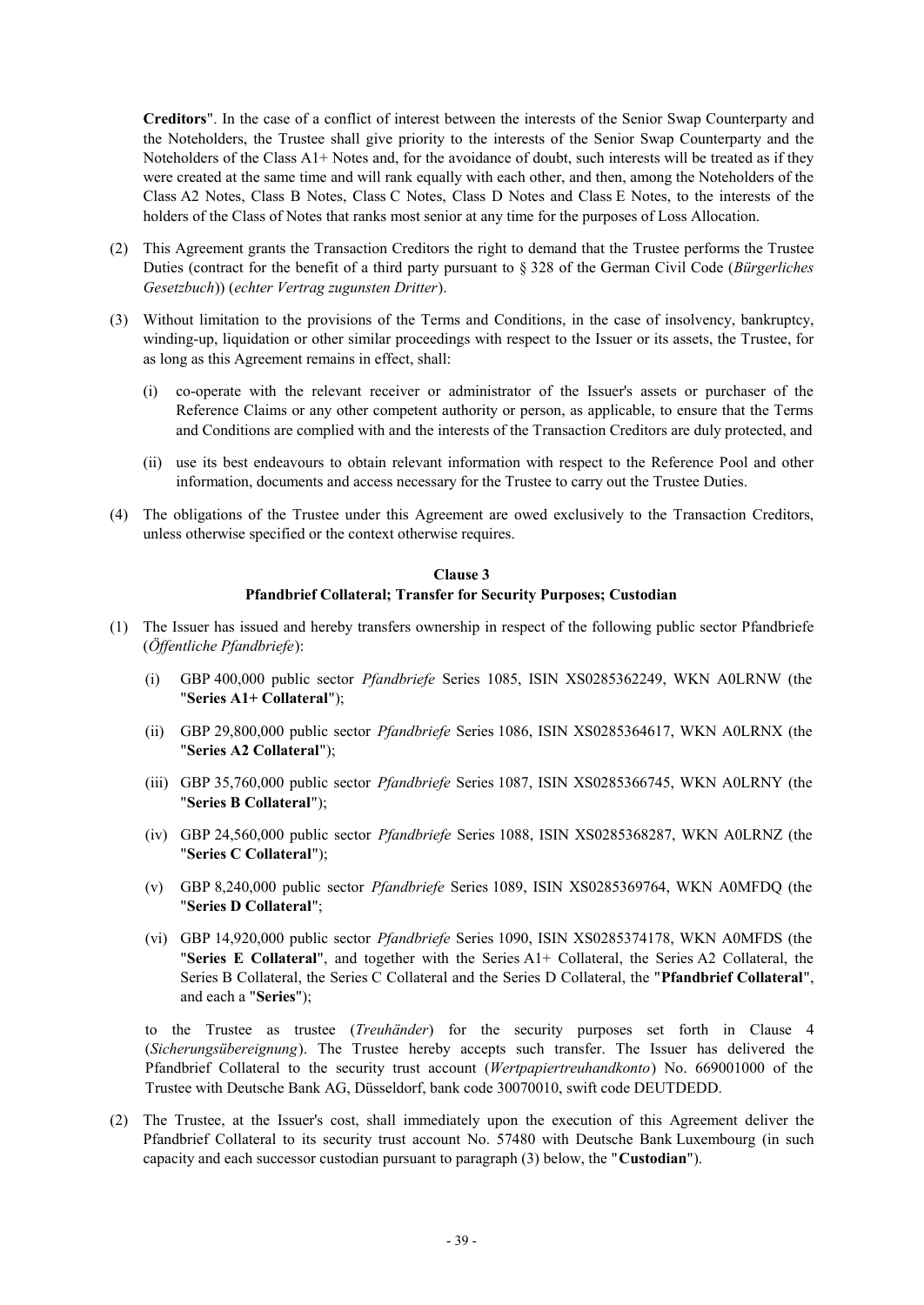**Creditors**". In the case of a conflict of interest between the interests of the Senior Swap Counterparty and the Noteholders, the Trustee shall give priority to the interests of the Senior Swap Counterparty and the Noteholders of the Class A1+ Notes and, for the avoidance of doubt, such interests will be treated as if they were created at the same time and will rank equally with each other, and then, among the Noteholders of the Class A2 Notes, Class B Notes, Class C Notes, Class D Notes and Class E Notes, to the interests of the holders of the Class of Notes that ranks most senior at any time for the purposes of Loss Allocation.

(2) This Agreement grants the Transaction Creditors the right to demand that the Trustee performs the Trustee Duties (contract for the benefit of a third party pursuant to § 328 of the German Civil Code (*Bürgerliches Gesetzbuch*)) (*echter Vertrag zugunsten Dritter*).

(3) Without limitation to the provisions of the Terms and Conditions, in the case of insolvency, bankruptcy, winding-up, liquidation or other similar proceedings with respect to the Issuer or its assets, the Trustee, for as long as this Agreement remains in effect, shall:

   (i) co-operate with the relevant receiver or administrator of the Issuer's assets or purchaser of the Reference Claims or any other competent authority or person, as applicable, to ensure that the Terms and Conditions are complied with and the interests of the Transaction Creditors are duly protected, and

   (ii) use its best endeavours to obtain relevant information with respect to the Reference Pool and other information, documents and access necessary for the Trustee to carry out the Trustee Duties.

(4) The obligations of the Trustee under this Agreement are owed exclusively to the Transaction Creditors, unless otherwise specified or the context otherwise requires.

### Clause 3
### Pfandbrief Collateral; Transfer for Security Purposes; Custodian

(1) The Issuer has issued and hereby transfers ownership in respect of the following public sector Pfandbriefe (*Öffentliche Pfandbriefe*):

   (i) GBP 400,000 public sector *Pfandbriefe* Series 1085, ISIN XS0285362249, WKN A0LRNW (the "**Series A1+ Collateral**");

   (ii) GBP 29,800,000 public sector *Pfandbriefe* Series 1086, ISIN XS0285364617, WKN A0LRNX (the "**Series A2 Collateral**");

   (iii) GBP 35,760,000 public sector *Pfandbriefe* Series 1087, ISIN XS0285366745, WKN A0LRNY (the "**Series B Collateral**");

   (iv) GBP 24,560,000 public sector *Pfandbriefe* Series 1088, ISIN XS0285368287, WKN A0LRNZ (the "**Series C Collateral**");

   (v) GBP 8,240,000 public sector *Pfandbriefe* Series 1089, ISIN XS0285369764, WKN A0MFDQ (the "**Series D Collateral**";

   (vi) GBP 14,920,000 public sector *Pfandbriefe* Series 1090, ISIN XS0285374178, WKN A0MFDS (the "**Series E Collateral**", and together with the Series A1+ Collateral, the Series A2 Collateral, the Series B Collateral, the Series C Collateral and the Series D Collateral, the "**Pfandbrief Collateral**", and each a "**Series**");

   to the Trustee as trustee (*Treuhänder*) for the security purposes set forth in Clause 4 (*Sicherungsübereignung*). The Trustee hereby accepts such transfer. The Issuer has delivered the Pfandbrief Collateral to the security trust account (*Wertpapiertreuhandkonto*) No. 669001000 of the Trustee with Deutsche Bank AG, Düsseldorf, bank code 30070010, swift code DEUTDEDD.

(2) The Trustee, at the Issuer's cost, shall immediately upon the execution of this Agreement deliver the Pfandbrief Collateral to its security trust account No. 57480 with Deutsche Bank Luxembourg (in such capacity and each successor custodian pursuant to paragraph (3) below, the "**Custodian**").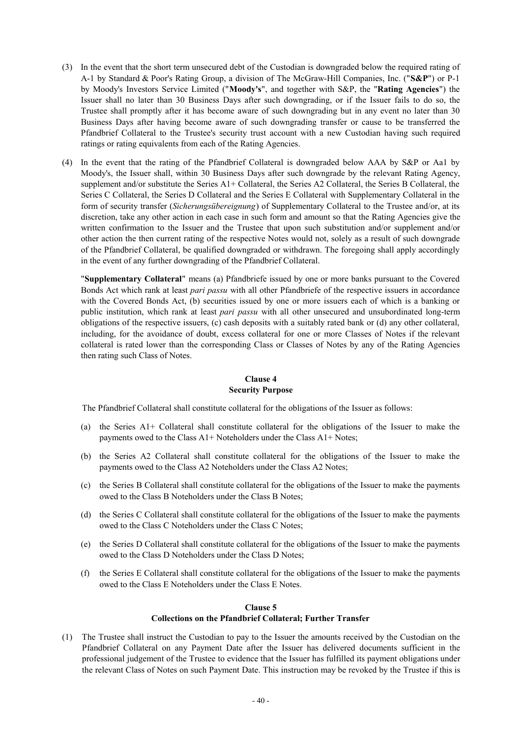(3) In the event that the short term unsecured debt of the Custodian is downgraded below the required rating of A-1 by Standard & Poor's Rating Group, a division of The McGraw-Hill Companies, Inc. ("**S&P**") or P-1 by Moody's Investors Service Limited ("**Moody's**", and together with S&P, the "**Rating Agencies**") the Issuer shall no later than 30 Business Days after such downgrading, or if the Issuer fails to do so, the Trustee shall promptly after it has become aware of such downgrading but in any event no later than 30 Business Days after having become aware of such downgrading transfer or cause to be transferred the Pfandbrief Collateral to the Trustee's security trust account with a new Custodian having such required ratings or rating equivalents from each of the Rating Agencies.

(4) In the event that the rating of the Pfandbrief Collateral is downgraded below AAA by S&P or Aa1 by Moody's, the Issuer shall, within 30 Business Days after such downgrade by the relevant Rating Agency, supplement and/or substitute the Series A1+ Collateral, the Series A2 Collateral, the Series B Collateral, the Series C Collateral, the Series D Collateral and the Series E Collateral with Supplementary Collateral in the form of security transfer (*Sicherungsübereignung*) of Supplementary Collateral to the Trustee and/or, at its discretion, take any other action in each case in such form and amount so that the Rating Agencies give the written confirmation to the Issuer and the Trustee that upon such substitution and/or supplement and/or other action the then current rating of the respective Notes would not, solely as a result of such downgrade of the Pfandbrief Collateral, be qualified downgraded or withdrawn. The foregoing shall apply accordingly in the event of any further downgrading of the Pfandbrief Collateral.

"**Supplementary Collateral**" means (a) Pfandbriefe issued by one or more banks pursuant to the Covered Bonds Act which rank at least *pari passu* with all other Pfandbriefe of the respective issuers in accordance with the Covered Bonds Act, (b) securities issued by one or more issuers each of which is a banking or public institution, which rank at least *pari passu* with all other unsecured and unsubordinated long-term obligations of the respective issuers, (c) cash deposits with a suitably rated bank or (d) any other collateral, including, for the avoidance of doubt, excess collateral for one or more Classes of Notes if the relevant collateral is rated lower than the corresponding Class or Classes of Notes by any of the Rating Agencies then rating such Class of Notes.

## Clause 4
## Security Purpose

The Pfandbrief Collateral shall constitute collateral for the obligations of the Issuer as follows:

(a) the Series A1+ Collateral shall constitute collateral for the obligations of the Issuer to make the payments owed to the Class A1+ Noteholders under the Class A1+ Notes;

(b) the Series A2 Collateral shall constitute collateral for the obligations of the Issuer to make the payments owed to the Class A2 Noteholders under the Class A2 Notes;

(c) the Series B Collateral shall constitute collateral for the obligations of the Issuer to make the payments owed to the Class B Noteholders under the Class B Notes;

(d) the Series C Collateral shall constitute collateral for the obligations of the Issuer to make the payments owed to the Class C Noteholders under the Class C Notes;

(e) the Series D Collateral shall constitute collateral for the obligations of the Issuer to make the payments owed to the Class D Noteholders under the Class D Notes;

(f) the Series E Collateral shall constitute collateral for the obligations of the Issuer to make the payments owed to the Class E Noteholders under the Class E Notes.

## Clause 5
## Collections on the Pfandbrief Collateral; Further Transfer

(1) The Trustee shall instruct the Custodian to pay to the Issuer the amounts received by the Custodian on the Pfandbrief Collateral on any Payment Date after the Issuer has delivered documents sufficient in the professional judgement of the Trustee to evidence that the Issuer has fulfilled its payment obligations under the relevant Class of Notes on such Payment Date. This instruction may be revoked by the Trustee if this is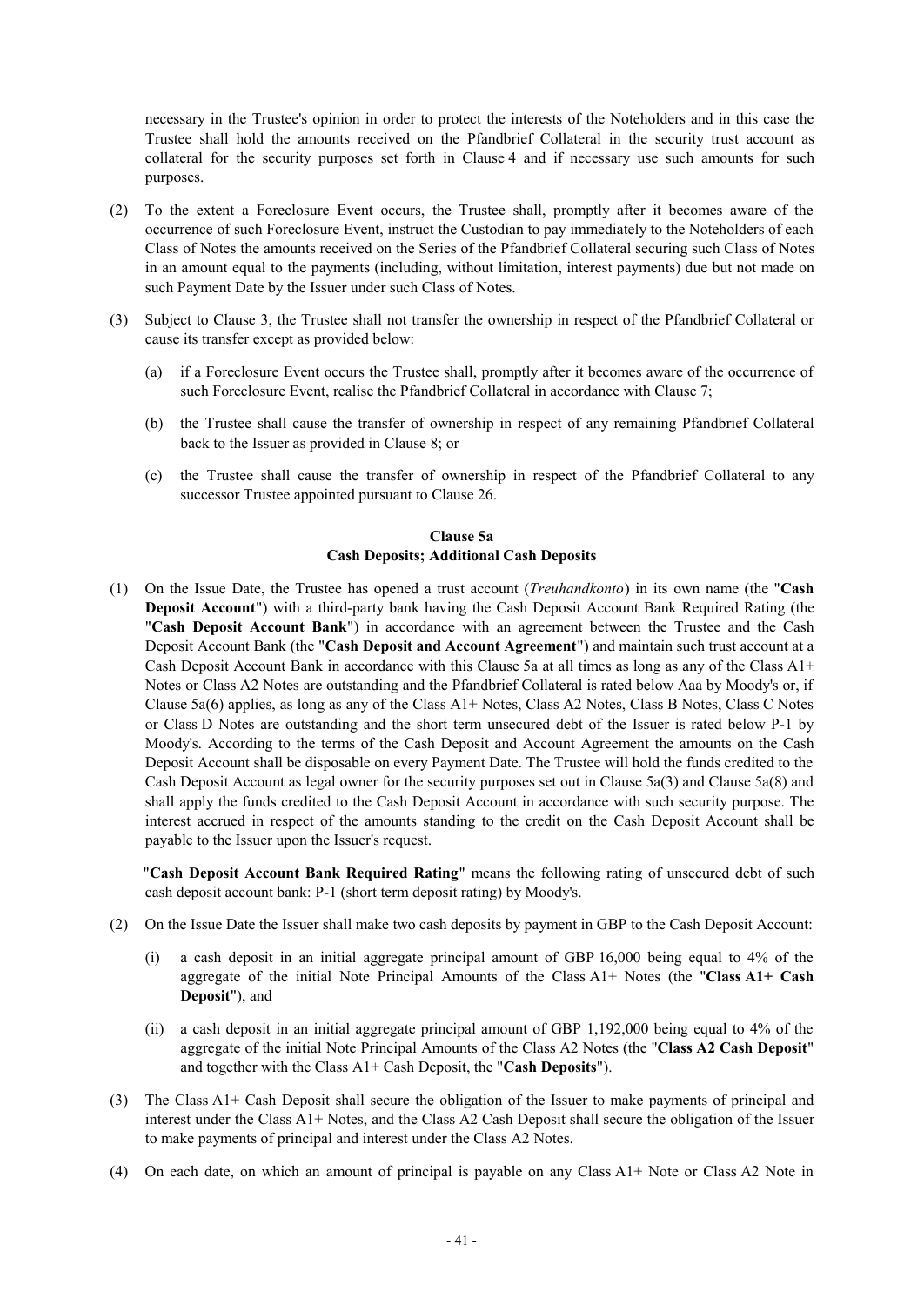necessary in the Trustee's opinion in order to protect the interests of the Noteholders and in this case the Trustee shall hold the amounts received on the Pfandbrief Collateral in the security trust account as collateral for the security purposes set forth in Clause 4 and if necessary use such amounts for such purposes.

(2) To the extent a Foreclosure Event occurs, the Trustee shall, promptly after it becomes aware of the occurrence of such Foreclosure Event, instruct the Custodian to pay immediately to the Noteholders of each Class of Notes the amounts received on the Series of the Pfandbrief Collateral securing such Class of Notes in an amount equal to the payments (including, without limitation, interest payments) due but not made on such Payment Date by the Issuer under such Class of Notes.

(3) Subject to Clause 3, the Trustee shall not transfer the ownership in respect of the Pfandbrief Collateral or cause its transfer except as provided below:

   (a) if a Foreclosure Event occurs the Trustee shall, promptly after it becomes aware of the occurrence of such Foreclosure Event, realise the Pfandbrief Collateral in accordance with Clause 7;

   (b) the Trustee shall cause the transfer of ownership in respect of any remaining Pfandbrief Collateral back to the Issuer as provided in Clause 8; or

   (c) the Trustee shall cause the transfer of ownership in respect of the Pfandbrief Collateral to any successor Trustee appointed pursuant to Clause 26.

**Clause 5a**
**Cash Deposits; Additional Cash Deposits**

(1) On the Issue Date, the Trustee has opened a trust account (*Treuhandkonto*) in its own name (the "**Cash Deposit Account**") with a third-party bank having the Cash Deposit Account Bank Required Rating (the "**Cash Deposit Account Bank**") in accordance with an agreement between the Trustee and the Cash Deposit Account Bank (the "**Cash Deposit and Account Agreement**") and maintain such trust account at a Cash Deposit Account Bank in accordance with this Clause 5a at all times as long as any of the Class A1+ Notes or Class A2 Notes are outstanding and the Pfandbrief Collateral is rated below Aaa by Moody's or, if Clause 5a(6) applies, as long as any of the Class A1+ Notes, Class A2 Notes, Class B Notes, Class C Notes or Class D Notes are outstanding and the short term unsecured debt of the Issuer is rated below P-1 by Moody's. According to the terms of the Cash Deposit and Account Agreement the amounts on the Cash Deposit Account shall be disposable on every Payment Date. The Trustee will hold the funds credited to the Cash Deposit Account as legal owner for the security purposes set out in Clause 5a(3) and Clause 5a(8) and shall apply the funds credited to the Cash Deposit Account in accordance with such security purpose. The interest accrued in respect of the amounts standing to the credit on the Cash Deposit Account shall be payable to the Issuer upon the Issuer's request.

"**Cash Deposit Account Bank Required Rating**" means the following rating of unsecured debt of such cash deposit account bank: P-1 (short term deposit rating) by Moody's.

(2) On the Issue Date the Issuer shall make two cash deposits by payment in GBP to the Cash Deposit Account:

   (i) a cash deposit in an initial aggregate principal amount of GBP 16,000 being equal to 4% of the aggregate of the initial Note Principal Amounts of the Class A1+ Notes (the "**Class A1+ Cash Deposit**"), and

   (ii) a cash deposit in an initial aggregate principal amount of GBP 1,192,000 being equal to 4% of the aggregate of the initial Note Principal Amounts of the Class A2 Notes (the "**Class A2 Cash Deposit**" and together with the Class A1+ Cash Deposit, the "**Cash Deposits**").

(3) The Class A1+ Cash Deposit shall secure the obligation of the Issuer to make payments of principal and interest under the Class A1+ Notes, and the Class A2 Cash Deposit shall secure the obligation of the Issuer to make payments of principal and interest under the Class A2 Notes.

(4) On each date, on which an amount of principal is payable on any Class A1+ Note or Class A2 Note in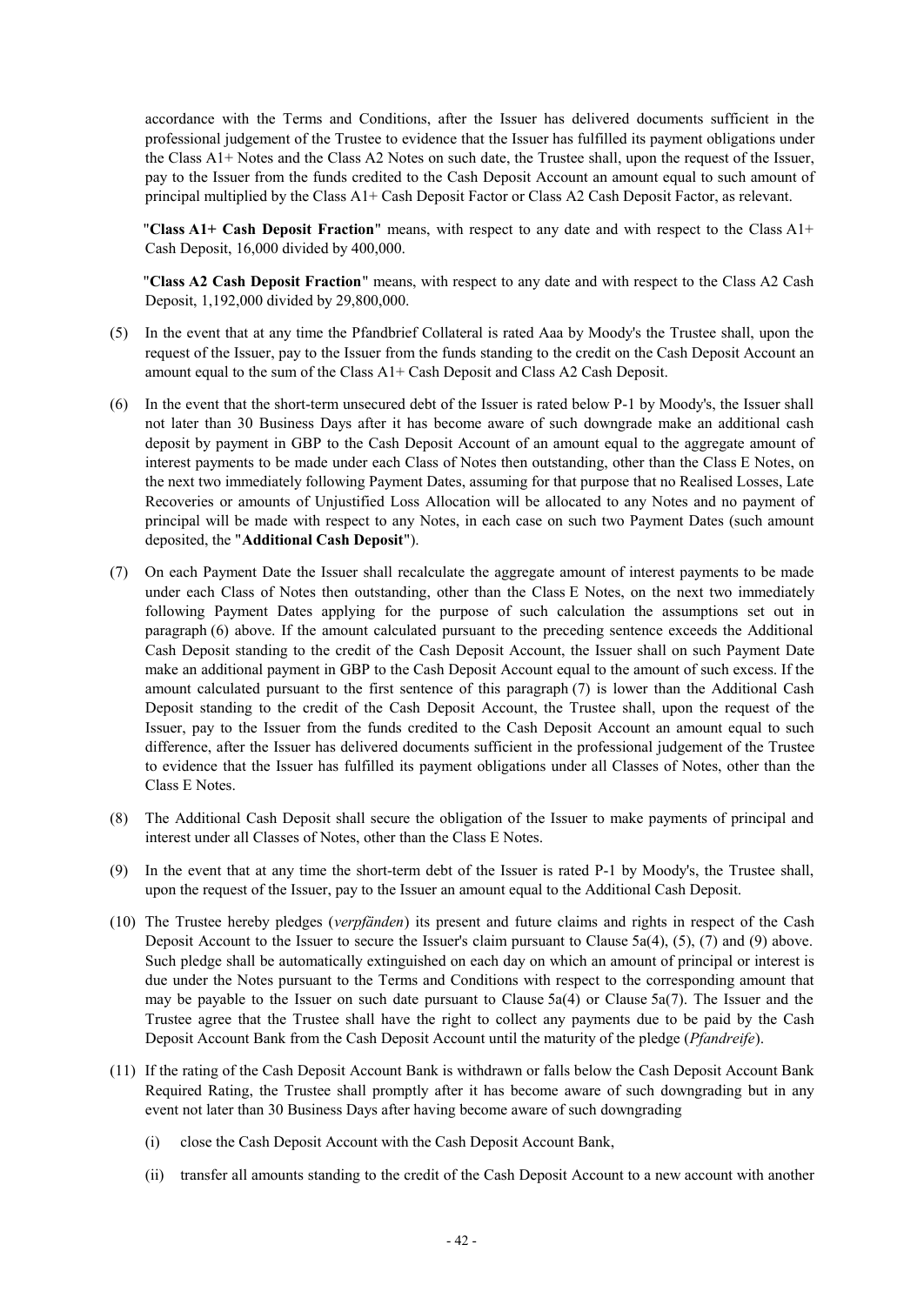accordance with the Terms and Conditions, after the Issuer has delivered documents sufficient in the professional judgement of the Trustee to evidence that the Issuer has fulfilled its payment obligations under the Class A1+ Notes and the Class A2 Notes on such date, the Trustee shall, upon the request of the Issuer, pay to the Issuer from the funds credited to the Cash Deposit Account an amount equal to such amount of principal multiplied by the Class A1+ Cash Deposit Factor or Class A2 Cash Deposit Factor, as relevant.

"**Class A1+ Cash Deposit Fraction**" means, with respect to any date and with respect to the Class A1+ Cash Deposit, 16,000 divided by 400,000.

"**Class A2 Cash Deposit Fraction**" means, with respect to any date and with respect to the Class A2 Cash Deposit, 1,192,000 divided by 29,800,000.

(5) In the event that at any time the Pfandbrief Collateral is rated Aaa by Moody's the Trustee shall, upon the request of the Issuer, pay to the Issuer from the funds standing to the credit on the Cash Deposit Account an amount equal to the sum of the Class A1+ Cash Deposit and Class A2 Cash Deposit.

(6) In the event that the short-term unsecured debt of the Issuer is rated below P-1 by Moody's, the Issuer shall not later than 30 Business Days after it has become aware of such downgrade make an additional cash deposit by payment in GBP to the Cash Deposit Account of an amount equal to the aggregate amount of interest payments to be made under each Class of Notes then outstanding, other than the Class E Notes, on the next two immediately following Payment Dates, assuming for that purpose that no Realised Losses, Late Recoveries or amounts of Unjustified Loss Allocation will be allocated to any Notes and no payment of principal will be made with respect to any Notes, in each case on such two Payment Dates (such amount deposited, the "**Additional Cash Deposit**").

(7) On each Payment Date the Issuer shall recalculate the aggregate amount of interest payments to be made under each Class of Notes then outstanding, other than the Class E Notes, on the next two immediately following Payment Dates applying for the purpose of such calculation the assumptions set out in paragraph (6) above. If the amount calculated pursuant to the preceding sentence exceeds the Additional Cash Deposit standing to the credit of the Cash Deposit Account, the Issuer shall on such Payment Date make an additional payment in GBP to the Cash Deposit Account equal to the amount of such excess. If the amount calculated pursuant to the first sentence of this paragraph (7) is lower than the Additional Cash Deposit standing to the credit of the Cash Deposit Account, the Trustee shall, upon the request of the Issuer, pay to the Issuer from the funds credited to the Cash Deposit Account an amount equal to such difference, after the Issuer has delivered documents sufficient in the professional judgement of the Trustee to evidence that the Issuer has fulfilled its payment obligations under all Classes of Notes, other than the Class E Notes.

(8) The Additional Cash Deposit shall secure the obligation of the Issuer to make payments of principal and interest under all Classes of Notes, other than the Class E Notes.

(9) In the event that at any time the short-term debt of the Issuer is rated P-1 by Moody's, the Trustee shall, upon the request of the Issuer, pay to the Issuer an amount equal to the Additional Cash Deposit.

(10) The Trustee hereby pledges (*verpfänden*) its present and future claims and rights in respect of the Cash Deposit Account to the Issuer to secure the Issuer's claim pursuant to Clause 5a(4), (5), (7) and (9) above. Such pledge shall be automatically extinguished on each day on which an amount of principal or interest is due under the Notes pursuant to the Terms and Conditions with respect to the corresponding amount that may be payable to the Issuer on such date pursuant to Clause 5a(4) or Clause 5a(7). The Issuer and the Trustee agree that the Trustee shall have the right to collect any payments due to be paid by the Cash Deposit Account Bank from the Cash Deposit Account until the maturity of the pledge (*Pfandreife*).

(11) If the rating of the Cash Deposit Account Bank is withdrawn or falls below the Cash Deposit Account Bank Required Rating, the Trustee shall promptly after it has become aware of such downgrading but in any event not later than 30 Business Days after having become aware of such downgrading

   (i) close the Cash Deposit Account with the Cash Deposit Account Bank,

   (ii) transfer all amounts standing to the credit of the Cash Deposit Account to a new account with another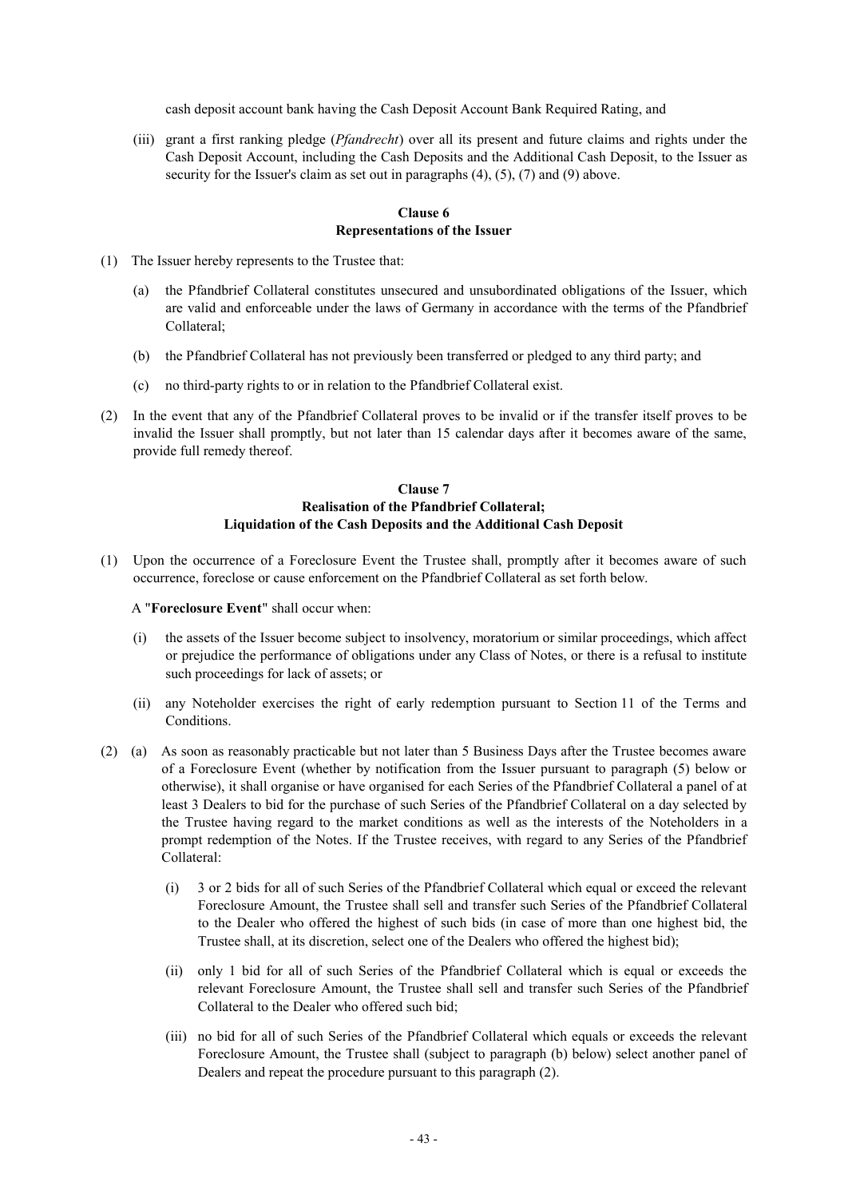cash deposit account bank having the Cash Deposit Account Bank Required Rating, and

(iii) grant a first ranking pledge (*Pfandrecht*) over all its present and future claims and rights under the Cash Deposit Account, including the Cash Deposits and the Additional Cash Deposit, to the Issuer as security for the Issuer's claim as set out in paragraphs (4), (5), (7) and (9) above.

**Clause 6**
**Representations of the Issuer**

(1) The Issuer hereby represents to the Trustee that:

(a) the Pfandbrief Collateral constitutes unsecured and unsubordinated obligations of the Issuer, which are valid and enforceable under the laws of Germany in accordance with the terms of the Pfandbrief Collateral;

(b) the Pfandbrief Collateral has not previously been transferred or pledged to any third party; and

(c) no third-party rights to or in relation to the Pfandbrief Collateral exist.

(2) In the event that any of the Pfandbrief Collateral proves to be invalid or if the transfer itself proves to be invalid the Issuer shall promptly, but not later than 15 calendar days after it becomes aware of the same, provide full remedy thereof.

**Clause 7**
**Realisation of the Pfandbrief Collateral;**
**Liquidation of the Cash Deposits and the Additional Cash Deposit**

(1) Upon the occurrence of a Foreclosure Event the Trustee shall, promptly after it becomes aware of such occurrence, foreclose or cause enforcement on the Pfandbrief Collateral as set forth below.

A "**Foreclosure Event**" shall occur when:

(i) the assets of the Issuer become subject to insolvency, moratorium or similar proceedings, which affect or prejudice the performance of obligations under any Class of Notes, or there is a refusal to institute such proceedings for lack of assets; or

(ii) any Noteholder exercises the right of early redemption pursuant to Section 11 of the Terms and Conditions.

(2) (a) As soon as reasonably practicable but not later than 5 Business Days after the Trustee becomes aware of a Foreclosure Event (whether by notification from the Issuer pursuant to paragraph (5) below or otherwise), it shall organise or have organised for each Series of the Pfandbrief Collateral a panel of at least 3 Dealers to bid for the purchase of such Series of the Pfandbrief Collateral on a day selected by the Trustee having regard to the market conditions as well as the interests of the Noteholders in a prompt redemption of the Notes. If the Trustee receives, with regard to any Series of the Pfandbrief Collateral:

(i) 3 or 2 bids for all of such Series of the Pfandbrief Collateral which equal or exceed the relevant Foreclosure Amount, the Trustee shall sell and transfer such Series of the Pfandbrief Collateral to the Dealer who offered the highest of such bids (in case of more than one highest bid, the Trustee shall, at its discretion, select one of the Dealers who offered the highest bid);

(ii) only 1 bid for all of such Series of the Pfandbrief Collateral which is equal or exceeds the relevant Foreclosure Amount, the Trustee shall sell and transfer such Series of the Pfandbrief Collateral to the Dealer who offered such bid;

(iii) no bid for all of such Series of the Pfandbrief Collateral which equals or exceeds the relevant Foreclosure Amount, the Trustee shall (subject to paragraph (b) below) select another panel of Dealers and repeat the procedure pursuant to this paragraph (2).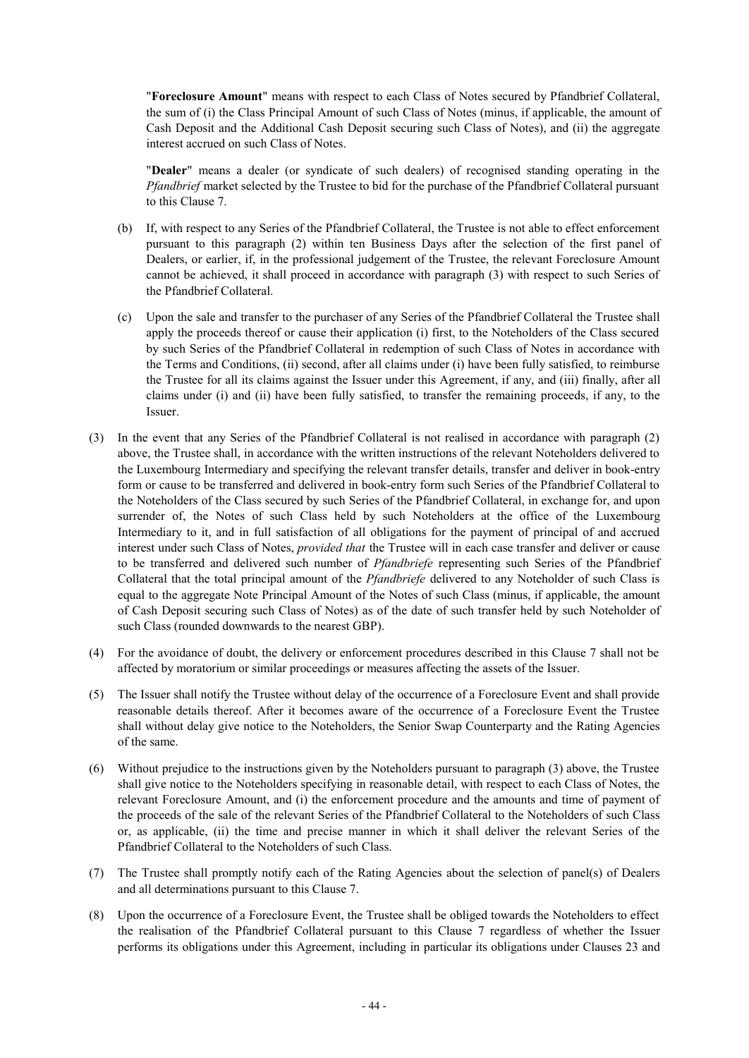"**Foreclosure Amount**" means with respect to each Class of Notes secured by Pfandbrief Collateral, the sum of (i) the Class Principal Amount of such Class of Notes (minus, if applicable, the amount of Cash Deposit and the Additional Cash Deposit securing such Class of Notes), and (ii) the aggregate interest accrued on such Class of Notes.

"**Dealer**" means a dealer (or syndicate of such dealers) of recognised standing operating in the *Pfandbrief* market selected by the Trustee to bid for the purchase of the Pfandbrief Collateral pursuant to this Clause 7.

(b) If, with respect to any Series of the Pfandbrief Collateral, the Trustee is not able to effect enforcement pursuant to this paragraph (2) within ten Business Days after the selection of the first panel of Dealers, or earlier, if, in the professional judgement of the Trustee, the relevant Foreclosure Amount cannot be achieved, it shall proceed in accordance with paragraph (3) with respect to such Series of the Pfandbrief Collateral.

(c) Upon the sale and transfer to the purchaser of any Series of the Pfandbrief Collateral the Trustee shall apply the proceeds thereof or cause their application (i) first, to the Noteholders of the Class secured by such Series of the Pfandbrief Collateral in redemption of such Class of Notes in accordance with the Terms and Conditions, (ii) second, after all claims under (i) have been fully satisfied, to reimburse the Trustee for all its claims against the Issuer under this Agreement, if any, and (iii) finally, after all claims under (i) and (ii) have been fully satisfied, to transfer the remaining proceeds, if any, to the Issuer.

(3) In the event that any Series of the Pfandbrief Collateral is not realised in accordance with paragraph (2) above, the Trustee shall, in accordance with the written instructions of the relevant Noteholders delivered to the Luxembourg Intermediary and specifying the relevant transfer details, transfer and deliver in book-entry form or cause to be transferred and delivered in book-entry form such Series of the Pfandbrief Collateral to the Noteholders of the Class secured by such Series of the Pfandbrief Collateral, in exchange for, and upon surrender of, the Notes of such Class held by such Noteholders at the office of the Luxembourg Intermediary to it, and in full satisfaction of all obligations for the payment of principal of and accrued interest under such Class of Notes, *provided that* the Trustee will in each case transfer and deliver or cause to be transferred and delivered such number of *Pfandbriefe* representing such Series of the Pfandbrief Collateral that the total principal amount of the *Pfandbriefe* delivered to any Noteholder of such Class is equal to the aggregate Note Principal Amount of the Notes of such Class (minus, if applicable, the amount of Cash Deposit securing such Class of Notes) as of the date of such transfer held by such Noteholder of such Class (rounded downwards to the nearest GBP).

(4) For the avoidance of doubt, the delivery or enforcement procedures described in this Clause 7 shall not be affected by moratorium or similar proceedings or measures affecting the assets of the Issuer.

(5) The Issuer shall notify the Trustee without delay of the occurrence of a Foreclosure Event and shall provide reasonable details thereof. After it becomes aware of the occurrence of a Foreclosure Event the Trustee shall without delay give notice to the Noteholders, the Senior Swap Counterparty and the Rating Agencies of the same.

(6) Without prejudice to the instructions given by the Noteholders pursuant to paragraph (3) above, the Trustee shall give notice to the Noteholders specifying in reasonable detail, with respect to each Class of Notes, the relevant Foreclosure Amount, and (i) the enforcement procedure and the amounts and time of payment of the proceeds of the sale of the relevant Series of the Pfandbrief Collateral to the Noteholders of such Class or, as applicable, (ii) the time and precise manner in which it shall deliver the relevant Series of the Pfandbrief Collateral to the Noteholders of such Class.

(7) The Trustee shall promptly notify each of the Rating Agencies about the selection of panel(s) of Dealers and all determinations pursuant to this Clause 7.

(8) Upon the occurrence of a Foreclosure Event, the Trustee shall be obliged towards the Noteholders to effect the realisation of the Pfandbrief Collateral pursuant to this Clause 7 regardless of whether the Issuer performs its obligations under this Agreement, including in particular its obligations under Clauses 23 and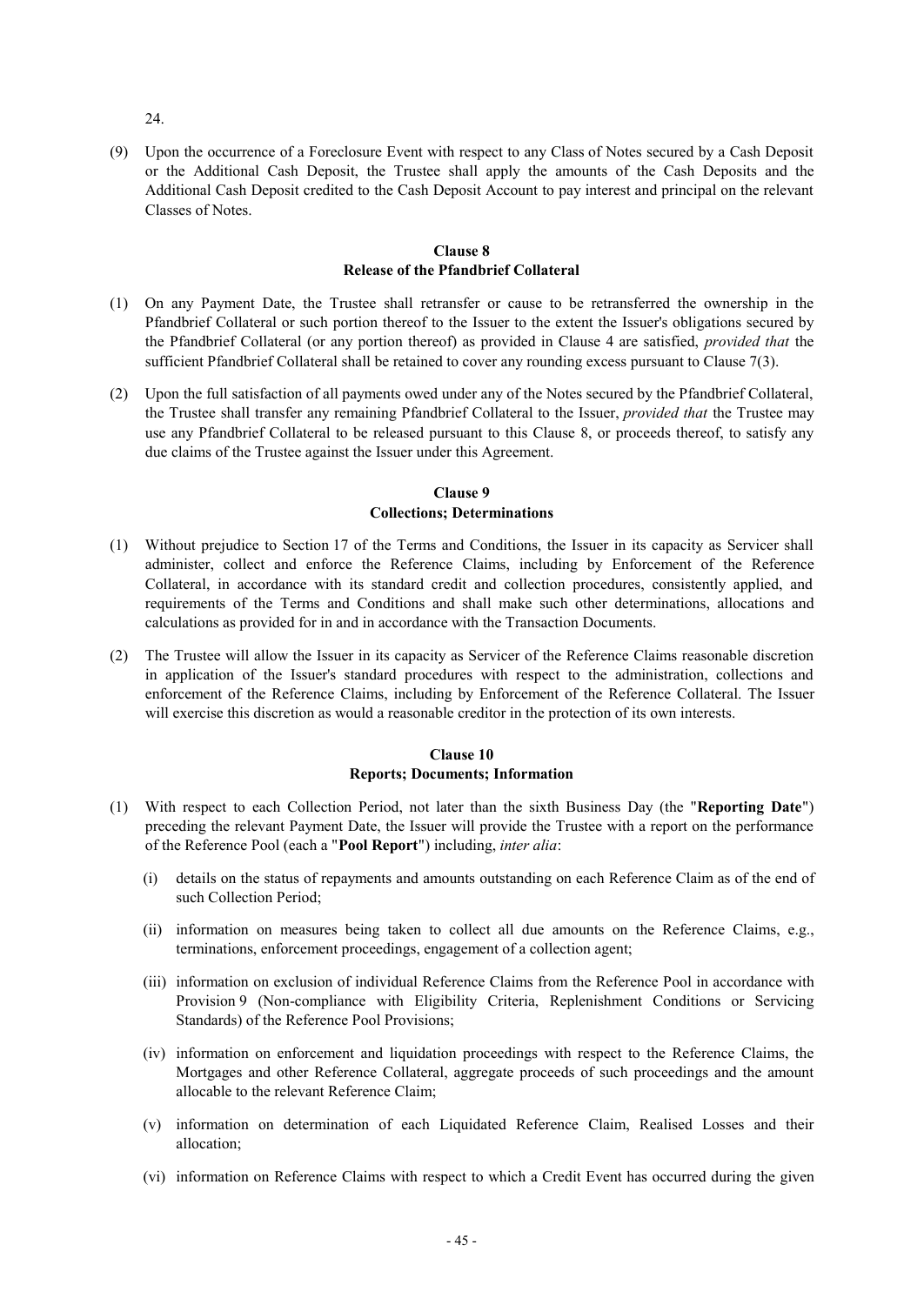24.

(9) Upon the occurrence of a Foreclosure Event with respect to any Class of Notes secured by a Cash Deposit or the Additional Cash Deposit, the Trustee shall apply the amounts of the Cash Deposits and the Additional Cash Deposit credited to the Cash Deposit Account to pay interest and principal on the relevant Classes of Notes.

**Clause 8**
**Release of the Pfandbrief Collateral**

(1) On any Payment Date, the Trustee shall retransfer or cause to be retransferred the ownership in the Pfandbrief Collateral or such portion thereof to the Issuer to the extent the Issuer's obligations secured by the Pfandbrief Collateral (or any portion thereof) as provided in Clause 4 are satisfied, *provided that* the sufficient Pfandbrief Collateral shall be retained to cover any rounding excess pursuant to Clause 7(3).

(2) Upon the full satisfaction of all payments owed under any of the Notes secured by the Pfandbrief Collateral, the Trustee shall transfer any remaining Pfandbrief Collateral to the Issuer, *provided that* the Trustee may use any Pfandbrief Collateral to be released pursuant to this Clause 8, or proceeds thereof, to satisfy any due claims of the Trustee against the Issuer under this Agreement.

**Clause 9**
**Collections; Determinations**

(1) Without prejudice to Section 17 of the Terms and Conditions, the Issuer in its capacity as Servicer shall administer, collect and enforce the Reference Claims, including by Enforcement of the Reference Collateral, in accordance with its standard credit and collection procedures, consistently applied, and requirements of the Terms and Conditions and shall make such other determinations, allocations and calculations as provided for in and in accordance with the Transaction Documents.

(2) The Trustee will allow the Issuer in its capacity as Servicer of the Reference Claims reasonable discretion in application of the Issuer's standard procedures with respect to the administration, collections and enforcement of the Reference Claims, including by Enforcement of the Reference Collateral. The Issuer will exercise this discretion as would a reasonable creditor in the protection of its own interests.

**Clause 10**
**Reports; Documents; Information**

(1) With respect to each Collection Period, not later than the sixth Business Day (the "**Reporting Date**") preceding the relevant Payment Date, the Issuer will provide the Trustee with a report on the performance of the Reference Pool (each a "**Pool Report**") including, *inter alia*:

   (i) details on the status of repayments and amounts outstanding on each Reference Claim as of the end of such Collection Period;

   (ii) information on measures being taken to collect all due amounts on the Reference Claims, e.g., terminations, enforcement proceedings, engagement of a collection agent;

   (iii) information on exclusion of individual Reference Claims from the Reference Pool in accordance with Provision 9 (Non-compliance with Eligibility Criteria, Replenishment Conditions or Servicing Standards) of the Reference Pool Provisions;

   (iv) information on enforcement and liquidation proceedings with respect to the Reference Claims, the Mortgages and other Reference Collateral, aggregate proceeds of such proceedings and the amount allocable to the relevant Reference Claim;

   (v) information on determination of each Liquidated Reference Claim, Realised Losses and their allocation;

   (vi) information on Reference Claims with respect to which a Credit Event has occurred during the given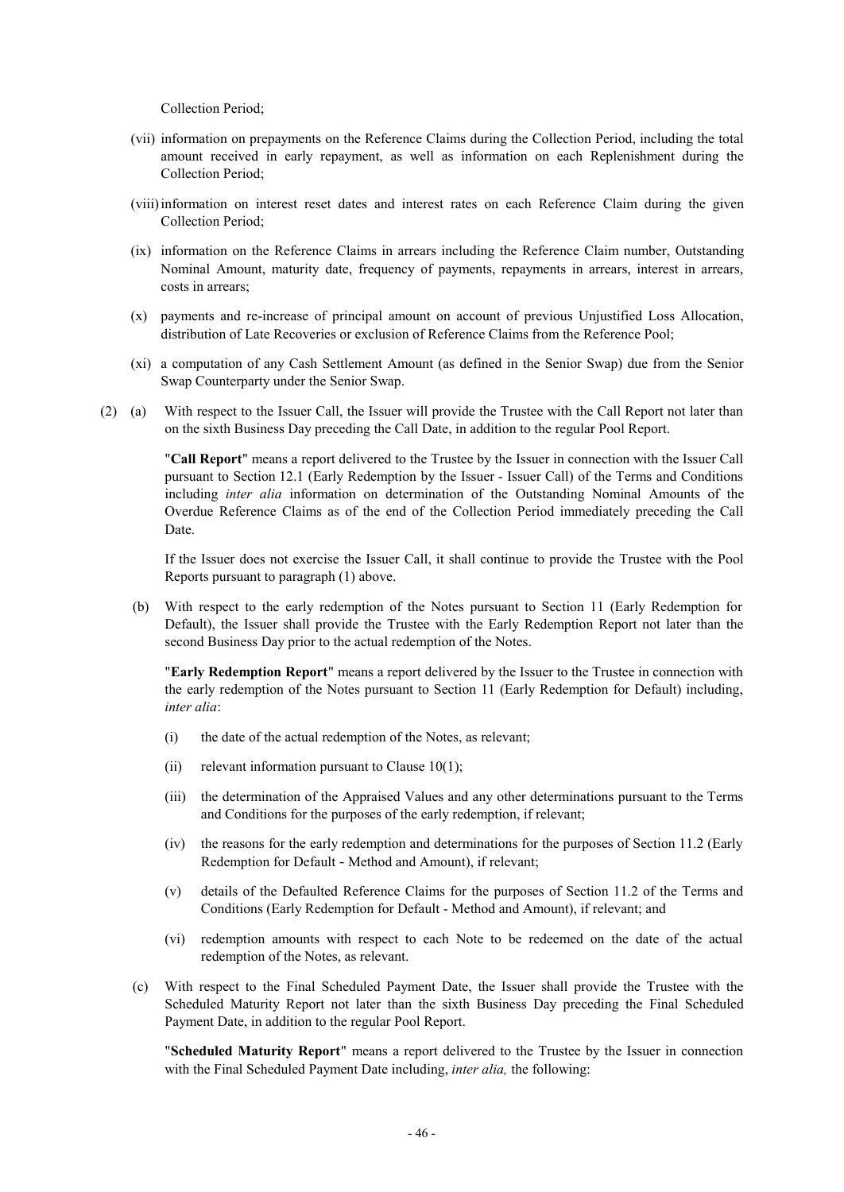Collection Period;

(vii) information on prepayments on the Reference Claims during the Collection Period, including the total amount received in early repayment, as well as information on each Replenishment during the Collection Period;

(viii) information on interest reset dates and interest rates on each Reference Claim during the given Collection Period;

(ix) information on the Reference Claims in arrears including the Reference Claim number, Outstanding Nominal Amount, maturity date, frequency of payments, repayments in arrears, interest in arrears, costs in arrears;

(x) payments and re-increase of principal amount on account of previous Unjustified Loss Allocation, distribution of Late Recoveries or exclusion of Reference Claims from the Reference Pool;

(xi) a computation of any Cash Settlement Amount (as defined in the Senior Swap) due from the Senior Swap Counterparty under the Senior Swap.

(2) (a) With respect to the Issuer Call, the Issuer will provide the Trustee with the Call Report not later than on the sixth Business Day preceding the Call Date, in addition to the regular Pool Report.

"**Call Report**" means a report delivered to the Trustee by the Issuer in connection with the Issuer Call pursuant to Section 12.1 (Early Redemption by the Issuer - Issuer Call) of the Terms and Conditions including *inter alia* information on determination of the Outstanding Nominal Amounts of the Overdue Reference Claims as of the end of the Collection Period immediately preceding the Call Date.

If the Issuer does not exercise the Issuer Call, it shall continue to provide the Trustee with the Pool Reports pursuant to paragraph (1) above.

(b) With respect to the early redemption of the Notes pursuant to Section 11 (Early Redemption for Default), the Issuer shall provide the Trustee with the Early Redemption Report not later than the second Business Day prior to the actual redemption of the Notes.

"**Early Redemption Report**" means a report delivered by the Issuer to the Trustee in connection with the early redemption of the Notes pursuant to Section 11 (Early Redemption for Default) including, *inter alia*:

(i) the date of the actual redemption of the Notes, as relevant;

(ii) relevant information pursuant to Clause 10(1);

(iii) the determination of the Appraised Values and any other determinations pursuant to the Terms and Conditions for the purposes of the early redemption, if relevant;

(iv) the reasons for the early redemption and determinations for the purposes of Section 11.2 (Early Redemption for Default - Method and Amount), if relevant;

(v) details of the Defaulted Reference Claims for the purposes of Section 11.2 of the Terms and Conditions (Early Redemption for Default - Method and Amount), if relevant; and

(vi) redemption amounts with respect to each Note to be redeemed on the date of the actual redemption of the Notes, as relevant.

(c) With respect to the Final Scheduled Payment Date, the Issuer shall provide the Trustee with the Scheduled Maturity Report not later than the sixth Business Day preceding the Final Scheduled Payment Date, in addition to the regular Pool Report.

"**Scheduled Maturity Report**" means a report delivered to the Trustee by the Issuer in connection with the Final Scheduled Payment Date including, *inter alia,* the following: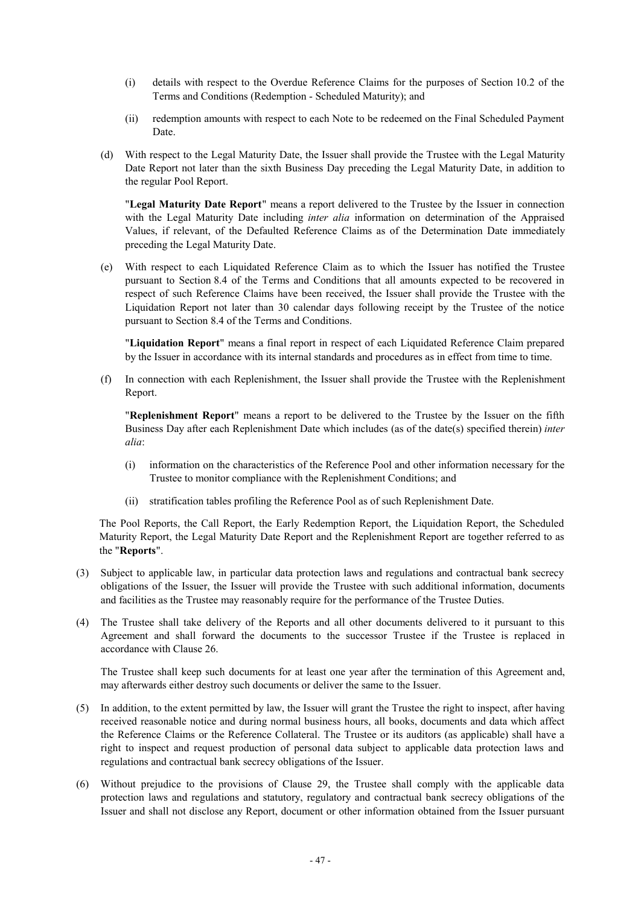(i) details with respect to the Overdue Reference Claims for the purposes of Section 10.2 of the Terms and Conditions (Redemption - Scheduled Maturity); and

(ii) redemption amounts with respect to each Note to be redeemed on the Final Scheduled Payment Date.

(d) With respect to the Legal Maturity Date, the Issuer shall provide the Trustee with the Legal Maturity Date Report not later than the sixth Business Day preceding the Legal Maturity Date, in addition to the regular Pool Report.

"**Legal Maturity Date Report**" means a report delivered to the Trustee by the Issuer in connection with the Legal Maturity Date including *inter alia* information on determination of the Appraised Values, if relevant, of the Defaulted Reference Claims as of the Determination Date immediately preceding the Legal Maturity Date.

(e) With respect to each Liquidated Reference Claim as to which the Issuer has notified the Trustee pursuant to Section 8.4 of the Terms and Conditions that all amounts expected to be recovered in respect of such Reference Claims have been received, the Issuer shall provide the Trustee with the Liquidation Report not later than 30 calendar days following receipt by the Trustee of the notice pursuant to Section 8.4 of the Terms and Conditions.

"**Liquidation Report**" means a final report in respect of each Liquidated Reference Claim prepared by the Issuer in accordance with its internal standards and procedures as in effect from time to time.

(f) In connection with each Replenishment, the Issuer shall provide the Trustee with the Replenishment Report.

"**Replenishment Report**" means a report to be delivered to the Trustee by the Issuer on the fifth Business Day after each Replenishment Date which includes (as of the date(s) specified therein) *inter alia*:

(i) information on the characteristics of the Reference Pool and other information necessary for the Trustee to monitor compliance with the Replenishment Conditions; and

(ii) stratification tables profiling the Reference Pool as of such Replenishment Date.

The Pool Reports, the Call Report, the Early Redemption Report, the Liquidation Report, the Scheduled Maturity Report, the Legal Maturity Date Report and the Replenishment Report are together referred to as the "**Reports**".

(3) Subject to applicable law, in particular data protection laws and regulations and contractual bank secrecy obligations of the Issuer, the Issuer will provide the Trustee with such additional information, documents and facilities as the Trustee may reasonably require for the performance of the Trustee Duties.

(4) The Trustee shall take delivery of the Reports and all other documents delivered to it pursuant to this Agreement and shall forward the documents to the successor Trustee if the Trustee is replaced in accordance with Clause 26.

The Trustee shall keep such documents for at least one year after the termination of this Agreement and, may afterwards either destroy such documents or deliver the same to the Issuer.

(5) In addition, to the extent permitted by law, the Issuer will grant the Trustee the right to inspect, after having received reasonable notice and during normal business hours, all books, documents and data which affect the Reference Claims or the Reference Collateral. The Trustee or its auditors (as applicable) shall have a right to inspect and request production of personal data subject to applicable data protection laws and regulations and contractual bank secrecy obligations of the Issuer.

(6) Without prejudice to the provisions of Clause 29, the Trustee shall comply with the applicable data protection laws and regulations and statutory, regulatory and contractual bank secrecy obligations of the Issuer and shall not disclose any Report, document or other information obtained from the Issuer pursuant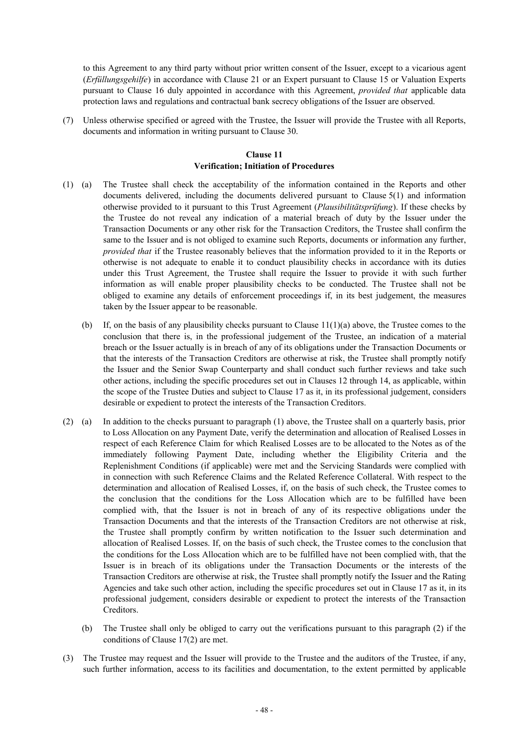to this Agreement to any third party without prior written consent of the Issuer, except to a vicarious agent (*Erfüllungsgehilfe*) in accordance with Clause 21 or an Expert pursuant to Clause 15 or Valuation Experts pursuant to Clause 16 duly appointed in accordance with this Agreement, *provided that* applicable data protection laws and regulations and contractual bank secrecy obligations of the Issuer are observed.

(7) Unless otherwise specified or agreed with the Trustee, the Issuer will provide the Trustee with all Reports, documents and information in writing pursuant to Clause 30.

**Clause 11**
**Verification; Initiation of Procedures**

(1) (a) The Trustee shall check the acceptability of the information contained in the Reports and other documents delivered, including the documents delivered pursuant to Clause 5(1) and information otherwise provided to it pursuant to this Trust Agreement (*Plausibilitätsprüfung*). If these checks by the Trustee do not reveal any indication of a material breach of duty by the Issuer under the Transaction Documents or any other risk for the Transaction Creditors, the Trustee shall confirm the same to the Issuer and is not obliged to examine such Reports, documents or information any further, *provided that* if the Trustee reasonably believes that the information provided to it in the Reports or otherwise is not adequate to enable it to conduct plausibility checks in accordance with its duties under this Trust Agreement, the Trustee shall require the Issuer to provide it with such further information as will enable proper plausibility checks to be conducted. The Trustee shall not be obliged to examine any details of enforcement proceedings if, in its best judgement, the measures taken by the Issuer appear to be reasonable.

(b) If, on the basis of any plausibility checks pursuant to Clause 11(1)(a) above, the Trustee comes to the conclusion that there is, in the professional judgement of the Trustee, an indication of a material breach or the Issuer actually is in breach of any of its obligations under the Transaction Documents or that the interests of the Transaction Creditors are otherwise at risk, the Trustee shall promptly notify the Issuer and the Senior Swap Counterparty and shall conduct such further reviews and take such other actions, including the specific procedures set out in Clauses 12 through 14, as applicable, within the scope of the Trustee Duties and subject to Clause 17 as it, in its professional judgement, considers desirable or expedient to protect the interests of the Transaction Creditors.

(2) (a) In addition to the checks pursuant to paragraph (1) above, the Trustee shall on a quarterly basis, prior to Loss Allocation on any Payment Date, verify the determination and allocation of Realised Losses in respect of each Reference Claim for which Realised Losses are to be allocated to the Notes as of the immediately following Payment Date, including whether the Eligibility Criteria and the Replenishment Conditions (if applicable) were met and the Servicing Standards were complied with in connection with such Reference Claims and the Related Reference Collateral. With respect to the determination and allocation of Realised Losses, if, on the basis of such check, the Trustee comes to the conclusion that the conditions for the Loss Allocation which are to be fulfilled have been complied with, that the Issuer is not in breach of any of its respective obligations under the Transaction Documents and that the interests of the Transaction Creditors are not otherwise at risk, the Trustee shall promptly confirm by written notification to the Issuer such determination and allocation of Realised Losses. If, on the basis of such check, the Trustee comes to the conclusion that the conditions for the Loss Allocation which are to be fulfilled have not been complied with, that the Issuer is in breach of its obligations under the Transaction Documents or the interests of the Transaction Creditors are otherwise at risk, the Trustee shall promptly notify the Issuer and the Rating Agencies and take such other action, including the specific procedures set out in Clause 17 as it, in its professional judgement, considers desirable or expedient to protect the interests of the Transaction Creditors.

(b) The Trustee shall only be obliged to carry out the verifications pursuant to this paragraph (2) if the conditions of Clause 17(2) are met.

(3) The Trustee may request and the Issuer will provide to the Trustee and the auditors of the Trustee, if any, such further information, access to its facilities and documentation, to the extent permitted by applicable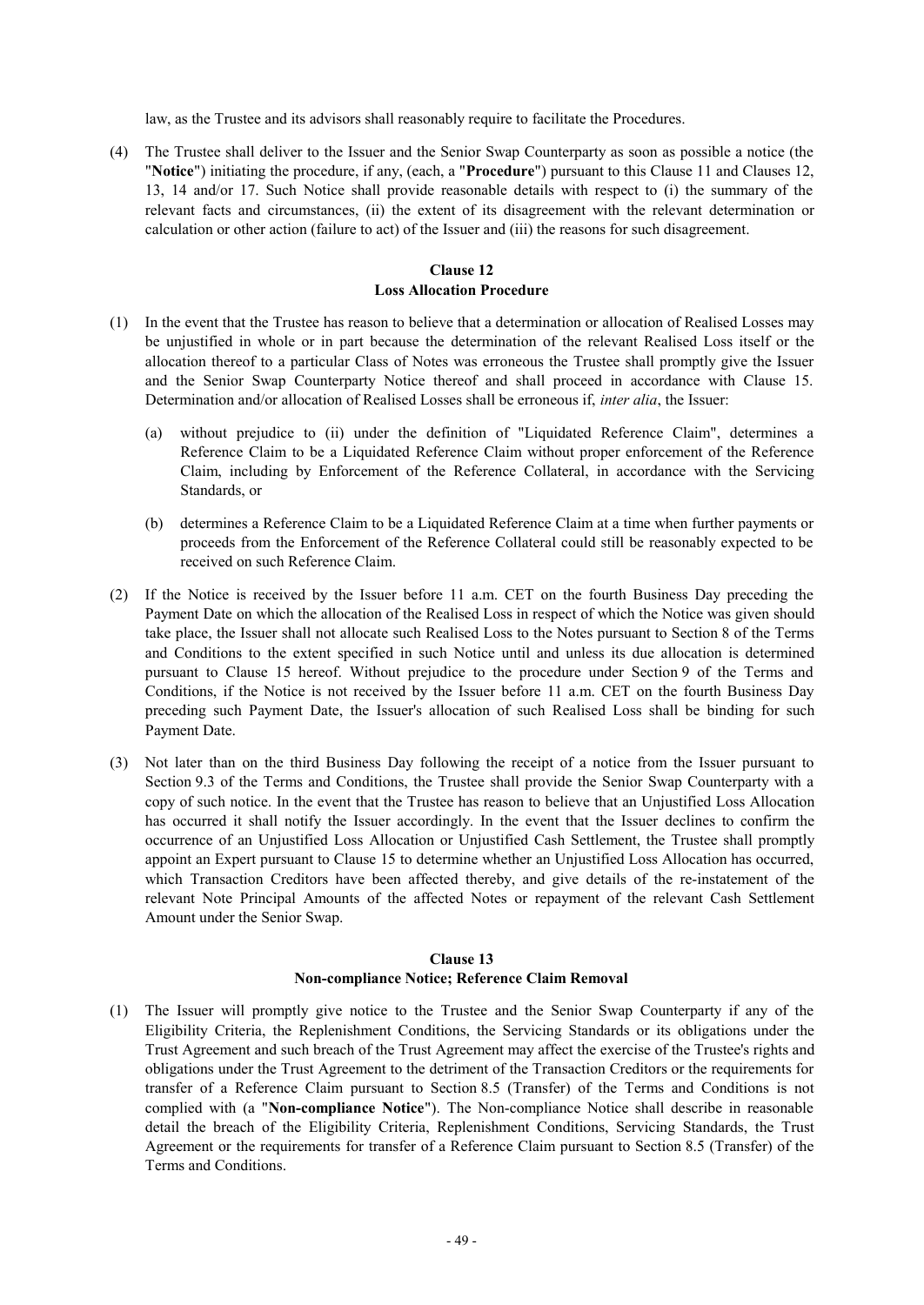law, as the Trustee and its advisors shall reasonably require to facilitate the Procedures.

(4) The Trustee shall deliver to the Issuer and the Senior Swap Counterparty as soon as possible a notice (the "**Notice**") initiating the procedure, if any, (each, a "**Procedure**") pursuant to this Clause 11 and Clauses 12, 13, 14 and/or 17. Such Notice shall provide reasonable details with respect to (i) the summary of the relevant facts and circumstances, (ii) the extent of its disagreement with the relevant determination or calculation or other action (failure to act) of the Issuer and (iii) the reasons for such disagreement.

## Clause 12
## Loss Allocation Procedure

(1) In the event that the Trustee has reason to believe that a determination or allocation of Realised Losses may be unjustified in whole or in part because the determination of the relevant Realised Loss itself or the allocation thereof to a particular Class of Notes was erroneous the Trustee shall promptly give the Issuer and the Senior Swap Counterparty Notice thereof and shall proceed in accordance with Clause 15. Determination and/or allocation of Realised Losses shall be erroneous if, *inter alia*, the Issuer:

   (a) without prejudice to (ii) under the definition of "Liquidated Reference Claim", determines a Reference Claim to be a Liquidated Reference Claim without proper enforcement of the Reference Claim, including by Enforcement of the Reference Collateral, in accordance with the Servicing Standards, or

   (b) determines a Reference Claim to be a Liquidated Reference Claim at a time when further payments or proceeds from the Enforcement of the Reference Collateral could still be reasonably expected to be received on such Reference Claim.

(2) If the Notice is received by the Issuer before 11 a.m. CET on the fourth Business Day preceding the Payment Date on which the allocation of the Realised Loss in respect of which the Notice was given should take place, the Issuer shall not allocate such Realised Loss to the Notes pursuant to Section 8 of the Terms and Conditions to the extent specified in such Notice until and unless its due allocation is determined pursuant to Clause 15 hereof. Without prejudice to the procedure under Section 9 of the Terms and Conditions, if the Notice is not received by the Issuer before 11 a.m. CET on the fourth Business Day preceding such Payment Date, the Issuer's allocation of such Realised Loss shall be binding for such Payment Date.

(3) Not later than on the third Business Day following the receipt of a notice from the Issuer pursuant to Section 9.3 of the Terms and Conditions, the Trustee shall provide the Senior Swap Counterparty with a copy of such notice. In the event that the Trustee has reason to believe that an Unjustified Loss Allocation has occurred it shall notify the Issuer accordingly. In the event that the Issuer declines to confirm the occurrence of an Unjustified Loss Allocation or Unjustified Cash Settlement, the Trustee shall promptly appoint an Expert pursuant to Clause 15 to determine whether an Unjustified Loss Allocation has occurred, which Transaction Creditors have been affected thereby, and give details of the re-instatement of the relevant Note Principal Amounts of the affected Notes or repayment of the relevant Cash Settlement Amount under the Senior Swap.

## Clause 13
## Non-compliance Notice; Reference Claim Removal

(1) The Issuer will promptly give notice to the Trustee and the Senior Swap Counterparty if any of the Eligibility Criteria, the Replenishment Conditions, the Servicing Standards or its obligations under the Trust Agreement and such breach of the Trust Agreement may affect the exercise of the Trustee's rights and obligations under the Trust Agreement to the detriment of the Transaction Creditors or the requirements for transfer of a Reference Claim pursuant to Section 8.5 (Transfer) of the Terms and Conditions is not complied with (a "**Non-compliance Notice**"). The Non-compliance Notice shall describe in reasonable detail the breach of the Eligibility Criteria, Replenishment Conditions, Servicing Standards, the Trust Agreement or the requirements for transfer of a Reference Claim pursuant to Section 8.5 (Transfer) of the Terms and Conditions.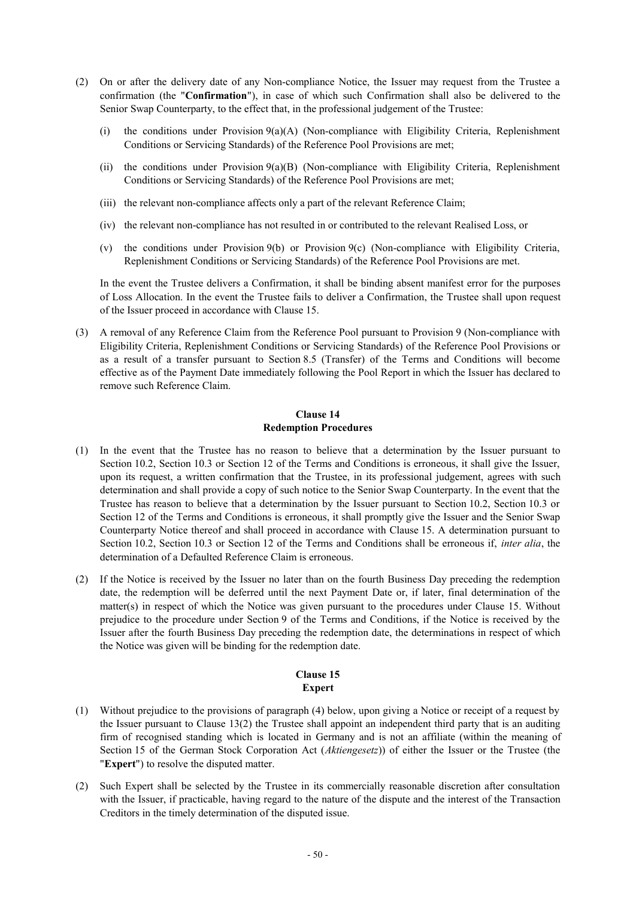(2) On or after the delivery date of any Non-compliance Notice, the Issuer may request from the Trustee a confirmation (the "**Confirmation**"), in case of which such Confirmation shall also be delivered to the Senior Swap Counterparty, to the effect that, in the professional judgement of the Trustee:

   (i) the conditions under Provision 9(a)(A) (Non-compliance with Eligibility Criteria, Replenishment Conditions or Servicing Standards) of the Reference Pool Provisions are met;

   (ii) the conditions under Provision 9(a)(B) (Non-compliance with Eligibility Criteria, Replenishment Conditions or Servicing Standards) of the Reference Pool Provisions are met;

   (iii) the relevant non-compliance affects only a part of the relevant Reference Claim;

   (iv) the relevant non-compliance has not resulted in or contributed to the relevant Realised Loss, or

   (v) the conditions under Provision 9(b) or Provision 9(c) (Non-compliance with Eligibility Criteria, Replenishment Conditions or Servicing Standards) of the Reference Pool Provisions are met.

   In the event the Trustee delivers a Confirmation, it shall be binding absent manifest error for the purposes of Loss Allocation. In the event the Trustee fails to deliver a Confirmation, the Trustee shall upon request of the Issuer proceed in accordance with Clause 15.

(3) A removal of any Reference Claim from the Reference Pool pursuant to Provision 9 (Non-compliance with Eligibility Criteria, Replenishment Conditions or Servicing Standards) of the Reference Pool Provisions or as a result of a transfer pursuant to Section 8.5 (Transfer) of the Terms and Conditions will become effective as of the Payment Date immediately following the Pool Report in which the Issuer has declared to remove such Reference Claim.

## Clause 14
## Redemption Procedures

(1) In the event that the Trustee has no reason to believe that a determination by the Issuer pursuant to Section 10.2, Section 10.3 or Section 12 of the Terms and Conditions is erroneous, it shall give the Issuer, upon its request, a written confirmation that the Trustee, in its professional judgement, agrees with such determination and shall provide a copy of such notice to the Senior Swap Counterparty. In the event that the Trustee has reason to believe that a determination by the Issuer pursuant to Section 10.2, Section 10.3 or Section 12 of the Terms and Conditions is erroneous, it shall promptly give the Issuer and the Senior Swap Counterparty Notice thereof and shall proceed in accordance with Clause 15. A determination pursuant to Section 10.2, Section 10.3 or Section 12 of the Terms and Conditions shall be erroneous if, *inter alia*, the determination of a Defaulted Reference Claim is erroneous.

(2) If the Notice is received by the Issuer no later than on the fourth Business Day preceding the redemption date, the redemption will be deferred until the next Payment Date or, if later, final determination of the matter(s) in respect of which the Notice was given pursuant to the procedures under Clause 15. Without prejudice to the procedure under Section 9 of the Terms and Conditions, if the Notice is received by the Issuer after the fourth Business Day preceding the redemption date, the determinations in respect of which the Notice was given will be binding for the redemption date.

## Clause 15
## Expert

(1) Without prejudice to the provisions of paragraph (4) below, upon giving a Notice or receipt of a request by the Issuer pursuant to Clause 13(2) the Trustee shall appoint an independent third party that is an auditing firm of recognised standing which is located in Germany and is not an affiliate (within the meaning of Section 15 of the German Stock Corporation Act (*Aktiengesetz*)) of either the Issuer or the Trustee (the "**Expert**") to resolve the disputed matter.

(2) Such Expert shall be selected by the Trustee in its commercially reasonable discretion after consultation with the Issuer, if practicable, having regard to the nature of the dispute and the interest of the Transaction Creditors in the timely determination of the disputed issue.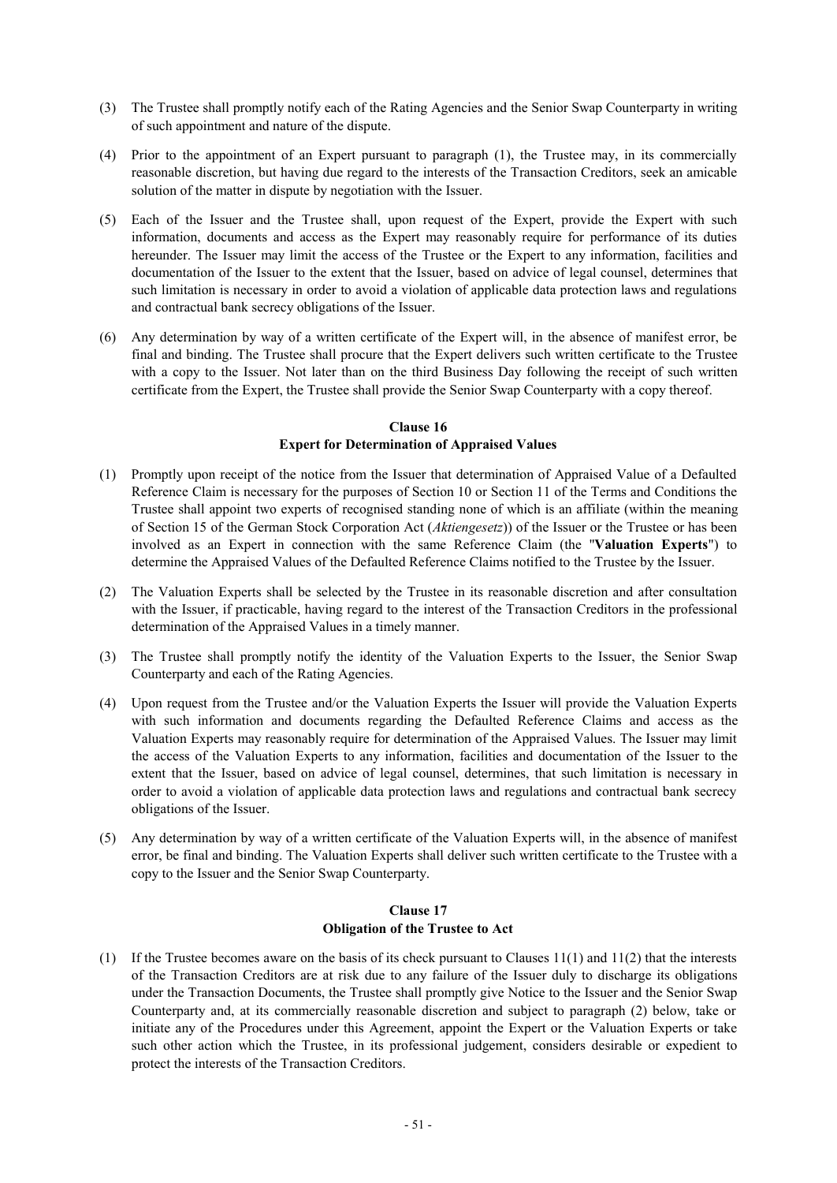(3) The Trustee shall promptly notify each of the Rating Agencies and the Senior Swap Counterparty in writing of such appointment and nature of the dispute.

(4) Prior to the appointment of an Expert pursuant to paragraph (1), the Trustee may, in its commercially reasonable discretion, but having due regard to the interests of the Transaction Creditors, seek an amicable solution of the matter in dispute by negotiation with the Issuer.

(5) Each of the Issuer and the Trustee shall, upon request of the Expert, provide the Expert with such information, documents and access as the Expert may reasonably require for performance of its duties hereunder. The Issuer may limit the access of the Trustee or the Expert to any information, facilities and documentation of the Issuer to the extent that the Issuer, based on advice of legal counsel, determines that such limitation is necessary in order to avoid a violation of applicable data protection laws and regulations and contractual bank secrecy obligations of the Issuer.

(6) Any determination by way of a written certificate of the Expert will, in the absence of manifest error, be final and binding. The Trustee shall procure that the Expert delivers such written certificate to the Trustee with a copy to the Issuer. Not later than on the third Business Day following the receipt of such written certificate from the Expert, the Trustee shall provide the Senior Swap Counterparty with a copy thereof.

### Clause 16
### Expert for Determination of Appraised Values

(1) Promptly upon receipt of the notice from the Issuer that determination of Appraised Value of a Defaulted Reference Claim is necessary for the purposes of Section 10 or Section 11 of the Terms and Conditions the Trustee shall appoint two experts of recognised standing none of which is an affiliate (within the meaning of Section 15 of the German Stock Corporation Act (*Aktiengesetz*)) of the Issuer or the Trustee or has been involved as an Expert in connection with the same Reference Claim (the "**Valuation Experts**") to determine the Appraised Values of the Defaulted Reference Claims notified to the Trustee by the Issuer.

(2) The Valuation Experts shall be selected by the Trustee in its reasonable discretion and after consultation with the Issuer, if practicable, having regard to the interest of the Transaction Creditors in the professional determination of the Appraised Values in a timely manner.

(3) The Trustee shall promptly notify the identity of the Valuation Experts to the Issuer, the Senior Swap Counterparty and each of the Rating Agencies.

(4) Upon request from the Trustee and/or the Valuation Experts the Issuer will provide the Valuation Experts with such information and documents regarding the Defaulted Reference Claims and access as the Valuation Experts may reasonably require for determination of the Appraised Values. The Issuer may limit the access of the Valuation Experts to any information, facilities and documentation of the Issuer to the extent that the Issuer, based on advice of legal counsel, determines, that such limitation is necessary in order to avoid a violation of applicable data protection laws and regulations and contractual bank secrecy obligations of the Issuer.

(5) Any determination by way of a written certificate of the Valuation Experts will, in the absence of manifest error, be final and binding. The Valuation Experts shall deliver such written certificate to the Trustee with a copy to the Issuer and the Senior Swap Counterparty.

### Clause 17
### Obligation of the Trustee to Act

(1) If the Trustee becomes aware on the basis of its check pursuant to Clauses 11(1) and 11(2) that the interests of the Transaction Creditors are at risk due to any failure of the Issuer duly to discharge its obligations under the Transaction Documents, the Trustee shall promptly give Notice to the Issuer and the Senior Swap Counterparty and, at its commercially reasonable discretion and subject to paragraph (2) below, take or initiate any of the Procedures under this Agreement, appoint the Expert or the Valuation Experts or take such other action which the Trustee, in its professional judgement, considers desirable or expedient to protect the interests of the Transaction Creditors.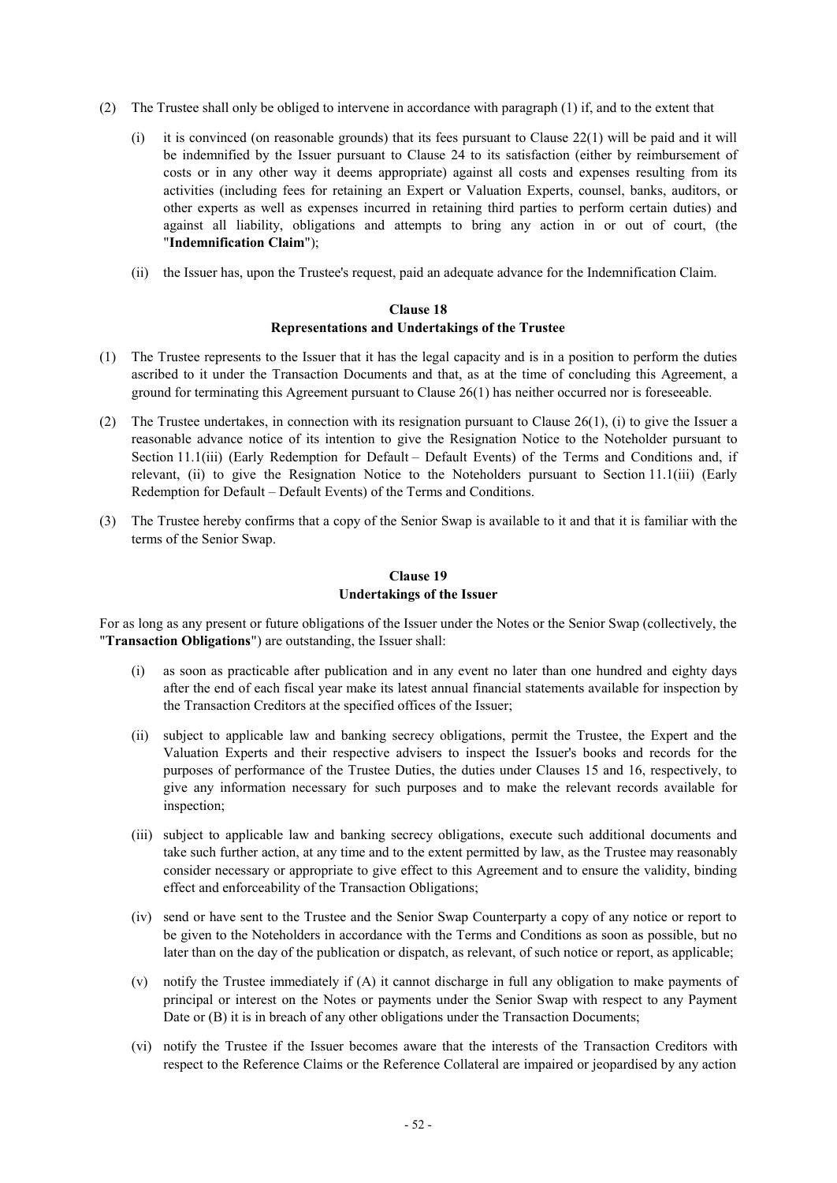(2) The Trustee shall only be obliged to intervene in accordance with paragraph (1) if, and to the extent that

   (i) it is convinced (on reasonable grounds) that its fees pursuant to Clause 22(1) will be paid and it will be indemnified by the Issuer pursuant to Clause 24 to its satisfaction (either by reimbursement of costs or in any other way it deems appropriate) against all costs and expenses resulting from its activities (including fees for retaining an Expert or Valuation Experts, counsel, banks, auditors, or other experts as well as expenses incurred in retaining third parties to perform certain duties) and against all liability, obligations and attempts to bring any action in or out of court, (the "**Indemnification Claim**");

   (ii) the Issuer has, upon the Trustee's request, paid an adequate advance for the Indemnification Claim.

**Clause 18**
**Representations and Undertakings of the Trustee**

(1) The Trustee represents to the Issuer that it has the legal capacity and is in a position to perform the duties ascribed to it under the Transaction Documents and that, as at the time of concluding this Agreement, a ground for terminating this Agreement pursuant to Clause 26(1) has neither occurred nor is foreseeable.

(2) The Trustee undertakes, in connection with its resignation pursuant to Clause 26(1), (i) to give the Issuer a reasonable advance notice of its intention to give the Resignation Notice to the Noteholder pursuant to Section 11.1(iii) (Early Redemption for Default – Default Events) of the Terms and Conditions and, if relevant, (ii) to give the Resignation Notice to the Noteholders pursuant to Section 11.1(iii) (Early Redemption for Default – Default Events) of the Terms and Conditions.

(3) The Trustee hereby confirms that a copy of the Senior Swap is available to it and that it is familiar with the terms of the Senior Swap.

**Clause 19**
**Undertakings of the Issuer**

For as long as any present or future obligations of the Issuer under the Notes or the Senior Swap (collectively, the "**Transaction Obligations**") are outstanding, the Issuer shall:

(i) as soon as practicable after publication and in any event no later than one hundred and eighty days after the end of each fiscal year make its latest annual financial statements available for inspection by the Transaction Creditors at the specified offices of the Issuer;

(ii) subject to applicable law and banking secrecy obligations, permit the Trustee, the Expert and the Valuation Experts and their respective advisers to inspect the Issuer's books and records for the purposes of performance of the Trustee Duties, the duties under Clauses 15 and 16, respectively, to give any information necessary for such purposes and to make the relevant records available for inspection;

(iii) subject to applicable law and banking secrecy obligations, execute such additional documents and take such further action, at any time and to the extent permitted by law, as the Trustee may reasonably consider necessary or appropriate to give effect to this Agreement and to ensure the validity, binding effect and enforceability of the Transaction Obligations;

(iv) send or have sent to the Trustee and the Senior Swap Counterparty a copy of any notice or report to be given to the Noteholders in accordance with the Terms and Conditions as soon as possible, but no later than on the day of the publication or dispatch, as relevant, of such notice or report, as applicable;

(v) notify the Trustee immediately if (A) it cannot discharge in full any obligation to make payments of principal or interest on the Notes or payments under the Senior Swap with respect to any Payment Date or (B) it is in breach of any other obligations under the Transaction Documents;

(vi) notify the Trustee if the Issuer becomes aware that the interests of the Transaction Creditors with respect to the Reference Claims or the Reference Collateral are impaired or jeopardised by any action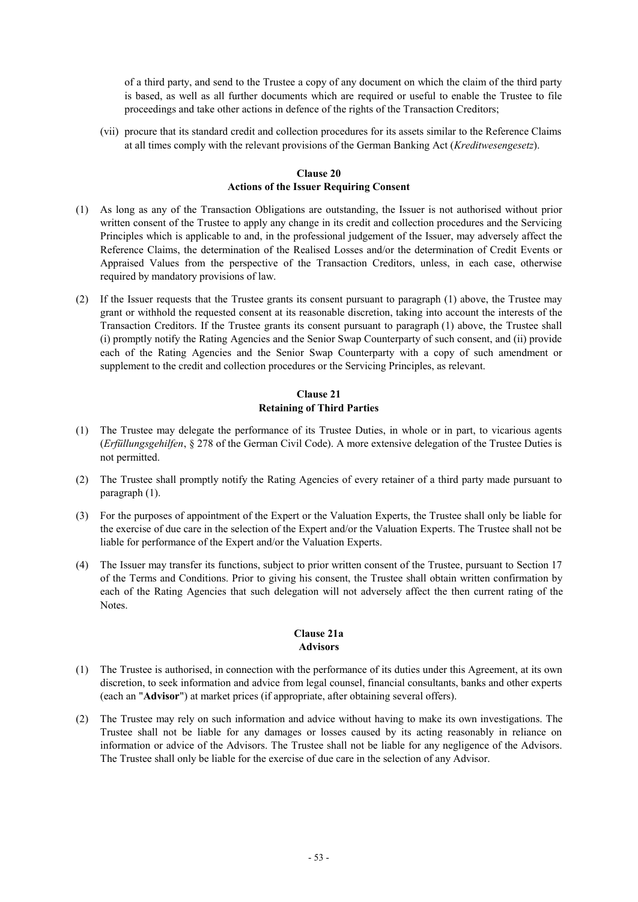of a third party, and send to the Trustee a copy of any document on which the claim of the third party is based, as well as all further documents which are required or useful to enable the Trustee to file proceedings and take other actions in defence of the rights of the Transaction Creditors;

(vii) procure that its standard credit and collection procedures for its assets similar to the Reference Claims at all times comply with the relevant provisions of the German Banking Act (*Kreditwesengesetz*).

**Clause 20**
**Actions of the Issuer Requiring Consent**

(1) As long as any of the Transaction Obligations are outstanding, the Issuer is not authorised without prior written consent of the Trustee to apply any change in its credit and collection procedures and the Servicing Principles which is applicable to and, in the professional judgement of the Issuer, may adversely affect the Reference Claims, the determination of the Realised Losses and/or the determination of Credit Events or Appraised Values from the perspective of the Transaction Creditors, unless, in each case, otherwise required by mandatory provisions of law.

(2) If the Issuer requests that the Trustee grants its consent pursuant to paragraph (1) above, the Trustee may grant or withhold the requested consent at its reasonable discretion, taking into account the interests of the Transaction Creditors. If the Trustee grants its consent pursuant to paragraph (1) above, the Trustee shall (i) promptly notify the Rating Agencies and the Senior Swap Counterparty of such consent, and (ii) provide each of the Rating Agencies and the Senior Swap Counterparty with a copy of such amendment or supplement to the credit and collection procedures or the Servicing Principles, as relevant.

**Clause 21**
**Retaining of Third Parties**

(1) The Trustee may delegate the performance of its Trustee Duties, in whole or in part, to vicarious agents (*Erfüllungsgehilfen*, § 278 of the German Civil Code). A more extensive delegation of the Trustee Duties is not permitted.

(2) The Trustee shall promptly notify the Rating Agencies of every retainer of a third party made pursuant to paragraph (1).

(3) For the purposes of appointment of the Expert or the Valuation Experts, the Trustee shall only be liable for the exercise of due care in the selection of the Expert and/or the Valuation Experts. The Trustee shall not be liable for performance of the Expert and/or the Valuation Experts.

(4) The Issuer may transfer its functions, subject to prior written consent of the Trustee, pursuant to Section 17 of the Terms and Conditions. Prior to giving his consent, the Trustee shall obtain written confirmation by each of the Rating Agencies that such delegation will not adversely affect the then current rating of the Notes.

**Clause 21a**
**Advisors**

(1) The Trustee is authorised, in connection with the performance of its duties under this Agreement, at its own discretion, to seek information and advice from legal counsel, financial consultants, banks and other experts (each an "**Advisor**") at market prices (if appropriate, after obtaining several offers).

(2) The Trustee may rely on such information and advice without having to make its own investigations. The Trustee shall not be liable for any damages or losses caused by its acting reasonably in reliance on information or advice of the Advisors. The Trustee shall not be liable for any negligence of the Advisors. The Trustee shall only be liable for the exercise of due care in the selection of any Advisor.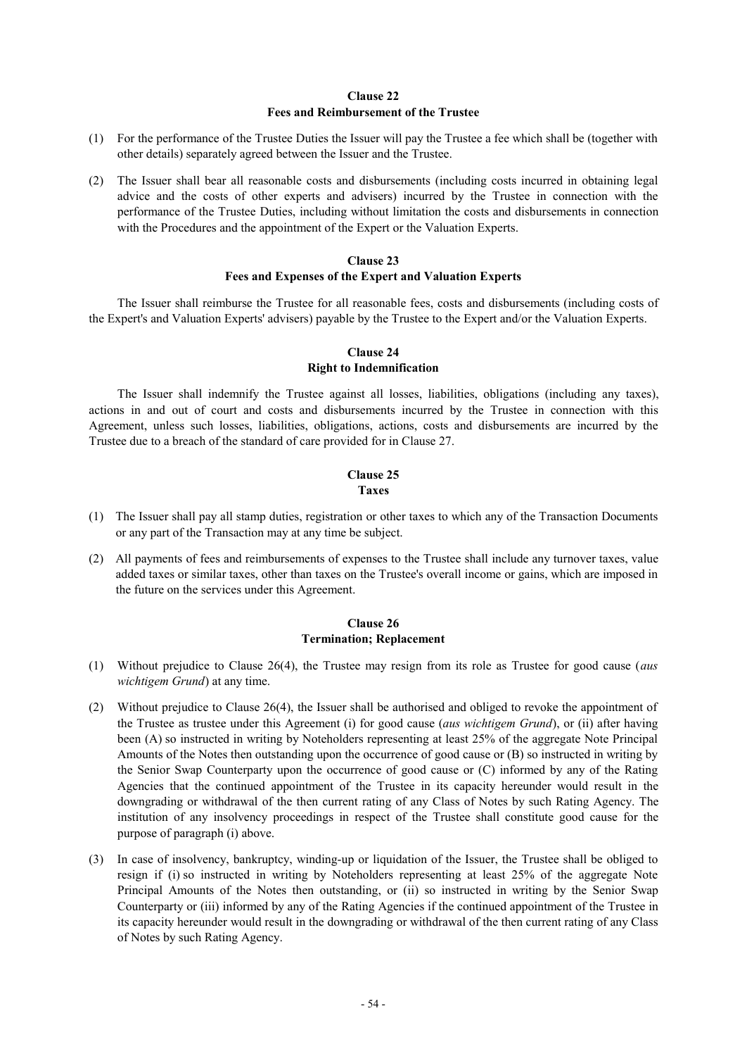## Clause 22
## Fees and Reimbursement of the Trustee

(1) For the performance of the Trustee Duties the Issuer will pay the Trustee a fee which shall be (together with other details) separately agreed between the Issuer and the Trustee.

(2) The Issuer shall bear all reasonable costs and disbursements (including costs incurred in obtaining legal advice and the costs of other experts and advisers) incurred by the Trustee in connection with the performance of the Trustee Duties, including without limitation the costs and disbursements in connection with the Procedures and the appointment of the Expert or the Valuation Experts.

## Clause 23
## Fees and Expenses of the Expert and Valuation Experts

The Issuer shall reimburse the Trustee for all reasonable fees, costs and disbursements (including costs of the Expert's and Valuation Experts' advisers) payable by the Trustee to the Expert and/or the Valuation Experts.

## Clause 24
## Right to Indemnification

The Issuer shall indemnify the Trustee against all losses, liabilities, obligations (including any taxes), actions in and out of court and costs and disbursements incurred by the Trustee in connection with this Agreement, unless such losses, liabilities, obligations, actions, costs and disbursements are incurred by the Trustee due to a breach of the standard of care provided for in Clause 27.

## Clause 25
## Taxes

(1) The Issuer shall pay all stamp duties, registration or other taxes to which any of the Transaction Documents or any part of the Transaction may at any time be subject.

(2) All payments of fees and reimbursements of expenses to the Trustee shall include any turnover taxes, value added taxes or similar taxes, other than taxes on the Trustee's overall income or gains, which are imposed in the future on the services under this Agreement.

## Clause 26
## Termination; Replacement

(1) Without prejudice to Clause 26(4), the Trustee may resign from its role as Trustee for good cause (*aus wichtigem Grund*) at any time.

(2) Without prejudice to Clause 26(4), the Issuer shall be authorised and obliged to revoke the appointment of the Trustee as trustee under this Agreement (i) for good cause (*aus wichtigem Grund*), or (ii) after having been (A) so instructed in writing by Noteholders representing at least 25% of the aggregate Note Principal Amounts of the Notes then outstanding upon the occurrence of good cause or (B) so instructed in writing by the Senior Swap Counterparty upon the occurrence of good cause or (C) informed by any of the Rating Agencies that the continued appointment of the Trustee in its capacity hereunder would result in the downgrading or withdrawal of the then current rating of any Class of Notes by such Rating Agency. The institution of any insolvency proceedings in respect of the Trustee shall constitute good cause for the purpose of paragraph (i) above.

(3) In case of insolvency, bankruptcy, winding-up or liquidation of the Issuer, the Trustee shall be obliged to resign if (i) so instructed in writing by Noteholders representing at least 25% of the aggregate Note Principal Amounts of the Notes then outstanding, or (ii) so instructed in writing by the Senior Swap Counterparty or (iii) informed by any of the Rating Agencies if the continued appointment of the Trustee in its capacity hereunder would result in the downgrading or withdrawal of the then current rating of any Class of Notes by such Rating Agency.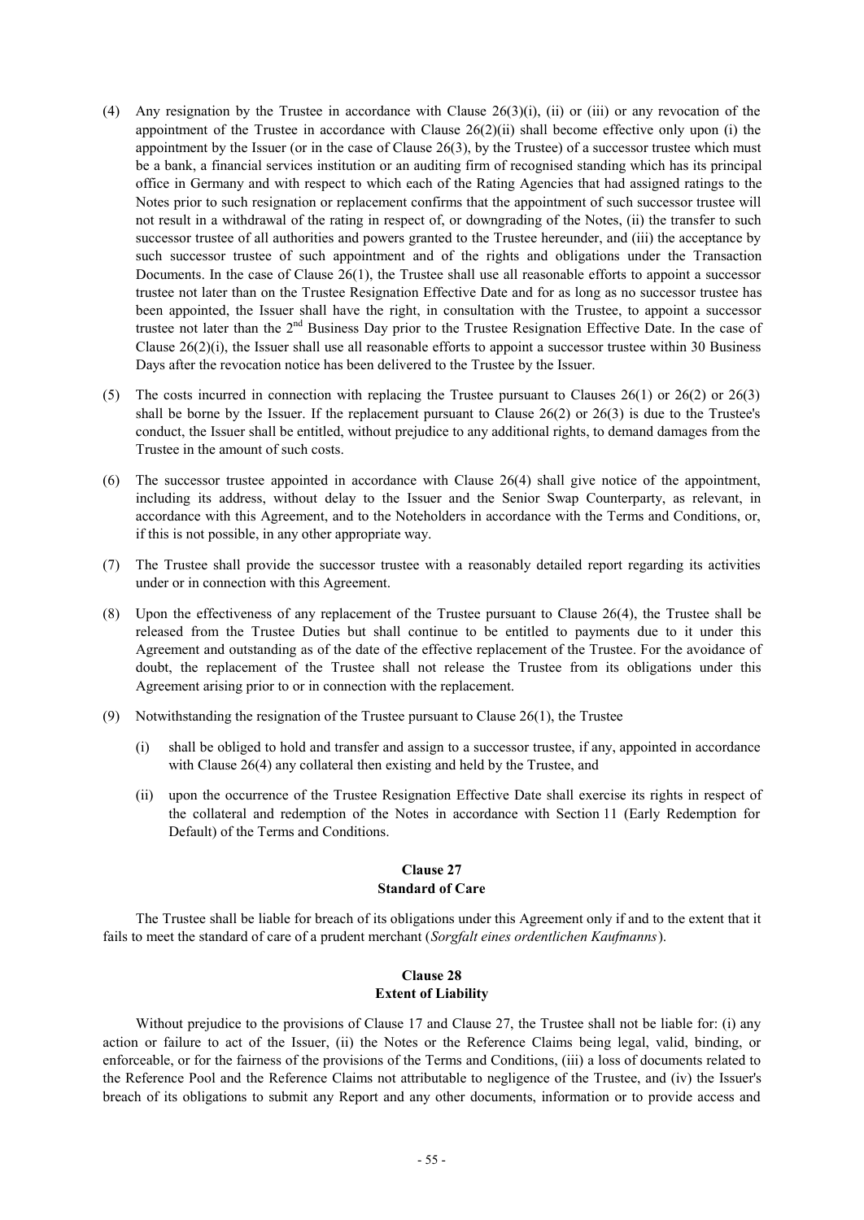(4) Any resignation by the Trustee in accordance with Clause 26(3)(i), (ii) or (iii) or any revocation of the appointment of the Trustee in accordance with Clause 26(2)(ii) shall become effective only upon (i) the appointment by the Issuer (or in the case of Clause 26(3), by the Trustee) of a successor trustee which must be a bank, a financial services institution or an auditing firm of recognised standing which has its principal office in Germany and with respect to which each of the Rating Agencies that had assigned ratings to the Notes prior to such resignation or replacement confirms that the appointment of such successor trustee will not result in a withdrawal of the rating in respect of, or downgrading of the Notes, (ii) the transfer to such successor trustee of all authorities and powers granted to the Trustee hereunder, and (iii) the acceptance by such successor trustee of such appointment and of the rights and obligations under the Transaction Documents. In the case of Clause 26(1), the Trustee shall use all reasonable efforts to appoint a successor trustee not later than on the Trustee Resignation Effective Date and for as long as no successor trustee has been appointed, the Issuer shall have the right, in consultation with the Trustee, to appoint a successor trustee not later than the 2nd Business Day prior to the Trustee Resignation Effective Date. In the case of Clause 26(2)(i), the Issuer shall use all reasonable efforts to appoint a successor trustee within 30 Business Days after the revocation notice has been delivered to the Trustee by the Issuer.

(5) The costs incurred in connection with replacing the Trustee pursuant to Clauses 26(1) or 26(2) or 26(3) shall be borne by the Issuer. If the replacement pursuant to Clause 26(2) or 26(3) is due to the Trustee's conduct, the Issuer shall be entitled, without prejudice to any additional rights, to demand damages from the Trustee in the amount of such costs.

(6) The successor trustee appointed in accordance with Clause 26(4) shall give notice of the appointment, including its address, without delay to the Issuer and the Senior Swap Counterparty, as relevant, in accordance with this Agreement, and to the Noteholders in accordance with the Terms and Conditions, or, if this is not possible, in any other appropriate way.

(7) The Trustee shall provide the successor trustee with a reasonably detailed report regarding its activities under or in connection with this Agreement.

(8) Upon the effectiveness of any replacement of the Trustee pursuant to Clause 26(4), the Trustee shall be released from the Trustee Duties but shall continue to be entitled to payments due to it under this Agreement and outstanding as of the date of the effective replacement of the Trustee. For the avoidance of doubt, the replacement of the Trustee shall not release the Trustee from its obligations under this Agreement arising prior to or in connection with the replacement.

(9) Notwithstanding the resignation of the Trustee pursuant to Clause 26(1), the Trustee

(i) shall be obliged to hold and transfer and assign to a successor trustee, if any, appointed in accordance with Clause 26(4) any collateral then existing and held by the Trustee, and

(ii) upon the occurrence of the Trustee Resignation Effective Date shall exercise its rights in respect of the collateral and redemption of the Notes in accordance with Section 11 (Early Redemption for Default) of the Terms and Conditions.

**Clause 27**
**Standard of Care**

The Trustee shall be liable for breach of its obligations under this Agreement only if and to the extent that it fails to meet the standard of care of a prudent merchant (*Sorgfalt eines ordentlichen Kaufmanns*).

**Clause 28**
**Extent of Liability**

Without prejudice to the provisions of Clause 17 and Clause 27, the Trustee shall not be liable for: (i) any action or failure to act of the Issuer, (ii) the Notes or the Reference Claims being legal, valid, binding, or enforceable, or for the fairness of the provisions of the Terms and Conditions, (iii) a loss of documents related to the Reference Pool and the Reference Claims not attributable to negligence of the Trustee, and (iv) the Issuer's breach of its obligations to submit any Report and any other documents, information or to provide access and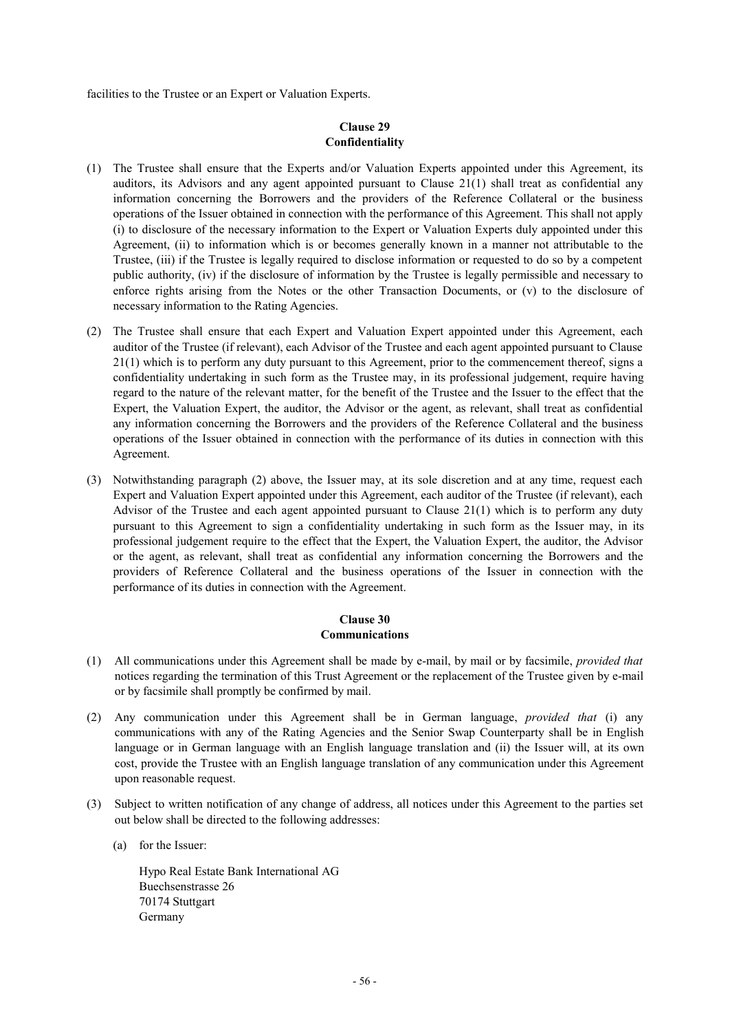facilities to the Trustee or an Expert or Valuation Experts.

**Clause 29**
**Confidentiality**

(1) The Trustee shall ensure that the Experts and/or Valuation Experts appointed under this Agreement, its auditors, its Advisors and any agent appointed pursuant to Clause 21(1) shall treat as confidential any information concerning the Borrowers and the providers of the Reference Collateral or the business operations of the Issuer obtained in connection with the performance of this Agreement. This shall not apply (i) to disclosure of the necessary information to the Expert or Valuation Experts duly appointed under this Agreement, (ii) to information which is or becomes generally known in a manner not attributable to the Trustee, (iii) if the Trustee is legally required to disclose information or requested to do so by a competent public authority, (iv) if the disclosure of information by the Trustee is legally permissible and necessary to enforce rights arising from the Notes or the other Transaction Documents, or (v) to the disclosure of necessary information to the Rating Agencies.

(2) The Trustee shall ensure that each Expert and Valuation Expert appointed under this Agreement, each auditor of the Trustee (if relevant), each Advisor of the Trustee and each agent appointed pursuant to Clause 21(1) which is to perform any duty pursuant to this Agreement, prior to the commencement thereof, signs a confidentiality undertaking in such form as the Trustee may, in its professional judgement, require having regard to the nature of the relevant matter, for the benefit of the Trustee and the Issuer to the effect that the Expert, the Valuation Expert, the auditor, the Advisor or the agent, as relevant, shall treat as confidential any information concerning the Borrowers and the providers of the Reference Collateral and the business operations of the Issuer obtained in connection with the performance of its duties in connection with this Agreement.

(3) Notwithstanding paragraph (2) above, the Issuer may, at its sole discretion and at any time, request each Expert and Valuation Expert appointed under this Agreement, each auditor of the Trustee (if relevant), each Advisor of the Trustee and each agent appointed pursuant to Clause 21(1) which is to perform any duty pursuant to this Agreement to sign a confidentiality undertaking in such form as the Issuer may, in its professional judgement require to the effect that the Expert, the Valuation Expert, the auditor, the Advisor or the agent, as relevant, shall treat as confidential any information concerning the Borrowers and the providers of Reference Collateral and the business operations of the Issuer in connection with the performance of its duties in connection with the Agreement.

**Clause 30**
**Communications**

(1) All communications under this Agreement shall be made by e-mail, by mail or by facsimile, *provided that* notices regarding the termination of this Trust Agreement or the replacement of the Trustee given by e-mail or by facsimile shall promptly be confirmed by mail.

(2) Any communication under this Agreement shall be in German language, *provided that* (i) any communications with any of the Rating Agencies and the Senior Swap Counterparty shall be in English language or in German language with an English language translation and (ii) the Issuer will, at its own cost, provide the Trustee with an English language translation of any communication under this Agreement upon reasonable request.

(3) Subject to written notification of any change of address, all notices under this Agreement to the parties set out below shall be directed to the following addresses:

(a) for the Issuer:

Hypo Real Estate Bank International AG
Buechsenstrasse 26
70174 Stuttgart
Germany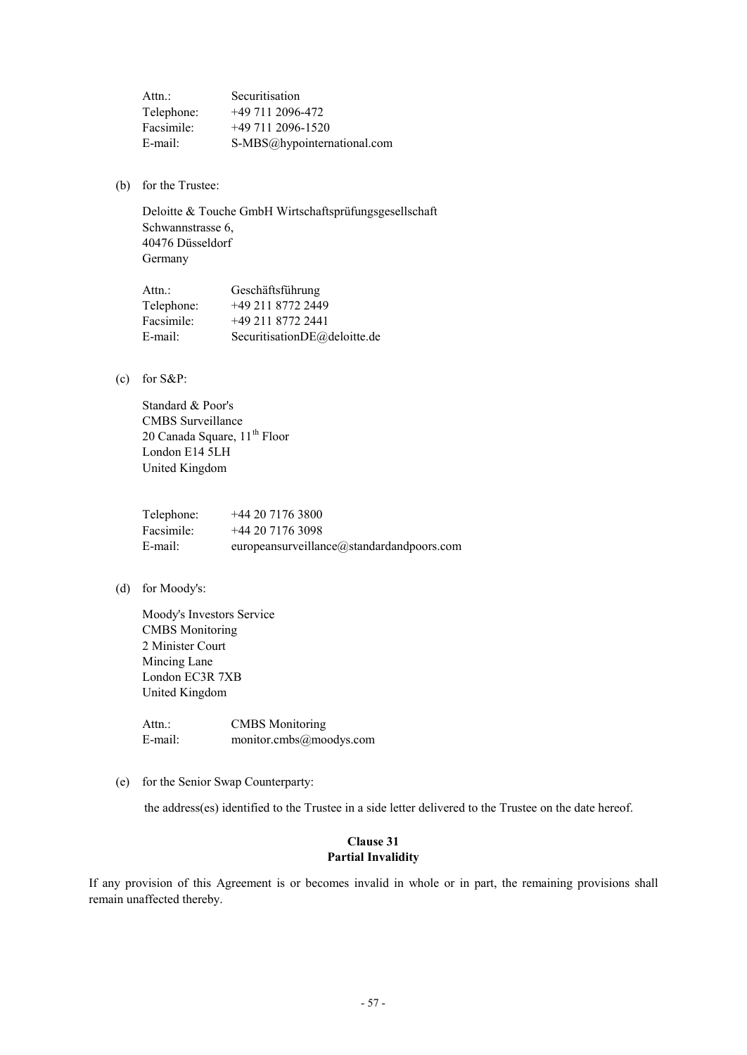| | |
|---|---|
| Attn.: | Securitisation |
| Telephone: | +49 711 2096-472 |
| Facsimile: | +49 711 2096-1520 |
| E-mail: | S-MBS@hypointernational.com |

(b) for the Trustee:

Deloitte & Touche GmbH Wirtschaftsprüfungsgesellschaft
Schwannstrasse 6,
40476 Düsseldorf
Germany

| | |
|---|---|
| Attn.: | Geschäftsführung |
| Telephone: | +49 211 8772 2449 |
| Facsimile: | +49 211 8772 2441 |
| E-mail: | SecuritisationDE@deloitte.de |

(c) for S&P:

Standard & Poor's
CMBS Surveillance
20 Canada Square, 11th Floor
London E14 5LH
United Kingdom

| | |
|---|---|
| Telephone: | +44 20 7176 3800 |
| Facsimile: | +44 20 7176 3098 |
| E-mail: | europeansurveillance@standardandpoors.com |

(d) for Moody's:

Moody's Investors Service
CMBS Monitoring
2 Minister Court
Mincing Lane
London EC3R 7XB
United Kingdom

| | |
|---|---|
| Attn.: | CMBS Monitoring |
| E-mail: | monitor.cmbs@moodys.com |

(e) for the Senior Swap Counterparty:

the address(es) identified to the Trustee in a side letter delivered to the Trustee on the date hereof.

**Clause 31**
**Partial Invalidity**

If any provision of this Agreement is or becomes invalid in whole or in part, the remaining provisions shall remain unaffected thereby.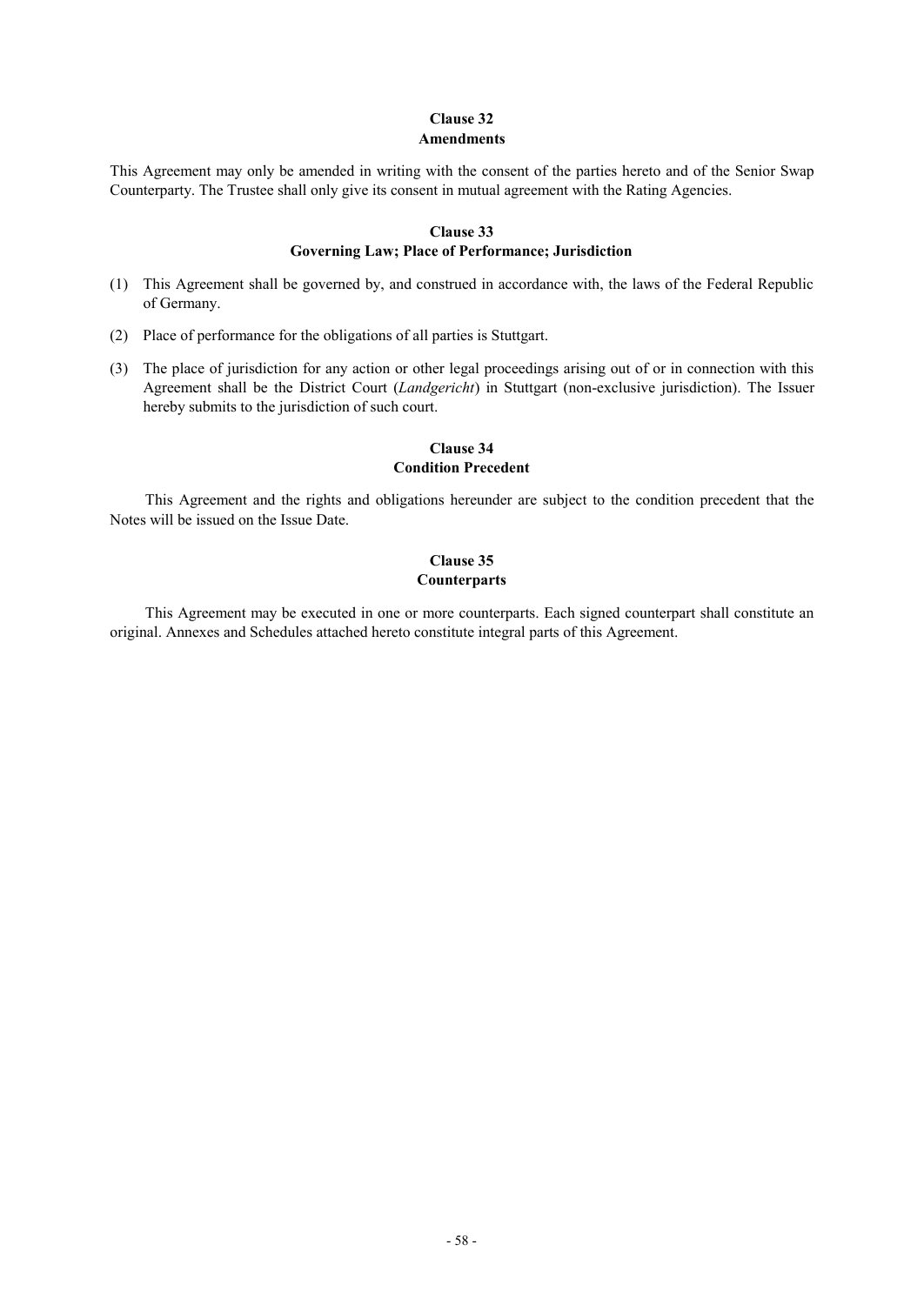## Clause 32
## Amendments

This Agreement may only be amended in writing with the consent of the parties hereto and of the Senior Swap Counterparty. The Trustee shall only give its consent in mutual agreement with the Rating Agencies.

## Clause 33
## Governing Law; Place of Performance; Jurisdiction

(1) This Agreement shall be governed by, and construed in accordance with, the laws of the Federal Republic of Germany.

(2) Place of performance for the obligations of all parties is Stuttgart.

(3) The place of jurisdiction for any action or other legal proceedings arising out of or in connection with this Agreement shall be the District Court (*Landgericht*) in Stuttgart (non-exclusive jurisdiction). The Issuer hereby submits to the jurisdiction of such court.

## Clause 34
## Condition Precedent

This Agreement and the rights and obligations hereunder are subject to the condition precedent that the Notes will be issued on the Issue Date.

## Clause 35
## Counterparts

This Agreement may be executed in one or more counterparts. Each signed counterpart shall constitute an original. Annexes and Schedules attached hereto constitute integral parts of this Agreement.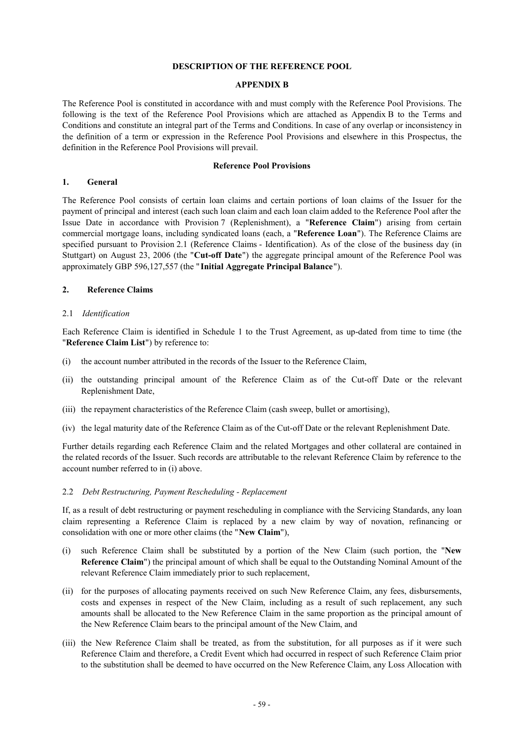**DESCRIPTION OF THE REFERENCE POOL**

**APPENDIX B**

The Reference Pool is constituted in accordance with and must comply with the Reference Pool Provisions. The following is the text of the Reference Pool Provisions which are attached as Appendix B to the Terms and Conditions and constitute an integral part of the Terms and Conditions. In case of any overlap or inconsistency in the definition of a term or expression in the Reference Pool Provisions and elsewhere in this Prospectus, the definition in the Reference Pool Provisions will prevail.

**Reference Pool Provisions**

## 1. General

The Reference Pool consists of certain loan claims and certain portions of loan claims of the Issuer for the payment of principal and interest (each such loan claim and each loan claim added to the Reference Pool after the Issue Date in accordance with Provision 7 (Replenishment), a "**Reference Claim**") arising from certain commercial mortgage loans, including syndicated loans (each, a "**Reference Loan**"). The Reference Claims are specified pursuant to Provision 2.1 (Reference Claims - Identification). As of the close of the business day (in Stuttgart) on August 23, 2006 (the "**Cut-off Date**") the aggregate principal amount of the Reference Pool was approximately GBP 596,127,557 (the "**Initial Aggregate Principal Balance**").

## 2. Reference Claims

### 2.1 *Identification*

Each Reference Claim is identified in Schedule 1 to the Trust Agreement, as up-dated from time to time (the "**Reference Claim List**") by reference to:

(i) the account number attributed in the records of the Issuer to the Reference Claim,

(ii) the outstanding principal amount of the Reference Claim as of the Cut-off Date or the relevant Replenishment Date,

(iii) the repayment characteristics of the Reference Claim (cash sweep, bullet or amortising),

(iv) the legal maturity date of the Reference Claim as of the Cut-off Date or the relevant Replenishment Date.

Further details regarding each Reference Claim and the related Mortgages and other collateral are contained in the related records of the Issuer. Such records are attributable to the relevant Reference Claim by reference to the account number referred to in (i) above.

### 2.2 *Debt Restructuring, Payment Rescheduling - Replacement*

If, as a result of debt restructuring or payment rescheduling in compliance with the Servicing Standards, any loan claim representing a Reference Claim is replaced by a new claim by way of novation, refinancing or consolidation with one or more other claims (the "**New Claim**"),

(i) such Reference Claim shall be substituted by a portion of the New Claim (such portion, the "**New Reference Claim**") the principal amount of which shall be equal to the Outstanding Nominal Amount of the relevant Reference Claim immediately prior to such replacement,

(ii) for the purposes of allocating payments received on such New Reference Claim, any fees, disbursements, costs and expenses in respect of the New Claim, including as a result of such replacement, any such amounts shall be allocated to the New Reference Claim in the same proportion as the principal amount of the New Reference Claim bears to the principal amount of the New Claim, and

(iii) the New Reference Claim shall be treated, as from the substitution, for all purposes as if it were such Reference Claim and therefore, a Credit Event which had occurred in respect of such Reference Claim prior to the substitution shall be deemed to have occurred on the New Reference Claim, any Loss Allocation with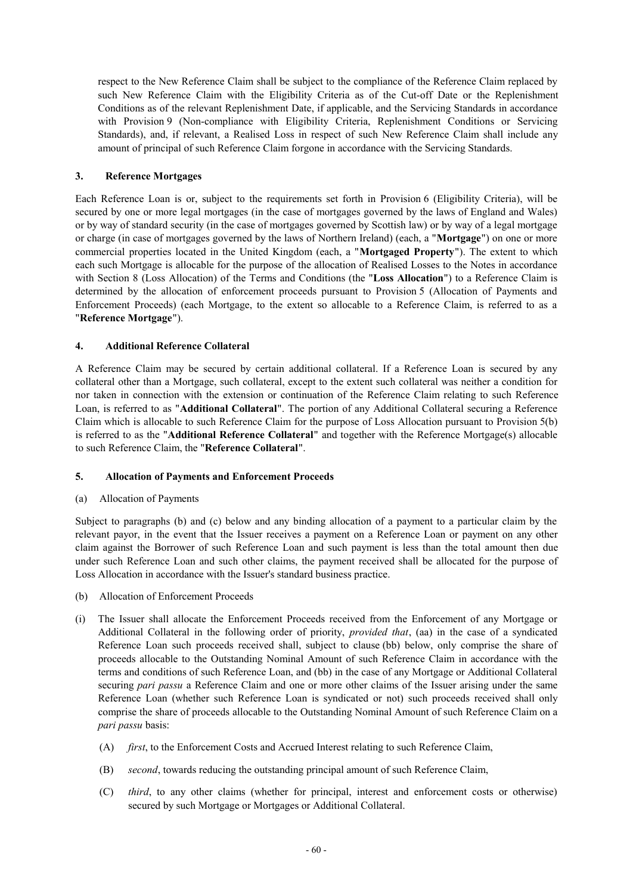respect to the New Reference Claim shall be subject to the compliance of the Reference Claim replaced by such New Reference Claim with the Eligibility Criteria as of the Cut-off Date or the Replenishment Conditions as of the relevant Replenishment Date, if applicable, and the Servicing Standards in accordance with Provision 9 (Non-compliance with Eligibility Criteria, Replenishment Conditions or Servicing Standards), and, if relevant, a Realised Loss in respect of such New Reference Claim shall include any amount of principal of such Reference Claim forgone in accordance with the Servicing Standards.

### 3. Reference Mortgages

Each Reference Loan is or, subject to the requirements set forth in Provision 6 (Eligibility Criteria), will be secured by one or more legal mortgages (in the case of mortgages governed by the laws of England and Wales) or by way of standard security (in the case of mortgages governed by Scottish law) or by way of a legal mortgage or charge (in case of mortgages governed by the laws of Northern Ireland) (each, a "**Mortgage**") on one or more commercial properties located in the United Kingdom (each, a "**Mortgaged Property**"). The extent to which each such Mortgage is allocable for the purpose of the allocation of Realised Losses to the Notes in accordance with Section 8 (Loss Allocation) of the Terms and Conditions (the "**Loss Allocation**") to a Reference Claim is determined by the allocation of enforcement proceeds pursuant to Provision 5 (Allocation of Payments and Enforcement Proceeds) (each Mortgage, to the extent so allocable to a Reference Claim, is referred to as a "**Reference Mortgage**").

### 4. Additional Reference Collateral

A Reference Claim may be secured by certain additional collateral. If a Reference Loan is secured by any collateral other than a Mortgage, such collateral, except to the extent such collateral was neither a condition for nor taken in connection with the extension or continuation of the Reference Claim relating to such Reference Loan, is referred to as "**Additional Collateral**". The portion of any Additional Collateral securing a Reference Claim which is allocable to such Reference Claim for the purpose of Loss Allocation pursuant to Provision 5(b) is referred to as the "**Additional Reference Collateral**" and together with the Reference Mortgage(s) allocable to such Reference Claim, the "**Reference Collateral**".

### 5. Allocation of Payments and Enforcement Proceeds

(a) Allocation of Payments

Subject to paragraphs (b) and (c) below and any binding allocation of a payment to a particular claim by the relevant payor, in the event that the Issuer receives a payment on a Reference Loan or payment on any other claim against the Borrower of such Reference Loan and such payment is less than the total amount then due under such Reference Loan and such other claims, the payment received shall be allocated for the purpose of Loss Allocation in accordance with the Issuer's standard business practice.

(b) Allocation of Enforcement Proceeds

(i) The Issuer shall allocate the Enforcement Proceeds received from the Enforcement of any Mortgage or Additional Collateral in the following order of priority, *provided that*, (aa) in the case of a syndicated Reference Loan such proceeds received shall, subject to clause (bb) below, only comprise the share of proceeds allocable to the Outstanding Nominal Amount of such Reference Claim in accordance with the terms and conditions of such Reference Loan, and (bb) in the case of any Mortgage or Additional Collateral securing *pari passu* a Reference Claim and one or more other claims of the Issuer arising under the same Reference Loan (whether such Reference Loan is syndicated or not) such proceeds received shall only comprise the share of proceeds allocable to the Outstanding Nominal Amount of such Reference Claim on a *pari passu* basis:

   (A) *first*, to the Enforcement Costs and Accrued Interest relating to such Reference Claim,

   (B) *second*, towards reducing the outstanding principal amount of such Reference Claim,

   (C) *third*, to any other claims (whether for principal, interest and enforcement costs or otherwise) secured by such Mortgage or Mortgages or Additional Collateral.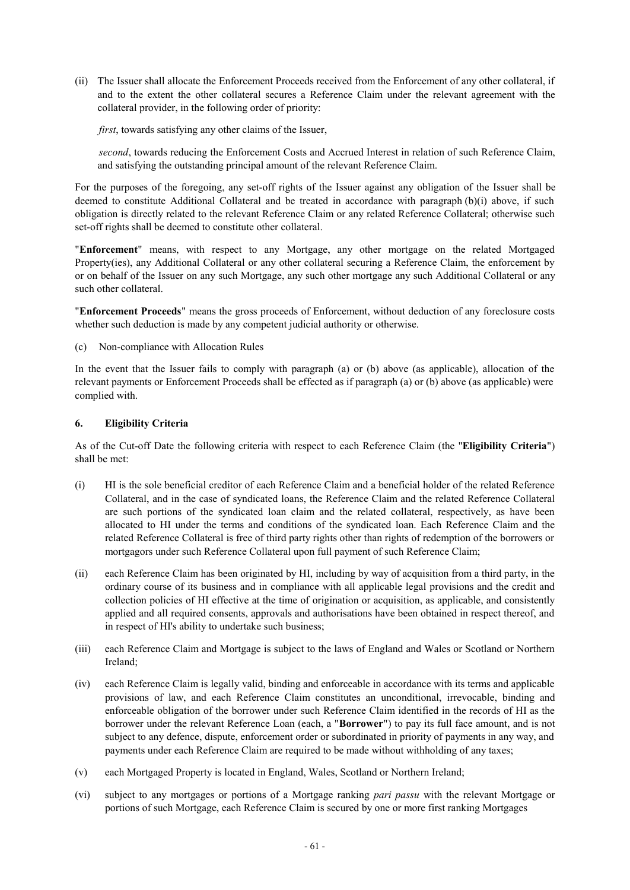(ii) The Issuer shall allocate the Enforcement Proceeds received from the Enforcement of any other collateral, if and to the extent the other collateral secures a Reference Claim under the relevant agreement with the collateral provider, in the following order of priority:

*first*, towards satisfying any other claims of the Issuer,

*second*, towards reducing the Enforcement Costs and Accrued Interest in relation of such Reference Claim, and satisfying the outstanding principal amount of the relevant Reference Claim.

For the purposes of the foregoing, any set-off rights of the Issuer against any obligation of the Issuer shall be deemed to constitute Additional Collateral and be treated in accordance with paragraph (b)(i) above, if such obligation is directly related to the relevant Reference Claim or any related Reference Collateral; otherwise such set-off rights shall be deemed to constitute other collateral.

"**Enforcement**" means, with respect to any Mortgage, any other mortgage on the related Mortgaged Property(ies), any Additional Collateral or any other collateral securing a Reference Claim, the enforcement by or on behalf of the Issuer on any such Mortgage, any such other mortgage any such Additional Collateral or any such other collateral.

"**Enforcement Proceeds**" means the gross proceeds of Enforcement, without deduction of any foreclosure costs whether such deduction is made by any competent judicial authority or otherwise.

(c) Non-compliance with Allocation Rules

In the event that the Issuer fails to comply with paragraph (a) or (b) above (as applicable), allocation of the relevant payments or Enforcement Proceeds shall be effected as if paragraph (a) or (b) above (as applicable) were complied with.

### 6. Eligibility Criteria

As of the Cut-off Date the following criteria with respect to each Reference Claim (the "**Eligibility Criteria**") shall be met:

(i) HI is the sole beneficial creditor of each Reference Claim and a beneficial holder of the related Reference Collateral, and in the case of syndicated loans, the Reference Claim and the related Reference Collateral are such portions of the syndicated loan claim and the related collateral, respectively, as have been allocated to HI under the terms and conditions of the syndicated loan. Each Reference Claim and the related Reference Collateral is free of third party rights other than rights of redemption of the borrowers or mortgagors under such Reference Collateral upon full payment of such Reference Claim;

(ii) each Reference Claim has been originated by HI, including by way of acquisition from a third party, in the ordinary course of its business and in compliance with all applicable legal provisions and the credit and collection policies of HI effective at the time of origination or acquisition, as applicable, and consistently applied and all required consents, approvals and authorisations have been obtained in respect thereof, and in respect of HI's ability to undertake such business;

(iii) each Reference Claim and Mortgage is subject to the laws of England and Wales or Scotland or Northern Ireland;

(iv) each Reference Claim is legally valid, binding and enforceable in accordance with its terms and applicable provisions of law, and each Reference Claim constitutes an unconditional, irrevocable, binding and enforceable obligation of the borrower under such Reference Claim identified in the records of HI as the borrower under the relevant Reference Loan (each, a "**Borrower**") to pay its full face amount, and is not subject to any defence, dispute, enforcement order or subordinated in priority of payments in any way, and payments under each Reference Claim are required to be made without withholding of any taxes;

(v) each Mortgaged Property is located in England, Wales, Scotland or Northern Ireland;

(vi) subject to any mortgages or portions of a Mortgage ranking *pari passu* with the relevant Mortgage or portions of such Mortgage, each Reference Claim is secured by one or more first ranking Mortgages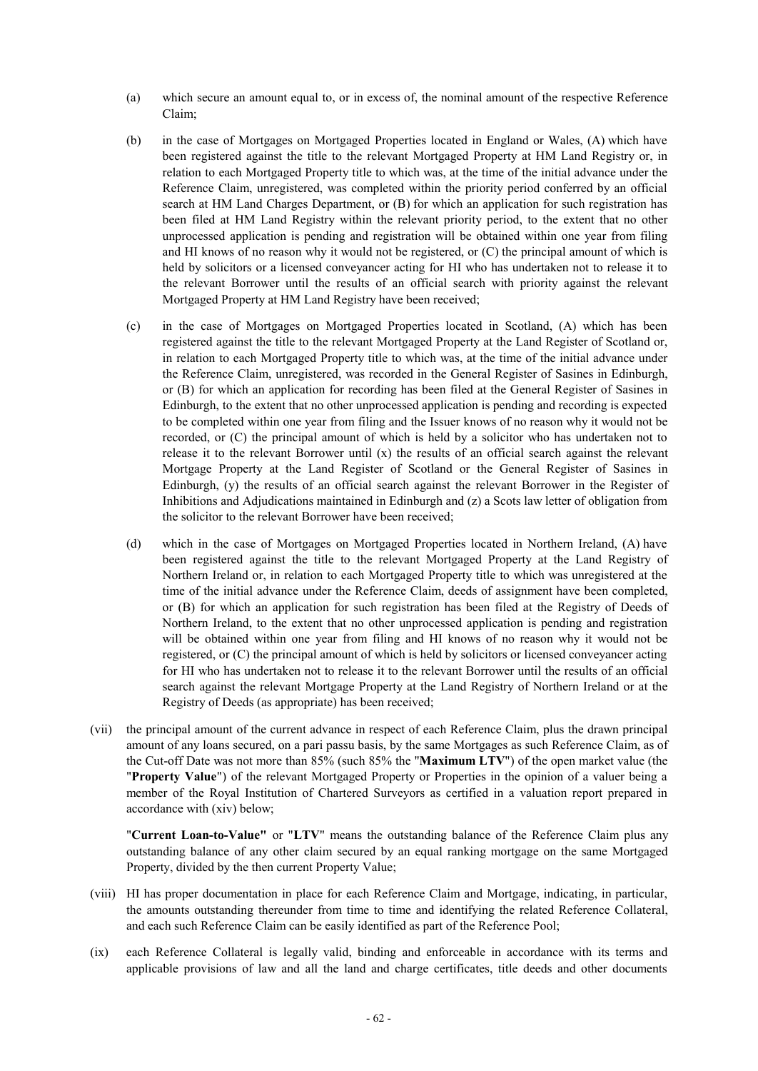(a) which secure an amount equal to, or in excess of, the nominal amount of the respective Reference Claim;

(b) in the case of Mortgages on Mortgaged Properties located in England or Wales, (A) which have been registered against the title to the relevant Mortgaged Property at HM Land Registry or, in relation to each Mortgaged Property title to which was, at the time of the initial advance under the Reference Claim, unregistered, was completed within the priority period conferred by an official search at HM Land Charges Department, or (B) for which an application for such registration has been filed at HM Land Registry within the relevant priority period, to the extent that no other unprocessed application is pending and registration will be obtained within one year from filing and HI knows of no reason why it would not be registered, or (C) the principal amount of which is held by solicitors or a licensed conveyancer acting for HI who has undertaken not to release it to the relevant Borrower until the results of an official search with priority against the relevant Mortgaged Property at HM Land Registry have been received;

(c) in the case of Mortgages on Mortgaged Properties located in Scotland, (A) which has been registered against the title to the relevant Mortgaged Property at the Land Register of Scotland or, in relation to each Mortgaged Property title to which was, at the time of the initial advance under the Reference Claim, unregistered, was recorded in the General Register of Sasines in Edinburgh, or (B) for which an application for recording has been filed at the General Register of Sasines in Edinburgh, to the extent that no other unprocessed application is pending and recording is expected to be completed within one year from filing and the Issuer knows of no reason why it would not be recorded, or (C) the principal amount of which is held by a solicitor who has undertaken not to release it to the relevant Borrower until (x) the results of an official search against the relevant Mortgage Property at the Land Register of Scotland or the General Register of Sasines in Edinburgh, (y) the results of an official search against the relevant Borrower in the Register of Inhibitions and Adjudications maintained in Edinburgh and (z) a Scots law letter of obligation from the solicitor to the relevant Borrower have been received;

(d) which in the case of Mortgages on Mortgaged Properties located in Northern Ireland, (A) have been registered against the title to the relevant Mortgaged Property at the Land Registry of Northern Ireland or, in relation to each Mortgaged Property title to which was unregistered at the time of the initial advance under the Reference Claim, deeds of assignment have been completed, or (B) for which an application for such registration has been filed at the Registry of Deeds of Northern Ireland, to the extent that no other unprocessed application is pending and registration will be obtained within one year from filing and HI knows of no reason why it would not be registered, or (C) the principal amount of which is held by solicitors or licensed conveyancer acting for HI who has undertaken not to release it to the relevant Borrower until the results of an official search against the relevant Mortgage Property at the Land Registry of Northern Ireland or at the Registry of Deeds (as appropriate) has been received;

(vii) the principal amount of the current advance in respect of each Reference Claim, plus the drawn principal amount of any loans secured, on a pari passu basis, by the same Mortgages as such Reference Claim, as of the Cut-off Date was not more than 85% (such 85% the "**Maximum LTV**") of the open market value (the "**Property Value**") of the relevant Mortgaged Property or Properties in the opinion of a valuer being a member of the Royal Institution of Chartered Surveyors as certified in a valuation report prepared in accordance with (xiv) below;

"**Current Loan-to-Value"** or "**LTV**" means the outstanding balance of the Reference Claim plus any outstanding balance of any other claim secured by an equal ranking mortgage on the same Mortgaged Property, divided by the then current Property Value;

(viii) HI has proper documentation in place for each Reference Claim and Mortgage, indicating, in particular, the amounts outstanding thereunder from time to time and identifying the related Reference Collateral, and each such Reference Claim can be easily identified as part of the Reference Pool;

(ix) each Reference Collateral is legally valid, binding and enforceable in accordance with its terms and applicable provisions of law and all the land and charge certificates, title deeds and other documents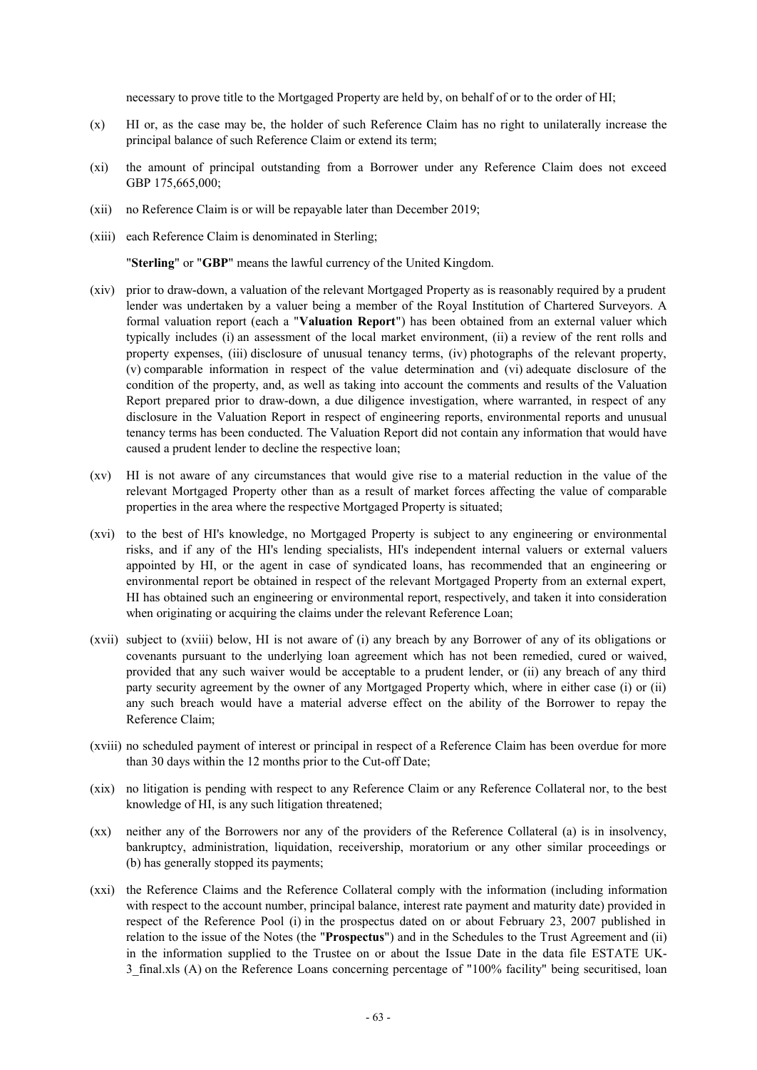necessary to prove title to the Mortgaged Property are held by, on behalf of or to the order of HI;

(x) HI or, as the case may be, the holder of such Reference Claim has no right to unilaterally increase the principal balance of such Reference Claim or extend its term;

(xi) the amount of principal outstanding from a Borrower under any Reference Claim does not exceed GBP 175,665,000;

(xii) no Reference Claim is or will be repayable later than December 2019;

(xiii) each Reference Claim is denominated in Sterling;

"**Sterling**" or "**GBP**" means the lawful currency of the United Kingdom.

(xiv) prior to draw-down, a valuation of the relevant Mortgaged Property as is reasonably required by a prudent lender was undertaken by a valuer being a member of the Royal Institution of Chartered Surveyors. A formal valuation report (each a "**Valuation Report**") has been obtained from an external valuer which typically includes (i) an assessment of the local market environment, (ii) a review of the rent rolls and property expenses, (iii) disclosure of unusual tenancy terms, (iv) photographs of the relevant property, (v) comparable information in respect of the value determination and (vi) adequate disclosure of the condition of the property, and, as well as taking into account the comments and results of the Valuation Report prepared prior to draw-down, a due diligence investigation, where warranted, in respect of any disclosure in the Valuation Report in respect of engineering reports, environmental reports and unusual tenancy terms has been conducted. The Valuation Report did not contain any information that would have caused a prudent lender to decline the respective loan;

(xv) HI is not aware of any circumstances that would give rise to a material reduction in the value of the relevant Mortgaged Property other than as a result of market forces affecting the value of comparable properties in the area where the respective Mortgaged Property is situated;

(xvi) to the best of HI's knowledge, no Mortgaged Property is subject to any engineering or environmental risks, and if any of the HI's lending specialists, HI's independent internal valuers or external valuers appointed by HI, or the agent in case of syndicated loans, has recommended that an engineering or environmental report be obtained in respect of the relevant Mortgaged Property from an external expert, HI has obtained such an engineering or environmental report, respectively, and taken it into consideration when originating or acquiring the claims under the relevant Reference Loan;

(xvii) subject to (xviii) below, HI is not aware of (i) any breach by any Borrower of any of its obligations or covenants pursuant to the underlying loan agreement which has not been remedied, cured or waived, provided that any such waiver would be acceptable to a prudent lender, or (ii) any breach of any third party security agreement by the owner of any Mortgaged Property which, where in either case (i) or (ii) any such breach would have a material adverse effect on the ability of the Borrower to repay the Reference Claim;

(xviii) no scheduled payment of interest or principal in respect of a Reference Claim has been overdue for more than 30 days within the 12 months prior to the Cut-off Date;

(xix) no litigation is pending with respect to any Reference Claim or any Reference Collateral nor, to the best knowledge of HI, is any such litigation threatened;

(xx) neither any of the Borrowers nor any of the providers of the Reference Collateral (a) is in insolvency, bankruptcy, administration, liquidation, receivership, moratorium or any other similar proceedings or (b) has generally stopped its payments;

(xxi) the Reference Claims and the Reference Collateral comply with the information (including information with respect to the account number, principal balance, interest rate payment and maturity date) provided in respect of the Reference Pool (i) in the prospectus dated on or about February 23, 2007 published in relation to the issue of the Notes (the "**Prospectus**") and in the Schedules to the Trust Agreement and (ii) in the information supplied to the Trustee on or about the Issue Date in the data file ESTATE UK-3_final.xls (A) on the Reference Loans concerning percentage of "100% facility" being securitised, loan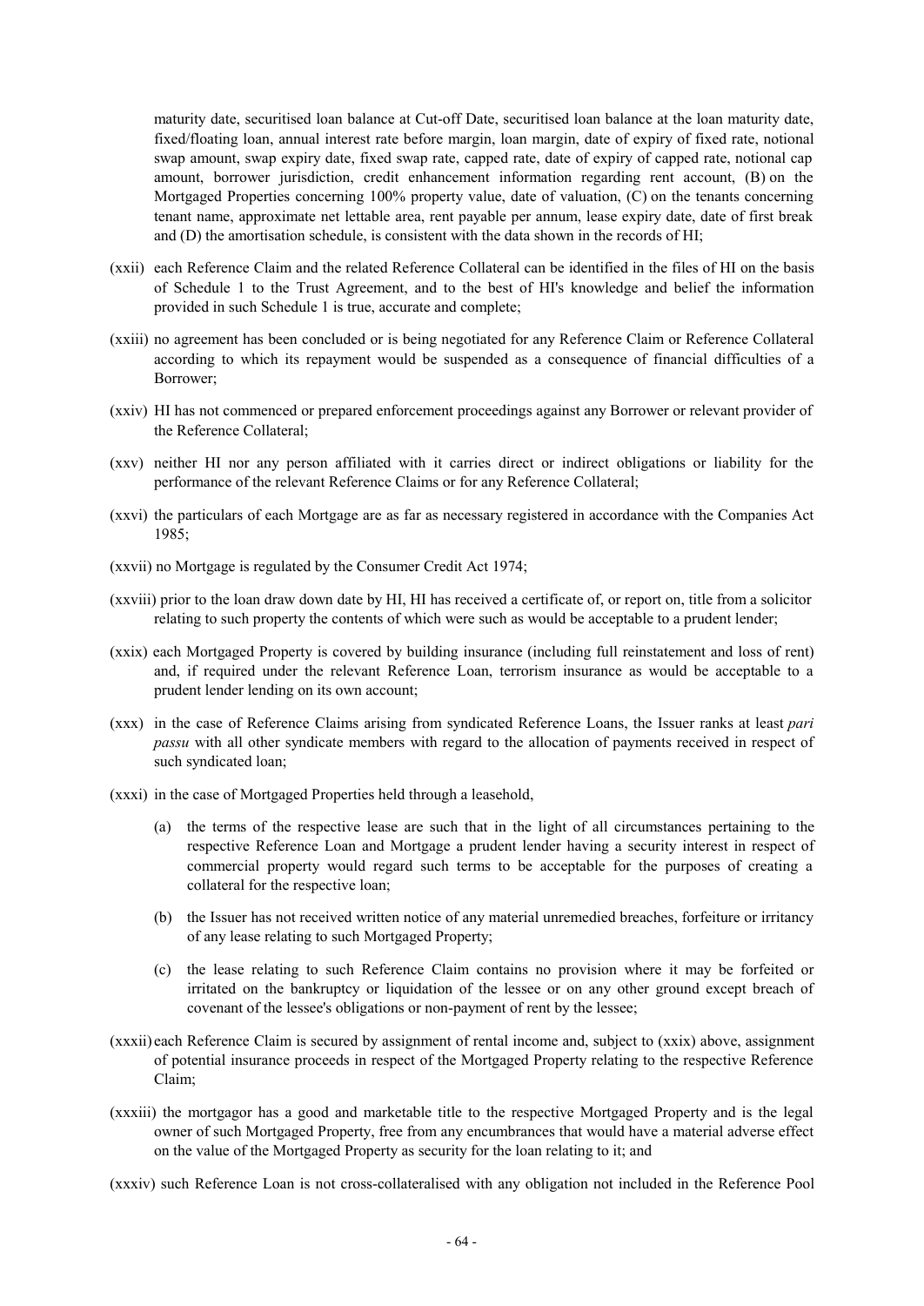maturity date, securitised loan balance at Cut-off Date, securitised loan balance at the loan maturity date, fixed/floating loan, annual interest rate before margin, loan margin, date of expiry of fixed rate, notional swap amount, swap expiry date, fixed swap rate, capped rate, date of expiry of capped rate, notional cap amount, borrower jurisdiction, credit enhancement information regarding rent account, (B) on the Mortgaged Properties concerning 100% property value, date of valuation, (C) on the tenants concerning tenant name, approximate net lettable area, rent payable per annum, lease expiry date, date of first break and (D) the amortisation schedule, is consistent with the data shown in the records of HI;

(xxii) each Reference Claim and the related Reference Collateral can be identified in the files of HI on the basis of Schedule 1 to the Trust Agreement, and to the best of HI's knowledge and belief the information provided in such Schedule 1 is true, accurate and complete;

(xxiii) no agreement has been concluded or is being negotiated for any Reference Claim or Reference Collateral according to which its repayment would be suspended as a consequence of financial difficulties of a Borrower;

(xxiv) HI has not commenced or prepared enforcement proceedings against any Borrower or relevant provider of the Reference Collateral;

(xxv) neither HI nor any person affiliated with it carries direct or indirect obligations or liability for the performance of the relevant Reference Claims or for any Reference Collateral;

(xxvi) the particulars of each Mortgage are as far as necessary registered in accordance with the Companies Act 1985;

(xxvii) no Mortgage is regulated by the Consumer Credit Act 1974;

(xxviii) prior to the loan draw down date by HI, HI has received a certificate of, or report on, title from a solicitor relating to such property the contents of which were such as would be acceptable to a prudent lender;

(xxix) each Mortgaged Property is covered by building insurance (including full reinstatement and loss of rent) and, if required under the relevant Reference Loan, terrorism insurance as would be acceptable to a prudent lender lending on its own account;

(xxx) in the case of Reference Claims arising from syndicated Reference Loans, the Issuer ranks at least *pari passu* with all other syndicate members with regard to the allocation of payments received in respect of such syndicated loan;

(xxxi) in the case of Mortgaged Properties held through a leasehold,

(a) the terms of the respective lease are such that in the light of all circumstances pertaining to the respective Reference Loan and Mortgage a prudent lender having a security interest in respect of commercial property would regard such terms to be acceptable for the purposes of creating a collateral for the respective loan;

(b) the Issuer has not received written notice of any material unremedied breaches, forfeiture or irritancy of any lease relating to such Mortgaged Property;

(c) the lease relating to such Reference Claim contains no provision where it may be forfeited or irritated on the bankruptcy or liquidation of the lessee or on any other ground except breach of covenant of the lessee's obligations or non-payment of rent by the lessee;

(xxxii) each Reference Claim is secured by assignment of rental income and, subject to (xxix) above, assignment of potential insurance proceeds in respect of the Mortgaged Property relating to the respective Reference Claim;

(xxxiii) the mortgagor has a good and marketable title to the respective Mortgaged Property and is the legal owner of such Mortgaged Property, free from any encumbrances that would have a material adverse effect on the value of the Mortgaged Property as security for the loan relating to it; and

(xxxiv) such Reference Loan is not cross-collateralised with any obligation not included in the Reference Pool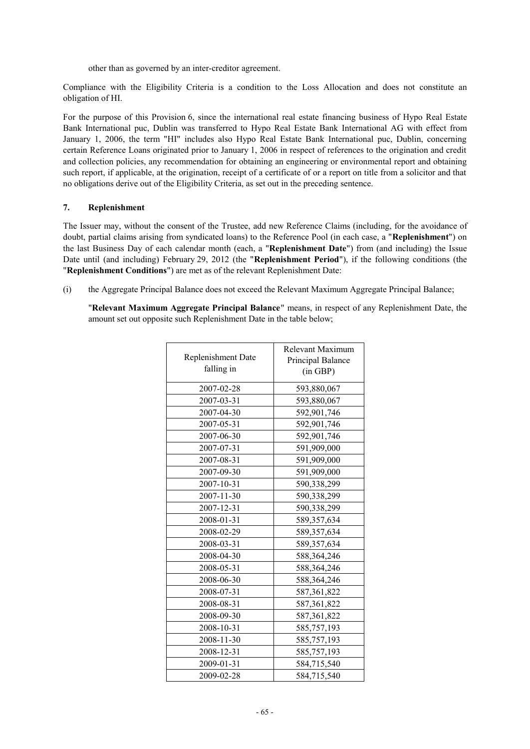other than as governed by an inter-creditor agreement.

Compliance with the Eligibility Criteria is a condition to the Loss Allocation and does not constitute an obligation of HI.

For the purpose of this Provision 6, since the international real estate financing business of Hypo Real Estate Bank International puc, Dublin was transferred to Hypo Real Estate Bank International AG with effect from January 1, 2006, the term "HI" includes also Hypo Real Estate Bank International puc, Dublin, concerning certain Reference Loans originated prior to January 1, 2006 in respect of references to the origination and credit and collection policies, any recommendation for obtaining an engineering or environmental report and obtaining such report, if applicable, at the origination, receipt of a certificate of or a report on title from a solicitor and that no obligations derive out of the Eligibility Criteria, as set out in the preceding sentence.

## 7. Replenishment

The Issuer may, without the consent of the Trustee, add new Reference Claims (including, for the avoidance of doubt, partial claims arising from syndicated loans) to the Reference Pool (in each case, a "**Replenishment**") on the last Business Day of each calendar month (each, a "**Replenishment Date**") from (and including) the Issue Date until (and including) February 29, 2012 (the "**Replenishment Period**"), if the following conditions (the "**Replenishment Conditions**") are met as of the relevant Replenishment Date:

(i) the Aggregate Principal Balance does not exceed the Relevant Maximum Aggregate Principal Balance;

"**Relevant Maximum Aggregate Principal Balance**" means, in respect of any Replenishment Date, the amount set out opposite such Replenishment Date in the table below;

| Replenishment Date falling in | Relevant Maximum Principal Balance (in GBP) |
|---|---|
| 2007-02-28 | 593,880,067 |
| 2007-03-31 | 593,880,067 |
| 2007-04-30 | 592,901,746 |
| 2007-05-31 | 592,901,746 |
| 2007-06-30 | 592,901,746 |
| 2007-07-31 | 591,909,000 |
| 2007-08-31 | 591,909,000 |
| 2007-09-30 | 591,909,000 |
| 2007-10-31 | 590,338,299 |
| 2007-11-30 | 590,338,299 |
| 2007-12-31 | 590,338,299 |
| 2008-01-31 | 589,357,634 |
| 2008-02-29 | 589,357,634 |
| 2008-03-31 | 589,357,634 |
| 2008-04-30 | 588,364,246 |
| 2008-05-31 | 588,364,246 |
| 2008-06-30 | 588,364,246 |
| 2008-07-31 | 587,361,822 |
| 2008-08-31 | 587,361,822 |
| 2008-09-30 | 587,361,822 |
| 2008-10-31 | 585,757,193 |
| 2008-11-30 | 585,757,193 |
| 2008-12-31 | 585,757,193 |
| 2009-01-31 | 584,715,540 |
| 2009-02-28 | 584,715,540 |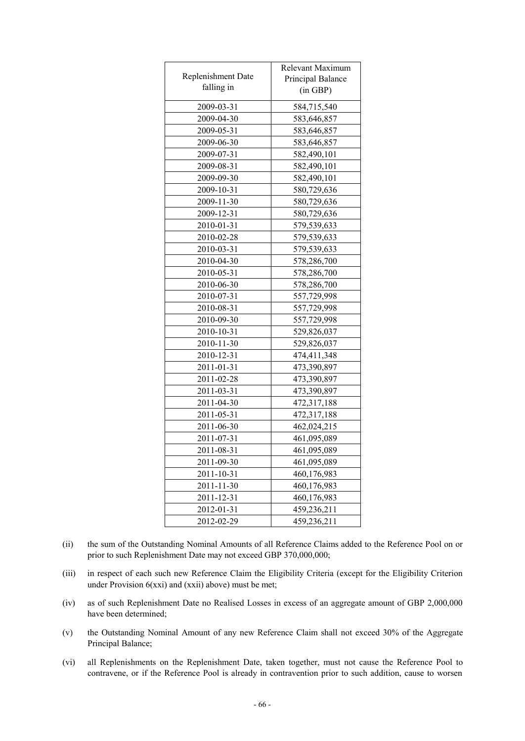| Replenishment Date falling in | Relevant Maximum Principal Balance (in GBP) |
|---|---|
| 2009-03-31 | 584,715,540 |
| 2009-04-30 | 583,646,857 |
| 2009-05-31 | 583,646,857 |
| 2009-06-30 | 583,646,857 |
| 2009-07-31 | 582,490,101 |
| 2009-08-31 | 582,490,101 |
| 2009-09-30 | 582,490,101 |
| 2009-10-31 | 580,729,636 |
| 2009-11-30 | 580,729,636 |
| 2009-12-31 | 580,729,636 |
| 2010-01-31 | 579,539,633 |
| 2010-02-28 | 579,539,633 |
| 2010-03-31 | 579,539,633 |
| 2010-04-30 | 578,286,700 |
| 2010-05-31 | 578,286,700 |
| 2010-06-30 | 578,286,700 |
| 2010-07-31 | 557,729,998 |
| 2010-08-31 | 557,729,998 |
| 2010-09-30 | 557,729,998 |
| 2010-10-31 | 529,826,037 |
| 2010-11-30 | 529,826,037 |
| 2010-12-31 | 474,411,348 |
| 2011-01-31 | 473,390,897 |
| 2011-02-28 | 473,390,897 |
| 2011-03-31 | 473,390,897 |
| 2011-04-30 | 472,317,188 |
| 2011-05-31 | 472,317,188 |
| 2011-06-30 | 462,024,215 |
| 2011-07-31 | 461,095,089 |
| 2011-08-31 | 461,095,089 |
| 2011-09-30 | 461,095,089 |
| 2011-10-31 | 460,176,983 |
| 2011-11-30 | 460,176,983 |
| 2011-12-31 | 460,176,983 |
| 2012-01-31 | 459,236,211 |
| 2012-02-29 | 459,236,211 |

(ii) the sum of the Outstanding Nominal Amounts of all Reference Claims added to the Reference Pool on or prior to such Replenishment Date may not exceed GBP 370,000,000;

(iii) in respect of each such new Reference Claim the Eligibility Criteria (except for the Eligibility Criterion under Provision 6(xxi) and (xxii) above) must be met;

(iv) as of such Replenishment Date no Realised Losses in excess of an aggregate amount of GBP 2,000,000 have been determined;

(v) the Outstanding Nominal Amount of any new Reference Claim shall not exceed 30% of the Aggregate Principal Balance;

(vi) all Replenishments on the Replenishment Date, taken together, must not cause the Reference Pool to contravene, or if the Reference Pool is already in contravention prior to such addition, cause to worsen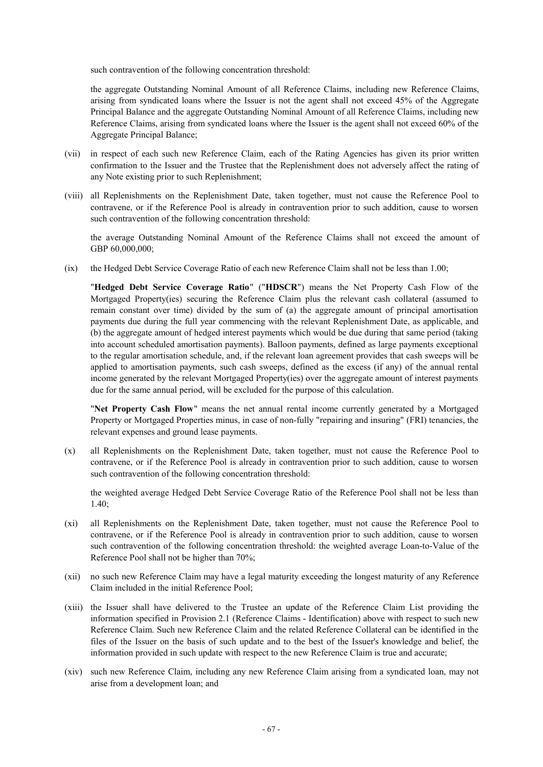such contravention of the following concentration threshold:

the aggregate Outstanding Nominal Amount of all Reference Claims, including new Reference Claims, arising from syndicated loans where the Issuer is not the agent shall not exceed 45% of the Aggregate Principal Balance and the aggregate Outstanding Nominal Amount of all Reference Claims, including new Reference Claims, arising from syndicated loans where the Issuer is the agent shall not exceed 60% of the Aggregate Principal Balance;

(vii) in respect of each such new Reference Claim, each of the Rating Agencies has given its prior written confirmation to the Issuer and the Trustee that the Replenishment does not adversely affect the rating of any Note existing prior to such Replenishment;

(viii) all Replenishments on the Replenishment Date, taken together, must not cause the Reference Pool to contravene, or if the Reference Pool is already in contravention prior to such addition, cause to worsen such contravention of the following concentration threshold:

the average Outstanding Nominal Amount of the Reference Claims shall not exceed the amount of GBP 60,000,000;

(ix) the Hedged Debt Service Coverage Ratio of each new Reference Claim shall not be less than 1.00;

"**Hedged Debt Service Coverage Ratio**" ("**HDSCR**") means the Net Property Cash Flow of the Mortgaged Property(ies) securing the Reference Claim plus the relevant cash collateral (assumed to remain constant over time) divided by the sum of (a) the aggregate amount of principal amortisation payments due during the full year commencing with the relevant Replenishment Date, as applicable, and (b) the aggregate amount of hedged interest payments which would be due during that same period (taking into account scheduled amortisation payments). Balloon payments, defined as large payments exceptional to the regular amortisation schedule, and, if the relevant loan agreement provides that cash sweeps will be applied to amortisation payments, such cash sweeps, defined as the excess (if any) of the annual rental income generated by the relevant Mortgaged Property(ies) over the aggregate amount of interest payments due for the same annual period, will be excluded for the purpose of this calculation.

"**Net Property Cash Flow**" means the net annual rental income currently generated by a Mortgaged Property or Mortgaged Properties minus, in case of non-fully "repairing and insuring" (FRI) tenancies, the relevant expenses and ground lease payments.

(x) all Replenishments on the Replenishment Date, taken together, must not cause the Reference Pool to contravene, or if the Reference Pool is already in contravention prior to such addition, cause to worsen such contravention of the following concentration threshold:

the weighted average Hedged Debt Service Coverage Ratio of the Reference Pool shall not be less than 1.40;

(xi) all Replenishments on the Replenishment Date, taken together, must not cause the Reference Pool to contravene, or if the Reference Pool is already in contravention prior to such addition, cause to worsen such contravention of the following concentration threshold: the weighted average Loan-to-Value of the Reference Pool shall not be higher than 70%;

(xii) no such new Reference Claim may have a legal maturity exceeding the longest maturity of any Reference Claim included in the initial Reference Pool;

(xiii) the Issuer shall have delivered to the Trustee an update of the Reference Claim List providing the information specified in Provision 2.1 (Reference Claims - Identification) above with respect to such new Reference Claim. Such new Reference Claim and the related Reference Collateral can be identified in the files of the Issuer on the basis of such update and to the best of the Issuer's knowledge and belief, the information provided in such update with respect to the new Reference Claim is true and accurate;

(xiv) such new Reference Claim, including any new Reference Claim arising from a syndicated loan, may not arise from a development loan; and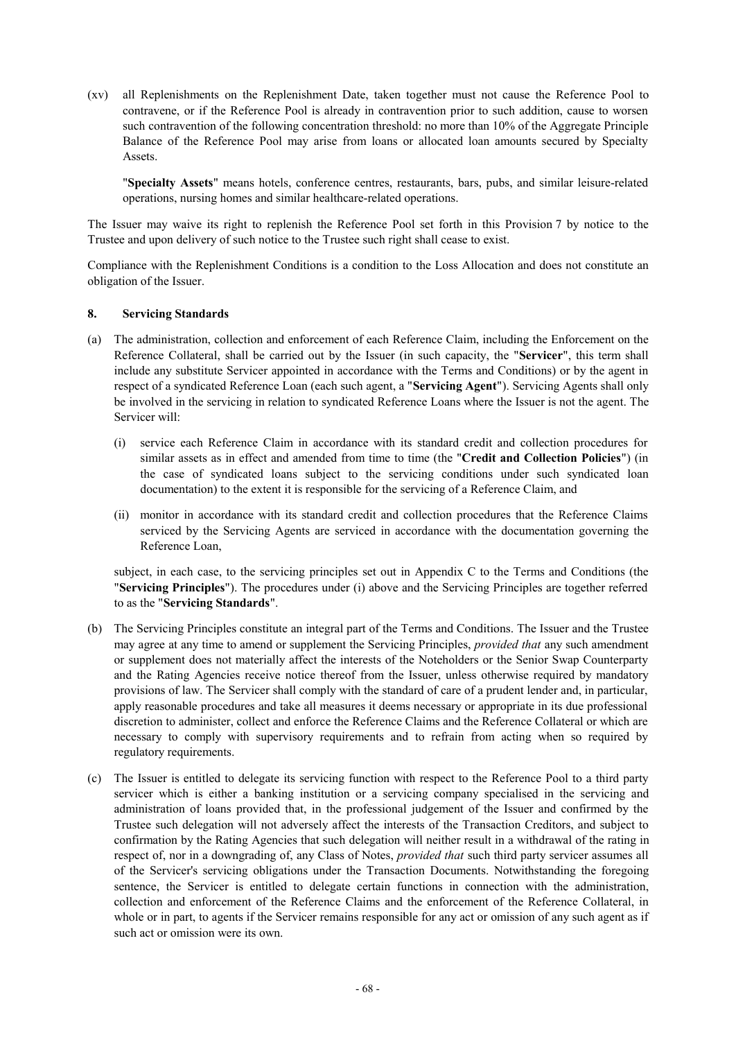(xv) all Replenishments on the Replenishment Date, taken together must not cause the Reference Pool to contravene, or if the Reference Pool is already in contravention prior to such addition, cause to worsen such contravention of the following concentration threshold: no more than 10% of the Aggregate Principle Balance of the Reference Pool may arise from loans or allocated loan amounts secured by Specialty Assets.

"**Specialty Assets**" means hotels, conference centres, restaurants, bars, pubs, and similar leisure-related operations, nursing homes and similar healthcare-related operations.

The Issuer may waive its right to replenish the Reference Pool set forth in this Provision 7 by notice to the Trustee and upon delivery of such notice to the Trustee such right shall cease to exist.

Compliance with the Replenishment Conditions is a condition to the Loss Allocation and does not constitute an obligation of the Issuer.

## 8. Servicing Standards

(a) The administration, collection and enforcement of each Reference Claim, including the Enforcement on the Reference Collateral, shall be carried out by the Issuer (in such capacity, the "**Servicer**", this term shall include any substitute Servicer appointed in accordance with the Terms and Conditions) or by the agent in respect of a syndicated Reference Loan (each such agent, a "**Servicing Agent**"). Servicing Agents shall only be involved in the servicing in relation to syndicated Reference Loans where the Issuer is not the agent. The Servicer will:

   (i) service each Reference Claim in accordance with its standard credit and collection procedures for similar assets as in effect and amended from time to time (the "**Credit and Collection Policies**") (in the case of syndicated loans subject to the servicing conditions under such syndicated loan documentation) to the extent it is responsible for the servicing of a Reference Claim, and

   (ii) monitor in accordance with its standard credit and collection procedures that the Reference Claims serviced by the Servicing Agents are serviced in accordance with the documentation governing the Reference Loan,

   subject, in each case, to the servicing principles set out in Appendix C to the Terms and Conditions (the "**Servicing Principles**"). The procedures under (i) above and the Servicing Principles are together referred to as the "**Servicing Standards**".

(b) The Servicing Principles constitute an integral part of the Terms and Conditions. The Issuer and the Trustee may agree at any time to amend or supplement the Servicing Principles, *provided that* any such amendment or supplement does not materially affect the interests of the Noteholders or the Senior Swap Counterparty and the Rating Agencies receive notice thereof from the Issuer, unless otherwise required by mandatory provisions of law. The Servicer shall comply with the standard of care of a prudent lender and, in particular, apply reasonable procedures and take all measures it deems necessary or appropriate in its due professional discretion to administer, collect and enforce the Reference Claims and the Reference Collateral or which are necessary to comply with supervisory requirements and to refrain from acting when so required by regulatory requirements.

(c) The Issuer is entitled to delegate its servicing function with respect to the Reference Pool to a third party servicer which is either a banking institution or a servicing company specialised in the servicing and administration of loans provided that, in the professional judgement of the Issuer and confirmed by the Trustee such delegation will not adversely affect the interests of the Transaction Creditors, and subject to confirmation by the Rating Agencies that such delegation will neither result in a withdrawal of the rating in respect of, nor in a downgrading of, any Class of Notes, *provided that* such third party servicer assumes all of the Servicer's servicing obligations under the Transaction Documents. Notwithstanding the foregoing sentence, the Servicer is entitled to delegate certain functions in connection with the administration, collection and enforcement of the Reference Claims and the enforcement of the Reference Collateral, in whole or in part, to agents if the Servicer remains responsible for any act or omission of any such agent as if such act or omission were its own.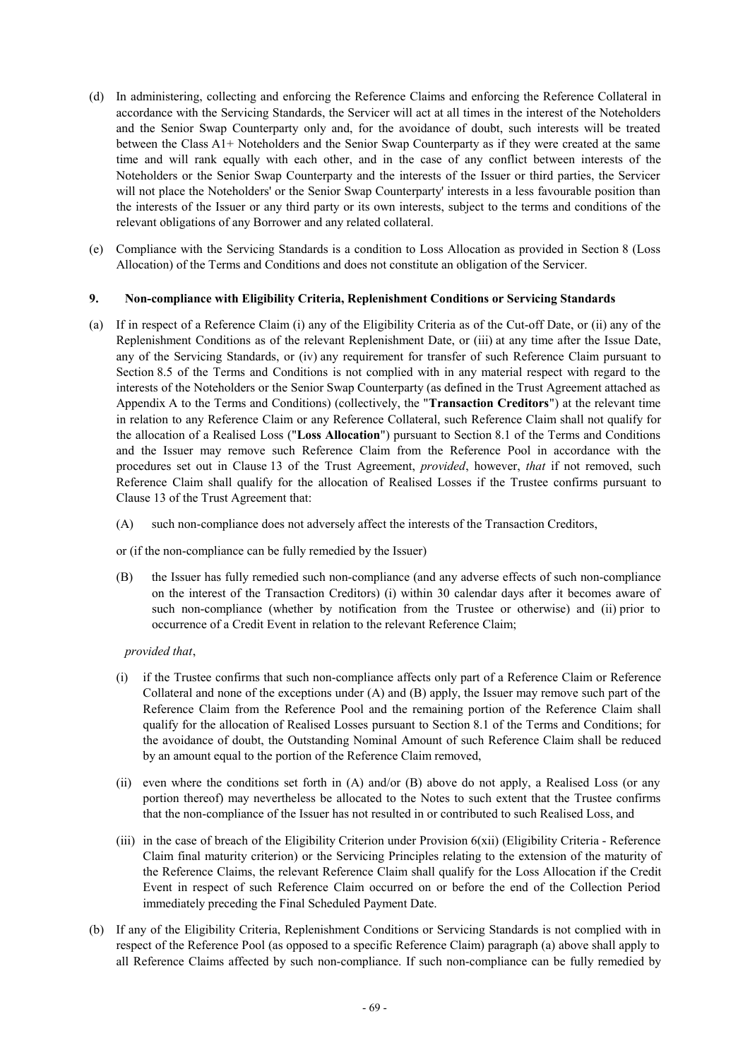(d) In administering, collecting and enforcing the Reference Claims and enforcing the Reference Collateral in accordance with the Servicing Standards, the Servicer will act at all times in the interest of the Noteholders and the Senior Swap Counterparty only and, for the avoidance of doubt, such interests will be treated between the Class A1+ Noteholders and the Senior Swap Counterparty as if they were created at the same time and will rank equally with each other, and in the case of any conflict between interests of the Noteholders or the Senior Swap Counterparty and the interests of the Issuer or third parties, the Servicer will not place the Noteholders' or the Senior Swap Counterparty' interests in a less favourable position than the interests of the Issuer or any third party or its own interests, subject to the terms and conditions of the relevant obligations of any Borrower and any related collateral.

(e) Compliance with the Servicing Standards is a condition to Loss Allocation as provided in Section 8 (Loss Allocation) of the Terms and Conditions and does not constitute an obligation of the Servicer.

## 9. Non-compliance with Eligibility Criteria, Replenishment Conditions or Servicing Standards

(a) If in respect of a Reference Claim (i) any of the Eligibility Criteria as of the Cut-off Date, or (ii) any of the Replenishment Conditions as of the relevant Replenishment Date, or (iii) at any time after the Issue Date, any of the Servicing Standards, or (iv) any requirement for transfer of such Reference Claim pursuant to Section 8.5 of the Terms and Conditions is not complied with in any material respect with regard to the interests of the Noteholders or the Senior Swap Counterparty (as defined in the Trust Agreement attached as Appendix A to the Terms and Conditions) (collectively, the "**Transaction Creditors**") at the relevant time in relation to any Reference Claim or any Reference Collateral, such Reference Claim shall not qualify for the allocation of a Realised Loss ("**Loss Allocation**") pursuant to Section 8.1 of the Terms and Conditions and the Issuer may remove such Reference Claim from the Reference Pool in accordance with the procedures set out in Clause 13 of the Trust Agreement, *provided*, however, *that* if not removed, such Reference Claim shall qualify for the allocation of Realised Losses if the Trustee confirms pursuant to Clause 13 of the Trust Agreement that:

  (A) such non-compliance does not adversely affect the interests of the Transaction Creditors,

  or (if the non-compliance can be fully remedied by the Issuer)

  (B) the Issuer has fully remedied such non-compliance (and any adverse effects of such non-compliance on the interest of the Transaction Creditors) (i) within 30 calendar days after it becomes aware of such non-compliance (whether by notification from the Trustee or otherwise) and (ii) prior to occurrence of a Credit Event in relation to the relevant Reference Claim;

  *provided that*,

  (i) if the Trustee confirms that such non-compliance affects only part of a Reference Claim or Reference Collateral and none of the exceptions under (A) and (B) apply, the Issuer may remove such part of the Reference Claim from the Reference Pool and the remaining portion of the Reference Claim shall qualify for the allocation of Realised Losses pursuant to Section 8.1 of the Terms and Conditions; for the avoidance of doubt, the Outstanding Nominal Amount of such Reference Claim shall be reduced by an amount equal to the portion of the Reference Claim removed,

  (ii) even where the conditions set forth in (A) and/or (B) above do not apply, a Realised Loss (or any portion thereof) may nevertheless be allocated to the Notes to such extent that the Trustee confirms that the non-compliance of the Issuer has not resulted in or contributed to such Realised Loss, and

  (iii) in the case of breach of the Eligibility Criterion under Provision 6(xii) (Eligibility Criteria - Reference Claim final maturity criterion) or the Servicing Principles relating to the extension of the maturity of the Reference Claims, the relevant Reference Claim shall qualify for the Loss Allocation if the Credit Event in respect of such Reference Claim occurred on or before the end of the Collection Period immediately preceding the Final Scheduled Payment Date.

(b) If any of the Eligibility Criteria, Replenishment Conditions or Servicing Standards is not complied with in respect of the Reference Pool (as opposed to a specific Reference Claim) paragraph (a) above shall apply to all Reference Claims affected by such non-compliance. If such non-compliance can be fully remedied by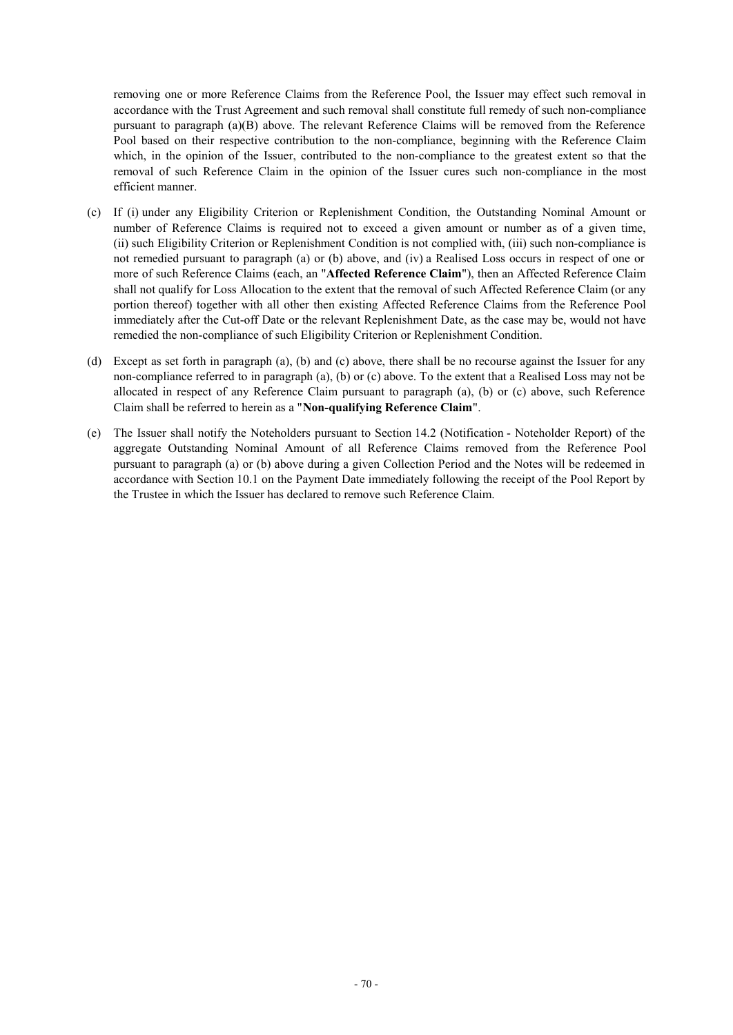removing one or more Reference Claims from the Reference Pool, the Issuer may effect such removal in accordance with the Trust Agreement and such removal shall constitute full remedy of such non-compliance pursuant to paragraph (a)(B) above. The relevant Reference Claims will be removed from the Reference Pool based on their respective contribution to the non-compliance, beginning with the Reference Claim which, in the opinion of the Issuer, contributed to the non-compliance to the greatest extent so that the removal of such Reference Claim in the opinion of the Issuer cures such non-compliance in the most efficient manner.

(c) If (i) under any Eligibility Criterion or Replenishment Condition, the Outstanding Nominal Amount or number of Reference Claims is required not to exceed a given amount or number as of a given time, (ii) such Eligibility Criterion or Replenishment Condition is not complied with, (iii) such non-compliance is not remedied pursuant to paragraph (a) or (b) above, and (iv) a Realised Loss occurs in respect of one or more of such Reference Claims (each, an "**Affected Reference Claim**"), then an Affected Reference Claim shall not qualify for Loss Allocation to the extent that the removal of such Affected Reference Claim (or any portion thereof) together with all other then existing Affected Reference Claims from the Reference Pool immediately after the Cut-off Date or the relevant Replenishment Date, as the case may be, would not have remedied the non-compliance of such Eligibility Criterion or Replenishment Condition.

(d) Except as set forth in paragraph (a), (b) and (c) above, there shall be no recourse against the Issuer for any non-compliance referred to in paragraph (a), (b) or (c) above. To the extent that a Realised Loss may not be allocated in respect of any Reference Claim pursuant to paragraph (a), (b) or (c) above, such Reference Claim shall be referred to herein as a "**Non-qualifying Reference Claim**".

(e) The Issuer shall notify the Noteholders pursuant to Section 14.2 (Notification - Noteholder Report) of the aggregate Outstanding Nominal Amount of all Reference Claims removed from the Reference Pool pursuant to paragraph (a) or (b) above during a given Collection Period and the Notes will be redeemed in accordance with Section 10.1 on the Payment Date immediately following the receipt of the Pool Report by the Trustee in which the Issuer has declared to remove such Reference Claim.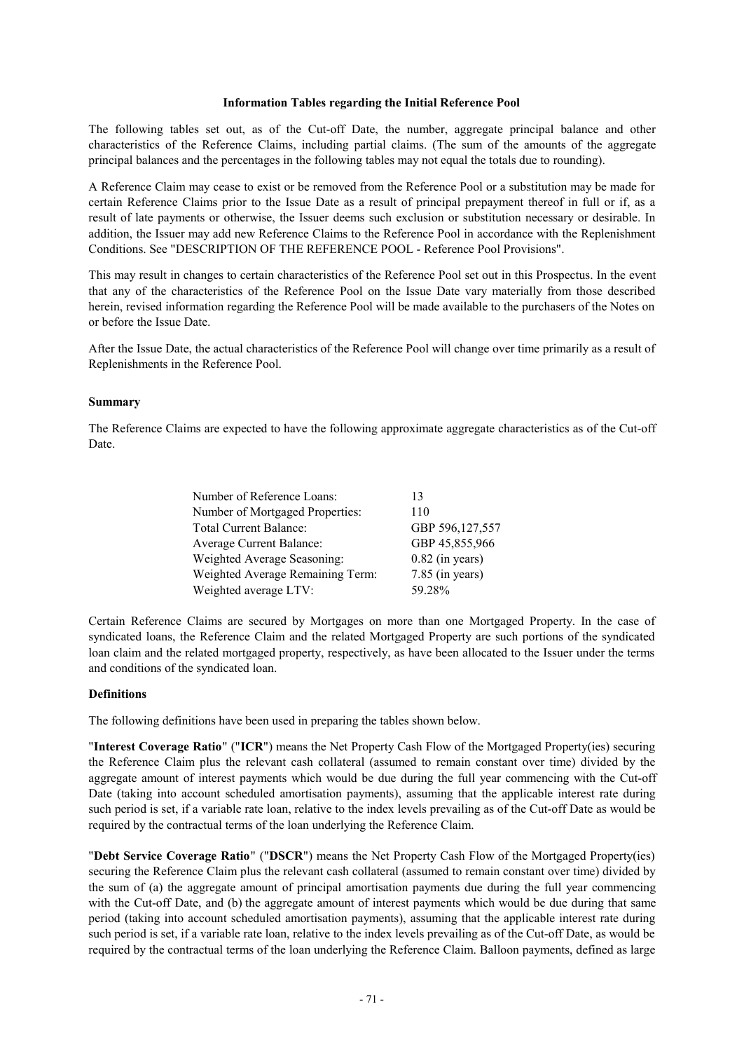**Information Tables regarding the Initial Reference Pool**

The following tables set out, as of the Cut-off Date, the number, aggregate principal balance and other characteristics of the Reference Claims, including partial claims. (The sum of the amounts of the aggregate principal balances and the percentages in the following tables may not equal the totals due to rounding).

A Reference Claim may cease to exist or be removed from the Reference Pool or a substitution may be made for certain Reference Claims prior to the Issue Date as a result of principal prepayment thereof in full or if, as a result of late payments or otherwise, the Issuer deems such exclusion or substitution necessary or desirable. In addition, the Issuer may add new Reference Claims to the Reference Pool in accordance with the Replenishment Conditions. See "DESCRIPTION OF THE REFERENCE POOL - Reference Pool Provisions".

This may result in changes to certain characteristics of the Reference Pool set out in this Prospectus. In the event that any of the characteristics of the Reference Pool on the Issue Date vary materially from those described herein, revised information regarding the Reference Pool will be made available to the purchasers of the Notes on or before the Issue Date.

After the Issue Date, the actual characteristics of the Reference Pool will change over time primarily as a result of Replenishments in the Reference Pool.

**Summary**

The Reference Claims are expected to have the following approximate aggregate characteristics as of the Cut-off Date.

| | |
|---|---|
| Number of Reference Loans: | 13 |
| Number of Mortgaged Properties: | 110 |
| Total Current Balance: | GBP 596,127,557 |
| Average Current Balance: | GBP 45,855,966 |
| Weighted Average Seasoning: | 0.82 (in years) |
| Weighted Average Remaining Term: | 7.85 (in years) |
| Weighted average LTV: | 59.28% |

Certain Reference Claims are secured by Mortgages on more than one Mortgaged Property. In the case of syndicated loans, the Reference Claim and the related Mortgaged Property are such portions of the syndicated loan claim and the related mortgaged property, respectively, as have been allocated to the Issuer under the terms and conditions of the syndicated loan.

**Definitions**

The following definitions have been used in preparing the tables shown below.

"**Interest Coverage Ratio**" ("**ICR**") means the Net Property Cash Flow of the Mortgaged Property(ies) securing the Reference Claim plus the relevant cash collateral (assumed to remain constant over time) divided by the aggregate amount of interest payments which would be due during the full year commencing with the Cut-off Date (taking into account scheduled amortisation payments), assuming that the applicable interest rate during such period is set, if a variable rate loan, relative to the index levels prevailing as of the Cut-off Date as would be required by the contractual terms of the loan underlying the Reference Claim.

"**Debt Service Coverage Ratio**" ("**DSCR**") means the Net Property Cash Flow of the Mortgaged Property(ies) securing the Reference Claim plus the relevant cash collateral (assumed to remain constant over time) divided by the sum of (a) the aggregate amount of principal amortisation payments due during the full year commencing with the Cut-off Date, and (b) the aggregate amount of interest payments which would be due during that same period (taking into account scheduled amortisation payments), assuming that the applicable interest rate during such period is set, if a variable rate loan, relative to the index levels prevailing as of the Cut-off Date, as would be required by the contractual terms of the loan underlying the Reference Claim. Balloon payments, defined as large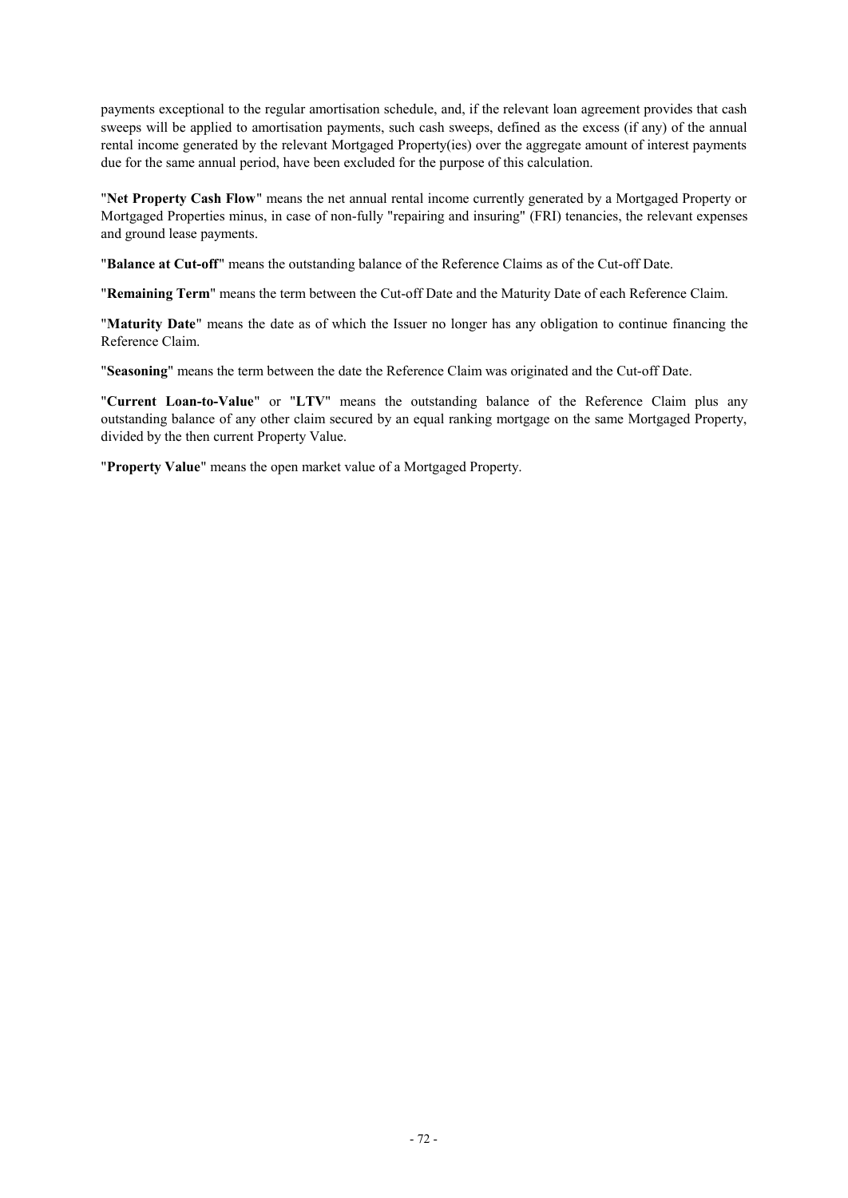payments exceptional to the regular amortisation schedule, and, if the relevant loan agreement provides that cash sweeps will be applied to amortisation payments, such cash sweeps, defined as the excess (if any) of the annual rental income generated by the relevant Mortgaged Property(ies) over the aggregate amount of interest payments due for the same annual period, have been excluded for the purpose of this calculation.

"**Net Property Cash Flow**" means the net annual rental income currently generated by a Mortgaged Property or Mortgaged Properties minus, in case of non-fully "repairing and insuring" (FRI) tenancies, the relevant expenses and ground lease payments.

"**Balance at Cut-off**" means the outstanding balance of the Reference Claims as of the Cut-off Date.

"**Remaining Term**" means the term between the Cut-off Date and the Maturity Date of each Reference Claim.

"**Maturity Date**" means the date as of which the Issuer no longer has any obligation to continue financing the Reference Claim.

"**Seasoning**" means the term between the date the Reference Claim was originated and the Cut-off Date.

"**Current Loan-to-Value**" or "**LTV**" means the outstanding balance of the Reference Claim plus any outstanding balance of any other claim secured by an equal ranking mortgage on the same Mortgaged Property, divided by the then current Property Value.

"**Property Value**" means the open market value of a Mortgaged Property.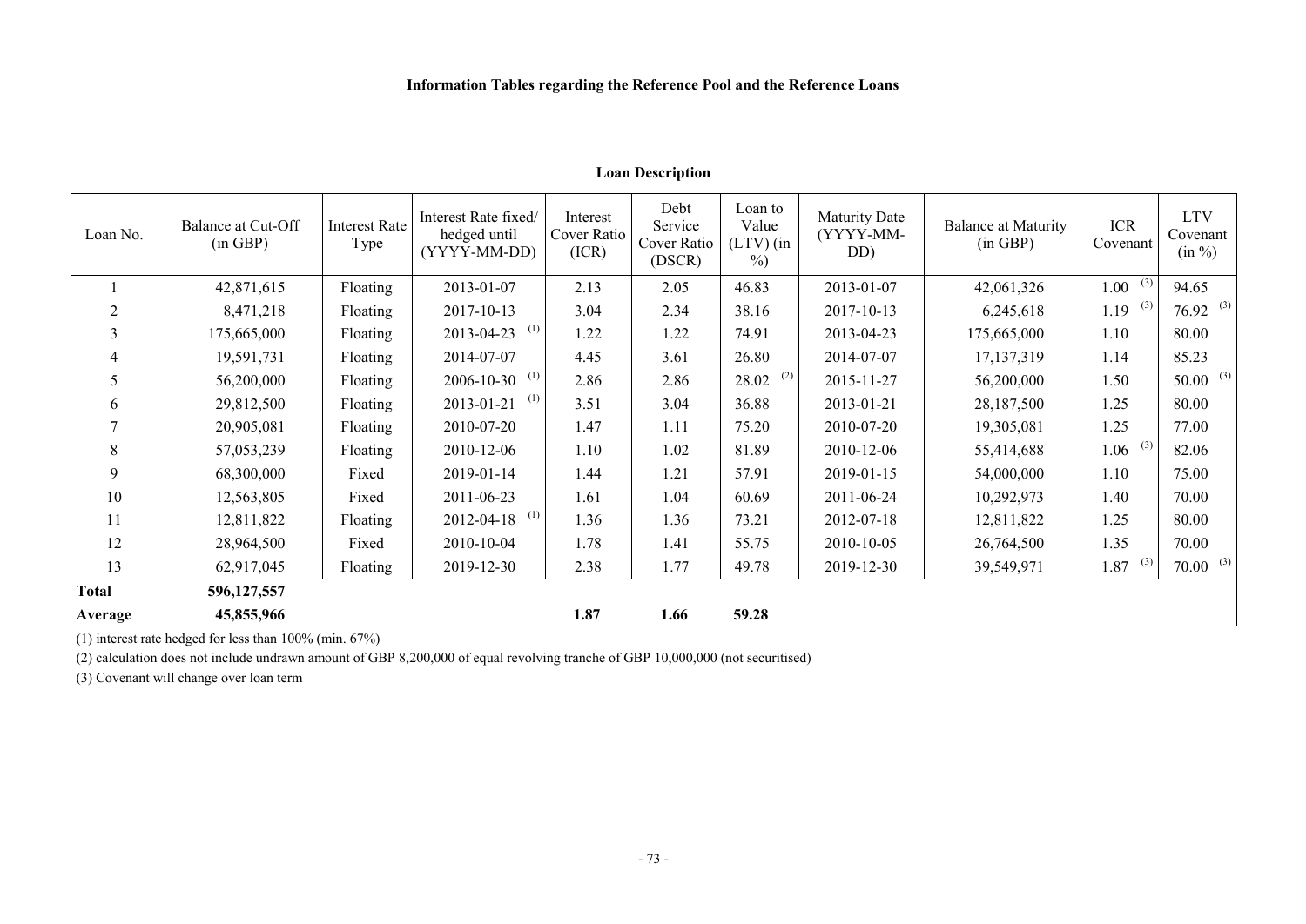**Information Tables regarding the Reference Pool and the Reference Loans**

**Loan Description**

| Loan No. | Balance at Cut-Off (in GBP) | Interest Rate Type | Interest Rate fixed/ hedged until (YYYY-MM-DD) | Interest Cover Ratio (ICR) | Debt Service Cover Ratio (DSCR) | Loan to Value (LTV) (in %) | Maturity Date (YYYY-MM-DD) | Balance at Maturity (in GBP) | ICR Covenant | LTV Covenant (in %) |
|---|---|---|---|---|---|---|---|---|---|---|
| 1 | 42,871,615 | Floating | 2013-01-07 | 2.13 | 2.05 | 46.83 | 2013-01-07 | 42,061,326 | 1.00 (3) | 94.65 |
| 2 | 8,471,218 | Floating | 2017-10-13 | 3.04 | 2.34 | 38.16 | 2017-10-13 | 6,245,618 | 1.19 (3) | 76.92 (3) |
| 3 | 175,665,000 | Floating | 2013-04-23 (1) | 1.22 | 1.22 | 74.91 | 2013-04-23 | 175,665,000 | 1.10 | 80.00 |
| 4 | 19,591,731 | Floating | 2014-07-07 | 4.45 | 3.61 | 26.80 | 2014-07-07 | 17,137,319 | 1.14 | 85.23 |
| 5 | 56,200,000 | Floating | 2006-10-30 (1) | 2.86 | 2.86 | 28.02 (2) | 2015-11-27 | 56,200,000 | 1.50 | 50.00 (3) |
| 6 | 29,812,500 | Floating | 2013-01-21 (1) | 3.51 | 3.04 | 36.88 | 2013-01-21 | 28,187,500 | 1.25 | 80.00 |
| 7 | 20,905,081 | Floating | 2010-07-20 | 1.47 | 1.11 | 75.20 | 2010-07-20 | 19,305,081 | 1.25 | 77.00 |
| 8 | 57,053,239 | Floating | 2010-12-06 | 1.10 | 1.02 | 81.89 | 2010-12-06 | 55,414,688 | 1.06 (3) | 82.06 |
| 9 | 68,300,000 | Fixed | 2019-01-14 | 1.44 | 1.21 | 57.91 | 2019-01-15 | 54,000,000 | 1.10 | 75.00 |
| 10 | 12,563,805 | Fixed | 2011-06-23 | 1.61 | 1.04 | 60.69 | 2011-06-24 | 10,292,973 | 1.40 | 70.00 |
| 11 | 12,811,822 | Floating | 2012-04-18 (1) | 1.36 | 1.36 | 73.21 | 2012-07-18 | 12,811,822 | 1.25 | 80.00 |
| 12 | 28,964,500 | Fixed | 2010-10-04 | 1.78 | 1.41 | 55.75 | 2010-10-05 | 26,764,500 | 1.35 | 70.00 |
| 13 | 62,917,045 | Floating | 2019-12-30 | 2.38 | 1.77 | 49.78 | 2019-12-30 | 39,549,971 | 1.87 (3) | 70.00 (3) |
| **Total** | **596,127,557** | | | | | | | | | |
| **Average** | **45,855,966** | | | **1.87** | **1.66** | **59.28** | | | | |

(1) interest rate hedged for less than 100% (min. 67%)

(2) calculation does not include undrawn amount of GBP 8,200,000 of equal revolving tranche of GBP 10,000,000 (not securitised)

(3) Covenant will change over loan term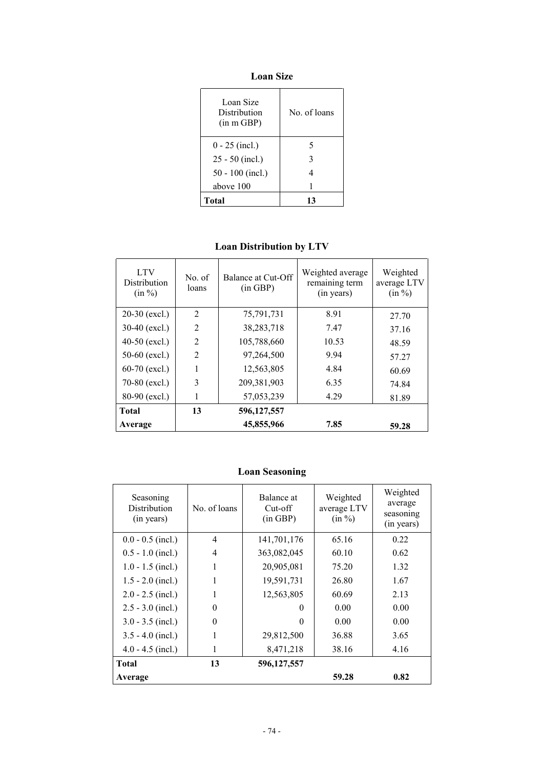## Loan Size

| Loan Size Distribution (in m GBP) | No. of loans |
|---|---|
| 0 - 25 (incl.) | 5 |
| 25 - 50 (incl.) | 3 |
| 50 - 100 (incl.) | 4 |
| above 100 | 1 |
| **Total** | **13** |

## Loan Distribution by LTV

| LTV Distribution (in %) | No. of loans | Balance at Cut-Off (in GBP) | Weighted average remaining term (in years) | Weighted average LTV (in %) |
|---|---|---|---|---|
| 20-30 (excl.) | 2 | 75,791,731 | 8.91 | 27.70 |
| 30-40 (excl.) | 2 | 38,283,718 | 7.47 | 37.16 |
| 40-50 (excl.) | 2 | 105,788,660 | 10.53 | 48.59 |
| 50-60 (excl.) | 2 | 97,264,500 | 9.94 | 57.27 |
| 60-70 (excl.) | 1 | 12,563,805 | 4.84 | 60.69 |
| 70-80 (excl.) | 3 | 209,381,903 | 6.35 | 74.84 |
| 80-90 (excl.) | 1 | 57,053,239 | 4.29 | 81.89 |
| **Total** | **13** | **596,127,557** | | |
| **Average** | | **45,855,966** | **7.85** | **59.28** |

## Loan Seasoning

| Seasoning Distribution (in years) | No. of loans | Balance at Cut-off (in GBP) | Weighted average LTV (in %) | Weighted average seasoning (in years) |
|---|---|---|---|---|
| 0.0 - 0.5 (incl.) | 4 | 141,701,176 | 65.16 | 0.22 |
| 0.5 - 1.0 (incl.) | 4 | 363,082,045 | 60.10 | 0.62 |
| 1.0 - 1.5 (incl.) | 1 | 20,905,081 | 75.20 | 1.32 |
| 1.5 - 2.0 (incl.) | 1 | 19,591,731 | 26.80 | 1.67 |
| 2.0 - 2.5 (incl.) | 1 | 12,563,805 | 60.69 | 2.13 |
| 2.5 - 3.0 (incl.) | 0 | 0 | 0.00 | 0.00 |
| 3.0 - 3.5 (incl.) | 0 | 0 | 0.00 | 0.00 |
| 3.5 - 4.0 (incl.) | 1 | 29,812,500 | 36.88 | 3.65 |
| 4.0 - 4.5 (incl.) | 1 | 8,471,218 | 38.16 | 4.16 |
| **Total** | **13** | **596,127,557** | | |
| **Average** | | | **59.28** | **0.82** |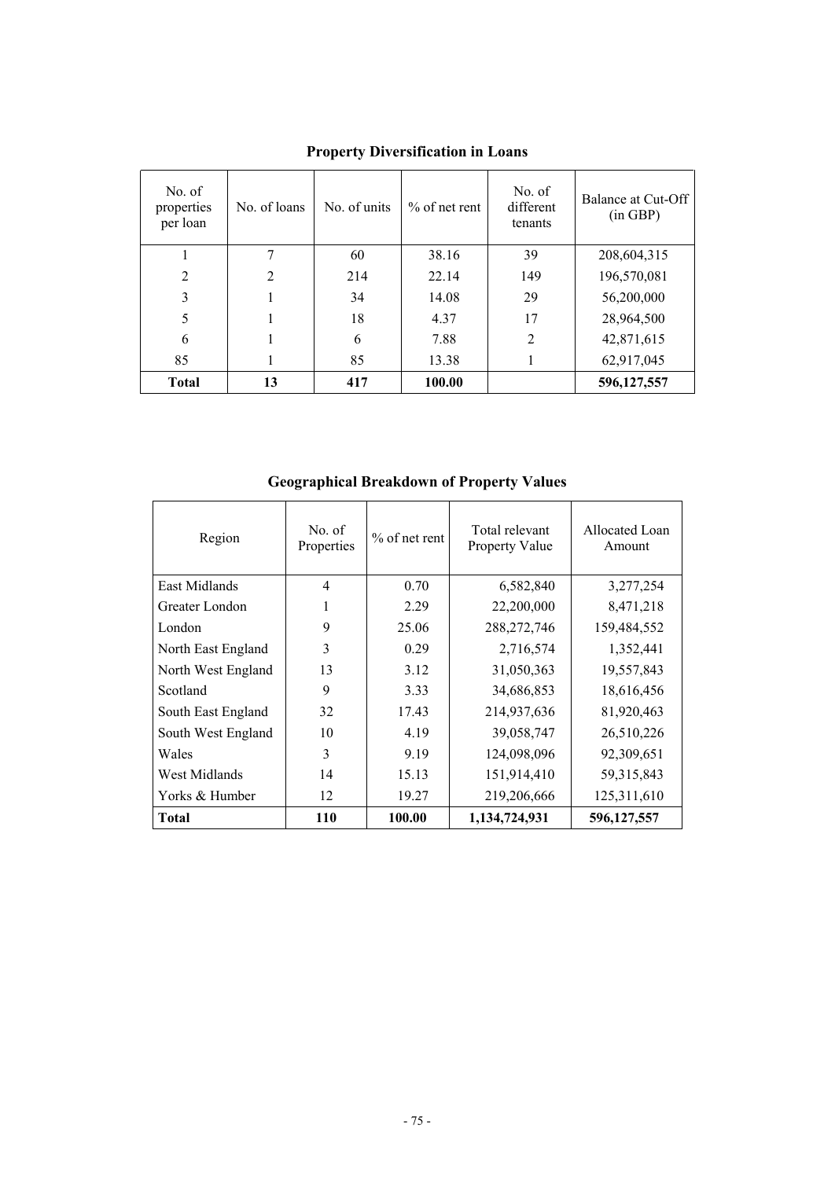**Property Diversification in Loans**

| No. of properties per loan | No. of loans | No. of units | % of net rent | No. of different tenants | Balance at Cut-Off (in GBP) |
|---|---|---|---|---|---|
| 1 | 7 | 60 | 38.16 | 39 | 208,604,315 |
| 2 | 2 | 214 | 22.14 | 149 | 196,570,081 |
| 3 | 1 | 34 | 14.08 | 29 | 56,200,000 |
| 5 | 1 | 18 | 4.37 | 17 | 28,964,500 |
| 6 | 1 | 6 | 7.88 | 2 | 42,871,615 |
| 85 | 1 | 85 | 13.38 | 1 | 62,917,045 |
| **Total** | **13** | **417** | **100.00** | | **596,127,557** |

**Geographical Breakdown of Property Values**

| Region | No. of Properties | % of net rent | Total relevant Property Value | Allocated Loan Amount |
|---|---|---|---|---|
| East Midlands | 4 | 0.70 | 6,582,840 | 3,277,254 |
| Greater London | 1 | 2.29 | 22,200,000 | 8,471,218 |
| London | 9 | 25.06 | 288,272,746 | 159,484,552 |
| North East England | 3 | 0.29 | 2,716,574 | 1,352,441 |
| North West England | 13 | 3.12 | 31,050,363 | 19,557,843 |
| Scotland | 9 | 3.33 | 34,686,853 | 18,616,456 |
| South East England | 32 | 17.43 | 214,937,636 | 81,920,463 |
| South West England | 10 | 4.19 | 39,058,747 | 26,510,226 |
| Wales | 3 | 9.19 | 124,098,096 | 92,309,651 |
| West Midlands | 14 | 15.13 | 151,914,410 | 59,315,843 |
| Yorks & Humber | 12 | 19.27 | 219,206,666 | 125,311,610 |
| **Total** | **110** | **100.00** | **1,134,724,931** | **596,127,557** |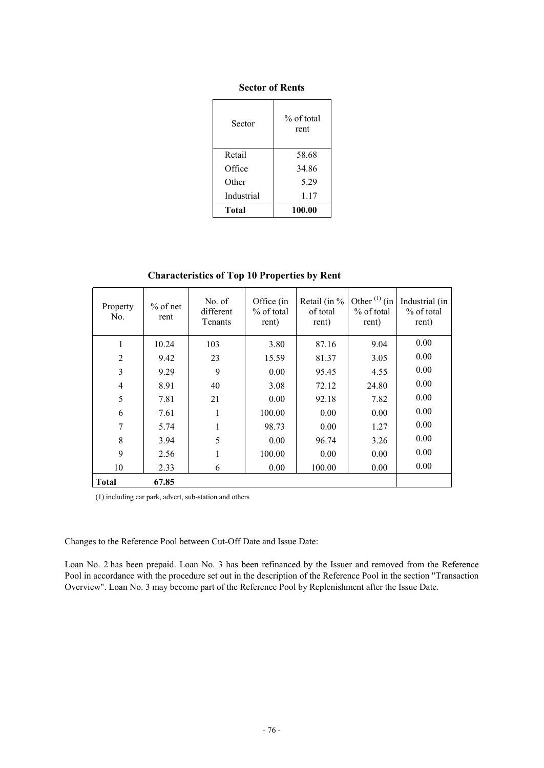**Sector of Rents**

| Sector | % of total rent |
|---|---|
| Retail | 58.68 |
| Office | 34.86 |
| Other | 5.29 |
| Industrial | 1.17 |
| **Total** | **100.00** |

**Characteristics of Top 10 Properties by Rent**

| Property No. | % of net rent | No. of different Tenants | Office (in % of total rent) | Retail (in % of total rent) | Other [(1)] (in % of total rent) | Industrial (in % of total rent) |
|---|---|---|---|---|---|---|
| 1 | 10.24 | 103 | 3.80 | 87.16 | 9.04 | 0.00 |
| 2 | 9.42 | 23 | 15.59 | 81.37 | 3.05 | 0.00 |
| 3 | 9.29 | 9 | 0.00 | 95.45 | 4.55 | 0.00 |
| 4 | 8.91 | 40 | 3.08 | 72.12 | 24.80 | 0.00 |
| 5 | 7.81 | 21 | 0.00 | 92.18 | 7.82 | 0.00 |
| 6 | 7.61 | 1 | 100.00 | 0.00 | 0.00 | 0.00 |
| 7 | 5.74 | 1 | 98.73 | 0.00 | 1.27 | 0.00 |
| 8 | 3.94 | 5 | 0.00 | 96.74 | 3.26 | 0.00 |
| 9 | 2.56 | 1 | 100.00 | 0.00 | 0.00 | 0.00 |
| 10 | 2.33 | 6 | 0.00 | 100.00 | 0.00 | 0.00 |
| **Total** | **67.85** | | | | | |

(1) including car park, advert, sub-station and others

Changes to the Reference Pool between Cut-Off Date and Issue Date:

Loan No. 2 has been prepaid. Loan No. 3 has been refinanced by the Issuer and removed from the Reference Pool in accordance with the procedure set out in the description of the Reference Pool in the section "Transaction Overview". Loan No. 3 may become part of the Reference Pool by Replenishment after the Issue Date.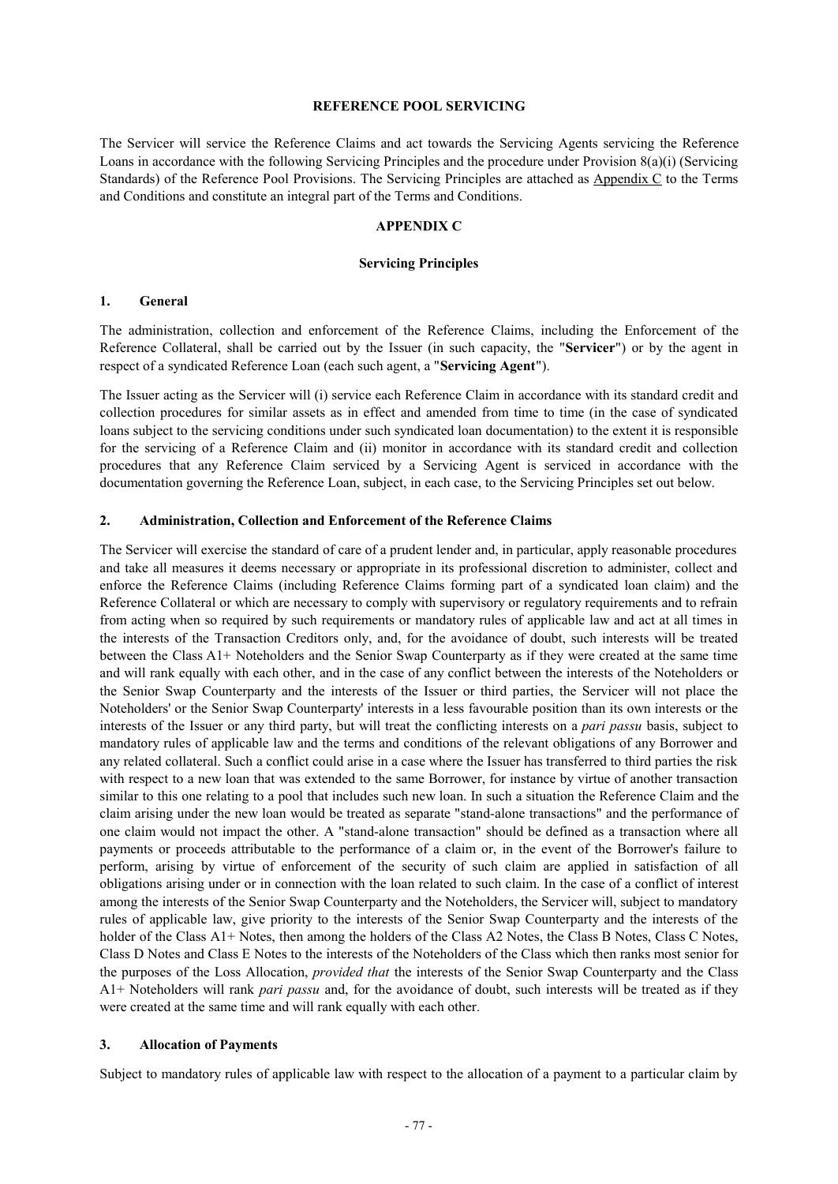## REFERENCE POOL SERVICING

The Servicer will service the Reference Claims and act towards the Servicing Agents servicing the Reference Loans in accordance with the following Servicing Principles and the procedure under Provision 8(a)(i) (Servicing Standards) of the Reference Pool Provisions. The Servicing Principles are attached as Appendix C to the Terms and Conditions and constitute an integral part of the Terms and Conditions.

## APPENDIX C

### Servicing Principles

#### 1. General

The administration, collection and enforcement of the Reference Claims, including the Enforcement of the Reference Collateral, shall be carried out by the Issuer (in such capacity, the "**Servicer**") or by the agent in respect of a syndicated Reference Loan (each such agent, a "**Servicing Agent**").

The Issuer acting as the Servicer will (i) service each Reference Claim in accordance with its standard credit and collection procedures for similar assets as in effect and amended from time to time (in the case of syndicated loans subject to the servicing conditions under such syndicated loan documentation) to the extent it is responsible for the servicing of a Reference Claim and (ii) monitor in accordance with its standard credit and collection procedures that any Reference Claim serviced by a Servicing Agent is serviced in accordance with the documentation governing the Reference Loan, subject, in each case, to the Servicing Principles set out below.

#### 2. Administration, Collection and Enforcement of the Reference Claims

The Servicer will exercise the standard of care of a prudent lender and, in particular, apply reasonable procedures and take all measures it deems necessary or appropriate in its professional discretion to administer, collect and enforce the Reference Claims (including Reference Claims forming part of a syndicated loan claim) and the Reference Collateral or which are necessary to comply with supervisory or regulatory requirements and to refrain from acting when so required by such requirements or mandatory rules of applicable law and act at all times in the interests of the Transaction Creditors only, and, for the avoidance of doubt, such interests will be treated between the Class A1+ Noteholders and the Senior Swap Counterparty as if they were created at the same time and will rank equally with each other, and in the case of any conflict between the interests of the Noteholders or the Senior Swap Counterparty and the interests of the Issuer or third parties, the Servicer will not place the Noteholders' or the Senior Swap Counterparty' interests in a less favourable position than its own interests or the interests of the Issuer or any third party, but will treat the conflicting interests on a *pari passu* basis, subject to mandatory rules of applicable law and the terms and conditions of the relevant obligations of any Borrower and any related collateral. Such a conflict could arise in a case where the Issuer has transferred to third parties the risk with respect to a new loan that was extended to the same Borrower, for instance by virtue of another transaction similar to this one relating to a pool that includes such new loan. In such a situation the Reference Claim and the claim arising under the new loan would be treated as separate "stand-alone transactions" and the performance of one claim would not impact the other. A "stand-alone transaction" should be defined as a transaction where all payments or proceeds attributable to the performance of a claim or, in the event of the Borrower's failure to perform, arising by virtue of enforcement of the security of such claim are applied in satisfaction of all obligations arising under or in connection with the loan related to such claim. In the case of a conflict of interest among the interests of the Senior Swap Counterparty and the Noteholders, the Servicer will, subject to mandatory rules of applicable law, give priority to the interests of the Senior Swap Counterparty and the interests of the holder of the Class A1+ Notes, then among the holders of the Class A2 Notes, the Class B Notes, Class C Notes, Class D Notes and Class E Notes to the interests of the Noteholders of the Class which then ranks most senior for the purposes of the Loss Allocation, *provided that* the interests of the Senior Swap Counterparty and the Class A1+ Noteholders will rank *pari passu* and, for the avoidance of doubt, such interests will be treated as if they were created at the same time and will rank equally with each other.

#### 3. Allocation of Payments

Subject to mandatory rules of applicable law with respect to the allocation of a payment to a particular claim by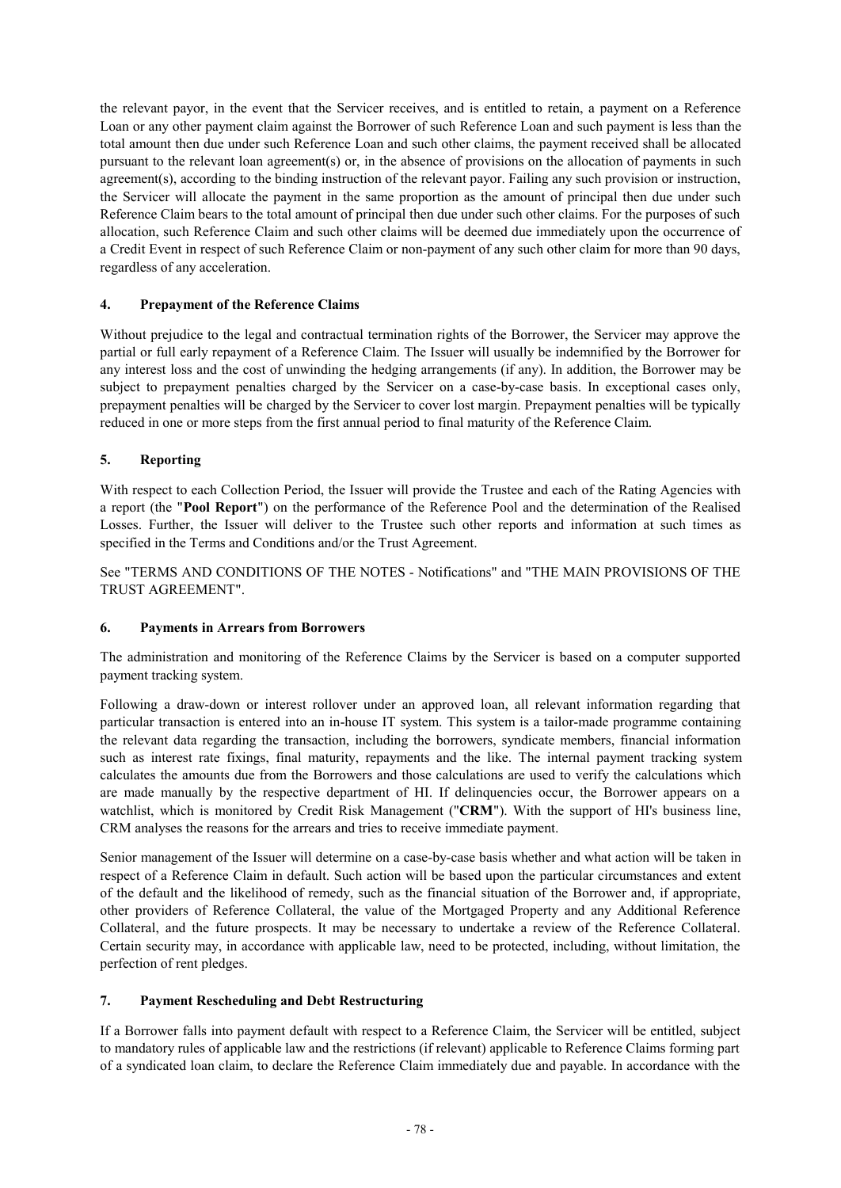the relevant payor, in the event that the Servicer receives, and is entitled to retain, a payment on a Reference Loan or any other payment claim against the Borrower of such Reference Loan and such payment is less than the total amount then due under such Reference Loan and such other claims, the payment received shall be allocated pursuant to the relevant loan agreement(s) or, in the absence of provisions on the allocation of payments in such agreement(s), according to the binding instruction of the relevant payor. Failing any such provision or instruction, the Servicer will allocate the payment in the same proportion as the amount of principal then due under such Reference Claim bears to the total amount of principal then due under such other claims. For the purposes of such allocation, such Reference Claim and such other claims will be deemed due immediately upon the occurrence of a Credit Event in respect of such Reference Claim or non-payment of any such other claim for more than 90 days, regardless of any acceleration.

## 4. Prepayment of the Reference Claims

Without prejudice to the legal and contractual termination rights of the Borrower, the Servicer may approve the partial or full early repayment of a Reference Claim. The Issuer will usually be indemnified by the Borrower for any interest loss and the cost of unwinding the hedging arrangements (if any). In addition, the Borrower may be subject to prepayment penalties charged by the Servicer on a case-by-case basis. In exceptional cases only, prepayment penalties will be charged by the Servicer to cover lost margin. Prepayment penalties will be typically reduced in one or more steps from the first annual period to final maturity of the Reference Claim.

## 5. Reporting

With respect to each Collection Period, the Issuer will provide the Trustee and each of the Rating Agencies with a report (the "**Pool Report**") on the performance of the Reference Pool and the determination of the Realised Losses. Further, the Issuer will deliver to the Trustee such other reports and information at such times as specified in the Terms and Conditions and/or the Trust Agreement.

See "TERMS AND CONDITIONS OF THE NOTES - Notifications" and "THE MAIN PROVISIONS OF THE TRUST AGREEMENT".

## 6. Payments in Arrears from Borrowers

The administration and monitoring of the Reference Claims by the Servicer is based on a computer supported payment tracking system.

Following a draw-down or interest rollover under an approved loan, all relevant information regarding that particular transaction is entered into an in-house IT system. This system is a tailor-made programme containing the relevant data regarding the transaction, including the borrowers, syndicate members, financial information such as interest rate fixings, final maturity, repayments and the like. The internal payment tracking system calculates the amounts due from the Borrowers and those calculations are used to verify the calculations which are made manually by the respective department of HI. If delinquencies occur, the Borrower appears on a watchlist, which is monitored by Credit Risk Management ("**CRM**"). With the support of HI's business line, CRM analyses the reasons for the arrears and tries to receive immediate payment.

Senior management of the Issuer will determine on a case-by-case basis whether and what action will be taken in respect of a Reference Claim in default. Such action will be based upon the particular circumstances and extent of the default and the likelihood of remedy, such as the financial situation of the Borrower and, if appropriate, other providers of Reference Collateral, the value of the Mortgaged Property and any Additional Reference Collateral, and the future prospects. It may be necessary to undertake a review of the Reference Collateral. Certain security may, in accordance with applicable law, need to be protected, including, without limitation, the perfection of rent pledges.

## 7. Payment Rescheduling and Debt Restructuring

If a Borrower falls into payment default with respect to a Reference Claim, the Servicer will be entitled, subject to mandatory rules of applicable law and the restrictions (if relevant) applicable to Reference Claims forming part of a syndicated loan claim, to declare the Reference Claim immediately due and payable. In accordance with the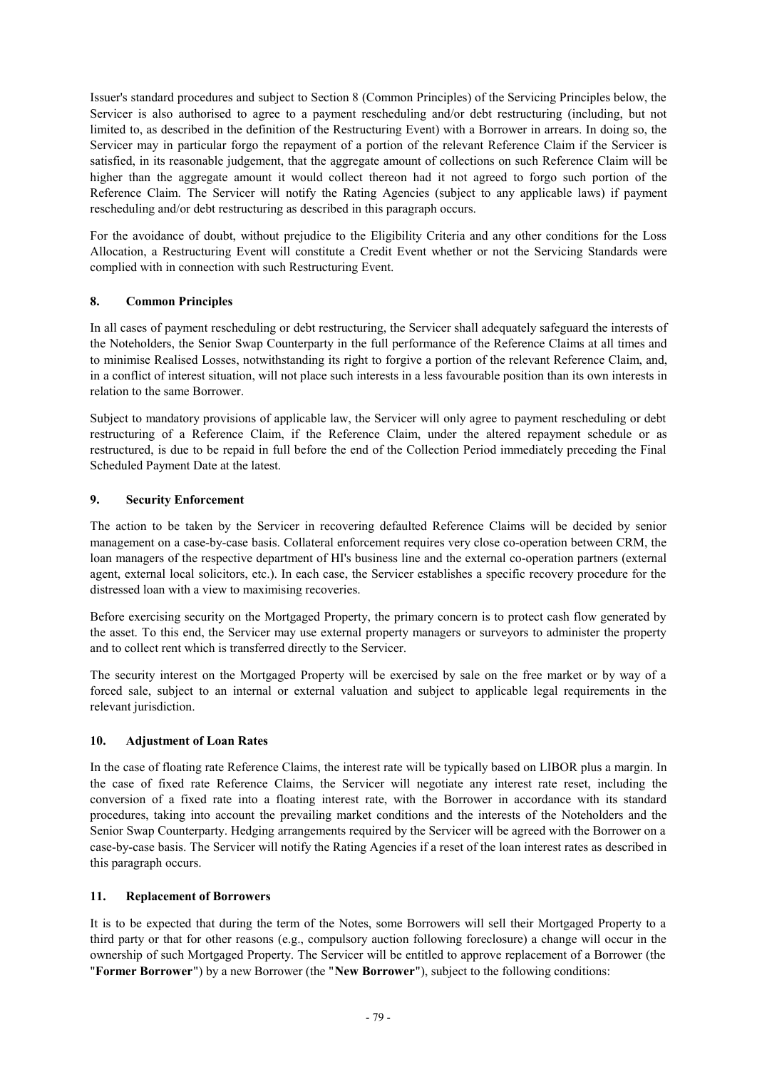Issuer's standard procedures and subject to Section 8 (Common Principles) of the Servicing Principles below, the Servicer is also authorised to agree to a payment rescheduling and/or debt restructuring (including, but not limited to, as described in the definition of the Restructuring Event) with a Borrower in arrears. In doing so, the Servicer may in particular forgo the repayment of a portion of the relevant Reference Claim if the Servicer is satisfied, in its reasonable judgement, that the aggregate amount of collections on such Reference Claim will be higher than the aggregate amount it would collect thereon had it not agreed to forgo such portion of the Reference Claim. The Servicer will notify the Rating Agencies (subject to any applicable laws) if payment rescheduling and/or debt restructuring as described in this paragraph occurs.

For the avoidance of doubt, without prejudice to the Eligibility Criteria and any other conditions for the Loss Allocation, a Restructuring Event will constitute a Credit Event whether or not the Servicing Standards were complied with in connection with such Restructuring Event.

## 8. Common Principles

In all cases of payment rescheduling or debt restructuring, the Servicer shall adequately safeguard the interests of the Noteholders, the Senior Swap Counterparty in the full performance of the Reference Claims at all times and to minimise Realised Losses, notwithstanding its right to forgive a portion of the relevant Reference Claim, and, in a conflict of interest situation, will not place such interests in a less favourable position than its own interests in relation to the same Borrower.

Subject to mandatory provisions of applicable law, the Servicer will only agree to payment rescheduling or debt restructuring of a Reference Claim, if the Reference Claim, under the altered repayment schedule or as restructured, is due to be repaid in full before the end of the Collection Period immediately preceding the Final Scheduled Payment Date at the latest.

## 9. Security Enforcement

The action to be taken by the Servicer in recovering defaulted Reference Claims will be decided by senior management on a case-by-case basis. Collateral enforcement requires very close co-operation between CRM, the loan managers of the respective department of HI's business line and the external co-operation partners (external agent, external local solicitors, etc.). In each case, the Servicer establishes a specific recovery procedure for the distressed loan with a view to maximising recoveries.

Before exercising security on the Mortgaged Property, the primary concern is to protect cash flow generated by the asset. To this end, the Servicer may use external property managers or surveyors to administer the property and to collect rent which is transferred directly to the Servicer.

The security interest on the Mortgaged Property will be exercised by sale on the free market or by way of a forced sale, subject to an internal or external valuation and subject to applicable legal requirements in the relevant jurisdiction.

## 10. Adjustment of Loan Rates

In the case of floating rate Reference Claims, the interest rate will be typically based on LIBOR plus a margin. In the case of fixed rate Reference Claims, the Servicer will negotiate any interest rate reset, including the conversion of a fixed rate into a floating interest rate, with the Borrower in accordance with its standard procedures, taking into account the prevailing market conditions and the interests of the Noteholders and the Senior Swap Counterparty. Hedging arrangements required by the Servicer will be agreed with the Borrower on a case-by-case basis. The Servicer will notify the Rating Agencies if a reset of the loan interest rates as described in this paragraph occurs.

## 11. Replacement of Borrowers

It is to be expected that during the term of the Notes, some Borrowers will sell their Mortgaged Property to a third party or that for other reasons (e.g., compulsory auction following foreclosure) a change will occur in the ownership of such Mortgaged Property. The Servicer will be entitled to approve replacement of a Borrower (the "**Former Borrower**") by a new Borrower (the "**New Borrower**"), subject to the following conditions: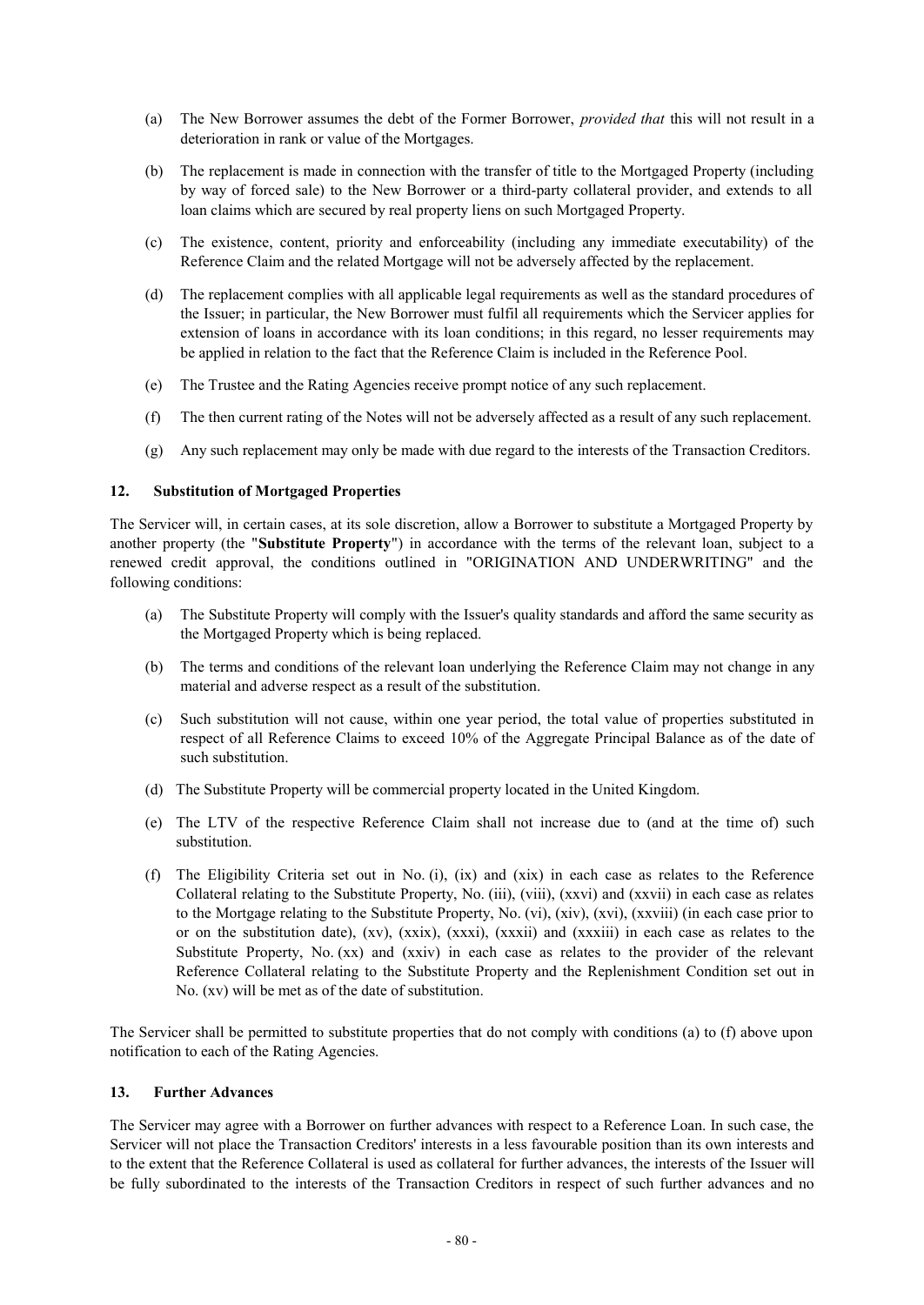(a) The New Borrower assumes the debt of the Former Borrower, *provided that* this will not result in a deterioration in rank or value of the Mortgages.

(b) The replacement is made in connection with the transfer of title to the Mortgaged Property (including by way of forced sale) to the New Borrower or a third-party collateral provider, and extends to all loan claims which are secured by real property liens on such Mortgaged Property.

(c) The existence, content, priority and enforceability (including any immediate executability) of the Reference Claim and the related Mortgage will not be adversely affected by the replacement.

(d) The replacement complies with all applicable legal requirements as well as the standard procedures of the Issuer; in particular, the New Borrower must fulfil all requirements which the Servicer applies for extension of loans in accordance with its loan conditions; in this regard, no lesser requirements may be applied in relation to the fact that the Reference Claim is included in the Reference Pool.

(e) The Trustee and the Rating Agencies receive prompt notice of any such replacement.

(f) The then current rating of the Notes will not be adversely affected as a result of any such replacement.

(g) Any such replacement may only be made with due regard to the interests of the Transaction Creditors.

## 12. Substitution of Mortgaged Properties

The Servicer will, in certain cases, at its sole discretion, allow a Borrower to substitute a Mortgaged Property by another property (the "**Substitute Property**") in accordance with the terms of the relevant loan, subject to a renewed credit approval, the conditions outlined in "ORIGINATION AND UNDERWRITING" and the following conditions:

(a) The Substitute Property will comply with the Issuer's quality standards and afford the same security as the Mortgaged Property which is being replaced.

(b) The terms and conditions of the relevant loan underlying the Reference Claim may not change in any material and adverse respect as a result of the substitution.

(c) Such substitution will not cause, within one year period, the total value of properties substituted in respect of all Reference Claims to exceed 10% of the Aggregate Principal Balance as of the date of such substitution.

(d) The Substitute Property will be commercial property located in the United Kingdom.

(e) The LTV of the respective Reference Claim shall not increase due to (and at the time of) such substitution.

(f) The Eligibility Criteria set out in No. (i), (ix) and (xix) in each case as relates to the Reference Collateral relating to the Substitute Property, No. (iii), (viii), (xxvi) and (xxvii) in each case as relates to the Mortgage relating to the Substitute Property, No. (vi), (xiv), (xvi), (xxviii) (in each case prior to or on the substitution date), (xv), (xxix), (xxxi), (xxxii) and (xxxiii) in each case as relates to the Substitute Property, No. (xx) and (xxiv) in each case as relates to the provider of the relevant Reference Collateral relating to the Substitute Property and the Replenishment Condition set out in No. (xv) will be met as of the date of substitution.

The Servicer shall be permitted to substitute properties that do not comply with conditions (a) to (f) above upon notification to each of the Rating Agencies.

## 13. Further Advances

The Servicer may agree with a Borrower on further advances with respect to a Reference Loan. In such case, the Servicer will not place the Transaction Creditors' interests in a less favourable position than its own interests and to the extent that the Reference Collateral is used as collateral for further advances, the interests of the Issuer will be fully subordinated to the interests of the Transaction Creditors in respect of such further advances and no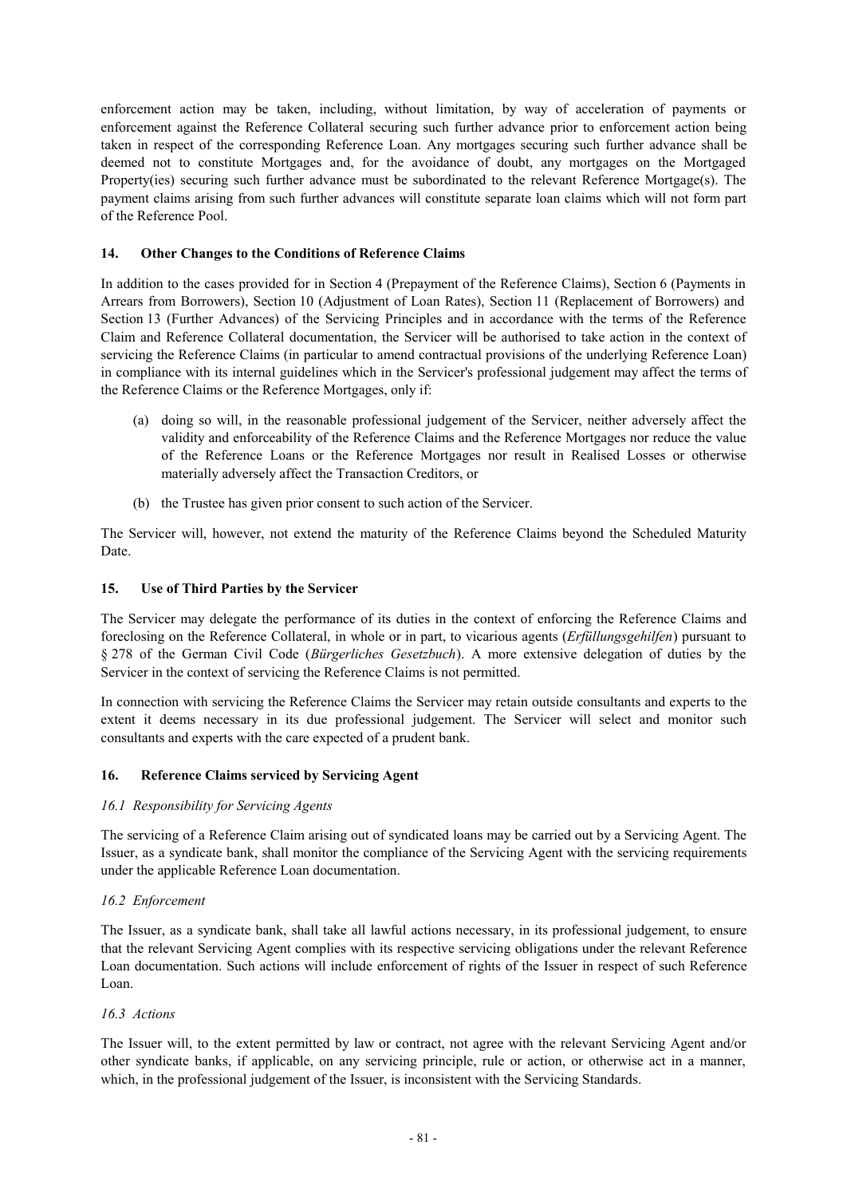enforcement action may be taken, including, without limitation, by way of acceleration of payments or enforcement against the Reference Collateral securing such further advance prior to enforcement action being taken in respect of the corresponding Reference Loan. Any mortgages securing such further advance shall be deemed not to constitute Mortgages and, for the avoidance of doubt, any mortgages on the Mortgaged Property(ies) securing such further advance must be subordinated to the relevant Reference Mortgage(s). The payment claims arising from such further advances will constitute separate loan claims which will not form part of the Reference Pool.

## 14. Other Changes to the Conditions of Reference Claims

In addition to the cases provided for in Section 4 (Prepayment of the Reference Claims), Section 6 (Payments in Arrears from Borrowers), Section 10 (Adjustment of Loan Rates), Section 11 (Replacement of Borrowers) and Section 13 (Further Advances) of the Servicing Principles and in accordance with the terms of the Reference Claim and Reference Collateral documentation, the Servicer will be authorised to take action in the context of servicing the Reference Claims (in particular to amend contractual provisions of the underlying Reference Loan) in compliance with its internal guidelines which in the Servicer's professional judgement may affect the terms of the Reference Claims or the Reference Mortgages, only if:

(a) doing so will, in the reasonable professional judgement of the Servicer, neither adversely affect the validity and enforceability of the Reference Claims and the Reference Mortgages nor reduce the value of the Reference Loans or the Reference Mortgages nor result in Realised Losses or otherwise materially adversely affect the Transaction Creditors, or

(b) the Trustee has given prior consent to such action of the Servicer.

The Servicer will, however, not extend the maturity of the Reference Claims beyond the Scheduled Maturity Date.

## 15. Use of Third Parties by the Servicer

The Servicer may delegate the performance of its duties in the context of enforcing the Reference Claims and foreclosing on the Reference Collateral, in whole or in part, to vicarious agents (*Erfüllungsgehilfen*) pursuant to § 278 of the German Civil Code (*Bürgerliches Gesetzbuch*). A more extensive delegation of duties by the Servicer in the context of servicing the Reference Claims is not permitted.

In connection with servicing the Reference Claims the Servicer may retain outside consultants and experts to the extent it deems necessary in its due professional judgement. The Servicer will select and monitor such consultants and experts with the care expected of a prudent bank.

## 16. Reference Claims serviced by Servicing Agent

### *16.1 Responsibility for Servicing Agents*

The servicing of a Reference Claim arising out of syndicated loans may be carried out by a Servicing Agent. The Issuer, as a syndicate bank, shall monitor the compliance of the Servicing Agent with the servicing requirements under the applicable Reference Loan documentation.

### *16.2 Enforcement*

The Issuer, as a syndicate bank, shall take all lawful actions necessary, in its professional judgement, to ensure that the relevant Servicing Agent complies with its respective servicing obligations under the relevant Reference Loan documentation. Such actions will include enforcement of rights of the Issuer in respect of such Reference Loan.

### *16.3 Actions*

The Issuer will, to the extent permitted by law or contract, not agree with the relevant Servicing Agent and/or other syndicate banks, if applicable, on any servicing principle, rule or action, or otherwise act in a manner, which, in the professional judgement of the Issuer, is inconsistent with the Servicing Standards.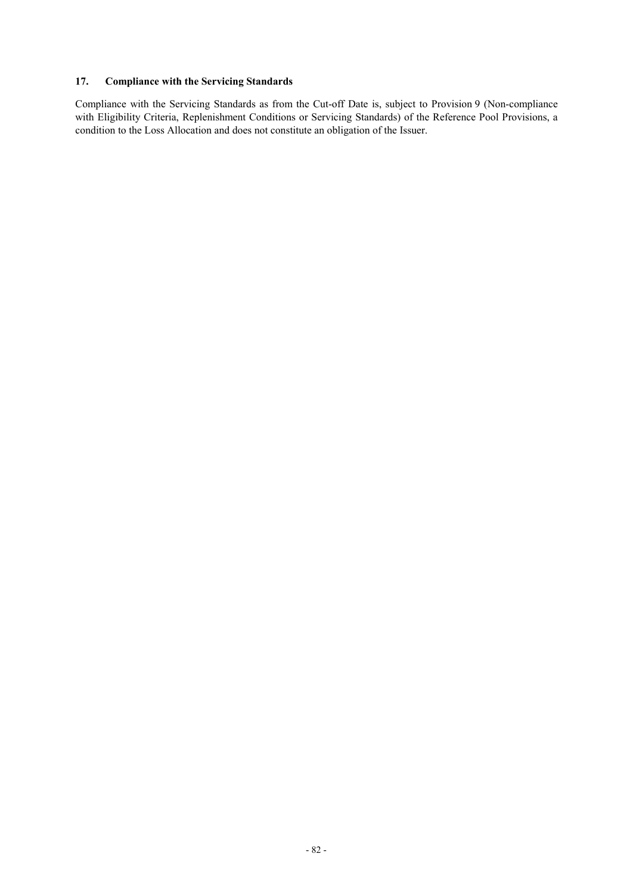## 17. Compliance with the Servicing Standards

Compliance with the Servicing Standards as from the Cut-off Date is, subject to Provision 9 (Non-compliance with Eligibility Criteria, Replenishment Conditions or Servicing Standards) of the Reference Pool Provisions, a condition to the Loss Allocation and does not constitute an obligation of the Issuer.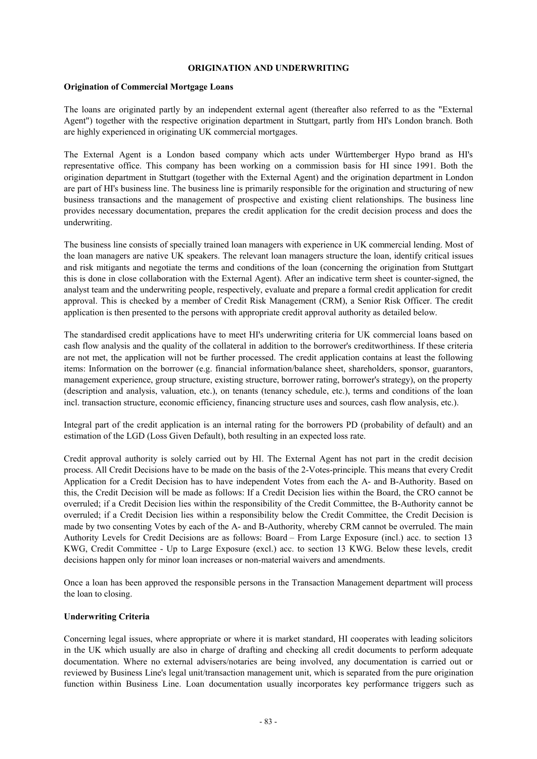## ORIGINATION AND UNDERWRITING

### Origination of Commercial Mortgage Loans

The loans are originated partly by an independent external agent (thereafter also referred to as the "External Agent") together with the respective origination department in Stuttgart, partly from HI's London branch. Both are highly experienced in originating UK commercial mortgages.

The External Agent is a London based company which acts under Württemberger Hypo brand as HI's representative office. This company has been working on a commission basis for HI since 1991. Both the origination department in Stuttgart (together with the External Agent) and the origination department in London are part of HI's business line. The business line is primarily responsible for the origination and structuring of new business transactions and the management of prospective and existing client relationships. The business line provides necessary documentation, prepares the credit application for the credit decision process and does the underwriting.

The business line consists of specially trained loan managers with experience in UK commercial lending. Most of the loan managers are native UK speakers. The relevant loan managers structure the loan, identify critical issues and risk mitigants and negotiate the terms and conditions of the loan (concerning the origination from Stuttgart this is done in close collaboration with the External Agent). After an indicative term sheet is counter-signed, the analyst team and the underwriting people, respectively, evaluate and prepare a formal credit application for credit approval. This is checked by a member of Credit Risk Management (CRM), a Senior Risk Officer. The credit application is then presented to the persons with appropriate credit approval authority as detailed below.

The standardised credit applications have to meet HI's underwriting criteria for UK commercial loans based on cash flow analysis and the quality of the collateral in addition to the borrower's creditworthiness. If these criteria are not met, the application will not be further processed. The credit application contains at least the following items: Information on the borrower (e.g. financial information/balance sheet, shareholders, sponsor, guarantors, management experience, group structure, existing structure, borrower rating, borrower's strategy), on the property (description and analysis, valuation, etc.), on tenants (tenancy schedule, etc.), terms and conditions of the loan incl. transaction structure, economic efficiency, financing structure uses and sources, cash flow analysis, etc.).

Integral part of the credit application is an internal rating for the borrowers PD (probability of default) and an estimation of the LGD (Loss Given Default), both resulting in an expected loss rate.

Credit approval authority is solely carried out by HI. The External Agent has not part in the credit decision process. All Credit Decisions have to be made on the basis of the 2-Votes-principle. This means that every Credit Application for a Credit Decision has to have independent Votes from each the A- and B-Authority. Based on this, the Credit Decision will be made as follows: If a Credit Decision lies within the Board, the CRO cannot be overruled; if a Credit Decision lies within the responsibility of the Credit Committee, the B-Authority cannot be overruled; if a Credit Decision lies within a responsibility below the Credit Committee, the Credit Decision is made by two consenting Votes by each of the A- and B-Authority, whereby CRM cannot be overruled. The main Authority Levels for Credit Decisions are as follows: Board – From Large Exposure (incl.) acc. to section 13 KWG, Credit Committee - Up to Large Exposure (excl.) acc. to section 13 KWG. Below these levels, credit decisions happen only for minor loan increases or non-material waivers and amendments.

Once a loan has been approved the responsible persons in the Transaction Management department will process the loan to closing.

### Underwriting Criteria

Concerning legal issues, where appropriate or where it is market standard, HI cooperates with leading solicitors in the UK which usually are also in charge of drafting and checking all credit documents to perform adequate documentation. Where no external advisers/notaries are being involved, any documentation is carried out or reviewed by Business Line's legal unit/transaction management unit, which is separated from the pure origination function within Business Line. Loan documentation usually incorporates key performance triggers such as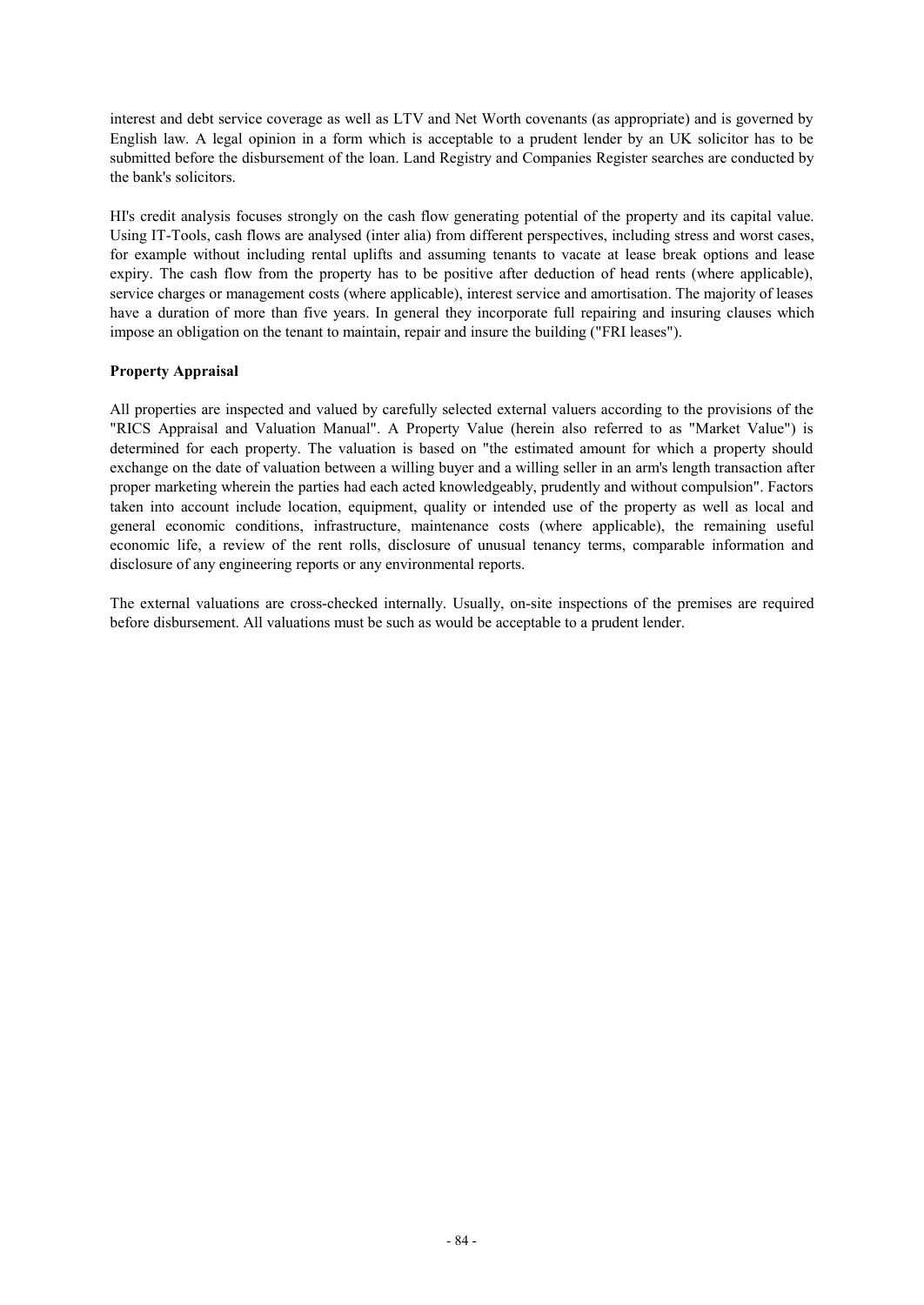interest and debt service coverage as well as LTV and Net Worth covenants (as appropriate) and is governed by English law. A legal opinion in a form which is acceptable to a prudent lender by an UK solicitor has to be submitted before the disbursement of the loan. Land Registry and Companies Register searches are conducted by the bank's solicitors.

HI's credit analysis focuses strongly on the cash flow generating potential of the property and its capital value. Using IT-Tools, cash flows are analysed (inter alia) from different perspectives, including stress and worst cases, for example without including rental uplifts and assuming tenants to vacate at lease break options and lease expiry. The cash flow from the property has to be positive after deduction of head rents (where applicable), service charges or management costs (where applicable), interest service and amortisation. The majority of leases have a duration of more than five years. In general they incorporate full repairing and insuring clauses which impose an obligation on the tenant to maintain, repair and insure the building ("FRI leases").

**Property Appraisal**

All properties are inspected and valued by carefully selected external valuers according to the provisions of the "RICS Appraisal and Valuation Manual". A Property Value (herein also referred to as "Market Value") is determined for each property. The valuation is based on "the estimated amount for which a property should exchange on the date of valuation between a willing buyer and a willing seller in an arm's length transaction after proper marketing wherein the parties had each acted knowledgeably, prudently and without compulsion". Factors taken into account include location, equipment, quality or intended use of the property as well as local and general economic conditions, infrastructure, maintenance costs (where applicable), the remaining useful economic life, a review of the rent rolls, disclosure of unusual tenancy terms, comparable information and disclosure of any engineering reports or any environmental reports.

The external valuations are cross-checked internally. Usually, on-site inspections of the premises are required before disbursement. All valuations must be such as would be acceptable to a prudent lender.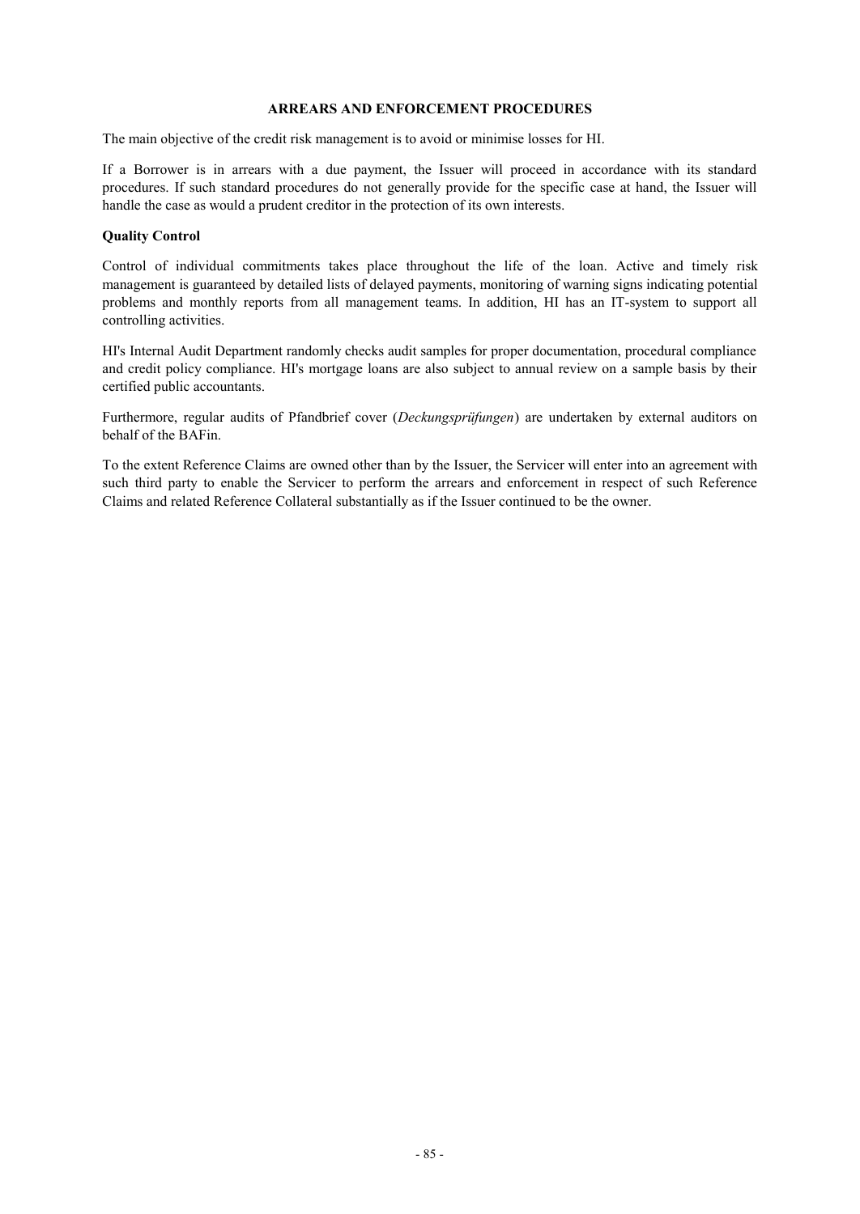## ARREARS AND ENFORCEMENT PROCEDURES

The main objective of the credit risk management is to avoid or minimise losses for HI.

If a Borrower is in arrears with a due payment, the Issuer will proceed in accordance with its standard procedures. If such standard procedures do not generally provide for the specific case at hand, the Issuer will handle the case as would a prudent creditor in the protection of its own interests.

### Quality Control

Control of individual commitments takes place throughout the life of the loan. Active and timely risk management is guaranteed by detailed lists of delayed payments, monitoring of warning signs indicating potential problems and monthly reports from all management teams. In addition, HI has an IT-system to support all controlling activities.

HI's Internal Audit Department randomly checks audit samples for proper documentation, procedural compliance and credit policy compliance. HI's mortgage loans are also subject to annual review on a sample basis by their certified public accountants.

Furthermore, regular audits of Pfandbrief cover (*Deckungsprüfungen*) are undertaken by external auditors on behalf of the BAFin.

To the extent Reference Claims are owned other than by the Issuer, the Servicer will enter into an agreement with such third party to enable the Servicer to perform the arrears and enforcement in respect of such Reference Claims and related Reference Collateral substantially as if the Issuer continued to be the owner.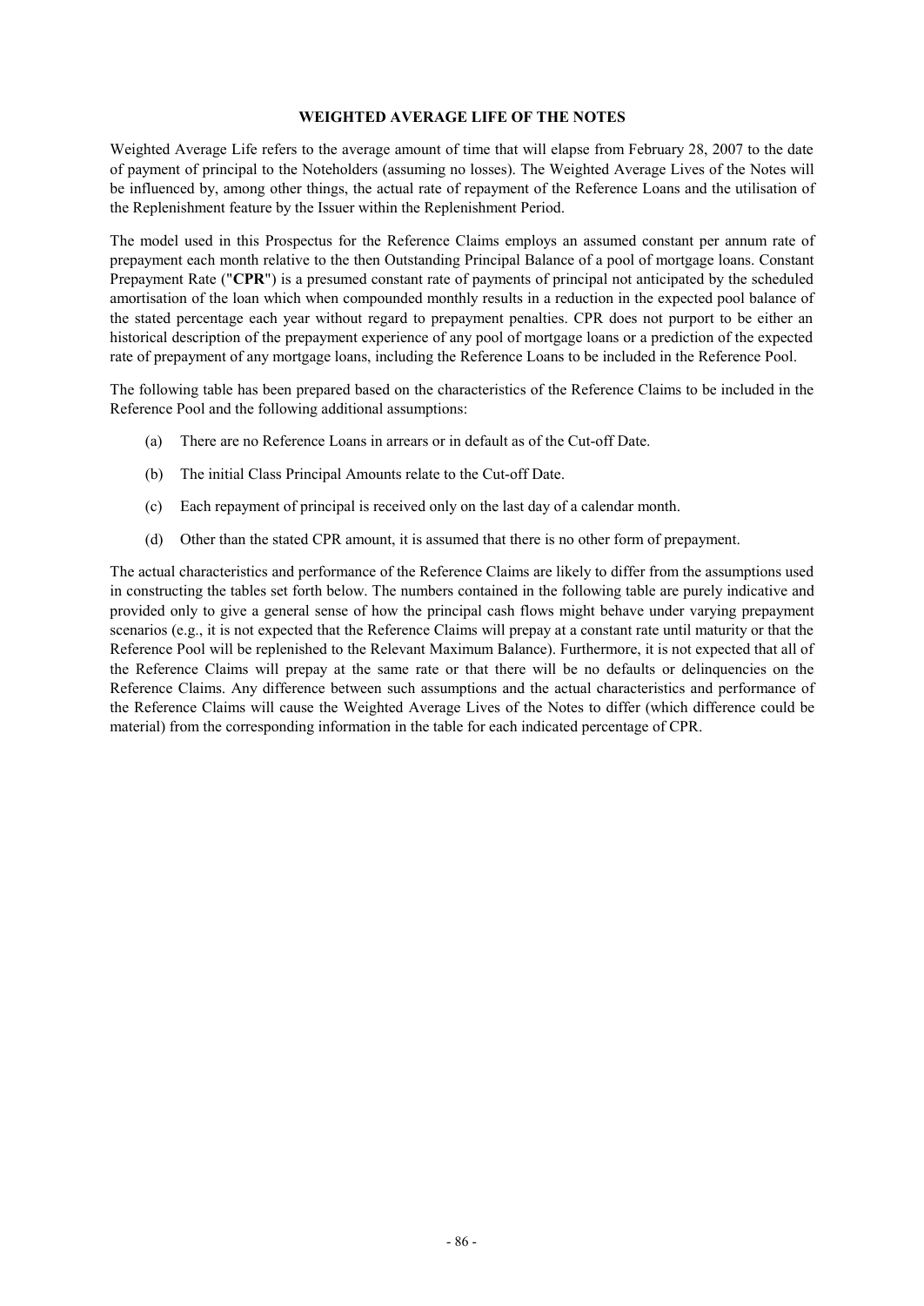## WEIGHTED AVERAGE LIFE OF THE NOTES

Weighted Average Life refers to the average amount of time that will elapse from February 28, 2007 to the date of payment of principal to the Noteholders (assuming no losses). The Weighted Average Lives of the Notes will be influenced by, among other things, the actual rate of repayment of the Reference Loans and the utilisation of the Replenishment feature by the Issuer within the Replenishment Period.

The model used in this Prospectus for the Reference Claims employs an assumed constant per annum rate of prepayment each month relative to the then Outstanding Principal Balance of a pool of mortgage loans. Constant Prepayment Rate ("**CPR**") is a presumed constant rate of payments of principal not anticipated by the scheduled amortisation of the loan which when compounded monthly results in a reduction in the expected pool balance of the stated percentage each year without regard to prepayment penalties. CPR does not purport to be either an historical description of the prepayment experience of any pool of mortgage loans or a prediction of the expected rate of prepayment of any mortgage loans, including the Reference Loans to be included in the Reference Pool.

The following table has been prepared based on the characteristics of the Reference Claims to be included in the Reference Pool and the following additional assumptions:

(a) There are no Reference Loans in arrears or in default as of the Cut-off Date.

(b) The initial Class Principal Amounts relate to the Cut-off Date.

(c) Each repayment of principal is received only on the last day of a calendar month.

(d) Other than the stated CPR amount, it is assumed that there is no other form of prepayment.

The actual characteristics and performance of the Reference Claims are likely to differ from the assumptions used in constructing the tables set forth below. The numbers contained in the following table are purely indicative and provided only to give a general sense of how the principal cash flows might behave under varying prepayment scenarios (e.g., it is not expected that the Reference Claims will prepay at a constant rate until maturity or that the Reference Pool will be replenished to the Relevant Maximum Balance). Furthermore, it is not expected that all of the Reference Claims will prepay at the same rate or that there will be no defaults or delinquencies on the Reference Claims. Any difference between such assumptions and the actual characteristics and performance of the Reference Claims will cause the Weighted Average Lives of the Notes to differ (which difference could be material) from the corresponding information in the table for each indicated percentage of CPR.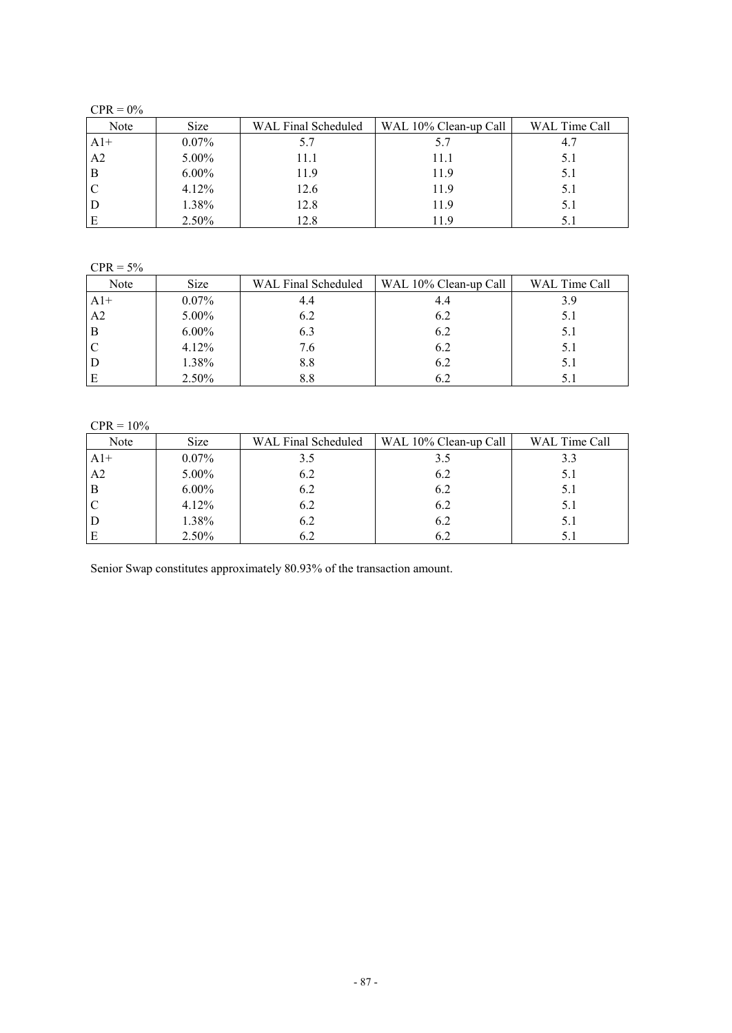CPR = 0%

| Note | Size | WAL Final Scheduled | WAL 10% Clean-up Call | WAL Time Call |
|---|---|---|---|---|
| A1+ | 0.07% | 5.7 | 5.7 | 4.7 |
| A2 | 5.00% | 11.1 | 11.1 | 5.1 |
| B | 6.00% | 11.9 | 11.9 | 5.1 |
| C | 4.12% | 12.6 | 11.9 | 5.1 |
| D | 1.38% | 12.8 | 11.9 | 5.1 |
| E | 2.50% | 12.8 | 11.9 | 5.1 |

CPR = 5%

| Note | Size | WAL Final Scheduled | WAL 10% Clean-up Call | WAL Time Call |
|---|---|---|---|---|
| A1+ | 0.07% | 4.4 | 4.4 | 3.9 |
| A2 | 5.00% | 6.2 | 6.2 | 5.1 |
| B | 6.00% | 6.3 | 6.2 | 5.1 |
| C | 4.12% | 7.6 | 6.2 | 5.1 |
| D | 1.38% | 8.8 | 6.2 | 5.1 |
| E | 2.50% | 8.8 | 6.2 | 5.1 |

CPR = 10%

| Note | Size | WAL Final Scheduled | WAL 10% Clean-up Call | WAL Time Call |
|---|---|---|---|---|
| A1+ | 0.07% | 3.5 | 3.5 | 3.3 |
| A2 | 5.00% | 6.2 | 6.2 | 5.1 |
| B | 6.00% | 6.2 | 6.2 | 5.1 |
| C | 4.12% | 6.2 | 6.2 | 5.1 |
| D | 1.38% | 6.2 | 6.2 | 5.1 |
| E | 2.50% | 6.2 | 6.2 | 5.1 |

Senior Swap constitutes approximately 80.93% of the transaction amount.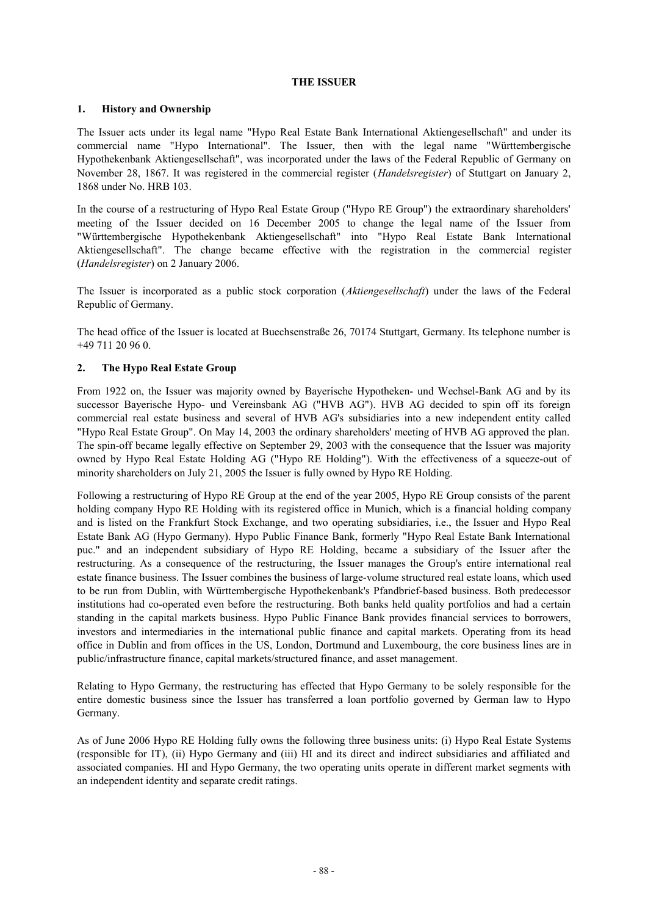# THE ISSUER

## 1. History and Ownership

The Issuer acts under its legal name "Hypo Real Estate Bank International Aktiengesellschaft" and under its commercial name "Hypo International". The Issuer, then with the legal name "Württembergische Hypothekenbank Aktiengesellschaft", was incorporated under the laws of the Federal Republic of Germany on November 28, 1867. It was registered in the commercial register (*Handelsregister*) of Stuttgart on January 2, 1868 under No. HRB 103.

In the course of a restructuring of Hypo Real Estate Group ("Hypo RE Group") the extraordinary shareholders' meeting of the Issuer decided on 16 December 2005 to change the legal name of the Issuer from "Württembergische Hypothekenbank Aktiengesellschaft" into "Hypo Real Estate Bank International Aktiengesellschaft". The change became effective with the registration in the commercial register (*Handelsregister*) on 2 January 2006.

The Issuer is incorporated as a public stock corporation (*Aktiengesellschaft*) under the laws of the Federal Republic of Germany.

The head office of the Issuer is located at Buechsenstraße 26, 70174 Stuttgart, Germany. Its telephone number is +49 711 20 96 0.

## 2. The Hypo Real Estate Group

From 1922 on, the Issuer was majority owned by Bayerische Hypotheken- und Wechsel-Bank AG and by its successor Bayerische Hypo- und Vereinsbank AG ("HVB AG"). HVB AG decided to spin off its foreign commercial real estate business and several of HVB AG's subsidiaries into a new independent entity called "Hypo Real Estate Group". On May 14, 2003 the ordinary shareholders' meeting of HVB AG approved the plan. The spin-off became legally effective on September 29, 2003 with the consequence that the Issuer was majority owned by Hypo Real Estate Holding AG ("Hypo RE Holding"). With the effectiveness of a squeeze-out of minority shareholders on July 21, 2005 the Issuer is fully owned by Hypo RE Holding.

Following a restructuring of Hypo RE Group at the end of the year 2005, Hypo RE Group consists of the parent holding company Hypo RE Holding with its registered office in Munich, which is a financial holding company and is listed on the Frankfurt Stock Exchange, and two operating subsidiaries, i.e., the Issuer and Hypo Real Estate Bank AG (Hypo Germany). Hypo Public Finance Bank, formerly "Hypo Real Estate Bank International puc." and an independent subsidiary of Hypo RE Holding, became a subsidiary of the Issuer after the restructuring. As a consequence of the restructuring, the Issuer manages the Group's entire international real estate finance business. The Issuer combines the business of large-volume structured real estate loans, which used to be run from Dublin, with Württembergische Hypothekenbank's Pfandbrief-based business. Both predecessor institutions had co-operated even before the restructuring. Both banks held quality portfolios and had a certain standing in the capital markets business. Hypo Public Finance Bank provides financial services to borrowers, investors and intermediaries in the international public finance and capital markets. Operating from its head office in Dublin and from offices in the US, London, Dortmund and Luxembourg, the core business lines are in public/infrastructure finance, capital markets/structured finance, and asset management.

Relating to Hypo Germany, the restructuring has effected that Hypo Germany to be solely responsible for the entire domestic business since the Issuer has transferred a loan portfolio governed by German law to Hypo Germany.

As of June 2006 Hypo RE Holding fully owns the following three business units: (i) Hypo Real Estate Systems (responsible for IT), (ii) Hypo Germany and (iii) HI and its direct and indirect subsidiaries and affiliated and associated companies. HI and Hypo Germany, the two operating units operate in different market segments with an independent identity and separate credit ratings.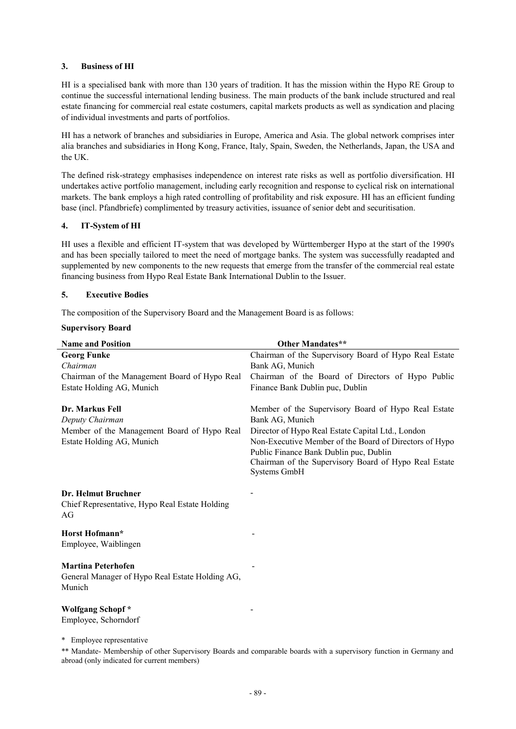### 3. Business of HI

HI is a specialised bank with more than 130 years of tradition. It has the mission within the Hypo RE Group to continue the successful international lending business. The main products of the bank include structured and real estate financing for commercial real estate costumers, capital markets products as well as syndication and placing of individual investments and parts of portfolios.

HI has a network of branches and subsidiaries in Europe, America and Asia. The global network comprises inter alia branches and subsidiaries in Hong Kong, France, Italy, Spain, Sweden, the Netherlands, Japan, the USA and the UK.

The defined risk-strategy emphasises independence on interest rate risks as well as portfolio diversification. HI undertakes active portfolio management, including early recognition and response to cyclical risk on international markets. The bank employs a high rated controlling of profitability and risk exposure. HI has an efficient funding base (incl. Pfandbriefe) complimented by treasury activities, issuance of senior debt and securitisation.

### 4. IT-System of HI

HI uses a flexible and efficient IT-system that was developed by Württemberger Hypo at the start of the 1990's and has been specially tailored to meet the need of mortgage banks. The system was successfully readapted and supplemented by new components to the new requests that emerge from the transfer of the commercial real estate financing business from Hypo Real Estate Bank International Dublin to the Issuer.

### 5. Executive Bodies

The composition of the Supervisory Board and the Management Board is as follows:

**Supervisory Board**

| Name and Position | Other Mandates** |
|---|---|
| **Georg Funke**<br>*Chairman*<br>Chairman of the Management Board of Hypo Real Estate Holding AG, Munich | Chairman of the Supervisory Board of Hypo Real Estate Bank AG, Munich<br>Chairman of the Board of Directors of Hypo Public Finance Bank Dublin puc, Dublin |
| **Dr. Markus Fell**<br>*Deputy Chairman*<br>Member of the Management Board of Hypo Real Estate Holding AG, Munich | Member of the Supervisory Board of Hypo Real Estate Bank AG, Munich<br>Director of Hypo Real Estate Capital Ltd., London<br>Non-Executive Member of the Board of Directors of Hypo Public Finance Bank Dublin puc, Dublin<br>Chairman of the Supervisory Board of Hypo Real Estate Systems GmbH |
| **Dr. Helmut Bruchner**<br>Chief Representative, Hypo Real Estate Holding AG | - |
| **Horst Hofmann***<br>Employee, Waiblingen | - |
| **Martina Peterhofen**<br>General Manager of Hypo Real Estate Holding AG, Munich | - |
| **Wolfgang Schopf** *<br>Employee, Schorndorf | - |

\* Employee representative

** Mandate- Membership of other Supervisory Boards and comparable boards with a supervisory function in Germany and abroad (only indicated for current members)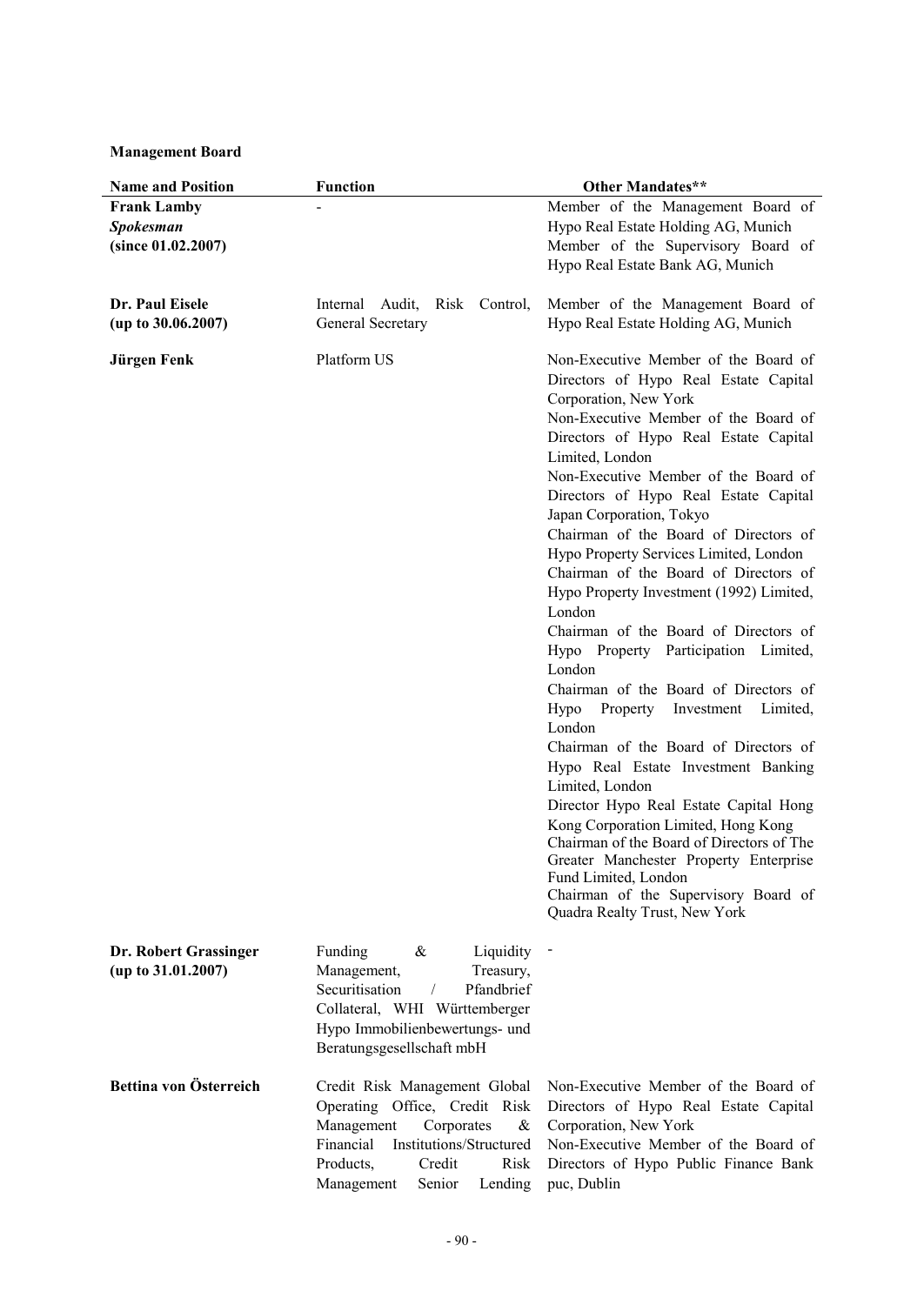**Management Board**

| Name and Position | Function | Other Mandates** |
|---|---|---|
| **Frank Lamby**<br>***Spokesman***<br>**(since 01.02.2007)** | - | Member of the Management Board of Hypo Real Estate Holding AG, Munich<br>Member of the Supervisory Board of Hypo Real Estate Bank AG, Munich |
| **Dr. Paul Eisele**<br>**(up to 30.06.2007)** | Internal Audit, Risk Control, General Secretary | Member of the Management Board of Hypo Real Estate Holding AG, Munich |
| **Jürgen Fenk** | Platform US | Non-Executive Member of the Board of Directors of Hypo Real Estate Capital Corporation, New York<br>Non-Executive Member of the Board of Directors of Hypo Real Estate Capital Limited, London<br>Non-Executive Member of the Board of Directors of Hypo Real Estate Capital Japan Corporation, Tokyo<br>Chairman of the Board of Directors of Hypo Property Services Limited, London<br>Chairman of the Board of Directors of Hypo Property Investment (1992) Limited, London<br>Chairman of the Board of Directors of Hypo Property Participation Limited, London<br>Chairman of the Board of Directors of Hypo Property Investment Limited, London<br>Chairman of the Board of Directors of Hypo Real Estate Investment Banking Limited, London<br>Director Hypo Real Estate Capital Hong Kong Corporation Limited, Hong Kong<br>Chairman of the Board of Directors of The Greater Manchester Property Enterprise Fund Limited, London<br>Chairman of the Supervisory Board of Quadra Realty Trust, New York |
| **Dr. Robert Grassinger**<br>**(up to 31.01.2007)** | Funding & Liquidity Management, Treasury, Securitisation / Pfandbrief Collateral, WHI Württemberger Hypo Immobilienbewertungs- und Beratungsgesellschaft mbH | - |
| **Bettina von Österreich** | Credit Risk Management Global Operating Office, Credit Risk Management Corporates & Financial Institutions/Structured Products, Credit Risk Management Senior Lending | Non-Executive Member of the Board of Directors of Hypo Real Estate Capital Corporation, New York<br>Non-Executive Member of the Board of Directors of Hypo Public Finance Bank puc, Dublin |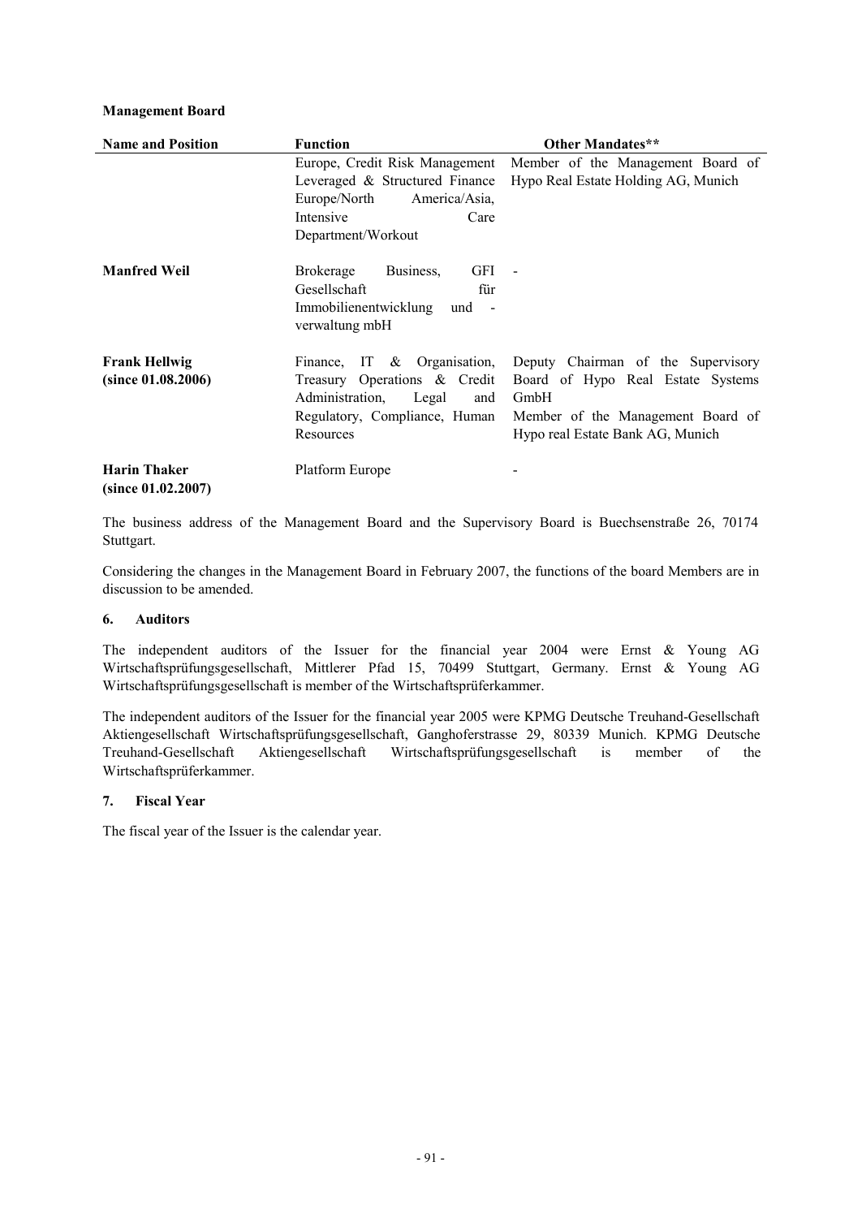**Management Board**

| Name and Position | Function | Other Mandates** |
|---|---|---|
| | Europe, Credit Risk Management Leveraged & Structured Finance Europe/North America/Asia, Intensive Care Department/Workout | Member of the Management Board of Hypo Real Estate Holding AG, Munich |
| **Manfred Weil** | Brokerage Business, GFI Gesellschaft für Immobilienentwicklung und - verwaltung mbH | - |
| **Frank Hellwig (since 01.08.2006)** | Finance, IT & Organisation, Treasury Operations & Credit Administration, Legal and Regulatory, Compliance, Human Resources | Deputy Chairman of the Supervisory Board of Hypo Real Estate Systems GmbH<br>Member of the Management Board of Hypo real Estate Bank AG, Munich |
| **Harin Thaker (since 01.02.2007)** | Platform Europe | - |

The business address of the Management Board and the Supervisory Board is Buechsenstraße 26, 70174 Stuttgart.

Considering the changes in the Management Board in February 2007, the functions of the board Members are in discussion to be amended.

## 6. Auditors

The independent auditors of the Issuer for the financial year 2004 were Ernst & Young AG Wirtschaftsprüfungsgesellschaft, Mittlerer Pfad 15, 70499 Stuttgart, Germany. Ernst & Young AG Wirtschaftsprüfungsgesellschaft is member of the Wirtschaftsprüferkammer.

The independent auditors of the Issuer for the financial year 2005 were KPMG Deutsche Treuhand-Gesellschaft Aktiengesellschaft Wirtschaftsprüfungsgesellschaft, Ganghoferstrasse 29, 80339 Munich. KPMG Deutsche Treuhand-Gesellschaft Aktiengesellschaft Wirtschaftsprüfungsgesellschaft is member of the Wirtschaftsprüferkammer.

## 7. Fiscal Year

The fiscal year of the Issuer is the calendar year.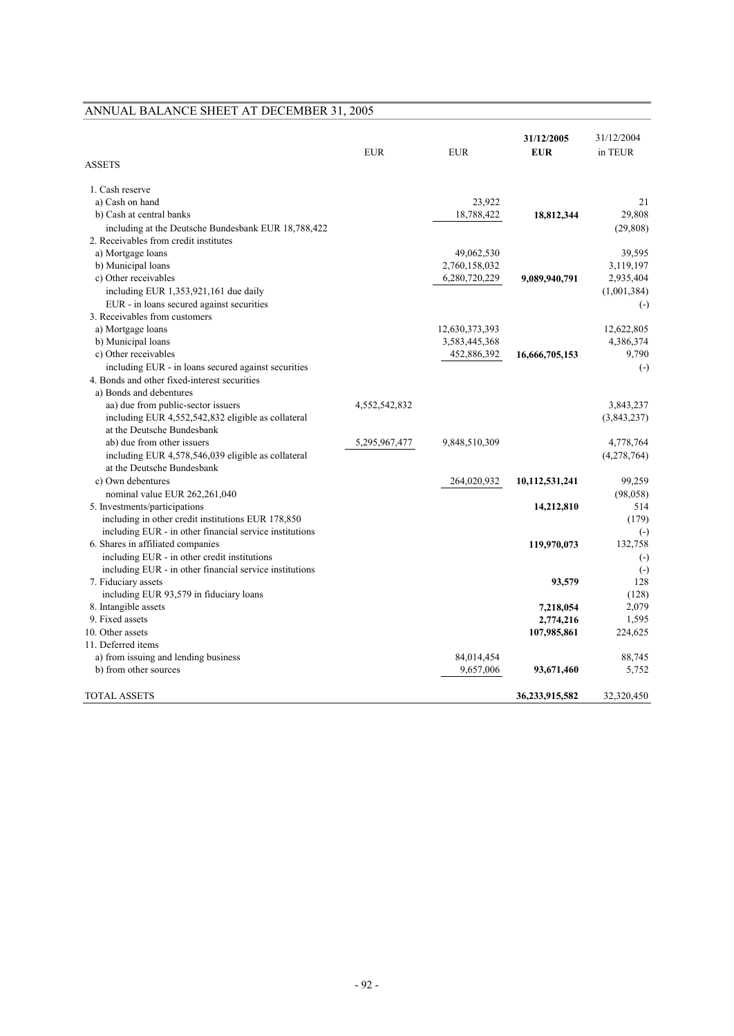## ANNUAL BALANCE SHEET AT DECEMBER 31, 2005

| ASSETS | EUR | EUR | 31/12/2005 EUR | 31/12/2004 in TEUR |
|---|---|---|---|---|
| 1. Cash reserve | | | | |
| a) Cash on hand | | 23,922 | | 21 |
| b) Cash at central banks | | 18,788,422 | **18,812,344** | 29,808 |
| including at the Deutsche Bundesbank EUR 18,788,422 | | | | (29,808) |
| 2. Receivables from credit institutes | | | | |
| a) Mortgage loans | | 49,062,530 | | 39,595 |
| b) Municipal loans | | 2,760,158,032 | | 3,119,197 |
| c) Other receivables | | 6,280,720,229 | **9,089,940,791** | 2,935,404 |
| including EUR 1,353,921,161 due daily | | | | (1,001,384) |
| EUR - in loans secured against securities | | | | (-) |
| 3. Receivables from customers | | | | |
| a) Mortgage loans | | 12,630,373,393 | | 12,622,805 |
| b) Municipal loans | | 3,583,445,368 | | 4,386,374 |
| c) Other receivables | | 452,886,392 | **16,666,705,153** | 9,790 |
| including EUR - in loans secured against securities | | | | (-) |
| 4. Bonds and other fixed-interest securities | | | | |
| a) Bonds and debentures | | | | |
| aa) due from public-sector issuers | 4,552,542,832 | | | 3,843,237 |
| including EUR 4,552,542,832 eligible as collateral at the Deutsche Bundesbank | | | | (3,843,237) |
| ab) due from other issuers | 5,295,967,477 | 9,848,510,309 | | 4,778,764 |
| including EUR 4,578,546,039 eligible as collateral at the Deutsche Bundesbank | | | | (4,278,764) |
| c) Own debentures | | 264,020,932 | **10,112,531,241** | 99,259 |
| nominal value EUR 262,261,040 | | | | (98,058) |
| 5. Investments/participations | | | **14,212,810** | 514 |
| including in other credit institutions EUR 178,850 | | | | (179) |
| including EUR - in other financial service institutions | | | | (-) |
| 6. Shares in affiliated companies | | | **119,970,073** | 132,758 |
| including EUR - in other credit institutions | | | | (-) |
| including EUR - in other financial service institutions | | | | (-) |
| 7. Fiduciary assets | | | **93,579** | 128 |
| including EUR 93,579 in fiduciary loans | | | | (128) |
| 8. Intangible assets | | | **7,218,054** | 2,079 |
| 9. Fixed assets | | | **2,774,216** | 1,595 |
| 10. Other assets | | | **107,985,861** | 224,625 |
| 11. Deferred items | | | | |
| a) from issuing and lending business | | 84,014,454 | | 88,745 |
| b) from other sources | | 9,657,006 | **93,671,460** | 5,752 |
| TOTAL ASSETS | | | **36,233,915,582** | 32,320,450 |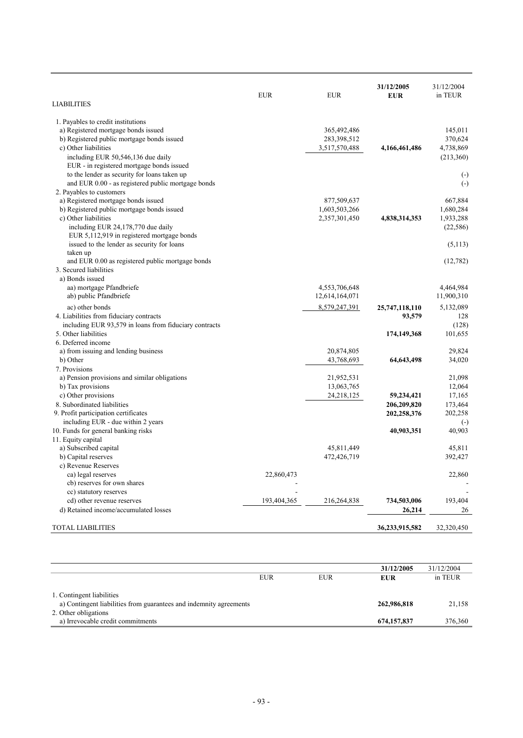| LIABILITIES | EUR | EUR | 31/12/2005 EUR | 31/12/2004 in TEUR |
|---|---|---|---|---|
| 1. Payables to credit institutions | | | | |
| a) Registered mortgage bonds issued | | 365,492,486 | | 145,011 |
| b) Registered public mortgage bonds issued | | 283,398,512 | | 370,624 |
| c) Other liabilities | | 3,517,570,488 | **4,166,461,486** | 4,738,869 |
| including EUR 50,546,136 due daily | | | | (213,360) |
| EUR - in registered mortgage bonds issued to the lender as security for loans taken up | | | | (-) |
| and EUR 0.00 - as registered public mortgage bonds | | | | (-) |
| 2. Payables to customers | | | | |
| a) Registered mortgage bonds issued | | 877,509,637 | | 667,884 |
| b) Registered public mortgage bonds issued | | 1,603,503,266 | | 1,680,284 |
| c) Other liabilities | | 2,357,301,450 | **4,838,314,353** | 1,933,288 |
| including EUR 24,178,770 due daily | | | | (22,586) |
| EUR 5,112,919 in registered mortgage bonds issued to the lender as security for loans taken up | | | | (5,113) |
| and EUR 0.00 as registered public mortgage bonds | | | | (12,782) |
| 3. Secured liabilities | | | | |
| a) Bonds issued | | | | |
| aa) mortgage Pfandbriefe | | 4,553,706,648 | | 4,464,984 |
| ab) public Pfandbriefe | | 12,614,164,071 | | 11,900,310 |
| ac) other bonds | | 8,579,247,391 | **25,747,118,110** | 5,132,089 |
| 4. Liabilities from fiduciary contracts | | | **93,579** | 128 |
| including EUR 93,579 in loans from fiduciary contracts | | | | (128) |
| 5. Other liabilities | | | **174,149,368** | 101,655 |
| 6. Deferred income | | | | |
| a) from issuing and lending business | | 20,874,805 | | 29,824 |
| b) Other | | 43,768,693 | **64,643,498** | 34,020 |
| 7. Provisions | | | | |
| a) Pension provisions and similar obligations | | 21,952,531 | | 21,098 |
| b) Tax provisions | | 13,063,765 | | 12,064 |
| c) Other provisions | | 24,218,125 | **59,234,421** | 17,165 |
| 8. Subordinated liabilities | | | **206,209,820** | 173,464 |
| 9. Profit participation certificates | | | **202,258,376** | 202,258 |
| including EUR - due within 2 years | | | | (-) |
| 10. Funds for general banking risks | | | **40,903,351** | 40,903 |
| 11. Equity capital | | | | |
| a) Subscribed capital | | 45,811,449 | | 45,811 |
| b) Capital reserves | | 472,426,719 | | 392,427 |
| c) Revenue Reserves | | | | |
| ca) legal reserves | 22,860,473 | | | 22,860 |
| cb) reserves for own shares | - | | | - |
| cc) statutory reserves | - | | | - |
| cd) other revenue reserves | 193,404,365 | 216,264,838 | **734,503,006** | 193,404 |
| d) Retained income/accumulated losses | | | **26,214** | 26 |
| TOTAL LIABILITIES | | | **36,233,915,582** | 32,320,450 |

| | EUR | EUR | 31/12/2005 EUR | 31/12/2004 in TEUR |
|---|---|---|---|---|
| 1. Contingent liabilities | | | | |
| a) Contingent liabilities from guarantees and indemnity agreements | | | **262,986,818** | 21,158 |
| 2. Other obligations | | | | |
| a) Irrevocable credit commitments | | | **674,157,837** | 376,360 |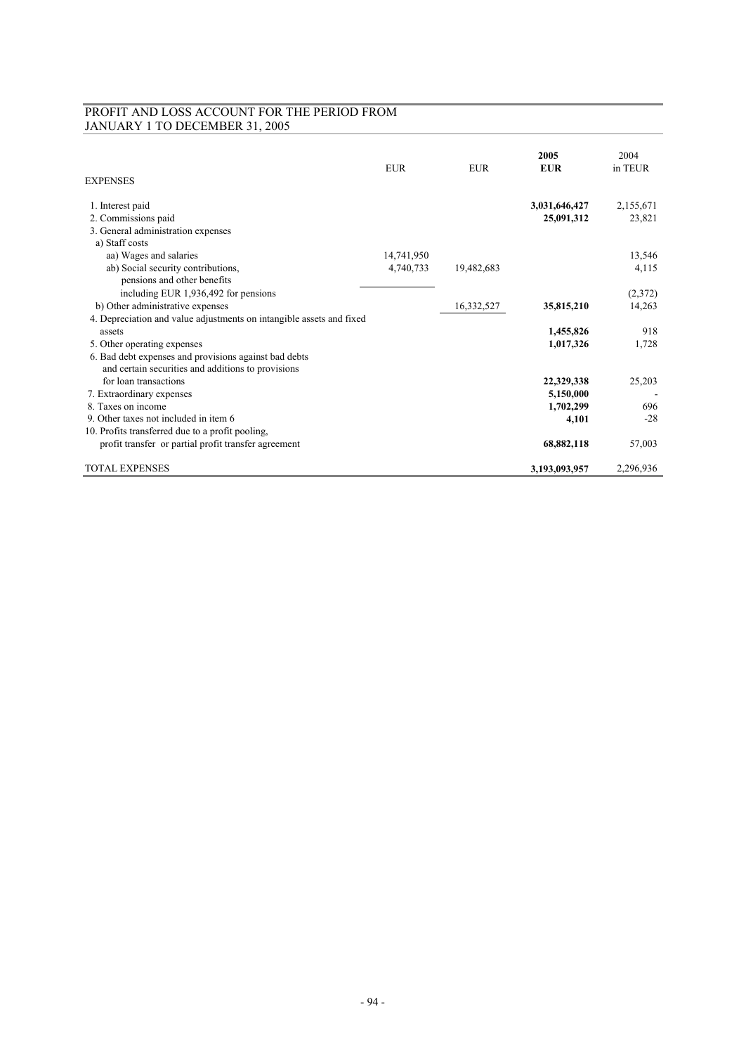## PROFIT AND LOSS ACCOUNT FOR THE PERIOD FROM JANUARY 1 TO DECEMBER 31, 2005

| EXPENSES | EUR | EUR | 2005<br>**EUR** | 2004<br>in TEUR |
|---|---|---|---|---|
| 1. Interest paid | | | **3,031,646,427** | 2,155,671 |
| 2. Commissions paid | | | **25,091,312** | 23,821 |
| 3. General administration expenses | | | | |
| a) Staff costs | | | | |
| aa) Wages and salaries | 14,741,950 | | | 13,546 |
| ab) Social security contributions, pensions and other benefits | 4,740,733 | 19,482,683 | | 4,115 |
| including EUR 1,936,492 for pensions | | | | (2,372) |
| b) Other administrative expenses | | 16,332,527 | **35,815,210** | 14,263 |
| 4. Depreciation and value adjustments on intangible assets and fixed assets | | | **1,455,826** | 918 |
| 5. Other operating expenses | | | **1,017,326** | 1,728 |
| 6. Bad debt expenses and provisions against bad debts and certain securities and additions to provisions for loan transactions | | | **22,329,338** | 25,203 |
| 7. Extraordinary expenses | | | **5,150,000** | - |
| 8. Taxes on income | | | **1,702,299** | 696 |
| 9. Other taxes not included in item 6 | | | **4,101** | -28 |
| 10. Profits transferred due to a profit pooling, profit transfer or partial profit transfer agreement | | | **68,882,118** | 57,003 |
| TOTAL EXPENSES | | | **3,193,093,957** | 2,296,936 |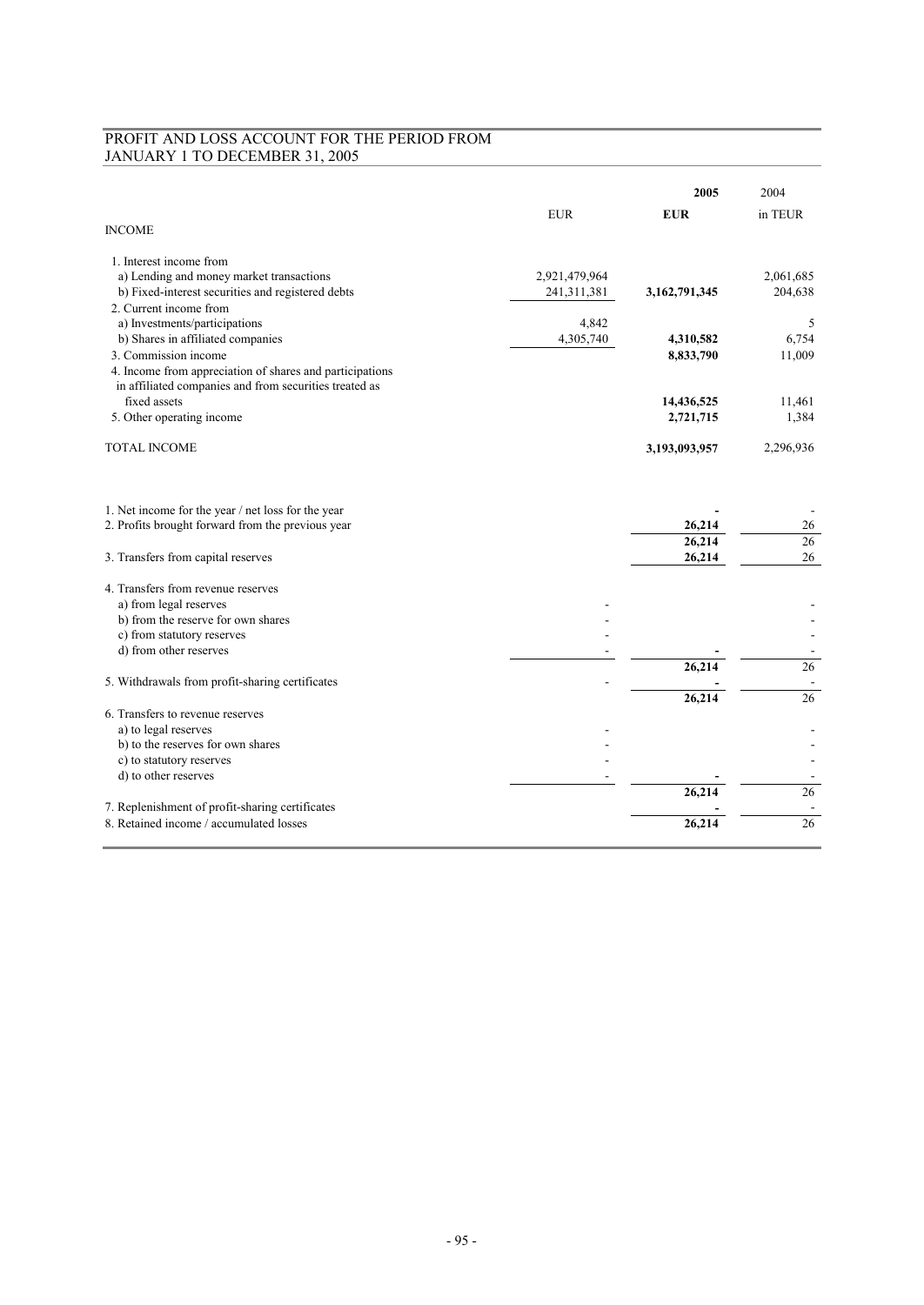## PROFIT AND LOSS ACCOUNT FOR THE PERIOD FROM JANUARY 1 TO DECEMBER 31, 2005

| | | 2005 | 2004 |
|---|---|---|---|
| | EUR | EUR | in TEUR |
| **INCOME** | | | |
| 1. Interest income from | | | |
| a) Lending and money market transactions | 2,921,479,964 | | 2,061,685 |
| b) Fixed-interest securities and registered debts | 241,311,381 | 3,162,791,345 | 204,638 |
| 2. Current income from | | | |
| a) Investments/participations | 4,842 | | 5 |
| b) Shares in affiliated companies | 4,305,740 | 4,310,582 | 6,754 |
| 3. Commission income | | 8,833,790 | 11,009 |
| 4. Income from appreciation of shares and participations in affiliated companies and from securities treated as fixed assets | | 14,436,525 | 11,461 |
| 5. Other operating income | | 2,721,715 | 1,384 |
| TOTAL INCOME | | 3,193,093,957 | 2,296,936 |
| | | | |
| 1. Net income for the year / net loss for the year | | - | - |
| 2. Profits brought forward from the previous year | | 26,214 | 26 |
| | | 26,214 | 26 |
| 3. Transfers from capital reserves | | 26,214 | 26 |
| 4. Transfers from revenue reserves | | | |
| a) from legal reserves | - | | - |
| b) from the reserve for own shares | - | | - |
| c) from statutory reserves | - | | - |
| d) from other reserves | - | - | - |
| | | 26,214 | 26 |
| 5. Withdrawals from profit-sharing certificates | - | - | - |
| | | 26,214 | 26 |
| 6. Transfers to revenue reserves | | | |
| a) to legal reserves | - | | - |
| b) to the reserves for own shares | - | | - |
| c) to statutory reserves | - | | - |
| d) to other reserves | - | - | - |
| | | 26,214 | 26 |
| 7. Replenishment of profit-sharing certificates | | - | - |
| 8. Retained income / accumulated losses | | 26,214 | 26 |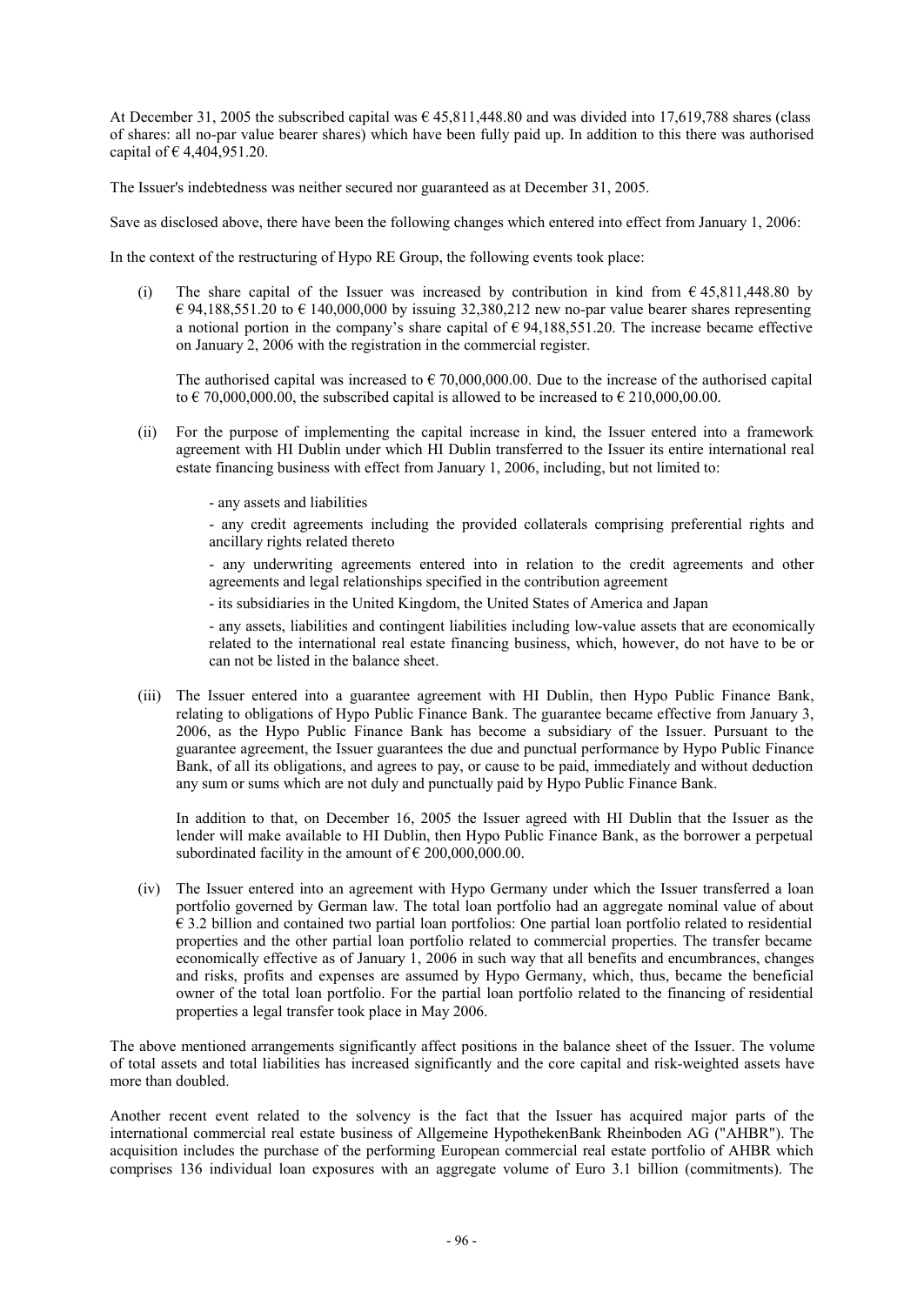At December 31, 2005 the subscribed capital was € 45,811,448.80 and was divided into 17,619,788 shares (class of shares: all no-par value bearer shares) which have been fully paid up. In addition to this there was authorised capital of € 4,404,951.20.

The Issuer's indebtedness was neither secured nor guaranteed as at December 31, 2005.

Save as disclosed above, there have been the following changes which entered into effect from January 1, 2006:

In the context of the restructuring of Hypo RE Group, the following events took place:

(i) The share capital of the Issuer was increased by contribution in kind from € 45,811,448.80 by € 94,188,551.20 to € 140,000,000 by issuing 32,380,212 new no-par value bearer shares representing a notional portion in the company's share capital of € 94,188,551.20. The increase became effective on January 2, 2006 with the registration in the commercial register.

   The authorised capital was increased to € 70,000,000.00. Due to the increase of the authorised capital to € 70,000,000.00, the subscribed capital is allowed to be increased to € 210,000,00.00.

(ii) For the purpose of implementing the capital increase in kind, the Issuer entered into a framework agreement with HI Dublin under which HI Dublin transferred to the Issuer its entire international real estate financing business with effect from January 1, 2006, including, but not limited to:

   - any assets and liabilities

   - any credit agreements including the provided collaterals comprising preferential rights and ancillary rights related thereto

   - any underwriting agreements entered into in relation to the credit agreements and other agreements and legal relationships specified in the contribution agreement

   - its subsidiaries in the United Kingdom, the United States of America and Japan

   - any assets, liabilities and contingent liabilities including low-value assets that are economically related to the international real estate financing business, which, however, do not have to be or can not be listed in the balance sheet.

(iii) The Issuer entered into a guarantee agreement with HI Dublin, then Hypo Public Finance Bank, relating to obligations of Hypo Public Finance Bank. The guarantee became effective from January 3, 2006, as the Hypo Public Finance Bank has become a subsidiary of the Issuer. Pursuant to the guarantee agreement, the Issuer guarantees the due and punctual performance by Hypo Public Finance Bank, of all its obligations, and agrees to pay, or cause to be paid, immediately and without deduction any sum or sums which are not duly and punctually paid by Hypo Public Finance Bank.

   In addition to that, on December 16, 2005 the Issuer agreed with HI Dublin that the Issuer as the lender will make available to HI Dublin, then Hypo Public Finance Bank, as the borrower a perpetual subordinated facility in the amount of € 200,000,000.00.

(iv) The Issuer entered into an agreement with Hypo Germany under which the Issuer transferred a loan portfolio governed by German law. The total loan portfolio had an aggregate nominal value of about € 3.2 billion and contained two partial loan portfolios: One partial loan portfolio related to residential properties and the other partial loan portfolio related to commercial properties. The transfer became economically effective as of January 1, 2006 in such way that all benefits and encumbrances, changes and risks, profits and expenses are assumed by Hypo Germany, which, thus, became the beneficial owner of the total loan portfolio. For the partial loan portfolio related to the financing of residential properties a legal transfer took place in May 2006.

The above mentioned arrangements significantly affect positions in the balance sheet of the Issuer. The volume of total assets and total liabilities has increased significantly and the core capital and risk-weighted assets have more than doubled.

Another recent event related to the solvency is the fact that the Issuer has acquired major parts of the international commercial real estate business of Allgemeine HypothekenBank Rheinboden AG ("AHBR"). The acquisition includes the purchase of the performing European commercial real estate portfolio of AHBR which comprises 136 individual loan exposures with an aggregate volume of Euro 3.1 billion (commitments). The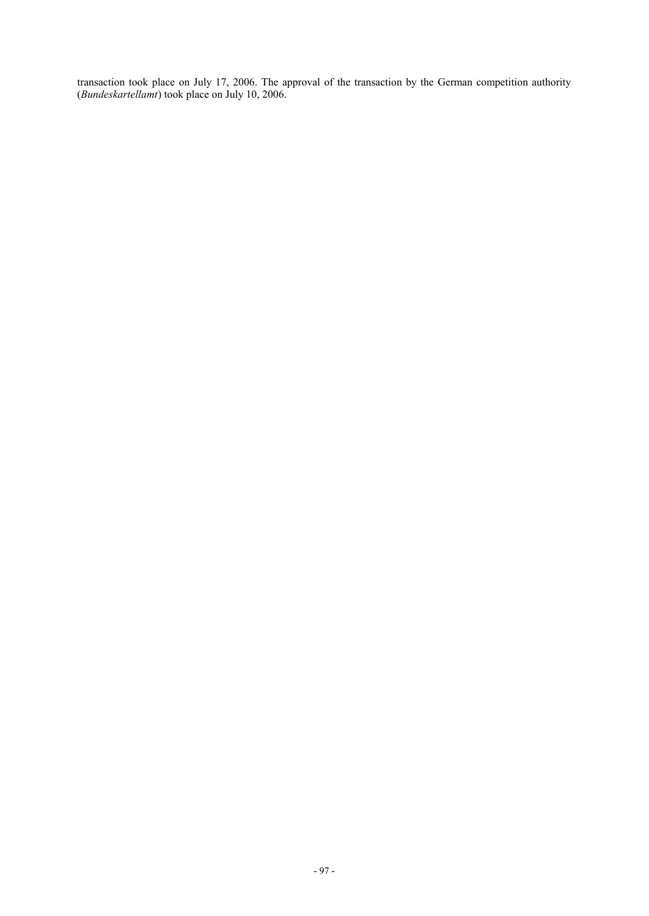transaction took place on July 17, 2006. The approval of the transaction by the German competition authority (*Bundeskartellamt*) took place on July 10, 2006.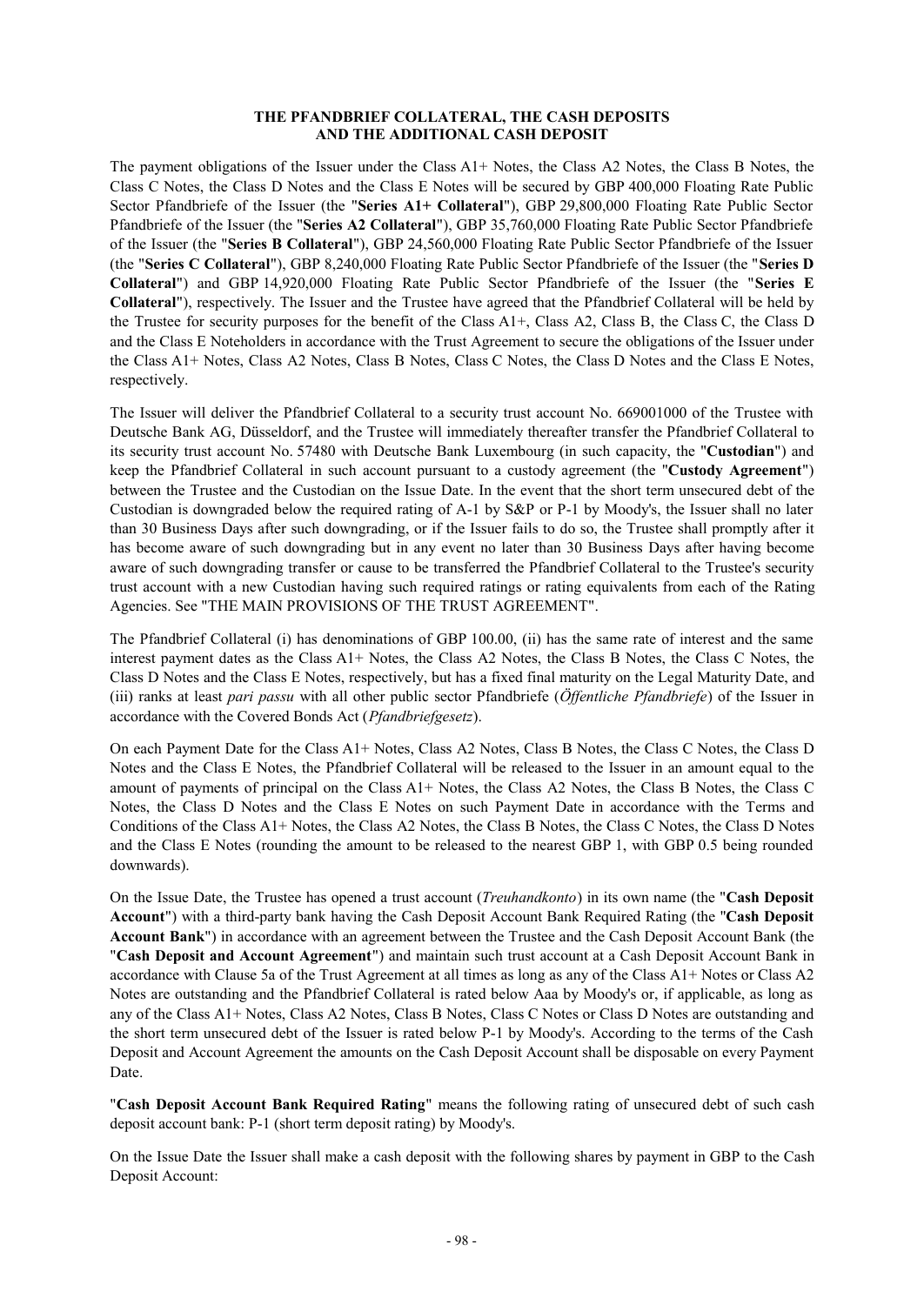# THE PFANDBRIEF COLLATERAL, THE CASH DEPOSITS AND THE ADDITIONAL CASH DEPOSIT

The payment obligations of the Issuer under the Class A1+ Notes, the Class A2 Notes, the Class B Notes, the Class C Notes, the Class D Notes and the Class E Notes will be secured by GBP 400,000 Floating Rate Public Sector Pfandbriefe of the Issuer (the "**Series A1+ Collateral**"), GBP 29,800,000 Floating Rate Public Sector Pfandbriefe of the Issuer (the "**Series A2 Collateral**"), GBP 35,760,000 Floating Rate Public Sector Pfandbriefe of the Issuer (the "**Series B Collateral**"), GBP 24,560,000 Floating Rate Public Sector Pfandbriefe of the Issuer (the "**Series C Collateral**"), GBP 8,240,000 Floating Rate Public Sector Pfandbriefe of the Issuer (the "**Series D Collateral**") and GBP 14,920,000 Floating Rate Public Sector Pfandbriefe of the Issuer (the "**Series E Collateral**"), respectively. The Issuer and the Trustee have agreed that the Pfandbrief Collateral will be held by the Trustee for security purposes for the benefit of the Class A1+, Class A2, Class B, the Class C, the Class D and the Class E Noteholders in accordance with the Trust Agreement to secure the obligations of the Issuer under the Class A1+ Notes, Class A2 Notes, Class B Notes, Class C Notes, the Class D Notes and the Class E Notes, respectively.

The Issuer will deliver the Pfandbrief Collateral to a security trust account No. 669001000 of the Trustee with Deutsche Bank AG, Düsseldorf, and the Trustee will immediately thereafter transfer the Pfandbrief Collateral to its security trust account No. 57480 with Deutsche Bank Luxembourg (in such capacity, the "**Custodian**") and keep the Pfandbrief Collateral in such account pursuant to a custody agreement (the "**Custody Agreement**") between the Trustee and the Custodian on the Issue Date. In the event that the short term unsecured debt of the Custodian is downgraded below the required rating of A-1 by S&P or P-1 by Moody's, the Issuer shall no later than 30 Business Days after such downgrading, or if the Issuer fails to do so, the Trustee shall promptly after it has become aware of such downgrading but in any event no later than 30 Business Days after having become aware of such downgrading transfer or cause to be transferred the Pfandbrief Collateral to the Trustee's security trust account with a new Custodian having such required ratings or rating equivalents from each of the Rating Agencies. See "THE MAIN PROVISIONS OF THE TRUST AGREEMENT".

The Pfandbrief Collateral (i) has denominations of GBP 100.00, (ii) has the same rate of interest and the same interest payment dates as the Class A1+ Notes, the Class A2 Notes, the Class B Notes, the Class C Notes, the Class D Notes and the Class E Notes, respectively, but has a fixed final maturity on the Legal Maturity Date, and (iii) ranks at least *pari passu* with all other public sector Pfandbriefe (*Öffentliche Pfandbriefe*) of the Issuer in accordance with the Covered Bonds Act (*Pfandbriefgesetz*).

On each Payment Date for the Class A1+ Notes, Class A2 Notes, Class B Notes, the Class C Notes, the Class D Notes and the Class E Notes, the Pfandbrief Collateral will be released to the Issuer in an amount equal to the amount of payments of principal on the Class A1+ Notes, the Class A2 Notes, the Class B Notes, the Class C Notes, the Class D Notes and the Class E Notes on such Payment Date in accordance with the Terms and Conditions of the Class A1+ Notes, the Class A2 Notes, the Class B Notes, the Class C Notes, the Class D Notes and the Class E Notes (rounding the amount to be released to the nearest GBP 1, with GBP 0.5 being rounded downwards).

On the Issue Date, the Trustee has opened a trust account (*Treuhandkonto*) in its own name (the "**Cash Deposit Account**") with a third-party bank having the Cash Deposit Account Bank Required Rating (the "**Cash Deposit Account Bank**") in accordance with an agreement between the Trustee and the Cash Deposit Account Bank (the "**Cash Deposit and Account Agreement**") and maintain such trust account at a Cash Deposit Account Bank in accordance with Clause 5a of the Trust Agreement at all times as long as any of the Class A1+ Notes or Class A2 Notes are outstanding and the Pfandbrief Collateral is rated below Aaa by Moody's or, if applicable, as long as any of the Class A1+ Notes, Class A2 Notes, Class B Notes, Class C Notes or Class D Notes are outstanding and the short term unsecured debt of the Issuer is rated below P-1 by Moody's. According to the terms of the Cash Deposit and Account Agreement the amounts on the Cash Deposit Account shall be disposable on every Payment Date.

"**Cash Deposit Account Bank Required Rating**" means the following rating of unsecured debt of such cash deposit account bank: P-1 (short term deposit rating) by Moody's.

On the Issue Date the Issuer shall make a cash deposit with the following shares by payment in GBP to the Cash Deposit Account: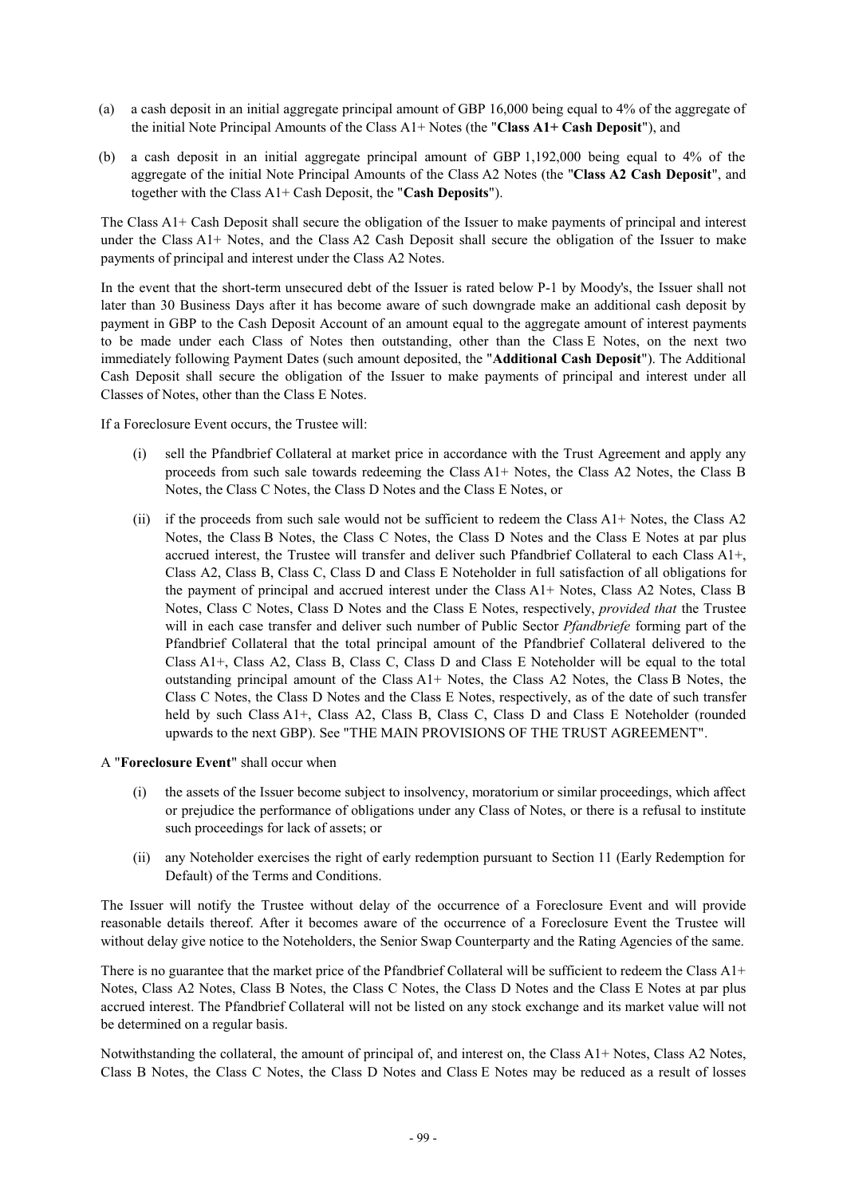(a) a cash deposit in an initial aggregate principal amount of GBP 16,000 being equal to 4% of the aggregate of the initial Note Principal Amounts of the Class A1+ Notes (the "**Class A1+ Cash Deposit**"), and

(b) a cash deposit in an initial aggregate principal amount of GBP 1,192,000 being equal to 4% of the aggregate of the initial Note Principal Amounts of the Class A2 Notes (the "**Class A2 Cash Deposit**", and together with the Class A1+ Cash Deposit, the "**Cash Deposits**").

The Class A1+ Cash Deposit shall secure the obligation of the Issuer to make payments of principal and interest under the Class A1+ Notes, and the Class A2 Cash Deposit shall secure the obligation of the Issuer to make payments of principal and interest under the Class A2 Notes.

In the event that the short-term unsecured debt of the Issuer is rated below P-1 by Moody's, the Issuer shall not later than 30 Business Days after it has become aware of such downgrade make an additional cash deposit by payment in GBP to the Cash Deposit Account of an amount equal to the aggregate amount of interest payments to be made under each Class of Notes then outstanding, other than the Class E Notes, on the next two immediately following Payment Dates (such amount deposited, the "**Additional Cash Deposit**"). The Additional Cash Deposit shall secure the obligation of the Issuer to make payments of principal and interest under all Classes of Notes, other than the Class E Notes.

If a Foreclosure Event occurs, the Trustee will:

(i) sell the Pfandbrief Collateral at market price in accordance with the Trust Agreement and apply any proceeds from such sale towards redeeming the Class A1+ Notes, the Class A2 Notes, the Class B Notes, the Class C Notes, the Class D Notes and the Class E Notes, or

(ii) if the proceeds from such sale would not be sufficient to redeem the Class A1+ Notes, the Class A2 Notes, the Class B Notes, the Class C Notes, the Class D Notes and the Class E Notes at par plus accrued interest, the Trustee will transfer and deliver such Pfandbrief Collateral to each Class A1+, Class A2, Class B, Class C, Class D and Class E Noteholder in full satisfaction of all obligations for the payment of principal and accrued interest under the Class A1+ Notes, Class A2 Notes, Class B Notes, Class C Notes, Class D Notes and the Class E Notes, respectively, *provided that* the Trustee will in each case transfer and deliver such number of Public Sector *Pfandbriefe* forming part of the Pfandbrief Collateral that the total principal amount of the Pfandbrief Collateral delivered to the Class A1+, Class A2, Class B, Class C, Class D and Class E Noteholder will be equal to the total outstanding principal amount of the Class A1+ Notes, the Class A2 Notes, the Class B Notes, the Class C Notes, the Class D Notes and the Class E Notes, respectively, as of the date of such transfer held by such Class A1+, Class A2, Class B, Class C, Class D and Class E Noteholder (rounded upwards to the next GBP). See "THE MAIN PROVISIONS OF THE TRUST AGREEMENT".

A "**Foreclosure Event**" shall occur when

(i) the assets of the Issuer become subject to insolvency, moratorium or similar proceedings, which affect or prejudice the performance of obligations under any Class of Notes, or there is a refusal to institute such proceedings for lack of assets; or

(ii) any Noteholder exercises the right of early redemption pursuant to Section 11 (Early Redemption for Default) of the Terms and Conditions.

The Issuer will notify the Trustee without delay of the occurrence of a Foreclosure Event and will provide reasonable details thereof. After it becomes aware of the occurrence of a Foreclosure Event the Trustee will without delay give notice to the Noteholders, the Senior Swap Counterparty and the Rating Agencies of the same.

There is no guarantee that the market price of the Pfandbrief Collateral will be sufficient to redeem the Class A1+ Notes, Class A2 Notes, Class B Notes, the Class C Notes, the Class D Notes and the Class E Notes at par plus accrued interest. The Pfandbrief Collateral will not be listed on any stock exchange and its market value will not be determined on a regular basis.

Notwithstanding the collateral, the amount of principal of, and interest on, the Class A1+ Notes, Class A2 Notes, Class B Notes, the Class C Notes, the Class D Notes and Class E Notes may be reduced as a result of losses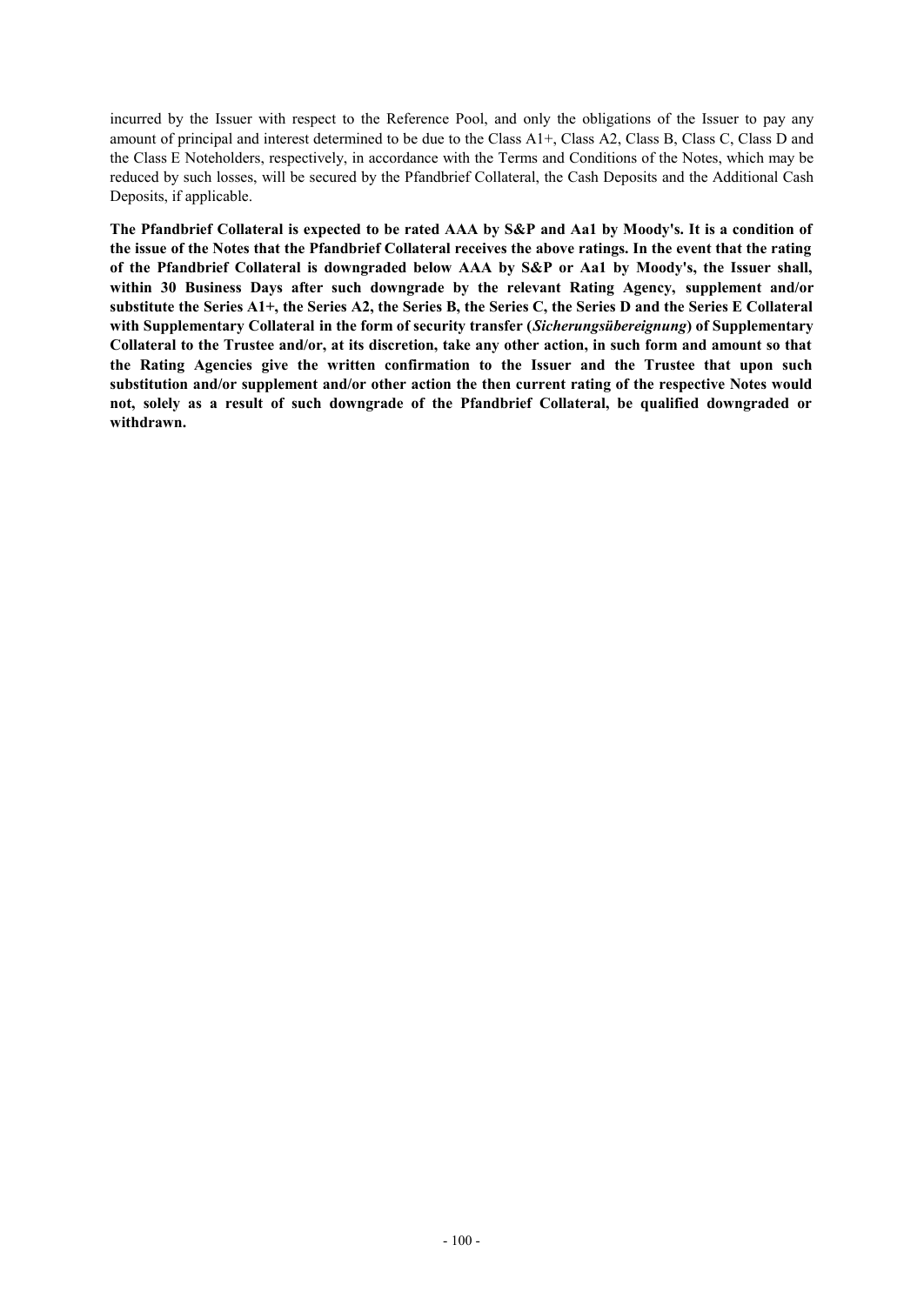incurred by the Issuer with respect to the Reference Pool, and only the obligations of the Issuer to pay any amount of principal and interest determined to be due to the Class A1+, Class A2, Class B, Class C, Class D and the Class E Noteholders, respectively, in accordance with the Terms and Conditions of the Notes, which may be reduced by such losses, will be secured by the Pfandbrief Collateral, the Cash Deposits and the Additional Cash Deposits, if applicable.

**The Pfandbrief Collateral is expected to be rated AAA by S&P and Aa1 by Moody's. It is a condition of the issue of the Notes that the Pfandbrief Collateral receives the above ratings. In the event that the rating of the Pfandbrief Collateral is downgraded below AAA by S&P or Aa1 by Moody's, the Issuer shall, within 30 Business Days after such downgrade by the relevant Rating Agency, supplement and/or substitute the Series A1+, the Series A2, the Series B, the Series C, the Series D and the Series E Collateral with Supplementary Collateral in the form of security transfer (*Sicherungsübereignung*) of Supplementary Collateral to the Trustee and/or, at its discretion, take any other action, in such form and amount so that the Rating Agencies give the written confirmation to the Issuer and the Trustee that upon such substitution and/or supplement and/or other action the then current rating of the respective Notes would not, solely as a result of such downgrade of the Pfandbrief Collateral, be qualified downgraded or withdrawn.**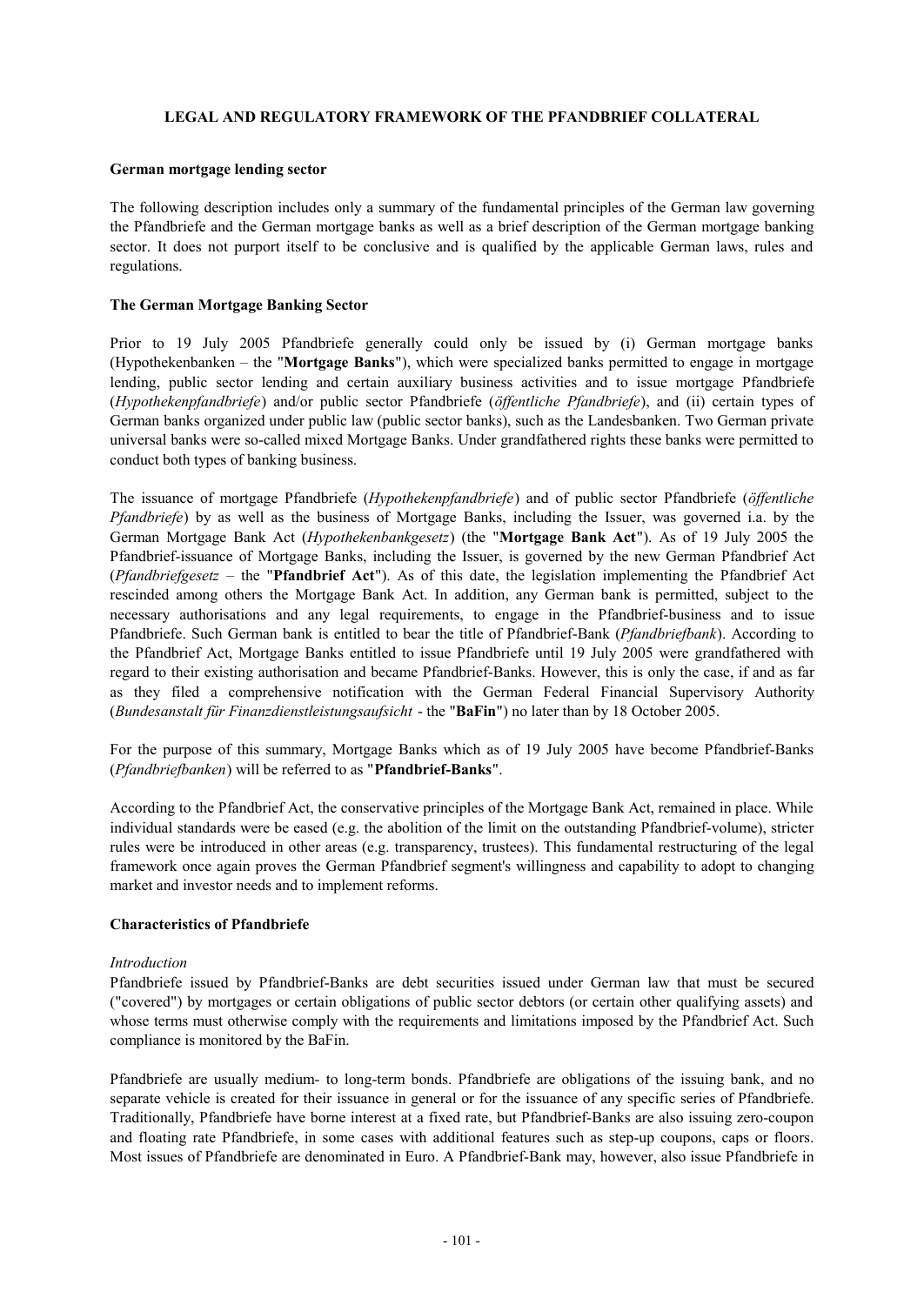# LEGAL AND REGULATORY FRAMEWORK OF THE PFANDBRIEF COLLATERAL

## German mortgage lending sector

The following description includes only a summary of the fundamental principles of the German law governing the Pfandbriefe and the German mortgage banks as well as a brief description of the German mortgage banking sector. It does not purport itself to be conclusive and is qualified by the applicable German laws, rules and regulations.

## The German Mortgage Banking Sector

Prior to 19 July 2005 Pfandbriefe generally could only be issued by (i) German mortgage banks (Hypothekenbanken – the "**Mortgage Banks**"), which were specialized banks permitted to engage in mortgage lending, public sector lending and certain auxiliary business activities and to issue mortgage Pfandbriefe (*Hypothekenpfandbriefe*) and/or public sector Pfandbriefe (*öffentliche Pfandbriefe*), and (ii) certain types of German banks organized under public law (public sector banks), such as the Landesbanken. Two German private universal banks were so-called mixed Mortgage Banks. Under grandfathered rights these banks were permitted to conduct both types of banking business.

The issuance of mortgage Pfandbriefe (*Hypothekenpfandbriefe*) and of public sector Pfandbriefe (*öffentliche Pfandbriefe*) by as well as the business of Mortgage Banks, including the Issuer, was governed i.a. by the German Mortgage Bank Act (*Hypothekenbankgesetz*) (the "**Mortgage Bank Act**"). As of 19 July 2005 the Pfandbrief-issuance of Mortgage Banks, including the Issuer, is governed by the new German Pfandbrief Act (*Pfandbriefgesetz* – the "**Pfandbrief Act**"). As of this date, the legislation implementing the Pfandbrief Act rescinded among others the Mortgage Bank Act. In addition, any German bank is permitted, subject to the necessary authorisations and any legal requirements, to engage in the Pfandbrief-business and to issue Pfandbriefe. Such German bank is entitled to bear the title of Pfandbrief-Bank (*Pfandbriefbank*). According to the Pfandbrief Act, Mortgage Banks entitled to issue Pfandbriefe until 19 July 2005 were grandfathered with regard to their existing authorisation and became Pfandbrief-Banks. However, this is only the case, if and as far as they filed a comprehensive notification with the German Federal Financial Supervisory Authority (*Bundesanstalt für Finanzdienstleistungsaufsicht* - the "**BaFin**") no later than by 18 October 2005.

For the purpose of this summary, Mortgage Banks which as of 19 July 2005 have become Pfandbrief-Banks (*Pfandbriefbanken*) will be referred to as "**Pfandbrief-Banks**".

According to the Pfandbrief Act, the conservative principles of the Mortgage Bank Act, remained in place. While individual standards were be eased (e.g. the abolition of the limit on the outstanding Pfandbrief-volume), stricter rules were be introduced in other areas (e.g. transparency, trustees). This fundamental restructuring of the legal framework once again proves the German Pfandbrief segment's willingness and capability to adopt to changing market and investor needs and to implement reforms.

## Characteristics of Pfandbriefe

### *Introduction*

Pfandbriefe issued by Pfandbrief-Banks are debt securities issued under German law that must be secured ("covered") by mortgages or certain obligations of public sector debtors (or certain other qualifying assets) and whose terms must otherwise comply with the requirements and limitations imposed by the Pfandbrief Act. Such compliance is monitored by the BaFin.

Pfandbriefe are usually medium- to long-term bonds. Pfandbriefe are obligations of the issuing bank, and no separate vehicle is created for their issuance in general or for the issuance of any specific series of Pfandbriefe. Traditionally, Pfandbriefe have borne interest at a fixed rate, but Pfandbrief-Banks are also issuing zero-coupon and floating rate Pfandbriefe, in some cases with additional features such as step-up coupons, caps or floors. Most issues of Pfandbriefe are denominated in Euro. A Pfandbrief-Bank may, however, also issue Pfandbriefe in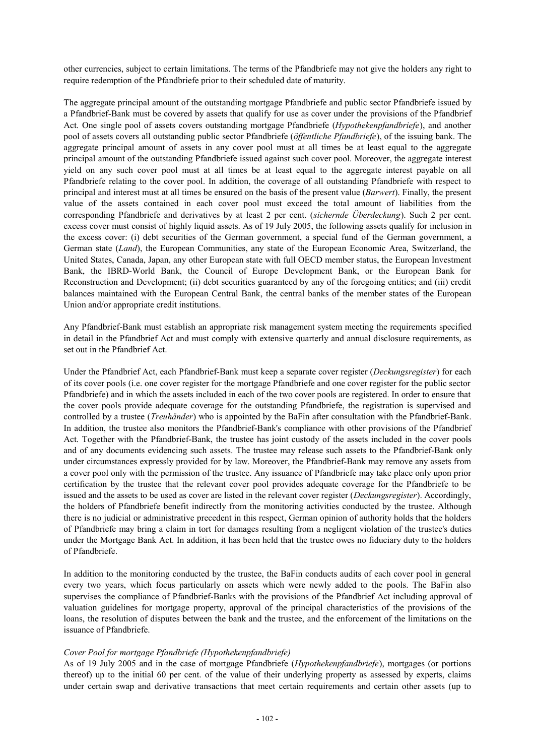other currencies, subject to certain limitations. The terms of the Pfandbriefe may not give the holders any right to require redemption of the Pfandbriefe prior to their scheduled date of maturity.

The aggregate principal amount of the outstanding mortgage Pfandbriefe and public sector Pfandbriefe issued by a Pfandbrief-Bank must be covered by assets that qualify for use as cover under the provisions of the Pfandbrief Act. One single pool of assets covers outstanding mortgage Pfandbriefe (*Hypothekenpfandbriefe*), and another pool of assets covers all outstanding public sector Pfandbriefe (*öffentliche Pfandbriefe*), of the issuing bank. The aggregate principal amount of assets in any cover pool must at all times be at least equal to the aggregate principal amount of the outstanding Pfandbriefe issued against such cover pool. Moreover, the aggregate interest yield on any such cover pool must at all times be at least equal to the aggregate interest payable on all Pfandbriefe relating to the cover pool. In addition, the coverage of all outstanding Pfandbriefe with respect to principal and interest must at all times be ensured on the basis of the present value (*Barwert*). Finally, the present value of the assets contained in each cover pool must exceed the total amount of liabilities from the corresponding Pfandbriefe and derivatives by at least 2 per cent. (*sichernde Überdeckung*). Such 2 per cent. excess cover must consist of highly liquid assets. As of 19 July 2005, the following assets qualify for inclusion in the excess cover: (i) debt securities of the German government, a special fund of the German government, a German state (*Land*), the European Communities, any state of the European Economic Area, Switzerland, the United States, Canada, Japan, any other European state with full OECD member status, the European Investment Bank, the IBRD-World Bank, the Council of Europe Development Bank, or the European Bank for Reconstruction and Development; (ii) debt securities guaranteed by any of the foregoing entities; and (iii) credit balances maintained with the European Central Bank, the central banks of the member states of the European Union and/or appropriate credit institutions.

Any Pfandbrief-Bank must establish an appropriate risk management system meeting the requirements specified in detail in the Pfandbrief Act and must comply with extensive quarterly and annual disclosure requirements, as set out in the Pfandbrief Act.

Under the Pfandbrief Act, each Pfandbrief-Bank must keep a separate cover register (*Deckungsregister*) for each of its cover pools (i.e. one cover register for the mortgage Pfandbriefe and one cover register for the public sector Pfandbriefe) and in which the assets included in each of the two cover pools are registered. In order to ensure that the cover pools provide adequate coverage for the outstanding Pfandbriefe, the registration is supervised and controlled by a trustee (*Treuhänder*) who is appointed by the BaFin after consultation with the Pfandbrief-Bank. In addition, the trustee also monitors the Pfandbrief-Bank's compliance with other provisions of the Pfandbrief Act. Together with the Pfandbrief-Bank, the trustee has joint custody of the assets included in the cover pools and of any documents evidencing such assets. The trustee may release such assets to the Pfandbrief-Bank only under circumstances expressly provided for by law. Moreover, the Pfandbrief-Bank may remove any assets from a cover pool only with the permission of the trustee. Any issuance of Pfandbriefe may take place only upon prior certification by the trustee that the relevant cover pool provides adequate coverage for the Pfandbriefe to be issued and the assets to be used as cover are listed in the relevant cover register (*Deckungsregister*). Accordingly, the holders of Pfandbriefe benefit indirectly from the monitoring activities conducted by the trustee. Although there is no judicial or administrative precedent in this respect, German opinion of authority holds that the holders of Pfandbriefe may bring a claim in tort for damages resulting from a negligent violation of the trustee's duties under the Mortgage Bank Act. In addition, it has been held that the trustee owes no fiduciary duty to the holders of Pfandbriefe.

In addition to the monitoring conducted by the trustee, the BaFin conducts audits of each cover pool in general every two years, which focus particularly on assets which were newly added to the pools. The BaFin also supervises the compliance of Pfandbrief-Banks with the provisions of the Pfandbrief Act including approval of valuation guidelines for mortgage property, approval of the principal characteristics of the provisions of the loans, the resolution of disputes between the bank and the trustee, and the enforcement of the limitations on the issuance of Pfandbriefe.

*Cover Pool for mortgage Pfandbriefe (Hypothekenpfandbriefe)*

As of 19 July 2005 and in the case of mortgage Pfandbriefe (*Hypothekenpfandbriefe*), mortgages (or portions thereof) up to the initial 60 per cent. of the value of their underlying property as assessed by experts, claims under certain swap and derivative transactions that meet certain requirements and certain other assets (up to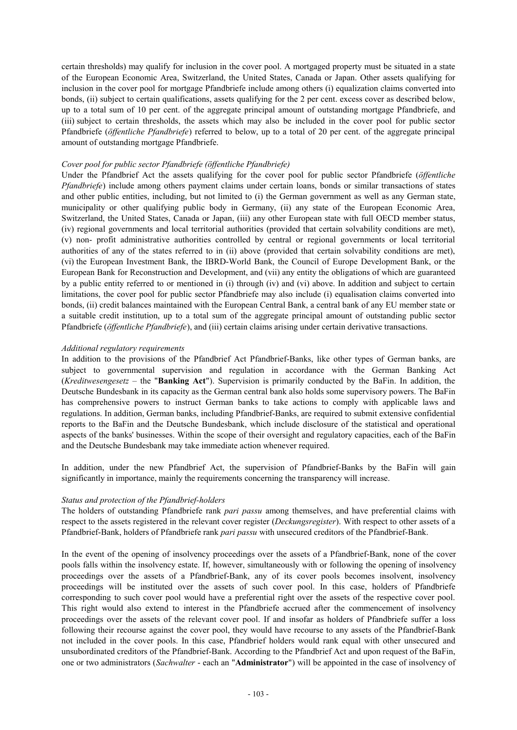certain thresholds) may qualify for inclusion in the cover pool. A mortgaged property must be situated in a state of the European Economic Area, Switzerland, the United States, Canada or Japan. Other assets qualifying for inclusion in the cover pool for mortgage Pfandbriefe include among others (i) equalization claims converted into bonds, (ii) subject to certain qualifications, assets qualifying for the 2 per cent. excess cover as described below, up to a total sum of 10 per cent. of the aggregate principal amount of outstanding mortgage Pfandbriefe, and (iii) subject to certain thresholds, the assets which may also be included in the cover pool for public sector Pfandbriefe (*öffentliche Pfandbriefe*) referred to below, up to a total of 20 per cent. of the aggregate principal amount of outstanding mortgage Pfandbriefe.

*Cover pool for public sector Pfandbriefe (öffentliche Pfandbriefe)*

Under the Pfandbrief Act the assets qualifying for the cover pool for public sector Pfandbriefe (*öffentliche Pfandbriefe*) include among others payment claims under certain loans, bonds or similar transactions of states and other public entities, including, but not limited to (i) the German government as well as any German state, municipality or other qualifying public body in Germany, (ii) any state of the European Economic Area, Switzerland, the United States, Canada or Japan, (iii) any other European state with full OECD member status, (iv) regional governments and local territorial authorities (provided that certain solvability conditions are met), (v) non- profit administrative authorities controlled by central or regional governments or local territorial authorities of any of the states referred to in (ii) above (provided that certain solvability conditions are met), (vi) the European Investment Bank, the IBRD-World Bank, the Council of Europe Development Bank, or the European Bank for Reconstruction and Development, and (vii) any entity the obligations of which are guaranteed by a public entity referred to or mentioned in (i) through (iv) and (vi) above. In addition and subject to certain limitations, the cover pool for public sector Pfandbriefe may also include (i) equalisation claims converted into bonds, (ii) credit balances maintained with the European Central Bank, a central bank of any EU member state or a suitable credit institution, up to a total sum of the aggregate principal amount of outstanding public sector Pfandbriefe (*öffentliche Pfandbriefe*), and (iii) certain claims arising under certain derivative transactions.

*Additional regulatory requirements*

In addition to the provisions of the Pfandbrief Act Pfandbrief-Banks, like other types of German banks, are subject to governmental supervision and regulation in accordance with the German Banking Act (*Kreditwesengesetz* – the "**Banking Act**"). Supervision is primarily conducted by the BaFin. In addition, the Deutsche Bundesbank in its capacity as the German central bank also holds some supervisory powers. The BaFin has comprehensive powers to instruct German banks to take actions to comply with applicable laws and regulations. In addition, German banks, including Pfandbrief-Banks, are required to submit extensive confidential reports to the BaFin and the Deutsche Bundesbank, which include disclosure of the statistical and operational aspects of the banks' businesses. Within the scope of their oversight and regulatory capacities, each of the BaFin and the Deutsche Bundesbank may take immediate action whenever required.

In addition, under the new Pfandbrief Act, the supervision of Pfandbrief-Banks by the BaFin will gain significantly in importance, mainly the requirements concerning the transparency will increase.

*Status and protection of the Pfandbrief-holders*

The holders of outstanding Pfandbriefe rank *pari passu* among themselves, and have preferential claims with respect to the assets registered in the relevant cover register (*Deckungsregister*). With respect to other assets of a Pfandbrief-Bank, holders of Pfandbriefe rank *pari passu* with unsecured creditors of the Pfandbrief-Bank.

In the event of the opening of insolvency proceedings over the assets of a Pfandbrief-Bank, none of the cover pools falls within the insolvency estate. If, however, simultaneously with or following the opening of insolvency proceedings over the assets of a Pfandbrief-Bank, any of its cover pools becomes insolvent, insolvency proceedings will be instituted over the assets of such cover pool. In this case, holders of Pfandbriefe corresponding to such cover pool would have a preferential right over the assets of the respective cover pool. This right would also extend to interest in the Pfandbriefe accrued after the commencement of insolvency proceedings over the assets of the relevant cover pool. If and insofar as holders of Pfandbriefe suffer a loss following their recourse against the cover pool, they would have recourse to any assets of the Pfandbrief-Bank not included in the cover pools. In this case, Pfandbrief holders would rank equal with other unsecured and unsubordinated creditors of the Pfandbrief-Bank. According to the Pfandbrief Act and upon request of the BaFin, one or two administrators (*Sachwalter* - each an "**Administrator**") will be appointed in the case of insolvency of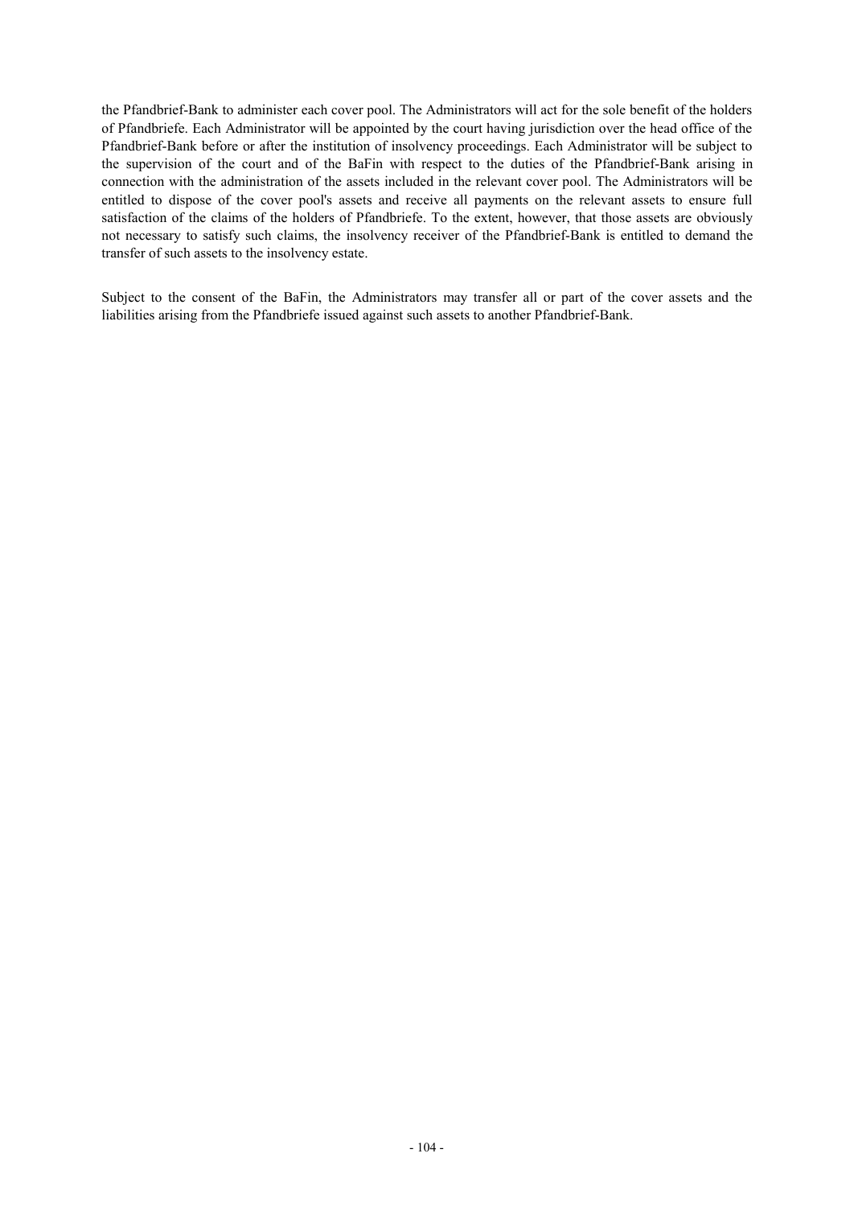the Pfandbrief-Bank to administer each cover pool. The Administrators will act for the sole benefit of the holders of Pfandbriefe. Each Administrator will be appointed by the court having jurisdiction over the head office of the Pfandbrief-Bank before or after the institution of insolvency proceedings. Each Administrator will be subject to the supervision of the court and of the BaFin with respect to the duties of the Pfandbrief-Bank arising in connection with the administration of the assets included in the relevant cover pool. The Administrators will be entitled to dispose of the cover pool's assets and receive all payments on the relevant assets to ensure full satisfaction of the claims of the holders of Pfandbriefe. To the extent, however, that those assets are obviously not necessary to satisfy such claims, the insolvency receiver of the Pfandbrief-Bank is entitled to demand the transfer of such assets to the insolvency estate.

Subject to the consent of the BaFin, the Administrators may transfer all or part of the cover assets and the liabilities arising from the Pfandbriefe issued against such assets to another Pfandbrief-Bank.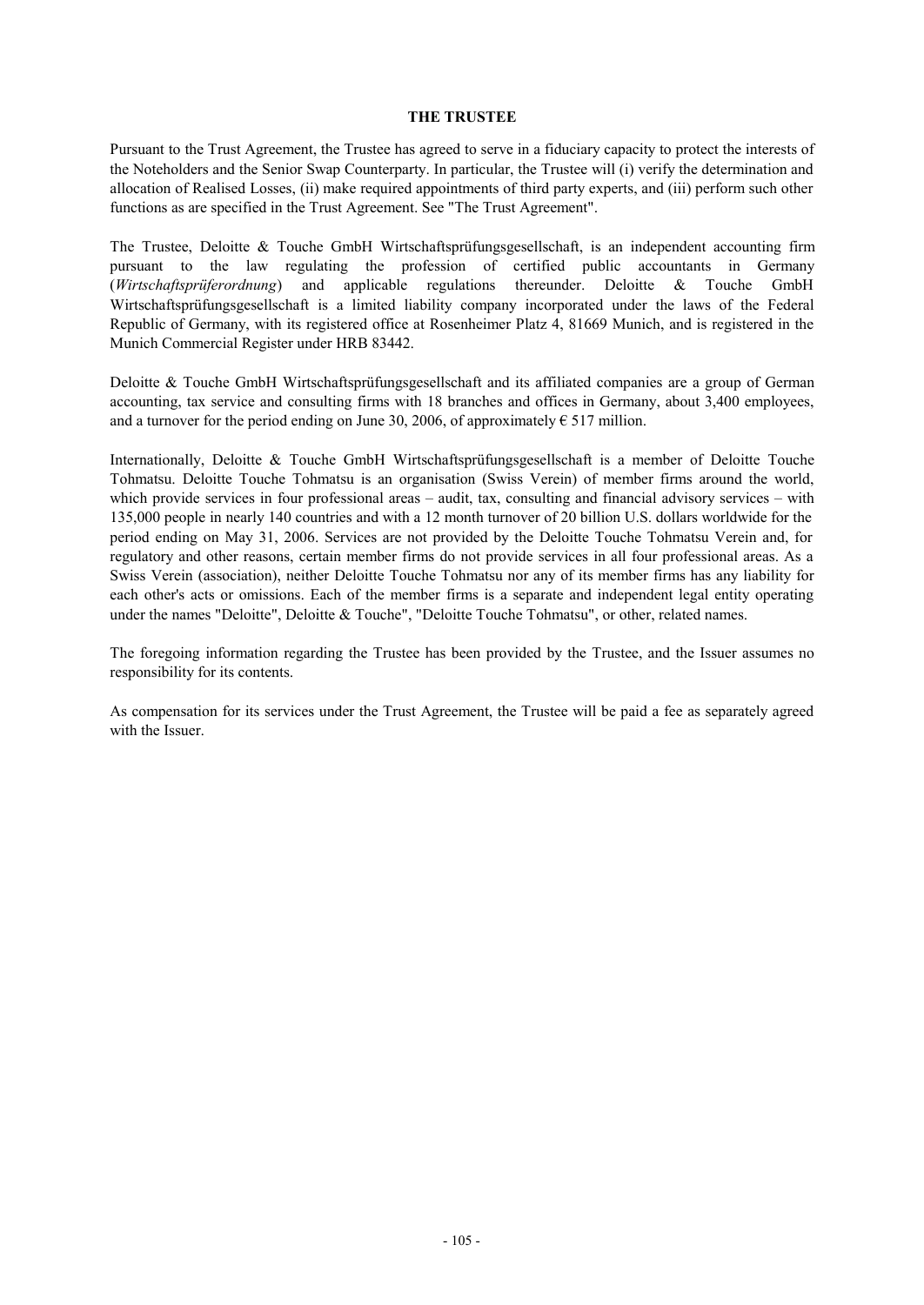**THE TRUSTEE**

Pursuant to the Trust Agreement, the Trustee has agreed to serve in a fiduciary capacity to protect the interests of the Noteholders and the Senior Swap Counterparty. In particular, the Trustee will (i) verify the determination and allocation of Realised Losses, (ii) make required appointments of third party experts, and (iii) perform such other functions as are specified in the Trust Agreement. See "The Trust Agreement".

The Trustee, Deloitte & Touche GmbH Wirtschaftsprüfungsgesellschaft, is an independent accounting firm pursuant to the law regulating the profession of certified public accountants in Germany (*Wirtschaftsprüferordnung*) and applicable regulations thereunder. Deloitte & Touche GmbH Wirtschaftsprüfungsgesellschaft is a limited liability company incorporated under the laws of the Federal Republic of Germany, with its registered office at Rosenheimer Platz 4, 81669 Munich, and is registered in the Munich Commercial Register under HRB 83442.

Deloitte & Touche GmbH Wirtschaftsprüfungsgesellschaft and its affiliated companies are a group of German accounting, tax service and consulting firms with 18 branches and offices in Germany, about 3,400 employees, and a turnover for the period ending on June 30, 2006, of approximately € 517 million.

Internationally, Deloitte & Touche GmbH Wirtschaftsprüfungsgesellschaft is a member of Deloitte Touche Tohmatsu. Deloitte Touche Tohmatsu is an organisation (Swiss Verein) of member firms around the world, which provide services in four professional areas – audit, tax, consulting and financial advisory services – with 135,000 people in nearly 140 countries and with a 12 month turnover of 20 billion U.S. dollars worldwide for the period ending on May 31, 2006. Services are not provided by the Deloitte Touche Tohmatsu Verein and, for regulatory and other reasons, certain member firms do not provide services in all four professional areas. As a Swiss Verein (association), neither Deloitte Touche Tohmatsu nor any of its member firms has any liability for each other's acts or omissions. Each of the member firms is a separate and independent legal entity operating under the names "Deloitte", Deloitte & Touche", "Deloitte Touche Tohmatsu", or other, related names.

The foregoing information regarding the Trustee has been provided by the Trustee, and the Issuer assumes no responsibility for its contents.

As compensation for its services under the Trust Agreement, the Trustee will be paid a fee as separately agreed with the Issuer.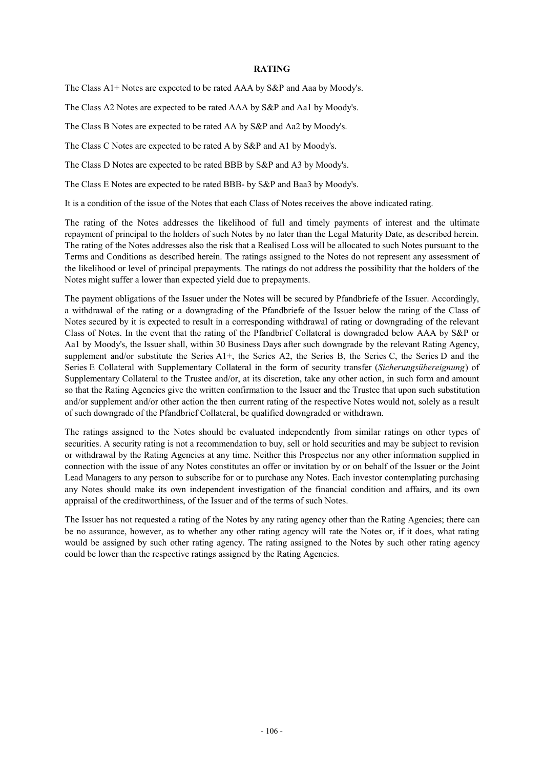# RATING

The Class A1+ Notes are expected to be rated AAA by S&P and Aaa by Moody's.

The Class A2 Notes are expected to be rated AAA by S&P and Aa1 by Moody's.

The Class B Notes are expected to be rated AA by S&P and Aa2 by Moody's.

The Class C Notes are expected to be rated A by S&P and A1 by Moody's.

The Class D Notes are expected to be rated BBB by S&P and A3 by Moody's.

The Class E Notes are expected to be rated BBB- by S&P and Baa3 by Moody's.

It is a condition of the issue of the Notes that each Class of Notes receives the above indicated rating.

The rating of the Notes addresses the likelihood of full and timely payments of interest and the ultimate repayment of principal to the holders of such Notes by no later than the Legal Maturity Date, as described herein. The rating of the Notes addresses also the risk that a Realised Loss will be allocated to such Notes pursuant to the Terms and Conditions as described herein. The ratings assigned to the Notes do not represent any assessment of the likelihood or level of principal prepayments. The ratings do not address the possibility that the holders of the Notes might suffer a lower than expected yield due to prepayments.

The payment obligations of the Issuer under the Notes will be secured by Pfandbriefe of the Issuer. Accordingly, a withdrawal of the rating or a downgrading of the Pfandbriefe of the Issuer below the rating of the Class of Notes secured by it is expected to result in a corresponding withdrawal of rating or downgrading of the relevant Class of Notes. In the event that the rating of the Pfandbrief Collateral is downgraded below AAA by S&P or Aa1 by Moody's, the Issuer shall, within 30 Business Days after such downgrade by the relevant Rating Agency, supplement and/or substitute the Series A1+, the Series A2, the Series B, the Series C, the Series D and the Series E Collateral with Supplementary Collateral in the form of security transfer (*Sicherungsübereignung*) of Supplementary Collateral to the Trustee and/or, at its discretion, take any other action, in such form and amount so that the Rating Agencies give the written confirmation to the Issuer and the Trustee that upon such substitution and/or supplement and/or other action the then current rating of the respective Notes would not, solely as a result of such downgrade of the Pfandbrief Collateral, be qualified downgraded or withdrawn.

The ratings assigned to the Notes should be evaluated independently from similar ratings on other types of securities. A security rating is not a recommendation to buy, sell or hold securities and may be subject to revision or withdrawal by the Rating Agencies at any time. Neither this Prospectus nor any other information supplied in connection with the issue of any Notes constitutes an offer or invitation by or on behalf of the Issuer or the Joint Lead Managers to any person to subscribe for or to purchase any Notes. Each investor contemplating purchasing any Notes should make its own independent investigation of the financial condition and affairs, and its own appraisal of the creditworthiness, of the Issuer and of the terms of such Notes.

The Issuer has not requested a rating of the Notes by any rating agency other than the Rating Agencies; there can be no assurance, however, as to whether any other rating agency will rate the Notes or, if it does, what rating would be assigned by such other rating agency. The rating assigned to the Notes by such other rating agency could be lower than the respective ratings assigned by the Rating Agencies.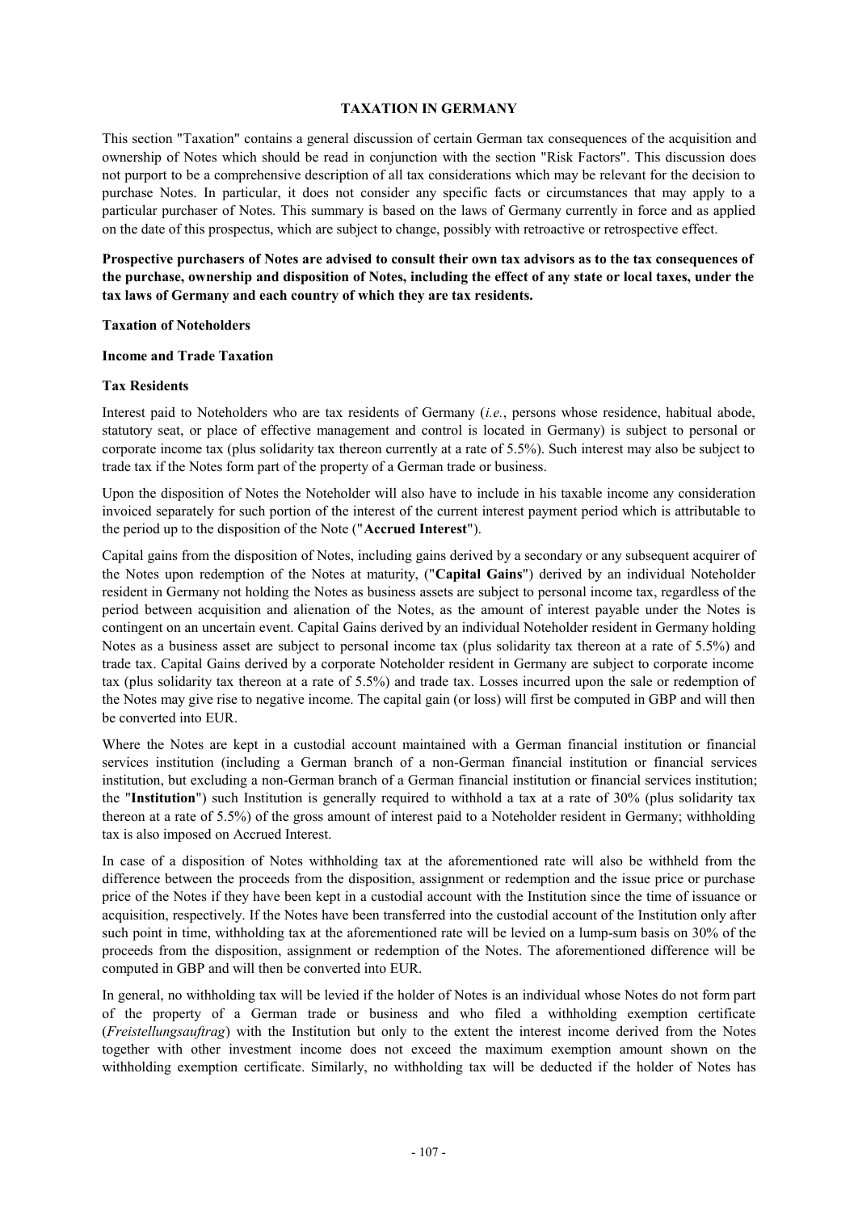## TAXATION IN GERMANY

This section "Taxation" contains a general discussion of certain German tax consequences of the acquisition and ownership of Notes which should be read in conjunction with the section "Risk Factors". This discussion does not purport to be a comprehensive description of all tax considerations which may be relevant for the decision to purchase Notes. In particular, it does not consider any specific facts or circumstances that may apply to a particular purchaser of Notes. This summary is based on the laws of Germany currently in force and as applied on the date of this prospectus, which are subject to change, possibly with retroactive or retrospective effect.

**Prospective purchasers of Notes are advised to consult their own tax advisors as to the tax consequences of the purchase, ownership and disposition of Notes, including the effect of any state or local taxes, under the tax laws of Germany and each country of which they are tax residents.**

**Taxation of Noteholders**

**Income and Trade Taxation**

**Tax Residents**

Interest paid to Noteholders who are tax residents of Germany (*i.e.*, persons whose residence, habitual abode, statutory seat, or place of effective management and control is located in Germany) is subject to personal or corporate income tax (plus solidarity tax thereon currently at a rate of 5.5%). Such interest may also be subject to trade tax if the Notes form part of the property of a German trade or business.

Upon the disposition of Notes the Noteholder will also have to include in his taxable income any consideration invoiced separately for such portion of the interest of the current interest payment period which is attributable to the period up to the disposition of the Note ("**Accrued Interest**").

Capital gains from the disposition of Notes, including gains derived by a secondary or any subsequent acquirer of the Notes upon redemption of the Notes at maturity, ("**Capital Gains**") derived by an individual Noteholder resident in Germany not holding the Notes as business assets are subject to personal income tax, regardless of the period between acquisition and alienation of the Notes, as the amount of interest payable under the Notes is contingent on an uncertain event. Capital Gains derived by an individual Noteholder resident in Germany holding Notes as a business asset are subject to personal income tax (plus solidarity tax thereon at a rate of 5.5%) and trade tax. Capital Gains derived by a corporate Noteholder resident in Germany are subject to corporate income tax (plus solidarity tax thereon at a rate of 5.5%) and trade tax. Losses incurred upon the sale or redemption of the Notes may give rise to negative income. The capital gain (or loss) will first be computed in GBP and will then be converted into EUR.

Where the Notes are kept in a custodial account maintained with a German financial institution or financial services institution (including a German branch of a non-German financial institution or financial services institution, but excluding a non-German branch of a German financial institution or financial services institution; the "**Institution**") such Institution is generally required to withhold a tax at a rate of 30% (plus solidarity tax thereon at a rate of 5.5%) of the gross amount of interest paid to a Noteholder resident in Germany; withholding tax is also imposed on Accrued Interest.

In case of a disposition of Notes withholding tax at the aforementioned rate will also be withheld from the difference between the proceeds from the disposition, assignment or redemption and the issue price or purchase price of the Notes if they have been kept in a custodial account with the Institution since the time of issuance or acquisition, respectively. If the Notes have been transferred into the custodial account of the Institution only after such point in time, withholding tax at the aforementioned rate will be levied on a lump-sum basis on 30% of the proceeds from the disposition, assignment or redemption of the Notes. The aforementioned difference will be computed in GBP and will then be converted into EUR.

In general, no withholding tax will be levied if the holder of Notes is an individual whose Notes do not form part of the property of a German trade or business and who filed a withholding exemption certificate (*Freistellungsauftrag*) with the Institution but only to the extent the interest income derived from the Notes together with other investment income does not exceed the maximum exemption amount shown on the withholding exemption certificate. Similarly, no withholding tax will be deducted if the holder of Notes has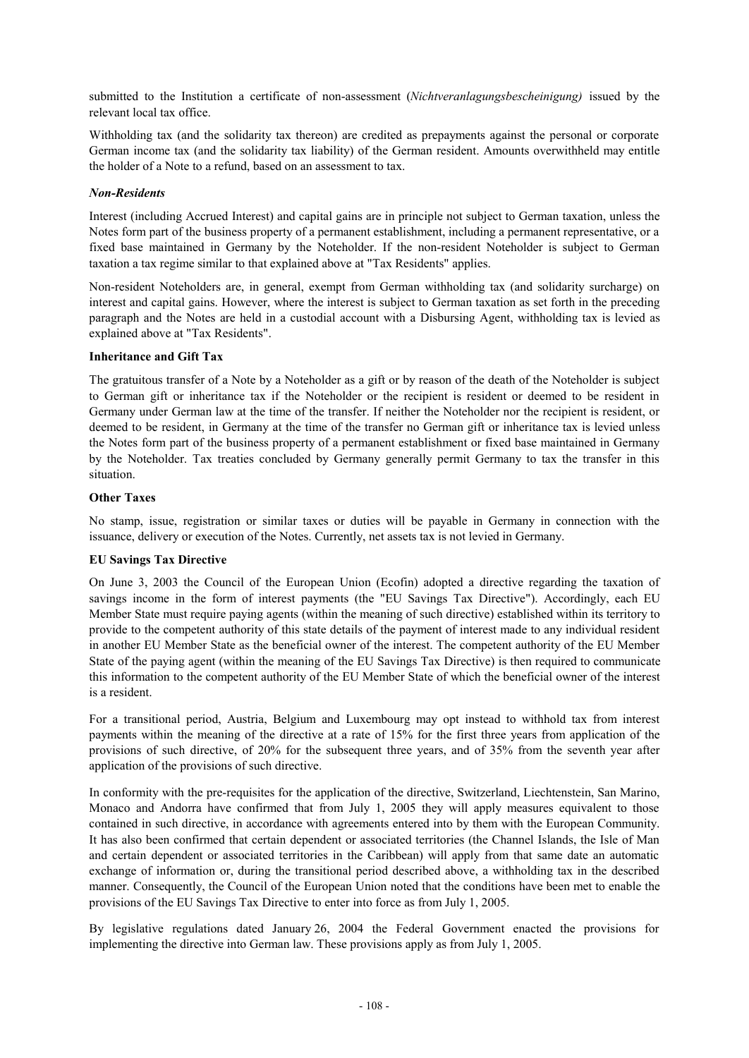submitted to the Institution a certificate of non-assessment (*Nichtveranlagungsbescheinigung)* issued by the relevant local tax office.

Withholding tax (and the solidarity tax thereon) are credited as prepayments against the personal or corporate German income tax (and the solidarity tax liability) of the German resident. Amounts overwithheld may entitle the holder of a Note to a refund, based on an assessment to tax.

***Non-Residents***

Interest (including Accrued Interest) and capital gains are in principle not subject to German taxation, unless the Notes form part of the business property of a permanent establishment, including a permanent representative, or a fixed base maintained in Germany by the Noteholder. If the non-resident Noteholder is subject to German taxation a tax regime similar to that explained above at "Tax Residents" applies.

Non-resident Noteholders are, in general, exempt from German withholding tax (and solidarity surcharge) on interest and capital gains. However, where the interest is subject to German taxation as set forth in the preceding paragraph and the Notes are held in a custodial account with a Disbursing Agent, withholding tax is levied as explained above at "Tax Residents".

**Inheritance and Gift Tax**

The gratuitous transfer of a Note by a Noteholder as a gift or by reason of the death of the Noteholder is subject to German gift or inheritance tax if the Noteholder or the recipient is resident or deemed to be resident in Germany under German law at the time of the transfer. If neither the Noteholder nor the recipient is resident, or deemed to be resident, in Germany at the time of the transfer no German gift or inheritance tax is levied unless the Notes form part of the business property of a permanent establishment or fixed base maintained in Germany by the Noteholder. Tax treaties concluded by Germany generally permit Germany to tax the transfer in this situation.

**Other Taxes**

No stamp, issue, registration or similar taxes or duties will be payable in Germany in connection with the issuance, delivery or execution of the Notes. Currently, net assets tax is not levied in Germany.

**EU Savings Tax Directive**

On June 3, 2003 the Council of the European Union (Ecofin) adopted a directive regarding the taxation of savings income in the form of interest payments (the "EU Savings Tax Directive"). Accordingly, each EU Member State must require paying agents (within the meaning of such directive) established within its territory to provide to the competent authority of this state details of the payment of interest made to any individual resident in another EU Member State as the beneficial owner of the interest. The competent authority of the EU Member State of the paying agent (within the meaning of the EU Savings Tax Directive) is then required to communicate this information to the competent authority of the EU Member State of which the beneficial owner of the interest is a resident.

For a transitional period, Austria, Belgium and Luxembourg may opt instead to withhold tax from interest payments within the meaning of the directive at a rate of 15% for the first three years from application of the provisions of such directive, of 20% for the subsequent three years, and of 35% from the seventh year after application of the provisions of such directive.

In conformity with the pre-requisites for the application of the directive, Switzerland, Liechtenstein, San Marino, Monaco and Andorra have confirmed that from July 1, 2005 they will apply measures equivalent to those contained in such directive, in accordance with agreements entered into by them with the European Community. It has also been confirmed that certain dependent or associated territories (the Channel Islands, the Isle of Man and certain dependent or associated territories in the Caribbean) will apply from that same date an automatic exchange of information or, during the transitional period described above, a withholding tax in the described manner. Consequently, the Council of the European Union noted that the conditions have been met to enable the provisions of the EU Savings Tax Directive to enter into force as from July 1, 2005.

By legislative regulations dated January 26, 2004 the Federal Government enacted the provisions for implementing the directive into German law. These provisions apply as from July 1, 2005.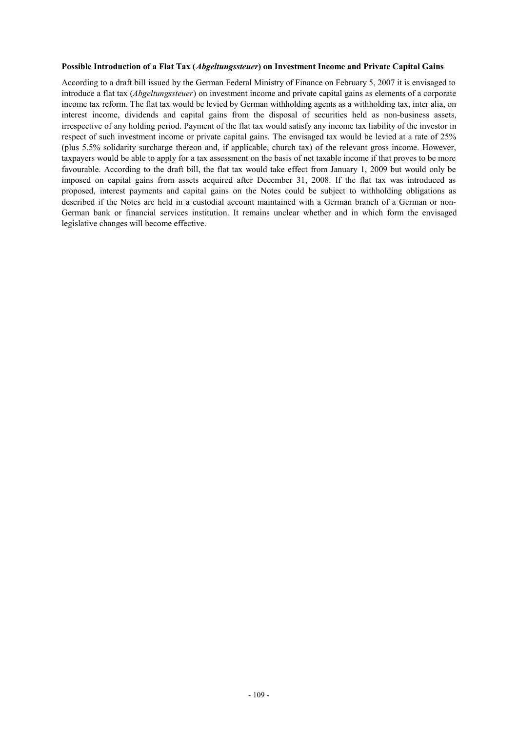**Possible Introduction of a Flat Tax (*Abgeltungssteuer*) on Investment Income and Private Capital Gains**

According to a draft bill issued by the German Federal Ministry of Finance on February 5, 2007 it is envisaged to introduce a flat tax (*Abgeltungssteuer*) on investment income and private capital gains as elements of a corporate income tax reform. The flat tax would be levied by German withholding agents as a withholding tax, inter alia, on interest income, dividends and capital gains from the disposal of securities held as non-business assets, irrespective of any holding period. Payment of the flat tax would satisfy any income tax liability of the investor in respect of such investment income or private capital gains. The envisaged tax would be levied at a rate of 25% (plus 5.5% solidarity surcharge thereon and, if applicable, church tax) of the relevant gross income. However, taxpayers would be able to apply for a tax assessment on the basis of net taxable income if that proves to be more favourable. According to the draft bill, the flat tax would take effect from January 1, 2009 but would only be imposed on capital gains from assets acquired after December 31, 2008. If the flat tax was introduced as proposed, interest payments and capital gains on the Notes could be subject to withholding obligations as described if the Notes are held in a custodial account maintained with a German branch of a German or non-German bank or financial services institution. It remains unclear whether and in which form the envisaged legislative changes will become effective.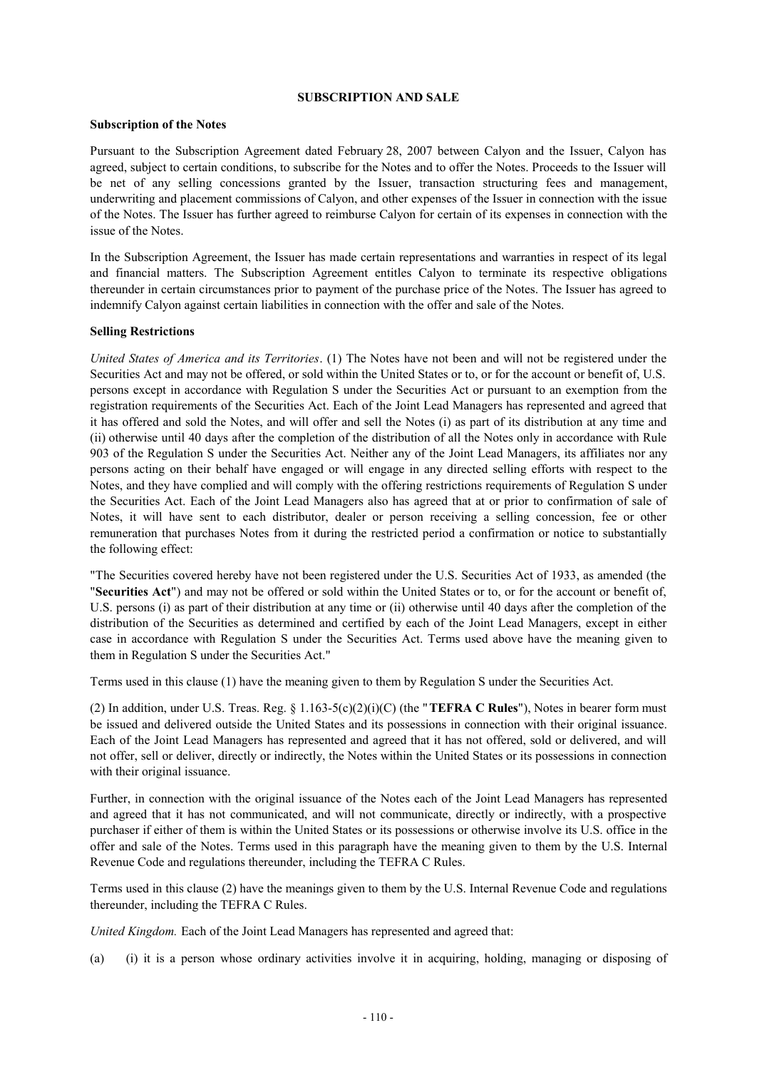## SUBSCRIPTION AND SALE

### Subscription of the Notes

Pursuant to the Subscription Agreement dated February 28, 2007 between Calyon and the Issuer, Calyon has agreed, subject to certain conditions, to subscribe for the Notes and to offer the Notes. Proceeds to the Issuer will be net of any selling concessions granted by the Issuer, transaction structuring fees and management, underwriting and placement commissions of Calyon, and other expenses of the Issuer in connection with the issue of the Notes. The Issuer has further agreed to reimburse Calyon for certain of its expenses in connection with the issue of the Notes.

In the Subscription Agreement, the Issuer has made certain representations and warranties in respect of its legal and financial matters. The Subscription Agreement entitles Calyon to terminate its respective obligations thereunder in certain circumstances prior to payment of the purchase price of the Notes. The Issuer has agreed to indemnify Calyon against certain liabilities in connection with the offer and sale of the Notes.

### Selling Restrictions

*United States of America and its Territories*. (1) The Notes have not been and will not be registered under the Securities Act and may not be offered, or sold within the United States or to, or for the account or benefit of, U.S. persons except in accordance with Regulation S under the Securities Act or pursuant to an exemption from the registration requirements of the Securities Act. Each of the Joint Lead Managers has represented and agreed that it has offered and sold the Notes, and will offer and sell the Notes (i) as part of its distribution at any time and (ii) otherwise until 40 days after the completion of the distribution of all the Notes only in accordance with Rule 903 of the Regulation S under the Securities Act. Neither any of the Joint Lead Managers, its affiliates nor any persons acting on their behalf have engaged or will engage in any directed selling efforts with respect to the Notes, and they have complied and will comply with the offering restrictions requirements of Regulation S under the Securities Act. Each of the Joint Lead Managers also has agreed that at or prior to confirmation of sale of Notes, it will have sent to each distributor, dealer or person receiving a selling concession, fee or other remuneration that purchases Notes from it during the restricted period a confirmation or notice to substantially the following effect:

"The Securities covered hereby have not been registered under the U.S. Securities Act of 1933, as amended (the "**Securities Act**") and may not be offered or sold within the United States or to, or for the account or benefit of, U.S. persons (i) as part of their distribution at any time or (ii) otherwise until 40 days after the completion of the distribution of the Securities as determined and certified by each of the Joint Lead Managers, except in either case in accordance with Regulation S under the Securities Act. Terms used above have the meaning given to them in Regulation S under the Securities Act."

Terms used in this clause (1) have the meaning given to them by Regulation S under the Securities Act.

(2) In addition, under U.S. Treas. Reg. § 1.163-5(c)(2)(i)(C) (the "**TEFRA C Rules**"), Notes in bearer form must be issued and delivered outside the United States and its possessions in connection with their original issuance. Each of the Joint Lead Managers has represented and agreed that it has not offered, sold or delivered, and will not offer, sell or deliver, directly or indirectly, the Notes within the United States or its possessions in connection with their original issuance.

Further, in connection with the original issuance of the Notes each of the Joint Lead Managers has represented and agreed that it has not communicated, and will not communicate, directly or indirectly, with a prospective purchaser if either of them is within the United States or its possessions or otherwise involve its U.S. office in the offer and sale of the Notes. Terms used in this paragraph have the meaning given to them by the U.S. Internal Revenue Code and regulations thereunder, including the TEFRA C Rules.

Terms used in this clause (2) have the meanings given to them by the U.S. Internal Revenue Code and regulations thereunder, including the TEFRA C Rules.

*United Kingdom.* Each of the Joint Lead Managers has represented and agreed that:

(a) (i) it is a person whose ordinary activities involve it in acquiring, holding, managing or disposing of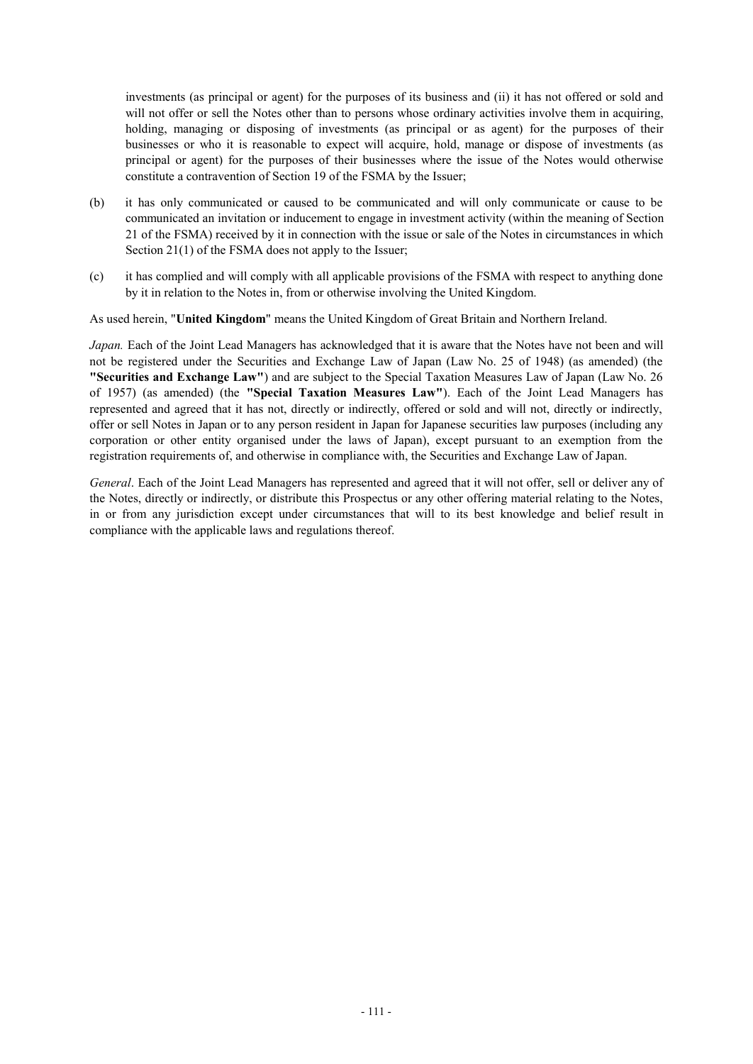investments (as principal or agent) for the purposes of its business and (ii) it has not offered or sold and will not offer or sell the Notes other than to persons whose ordinary activities involve them in acquiring, holding, managing or disposing of investments (as principal or as agent) for the purposes of their businesses or who it is reasonable to expect will acquire, hold, manage or dispose of investments (as principal or agent) for the purposes of their businesses where the issue of the Notes would otherwise constitute a contravention of Section 19 of the FSMA by the Issuer;

(b) it has only communicated or caused to be communicated and will only communicate or cause to be communicated an invitation or inducement to engage in investment activity (within the meaning of Section 21 of the FSMA) received by it in connection with the issue or sale of the Notes in circumstances in which Section 21(1) of the FSMA does not apply to the Issuer;

(c) it has complied and will comply with all applicable provisions of the FSMA with respect to anything done by it in relation to the Notes in, from or otherwise involving the United Kingdom.

As used herein, "**United Kingdom**" means the United Kingdom of Great Britain and Northern Ireland.

*Japan.* Each of the Joint Lead Managers has acknowledged that it is aware that the Notes have not been and will not be registered under the Securities and Exchange Law of Japan (Law No. 25 of 1948) (as amended) (the **"Securities and Exchange Law"**) and are subject to the Special Taxation Measures Law of Japan (Law No. 26 of 1957) (as amended) (the **"Special Taxation Measures Law"**). Each of the Joint Lead Managers has represented and agreed that it has not, directly or indirectly, offered or sold and will not, directly or indirectly, offer or sell Notes in Japan or to any person resident in Japan for Japanese securities law purposes (including any corporation or other entity organised under the laws of Japan), except pursuant to an exemption from the registration requirements of, and otherwise in compliance with, the Securities and Exchange Law of Japan.

*General*. Each of the Joint Lead Managers has represented and agreed that it will not offer, sell or deliver any of the Notes, directly or indirectly, or distribute this Prospectus or any other offering material relating to the Notes, in or from any jurisdiction except under circumstances that will to its best knowledge and belief result in compliance with the applicable laws and regulations thereof.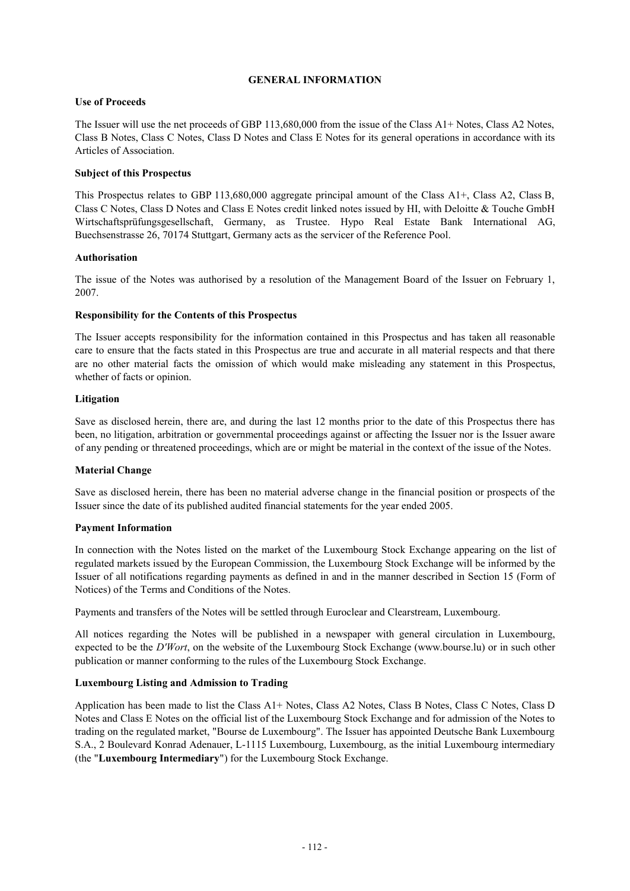# GENERAL INFORMATION

**Use of Proceeds**

The Issuer will use the net proceeds of GBP 113,680,000 from the issue of the Class A1+ Notes, Class A2 Notes, Class B Notes, Class C Notes, Class D Notes and Class E Notes for its general operations in accordance with its Articles of Association.

**Subject of this Prospectus**

This Prospectus relates to GBP 113,680,000 aggregate principal amount of the Class A1+, Class A2, Class B, Class C Notes, Class D Notes and Class E Notes credit linked notes issued by HI, with Deloitte & Touche GmbH Wirtschaftsprüfungsgesellschaft, Germany, as Trustee. Hypo Real Estate Bank International AG, Buechsenstrasse 26, 70174 Stuttgart, Germany acts as the servicer of the Reference Pool.

**Authorisation**

The issue of the Notes was authorised by a resolution of the Management Board of the Issuer on February 1, 2007.

**Responsibility for the Contents of this Prospectus**

The Issuer accepts responsibility for the information contained in this Prospectus and has taken all reasonable care to ensure that the facts stated in this Prospectus are true and accurate in all material respects and that there are no other material facts the omission of which would make misleading any statement in this Prospectus, whether of facts or opinion.

**Litigation**

Save as disclosed herein, there are, and during the last 12 months prior to the date of this Prospectus there has been, no litigation, arbitration or governmental proceedings against or affecting the Issuer nor is the Issuer aware of any pending or threatened proceedings, which are or might be material in the context of the issue of the Notes.

**Material Change**

Save as disclosed herein, there has been no material adverse change in the financial position or prospects of the Issuer since the date of its published audited financial statements for the year ended 2005.

**Payment Information**

In connection with the Notes listed on the market of the Luxembourg Stock Exchange appearing on the list of regulated markets issued by the European Commission, the Luxembourg Stock Exchange will be informed by the Issuer of all notifications regarding payments as defined in and in the manner described in Section 15 (Form of Notices) of the Terms and Conditions of the Notes.

Payments and transfers of the Notes will be settled through Euroclear and Clearstream, Luxembourg.

All notices regarding the Notes will be published in a newspaper with general circulation in Luxembourg, expected to be the *D'Wort*, on the website of the Luxembourg Stock Exchange (www.bourse.lu) or in such other publication or manner conforming to the rules of the Luxembourg Stock Exchange.

**Luxembourg Listing and Admission to Trading**

Application has been made to list the Class A1+ Notes, Class A2 Notes, Class B Notes, Class C Notes, Class D Notes and Class E Notes on the official list of the Luxembourg Stock Exchange and for admission of the Notes to trading on the regulated market, "Bourse de Luxembourg". The Issuer has appointed Deutsche Bank Luxembourg S.A., 2 Boulevard Konrad Adenauer, L-1115 Luxembourg, Luxembourg, as the initial Luxembourg intermediary (the "**Luxembourg Intermediary**") for the Luxembourg Stock Exchange.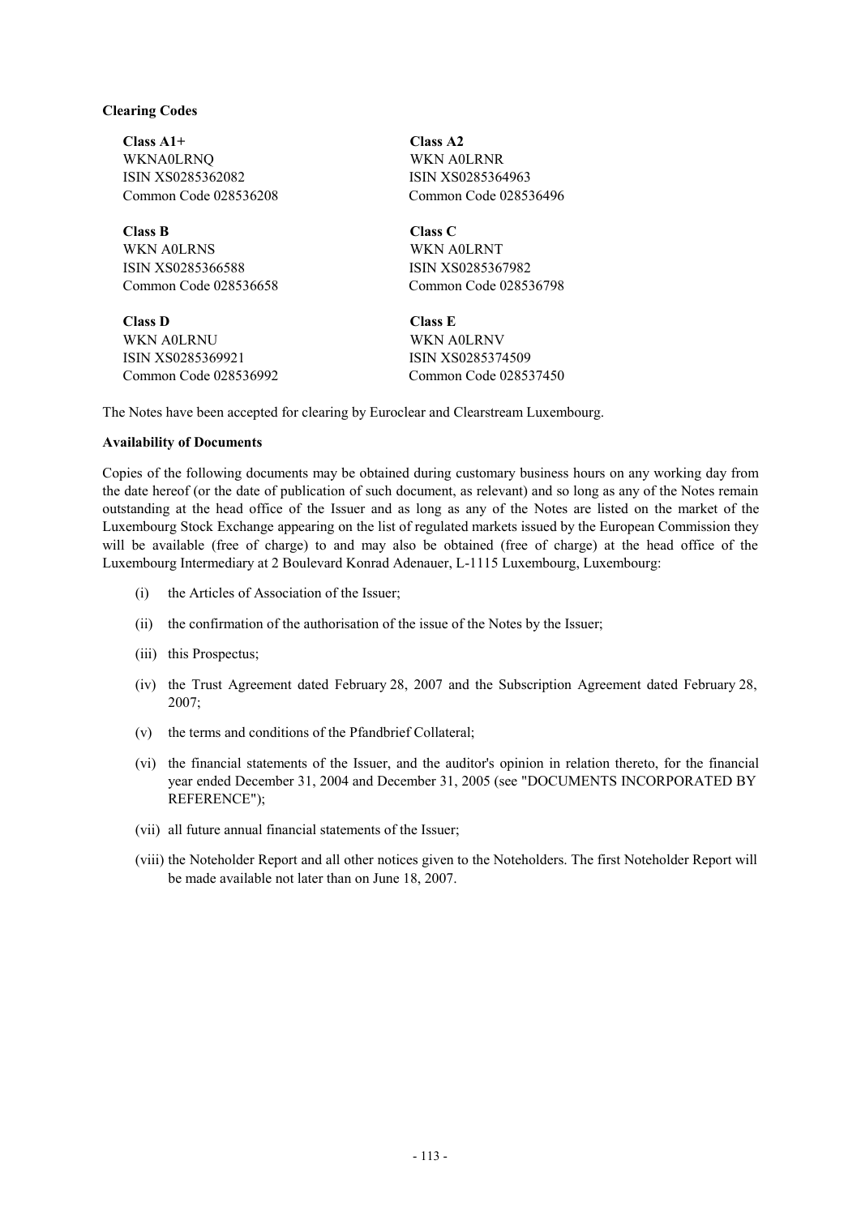**Clearing Codes**

**Class A1+**
WKNA0LRNQ
ISIN XS0285362082
Common Code 028536208

**Class A2**
WKN A0LRNR
ISIN XS0285364963
Common Code 028536496

**Class B**
WKN A0LRNS
ISIN XS0285366588
Common Code 028536658

**Class C**
WKN A0LRNT
ISIN XS0285367982
Common Code 028536798

**Class D**
WKN A0LRNU
ISIN XS0285369921
Common Code 028536992

**Class E**
WKN A0LRNV
ISIN XS0285374509
Common Code 028537450

The Notes have been accepted for clearing by Euroclear and Clearstream Luxembourg.

**Availability of Documents**

Copies of the following documents may be obtained during customary business hours on any working day from the date hereof (or the date of publication of such document, as relevant) and so long as any of the Notes remain outstanding at the head office of the Issuer and as long as any of the Notes are listed on the market of the Luxembourg Stock Exchange appearing on the list of regulated markets issued by the European Commission they will be available (free of charge) to and may also be obtained (free of charge) at the head office of the Luxembourg Intermediary at 2 Boulevard Konrad Adenauer, L-1115 Luxembourg, Luxembourg:

(i) the Articles of Association of the Issuer;

(ii) the confirmation of the authorisation of the issue of the Notes by the Issuer;

(iii) this Prospectus;

(iv) the Trust Agreement dated February 28, 2007 and the Subscription Agreement dated February 28, 2007;

(v) the terms and conditions of the Pfandbrief Collateral;

(vi) the financial statements of the Issuer, and the auditor's opinion in relation thereto, for the financial year ended December 31, 2004 and December 31, 2005 (see "DOCUMENTS INCORPORATED BY REFERENCE");

(vii) all future annual financial statements of the Issuer;

(viii) the Noteholder Report and all other notices given to the Noteholders. The first Noteholder Report will be made available not later than on June 18, 2007.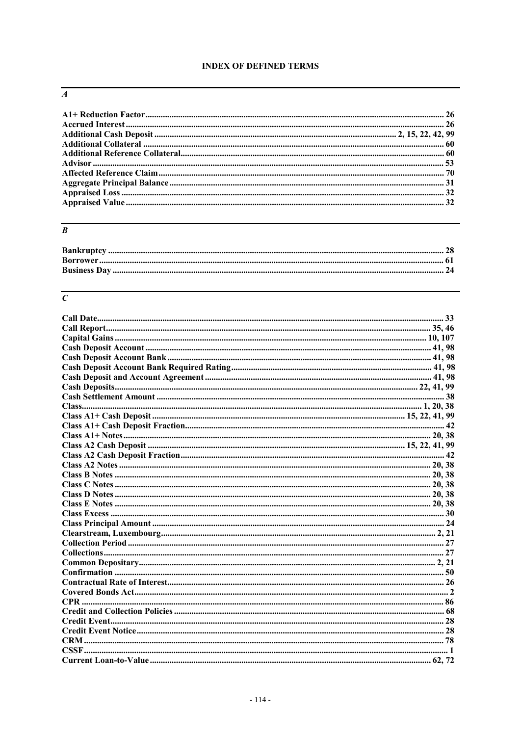# INDEX OF DEFINED TERMS

## *A*

**A1+ Reduction Factor** ..... 26
**Accrued Interest** ..... 26
**Additional Cash Deposit** ..... 2, 15, 22, 42, 99
**Additional Collateral** ..... 60
**Additional Reference Collateral** ..... 60
**Advisor** ..... 53
**Affected Reference Claim** ..... 70
**Aggregate Principal Balance** ..... 31
**Appraised Loss** ..... 32
**Appraised Value** ..... 32

## *B*

**Bankruptcy** ..... 28
**Borrower** ..... 61
**Business Day** ..... 24

## *C*

**Call Date** ..... 33
**Call Report** ..... 35, 46
**Capital Gains** ..... 10, 107
**Cash Deposit Account** ..... 41, 98
**Cash Deposit Account Bank** ..... 41, 98
**Cash Deposit Account Bank Required Rating** ..... 41, 98
**Cash Deposit and Account Agreement** ..... 41, 98
**Cash Deposits** ..... 22, 41, 99
**Cash Settlement Amount** ..... 38
**Class** ..... 1, 20, 38
**Class A1+ Cash Deposit** ..... 15, 22, 41, 99
**Class A1+ Cash Deposit Fraction** ..... 42
**Class A1+ Notes** ..... 20, 38
**Class A2 Cash Deposit** ..... 15, 22, 41, 99
**Class A2 Cash Deposit Fraction** ..... 42
**Class A2 Notes** ..... 20, 38
**Class B Notes** ..... 20, 38
**Class C Notes** ..... 20, 38
**Class D Notes** ..... 20, 38
**Class E Notes** ..... 20, 38
**Class Excess** ..... 30
**Class Principal Amount** ..... 24
**Clearstream, Luxembourg** ..... 2, 21
**Collection Period** ..... 27
**Collections** ..... 27
**Common Depositary** ..... 2, 21
**Confirmation** ..... 50
**Contractual Rate of Interest** ..... 26
**Covered Bonds Act** ..... 2
**CPR** ..... 86
**Credit and Collection Policies** ..... 68
**Credit Event** ..... 28
**Credit Event Notice** ..... 28
**CRM** ..... 78
**CSSF** ..... 1
**Current Loan-to-Value** ..... 62, 72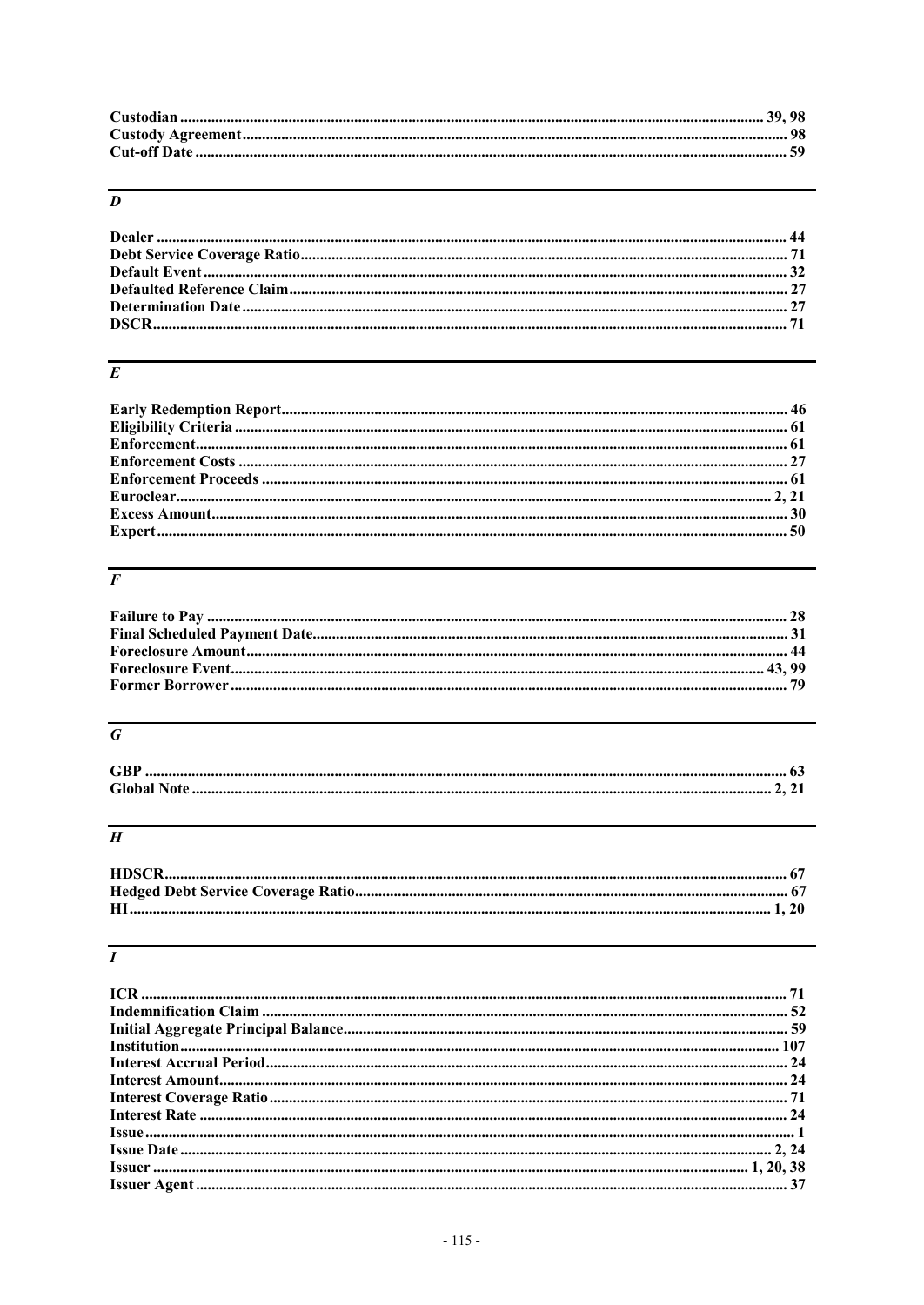**Custodian** ........................................................................................................ 39, 98
**Custody Agreement** ........................................................................................................ 98
**Cut-off Date** ........................................................................................................ 59

## *D*

**Dealer** ........................................................................................................ 44
**Debt Service Coverage Ratio** ........................................................................................................ 71
**Default Event** ........................................................................................................ 32
**Defaulted Reference Claim** ........................................................................................................ 27
**Determination Date** ........................................................................................................ 27
**DSCR** ........................................................................................................ 71

## *E*

**Early Redemption Report** ........................................................................................................ 46
**Eligibility Criteria** ........................................................................................................ 61
**Enforcement** ........................................................................................................ 61
**Enforcement Costs** ........................................................................................................ 27
**Enforcement Proceeds** ........................................................................................................ 61
**Euroclear** ........................................................................................................ 2, 21
**Excess Amount** ........................................................................................................ 30
**Expert** ........................................................................................................ 50

## *F*

**Failure to Pay** ........................................................................................................ 28
**Final Scheduled Payment Date** ........................................................................................................ 31
**Foreclosure Amount** ........................................................................................................ 44
**Foreclosure Event** ........................................................................................................ 43, 99
**Former Borrower** ........................................................................................................ 79

## *G*

**GBP** ........................................................................................................ 63
**Global Note** ........................................................................................................ 2, 21

## *H*

**HDSCR** ........................................................................................................ 67
**Hedged Debt Service Coverage Ratio** ........................................................................................................ 67
**HI** ........................................................................................................ 1, 20

## *I*

**ICR** ........................................................................................................ 71
**Indemnification Claim** ........................................................................................................ 52
**Initial Aggregate Principal Balance** ........................................................................................................ 59
**Institution** ........................................................................................................ 107
**Interest Accrual Period** ........................................................................................................ 24
**Interest Amount** ........................................................................................................ 24
**Interest Coverage Ratio** ........................................................................................................ 71
**Interest Rate** ........................................................................................................ 24
**Issue** ........................................................................................................ 1
**Issue Date** ........................................................................................................ 2, 24
**Issuer** ........................................................................................................ 1, 20, 38
**Issuer Agent** ........................................................................................................ 37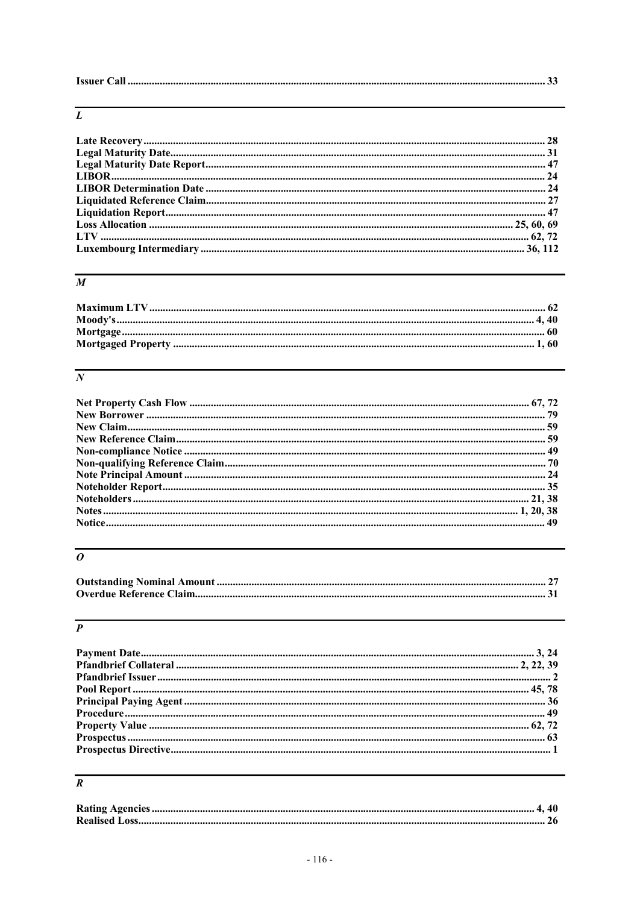**Issuer Call** ............................................................................................................................................ 33

## *L*

**Late Recovery** ........................................................................................................................................ 28
**Legal Maturity Date** ................................................................................................................................ 31
**Legal Maturity Date Report** ................................................................................................................... 47
**LIBOR** ..................................................................................................................................................... 24
**LIBOR Determination Date** ................................................................................................................... 24
**Liquidated Reference Claim** .................................................................................................................. 27
**Liquidation Report** ................................................................................................................................. 47
**Loss Allocation** ......................................................................................................................... 25, 60, 69
**LTV** ...................................................................................................................................................... 62, 72
**Luxembourg Intermediary** ............................................................................................................. 36, 112

## *M*

**Maximum LTV** ......................................................................................................................................... 62
**Moody's** ................................................................................................................................................ 4, 40
**Mortgage** ................................................................................................................................................. 60
**Mortgaged Property** .............................................................................................................................. 1, 60

## *N*

**Net Property Cash Flow** ................................................................................................................... 67, 72
**New Borrower** ......................................................................................................................................... 79
**New Claim** ................................................................................................................................................ 59
**New Reference Claim** ............................................................................................................................. 59
**Non-compliance Notice** ......................................................................................................................... 49
**Non-qualifying Reference Claim** ........................................................................................................... 70
**Note Principal Amount** ........................................................................................................................... 24
**Noteholder Report** .................................................................................................................................. 35
**Noteholders** ........................................................................................................................................ 21, 38
**Notes** ................................................................................................................................................ 1, 20, 38
**Notice** ....................................................................................................................................................... 49

## *O*

**Outstanding Nominal Amount** ............................................................................................................... 27
**Overdue Reference Claim** ...................................................................................................................... 31

## *P*

**Payment Date** ....................................................................................................................................... 3, 24
**Pfandbrief Collateral** ..................................................................................................................... 2, 22, 39
**Pfandbrief Issuer** ....................................................................................................................................... 2
**Pool Report** ......................................................................................................................................... 45, 78
**Principal Paying Agent** .......................................................................................................................... 36
**Procedure** ................................................................................................................................................ 49
**Property Value** ................................................................................................................................... 62, 72
**Prospectus** ............................................................................................................................................... 63
**Prospectus Directive** ................................................................................................................................. 1

## *R*

**Rating Agencies** ................................................................................................................................... 4, 40
**Realised Loss** ........................................................................................................................................... 26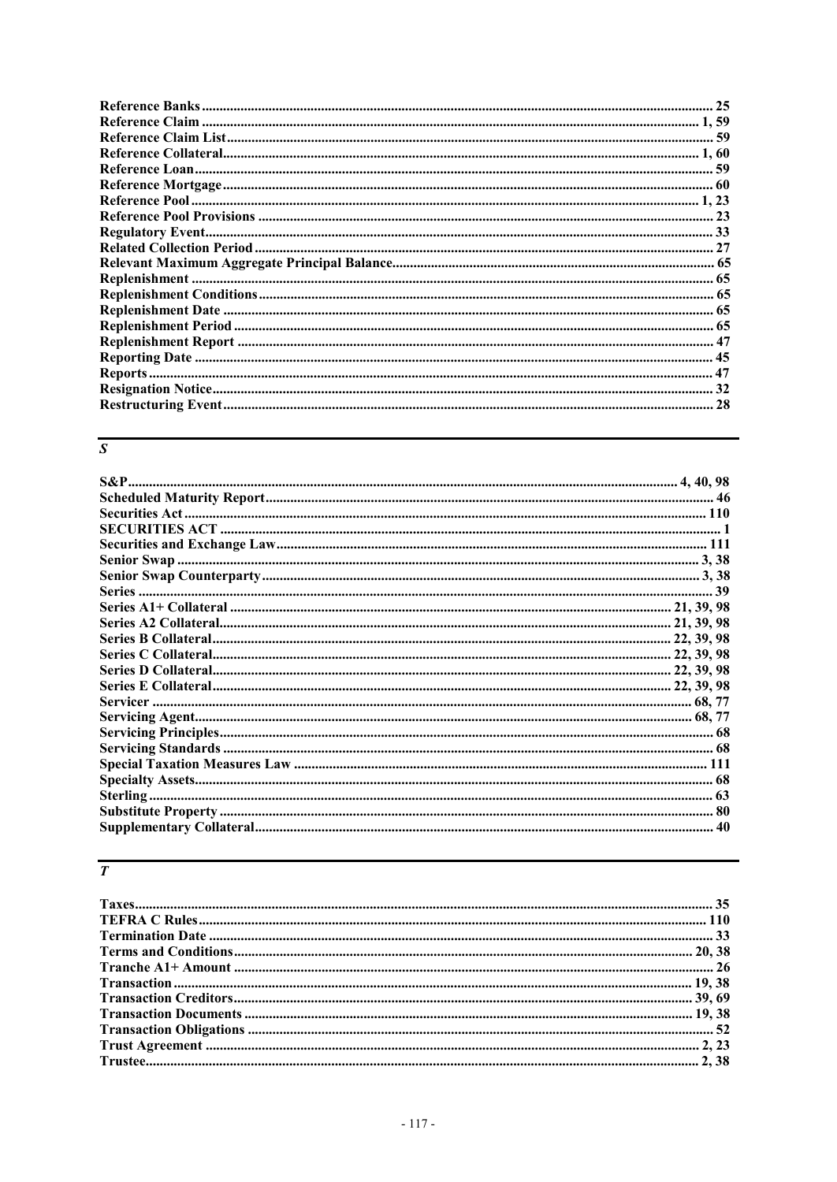**Reference Banks** .......... 25
**Reference Claim** .......... 1, 59
**Reference Claim List** .......... 59
**Reference Collateral** .......... 1, 60
**Reference Loan** .......... 59
**Reference Mortgage** .......... 60
**Reference Pool** .......... 1, 23
**Reference Pool Provisions** .......... 23
**Regulatory Event** .......... 33
**Related Collection Period** .......... 27
**Relevant Maximum Aggregate Principal Balance** .......... 65
**Replenishment** .......... 65
**Replenishment Conditions** .......... 65
**Replenishment Date** .......... 65
**Replenishment Period** .......... 65
**Replenishment Report** .......... 47
**Reporting Date** .......... 45
**Reports** .......... 47
**Resignation Notice** .......... 32
**Restructuring Event** .......... 28

## *S*

**S&P** .......... 4, 40, 98
**Scheduled Maturity Report** .......... 46
**Securities Act** .......... 110
**SECURITIES ACT** .......... 1
**Securities and Exchange Law** .......... 111
**Senior Swap** .......... 3, 38
**Senior Swap Counterparty** .......... 3, 38
**Series** .......... 39
**Series A1+ Collateral** .......... 21, 39, 98
**Series A2 Collateral** .......... 21, 39, 98
**Series B Collateral** .......... 22, 39, 98
**Series C Collateral** .......... 22, 39, 98
**Series D Collateral** .......... 22, 39, 98
**Series E Collateral** .......... 22, 39, 98
**Servicer** .......... 68, 77
**Servicing Agent** .......... 68, 77
**Servicing Principles** .......... 68
**Servicing Standards** .......... 68
**Special Taxation Measures Law** .......... 111
**Specialty Assets** .......... 68
**Sterling** .......... 63
**Substitute Property** .......... 80
**Supplementary Collateral** .......... 40

## *T*

**Taxes** .......... 35
**TEFRA C Rules** .......... 110
**Termination Date** .......... 33
**Terms and Conditions** .......... 20, 38
**Tranche A1+ Amount** .......... 26
**Transaction** .......... 19, 38
**Transaction Creditors** .......... 39, 69
**Transaction Documents** .......... 19, 38
**Transaction Obligations** .......... 52
**Trust Agreement** .......... 2, 23
**Trustee** .......... 2, 38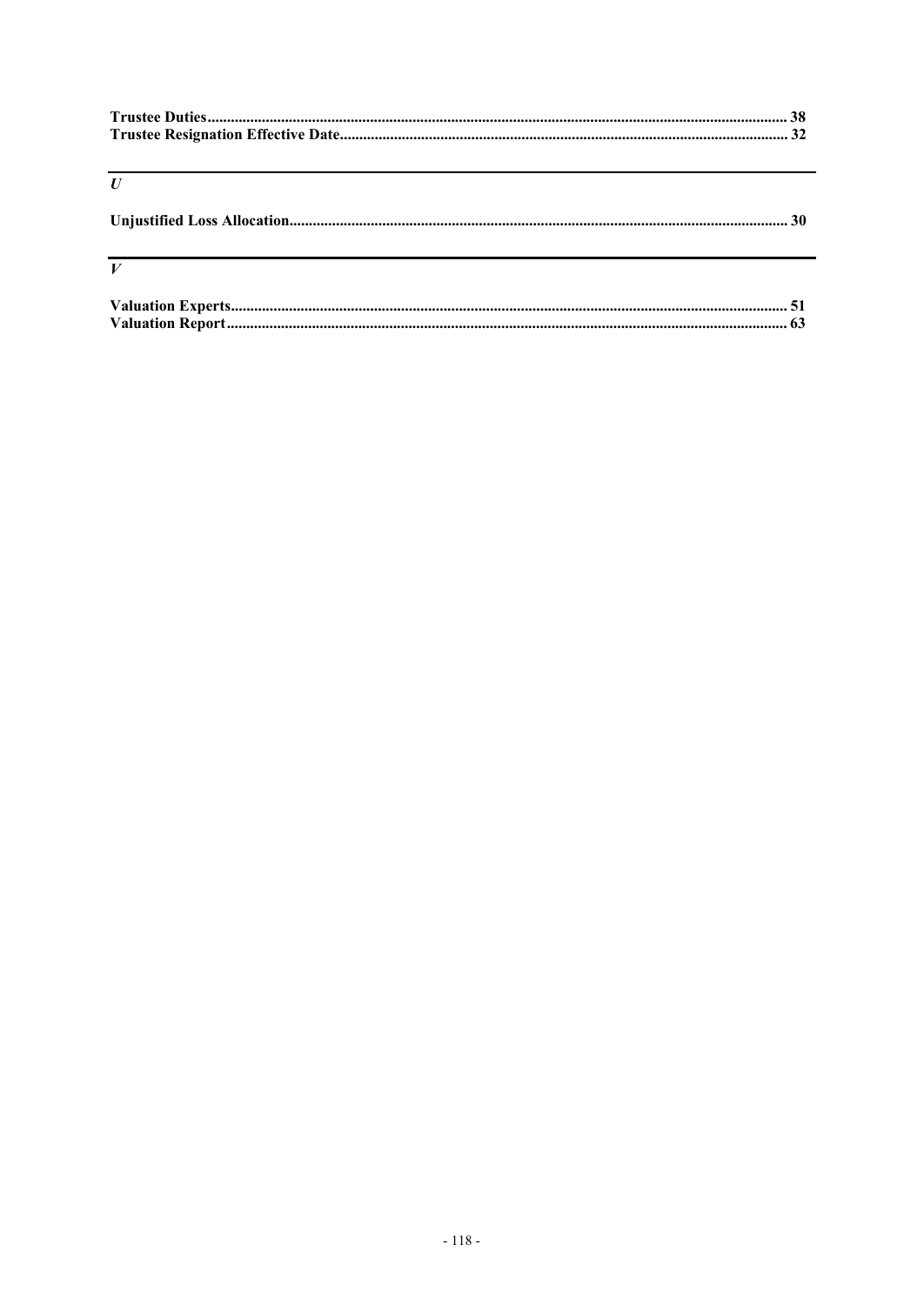**Trustee Duties**.......................................................................................................................................... 38
**Trustee Resignation Effective Date**.................................................................................................... 32

### *U*

**Unjustified Loss Allocation**................................................................................................................. 30

### *V*

**Valuation Experts**.................................................................................................................................. 51
**Valuation Report**.................................................................................................................................... 63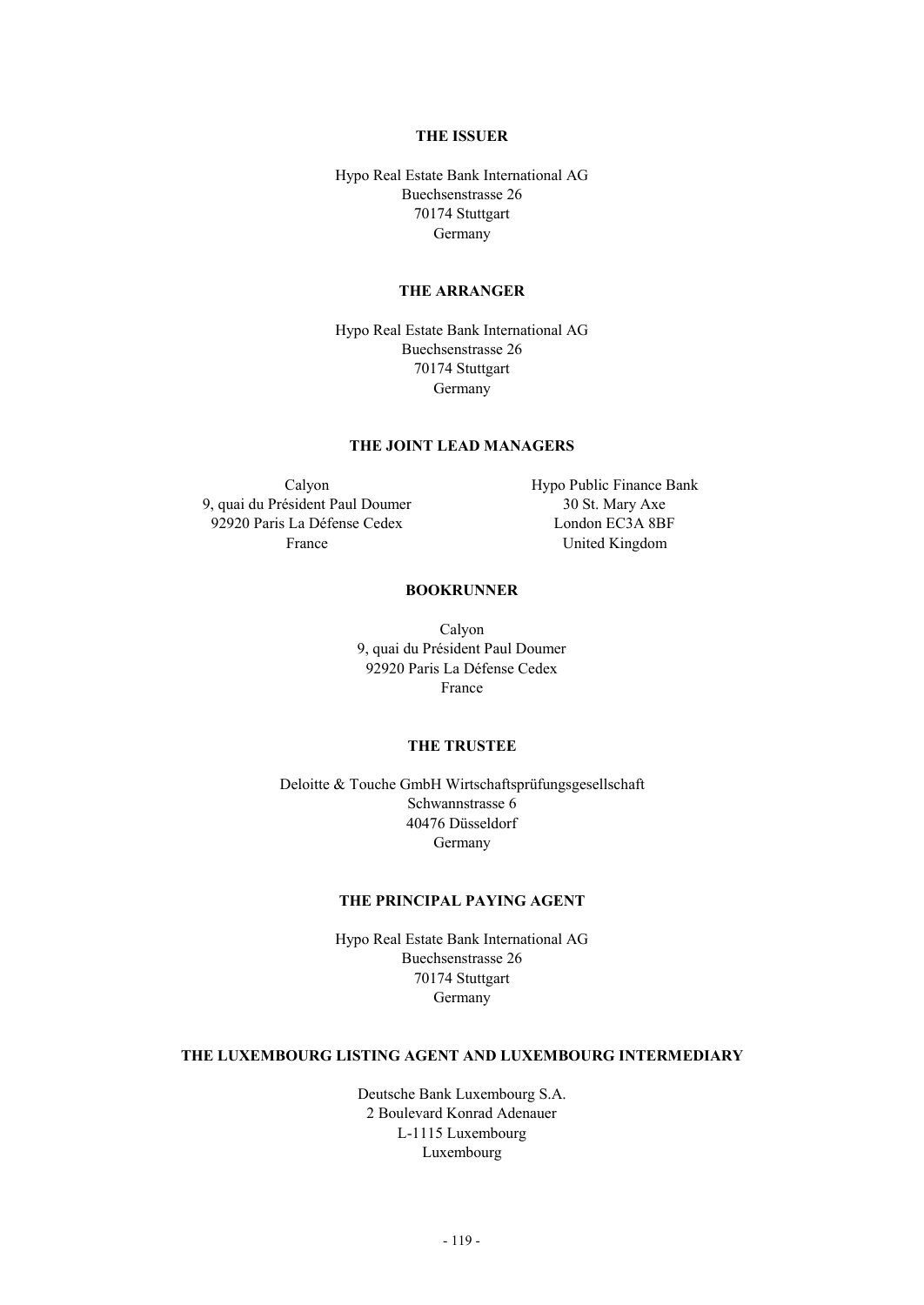**THE ISSUER**

Hypo Real Estate Bank International AG
Buechsenstrasse 26
70174 Stuttgart
Germany

**THE ARRANGER**

Hypo Real Estate Bank International AG
Buechsenstrasse 26
70174 Stuttgart
Germany

**THE JOINT LEAD MANAGERS**

Calyon
9, quai du Président Paul Doumer
92920 Paris La Défense Cedex
France

Hypo Public Finance Bank
30 St. Mary Axe
London EC3A 8BF
United Kingdom

**BOOKRUNNER**

Calyon
9, quai du Président Paul Doumer
92920 Paris La Défense Cedex
France

**THE TRUSTEE**

Deloitte & Touche GmbH Wirtschaftsprüfungsgesellschaft
Schwannstrasse 6
40476 Düsseldorf
Germany

**THE PRINCIPAL PAYING AGENT**

Hypo Real Estate Bank International AG
Buechsenstrasse 26
70174 Stuttgart
Germany

**THE LUXEMBOURG LISTING AGENT AND LUXEMBOURG INTERMEDIARY**

Deutsche Bank Luxembourg S.A.
2 Boulevard Konrad Adenauer
L-1115 Luxembourg
Luxembourg